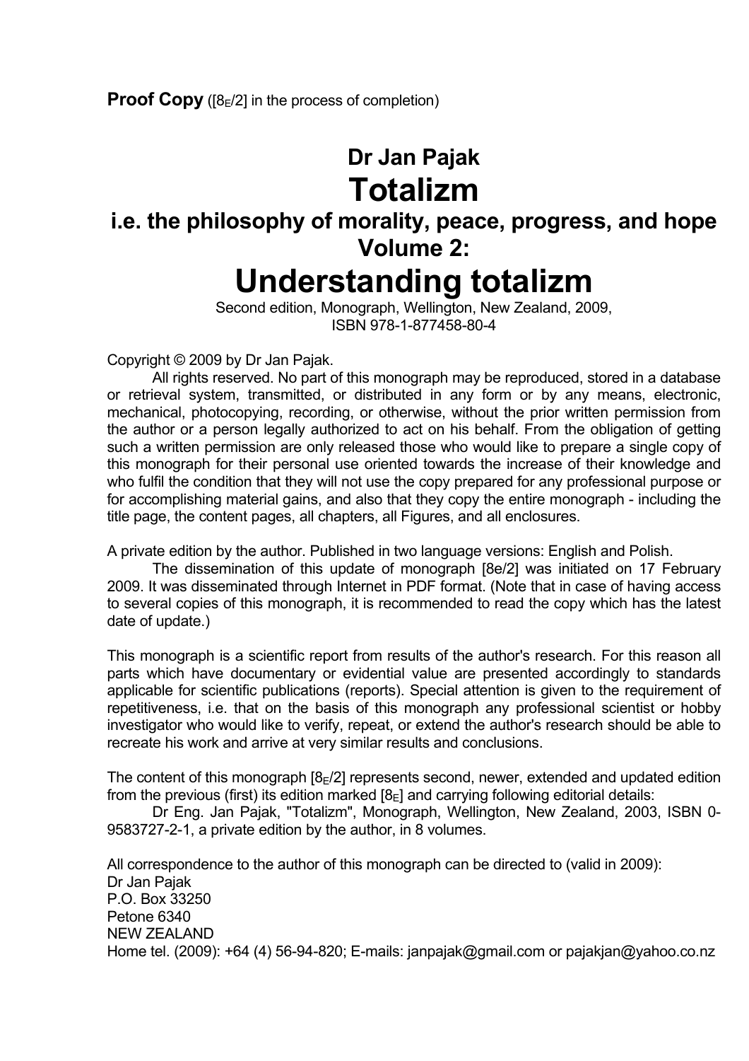**Proof Copy** ([$8_E$/2] in the process of completion)

# Dr Jan Pajak

# Totalizm

## i.e. the philosophy of morality, peace, progress, and hope

## Volume 2:

# Understanding totalizm

Second edition, Monograph, Wellington, New Zealand, 2009,
ISBN 978-1-877458-80-4

Copyright © 2009 by Dr Jan Pajak.

All rights reserved. No part of this monograph may be reproduced, stored in a database or retrieval system, transmitted, or distributed in any form or by any means, electronic, mechanical, photocopying, recording, or otherwise, without the prior written permission from the author or a person legally authorized to act on his behalf. From the obligation of getting such a written permission are only released those who would like to prepare a single copy of this monograph for their personal use oriented towards the increase of their knowledge and who fulfil the condition that they will not use the copy prepared for any professional purpose or for accomplishing material gains, and also that they copy the entire monograph - including the title page, the content pages, all chapters, all Figures, and all enclosures.

A private edition by the author. Published in two language versions: English and Polish.

The dissemination of this update of monograph [8e/2] was initiated on 17 February 2009. It was disseminated through Internet in PDF format. (Note that in case of having access to several copies of this monograph, it is recommended to read the copy which has the latest date of update.)

This monograph is a scientific report from results of the author's research. For this reason all parts which have documentary or evidential value are presented accordingly to standards applicable for scientific publications (reports). Special attention is given to the requirement of repetitiveness, i.e. that on the basis of this monograph any professional scientist or hobby investigator who would like to verify, repeat, or extend the author's research should be able to recreate his work and arrive at very similar results and conclusions.

The content of this monograph [$8_E$/2] represents second, newer, extended and updated edition from the previous (first) its edition marked [$8_E$] and carrying following editorial details:

Dr Eng. Jan Pajak, "Totalizm", Monograph, Wellington, New Zealand, 2003, ISBN 0-9583727-2-1, a private edition by the author, in 8 volumes.

All correspondence to the author of this monograph can be directed to (valid in 2009):
Dr Jan Pajak
P.O. Box 33250
Petone 6340
NEW ZEALAND
Home tel. (2009): +64 (4) 56-94-820; E-mails: janpajak@gmail.com or pajakjan@yahoo.co.nz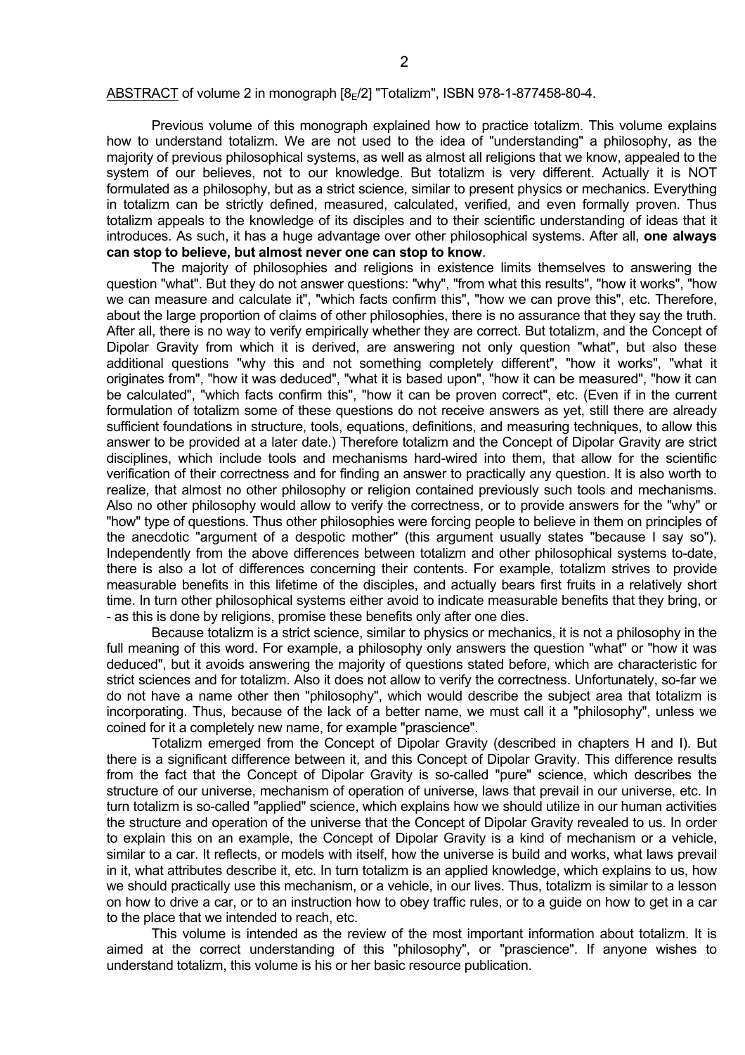ABSTRACT of volume 2 in monograph [$8_E$/2] "Totalizm", ISBN 978-1-877458-80-4.

Previous volume of this monograph explained how to practice totalizm. This volume explains how to understand totalizm. We are not used to the idea of "understanding" a philosophy, as the majority of previous philosophical systems, as well as almost all religions that we know, appealed to the system of our believes, not to our knowledge. But totalizm is very different. Actually it is NOT formulated as a philosophy, but as a strict science, similar to present physics or mechanics. Everything in totalizm can be strictly defined, measured, calculated, verified, and even formally proven. Thus totalizm appeals to the knowledge of its disciples and to their scientific understanding of ideas that it introduces. As such, it has a huge advantage over other philosophical systems. After all, **one always can stop to believe, but almost never one can stop to know**.

The majority of philosophies and religions in existence limits themselves to answering the question "what". But they do not answer questions: "why", "from what this results", "how it works", "how we can measure and calculate it", "which facts confirm this", "how we can prove this", etc. Therefore, about the large proportion of claims of other philosophies, there is no assurance that they say the truth. After all, there is no way to verify empirically whether they are correct. But totalizm, and the Concept of Dipolar Gravity from which it is derived, are answering not only question "what", but also these additional questions "why this and not something completely different", "how it works", "what it originates from", "how it was deduced", "what it is based upon", "how it can be measured", "how it can be calculated", "which facts confirm this", "how it can be proven correct", etc. (Even if in the current formulation of totalizm some of these questions do not receive answers as yet, still there are already sufficient foundations in structure, tools, equations, definitions, and measuring techniques, to allow this answer to be provided at a later date.) Therefore totalizm and the Concept of Dipolar Gravity are strict disciplines, which include tools and mechanisms hard-wired into them, that allow for the scientific verification of their correctness and for finding an answer to practically any question. It is also worth to realize, that almost no other philosophy or religion contained previously such tools and mechanisms. Also no other philosophy would allow to verify the correctness, or to provide answers for the "why" or "how" type of questions. Thus other philosophies were forcing people to believe in them on principles of the anecdotic "argument of a despotic mother" (this argument usually states "because I say so"). Independently from the above differences between totalizm and other philosophical systems to-date, there is also a lot of differences concerning their contents. For example, totalizm strives to provide measurable benefits in this lifetime of the disciples, and actually bears first fruits in a relatively short time. In turn other philosophical systems either avoid to indicate measurable benefits that they bring, or - as this is done by religions, promise these benefits only after one dies.

Because totalizm is a strict science, similar to physics or mechanics, it is not a philosophy in the full meaning of this word. For example, a philosophy only answers the question "what" or "how it was deduced", but it avoids answering the majority of questions stated before, which are characteristic for strict sciences and for totalizm. Also it does not allow to verify the correctness. Unfortunately, so-far we do not have a name other then "philosophy", which would describe the subject area that totalizm is incorporating. Thus, because of the lack of a better name, we must call it a "philosophy", unless we coined for it a completely new name, for example "prascience".

Totalizm emerged from the Concept of Dipolar Gravity (described in chapters H and I). But there is a significant difference between it, and this Concept of Dipolar Gravity. This difference results from the fact that the Concept of Dipolar Gravity is so-called "pure" science, which describes the structure of our universe, mechanism of operation of universe, laws that prevail in our universe, etc. In turn totalizm is so-called "applied" science, which explains how we should utilize in our human activities the structure and operation of the universe that the Concept of Dipolar Gravity revealed to us. In order to explain this on an example, the Concept of Dipolar Gravity is a kind of mechanism or a vehicle, similar to a car. It reflects, or models with itself, how the universe is build and works, what laws prevail in it, what attributes describe it, etc. In turn totalizm is an applied knowledge, which explains to us, how we should practically use this mechanism, or a vehicle, in our lives. Thus, totalizm is similar to a lesson on how to drive a car, or to an instruction how to obey traffic rules, or to a guide on how to get in a car to the place that we intended to reach, etc.

This volume is intended as the review of the most important information about totalizm. It is aimed at the correct understanding of this "philosophy", or "prascience". If anyone wishes to understand totalizm, this volume is his or her basic resource publication.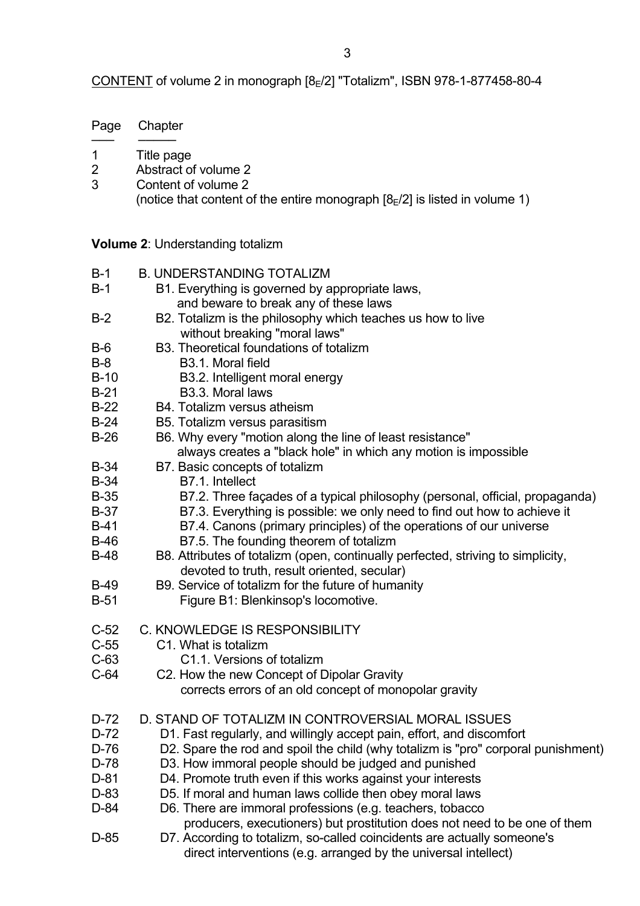CONTENT of volume 2 in monograph [$8_E$/2] "Totalizm", ISBN 978-1-877458-80-4

| Page | Chapter |
|---|---|
| 1 | Title page |
| 2 | Abstract of volume 2 |
| 3 | Content of volume 2 (notice that content of the entire monograph [$8_E$/2] is listed in volume 1) |

**Volume 2**: Understanding totalizm

| Page | Chapter |
|---|---|
| B-1 | B. UNDERSTANDING TOTALIZM |
| B-1 | B1. Everything is governed by appropriate laws, and beware to break any of these laws |
| B-2 | B2. Totalizm is the philosophy which teaches us how to live without breaking "moral laws" |
| B-6 | B3. Theoretical foundations of totalizm |
| B-8 | B3.1. Moral field |
| B-10 | B3.2. Intelligent moral energy |
| B-21 | B3.3. Moral laws |
| B-22 | B4. Totalizm versus atheism |
| B-24 | B5. Totalizm versus parasitism |
| B-26 | B6. Why every "motion along the line of least resistance" always creates a "black hole" in which any motion is impossible |
| B-34 | B7. Basic concepts of totalizm |
| B-34 | B7.1. Intellect |
| B-35 | B7.2. Three façades of a typical philosophy (personal, official, propaganda) |
| B-37 | B7.3. Everything is possible: we only need to find out how to achieve it |
| B-41 | B7.4. Canons (primary principles) of the operations of our universe |
| B-46 | B7.5. The founding theorem of totalizm |
| B-48 | B8. Attributes of totalizm (open, continually perfected, striving to simplicity, devoted to truth, result oriented, secular) |
| B-49 | B9. Service of totalizm for the future of humanity |
| B-51 | Figure B1: Blenkinsop's locomotive. |
| C-52 | C. KNOWLEDGE IS RESPONSIBILITY |
| C-55 | C1. What is totalizm |
| C-63 | C1.1. Versions of totalizm |
| C-64 | C2. How the new Concept of Dipolar Gravity corrects errors of an old concept of monopolar gravity |
| D-72 | D. STAND OF TOTALIZM IN CONTROVERSIAL MORAL ISSUES |
| D-72 | D1. Fast regularly, and willingly accept pain, effort, and discomfort |
| D-76 | D2. Spare the rod and spoil the child (why totalizm is "pro" corporal punishment) |
| D-78 | D3. How immoral people should be judged and punished |
| D-81 | D4. Promote truth even if this works against your interests |
| D-83 | D5. If moral and human laws collide then obey moral laws |
| D-84 | D6. There are immoral professions (e.g. teachers, tobacco producers, executioners) but prostitution does not need to be one of them |
| D-85 | D7. According to totalizm, so-called coincidents are actually someone's direct interventions (e.g. arranged by the universal intellect) |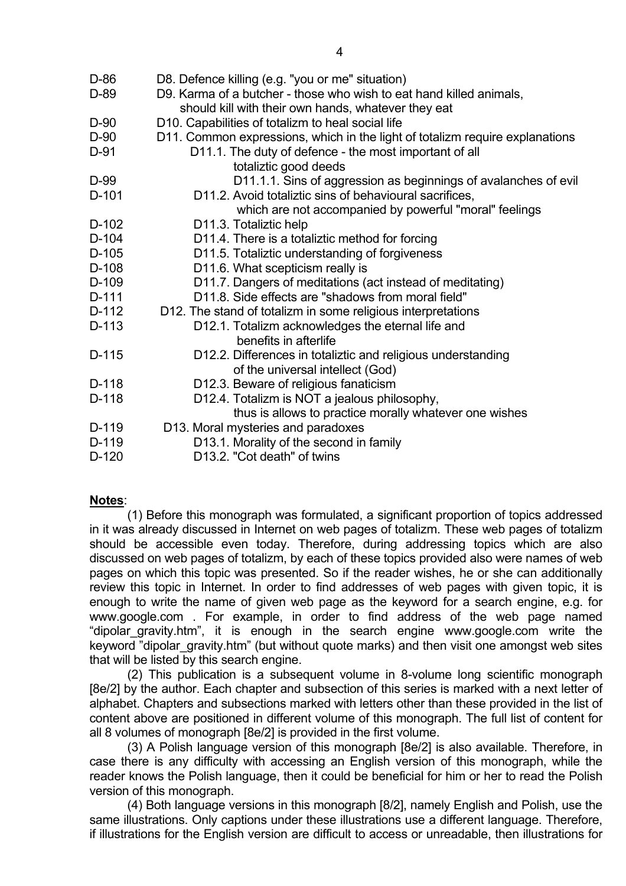| | |
|---|---|
| D-86 | D8. Defence killing (e.g. "you or me" situation) |
| D-89 | D9. Karma of a butcher - those who wish to eat hand killed animals, should kill with their own hands, whatever they eat |
| D-90 | D10. Capabilities of totalizm to heal social life |
| D-90 | D11. Common expressions, which in the light of totalizm require explanations |
| D-91 | D11.1. The duty of defence - the most important of all totaliztic good deeds |
| D-99 | D11.1.1. Sins of aggression as beginnings of avalanches of evil |
| D-101 | D11.2. Avoid totaliztic sins of behavioural sacrifices, which are not accompanied by powerful "moral" feelings |
| D-102 | D11.3. Totaliztic help |
| D-104 | D11.4. There is a totaliztic method for forcing |
| D-105 | D11.5. Totaliztic understanding of forgiveness |
| D-108 | D11.6. What scepticism really is |
| D-109 | D11.7. Dangers of meditations (act instead of meditating) |
| D-111 | D11.8. Side effects are "shadows from moral field" |
| D-112 | D12. The stand of totalizm in some religious interpretations |
| D-113 | D12.1. Totalizm acknowledges the eternal life and benefits in afterlife |
| D-115 | D12.2. Differences in totaliztic and religious understanding of the universal intellect (God) |
| D-118 | D12.3. Beware of religious fanaticism |
| D-118 | D12.4. Totalizm is NOT a jealous philosophy, thus is allows to practice morally whatever one wishes |
| D-119 | D13. Moral mysteries and paradoxes |
| D-119 | D13.1. Morality of the second in family |
| D-120 | D13.2. "Cot death" of twins |

**Notes**:

(1) Before this monograph was formulated, a significant proportion of topics addressed in it was already discussed in Internet on web pages of totalizm. These web pages of totalizm should be accessible even today. Therefore, during addressing topics which are also discussed on web pages of totalizm, by each of these topics provided also were names of web pages on which this topic was presented. So if the reader wishes, he or she can additionally review this topic in Internet. In order to find addresses of web pages with given topic, it is enough to write the name of given web page as the keyword for a search engine, e.g. for www.google.com . For example, in order to find address of the web page named "dipolar_gravity.htm", it is enough in the search engine www.google.com write the keyword "dipolar_gravity.htm" (but without quote marks) and then visit one amongst web sites that will be listed by this search engine.

(2) This publication is a subsequent volume in 8-volume long scientific monograph [8e/2] by the author. Each chapter and subsection of this series is marked with a next letter of alphabet. Chapters and subsections marked with letters other than these provided in the list of content above are positioned in different volume of this monograph. The full list of content for all 8 volumes of monograph [8e/2] is provided in the first volume.

(3) A Polish language version of this monograph [8e/2] is also available. Therefore, in case there is any difficulty with accessing an English version of this monograph, while the reader knows the Polish language, then it could be beneficial for him or her to read the Polish version of this monograph.

(4) Both language versions in this monograph [8/2], namely English and Polish, use the same illustrations. Only captions under these illustrations use a different language. Therefore, if illustrations for the English version are difficult to access or unreadable, then illustrations for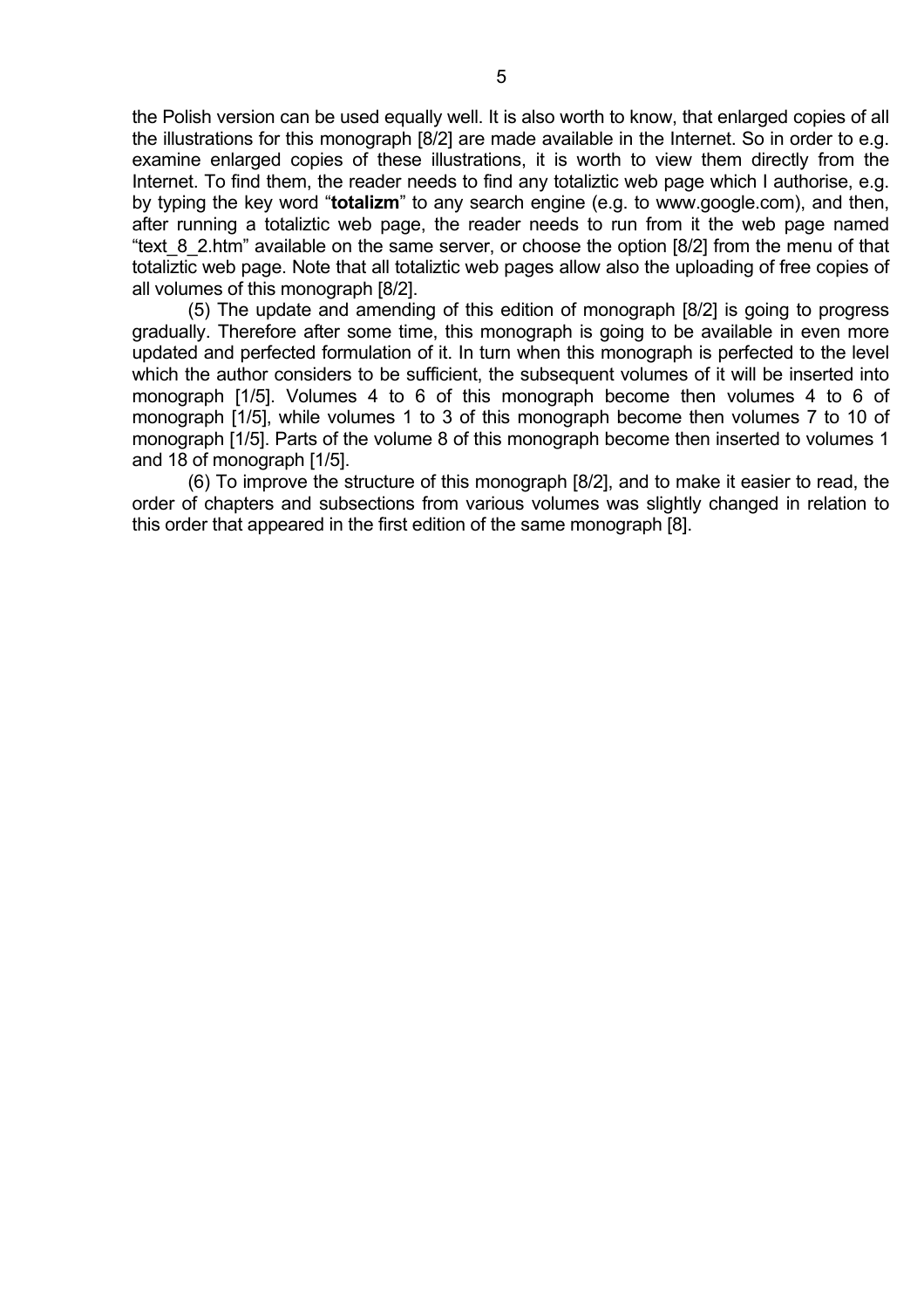the Polish version can be used equally well. It is also worth to know, that enlarged copies of all the illustrations for this monograph [8/2] are made available in the Internet. So in order to e.g. examine enlarged copies of these illustrations, it is worth to view them directly from the Internet. To find them, the reader needs to find any totaliztic web page which I authorise, e.g. by typing the key word "**totalizm**" to any search engine (e.g. to www.google.com), and then, after running a totaliztic web page, the reader needs to run from it the web page named "text_8_2.htm" available on the same server, or choose the option [8/2] from the menu of that totaliztic web page. Note that all totaliztic web pages allow also the uploading of free copies of all volumes of this monograph [8/2].

(5) The update and amending of this edition of monograph [8/2] is going to progress gradually. Therefore after some time, this monograph is going to be available in even more updated and perfected formulation of it. In turn when this monograph is perfected to the level which the author considers to be sufficient, the subsequent volumes of it will be inserted into monograph [1/5]. Volumes 4 to 6 of this monograph become then volumes 4 to 6 of monograph [1/5], while volumes 1 to 3 of this monograph become then volumes 7 to 10 of monograph [1/5]. Parts of the volume 8 of this monograph become then inserted to volumes 1 and 18 of monograph [1/5].

(6) To improve the structure of this monograph [8/2], and to make it easier to read, the order of chapters and subsections from various volumes was slightly changed in relation to this order that appeared in the first edition of the same monograph [8].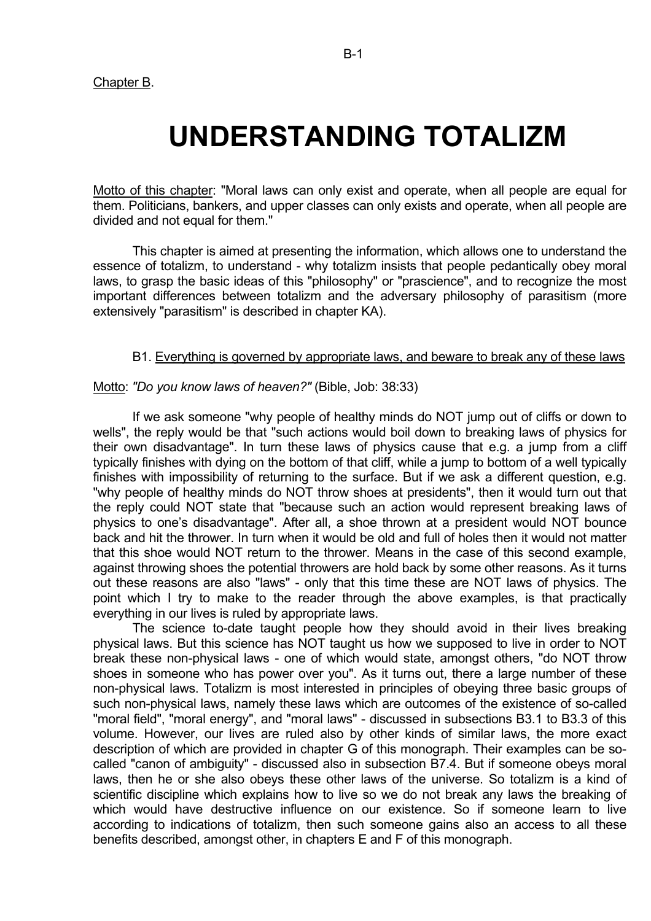Chapter B.

# UNDERSTANDING TOTALIZM

Motto of this chapter: "Moral laws can only exist and operate, when all people are equal for them. Politicians, bankers, and upper classes can only exists and operate, when all people are divided and not equal for them."

This chapter is aimed at presenting the information, which allows one to understand the essence of totalizm, to understand - why totalizm insists that people pedantically obey moral laws, to grasp the basic ideas of this "philosophy" or "prascience", and to recognize the most important differences between totalizm and the adversary philosophy of parasitism (more extensively "parasitism" is described in chapter KA).

## B1. Everything is governed by appropriate laws, and beware to break any of these laws

Motto: *"Do you know laws of heaven?"* (Bible, Job: 38:33)

If we ask someone "why people of healthy minds do NOT jump out of cliffs or down to wells", the reply would be that "such actions would boil down to breaking laws of physics for their own disadvantage". In turn these laws of physics cause that e.g. a jump from a cliff typically finishes with dying on the bottom of that cliff, while a jump to bottom of a well typically finishes with impossibility of returning to the surface. But if we ask a different question, e.g. "why people of healthy minds do NOT throw shoes at presidents", then it would turn out that the reply could NOT state that "because such an action would represent breaking laws of physics to one's disadvantage". After all, a shoe thrown at a president would NOT bounce back and hit the thrower. In turn when it would be old and full of holes then it would not matter that this shoe would NOT return to the thrower. Means in the case of this second example, against throwing shoes the potential throwers are hold back by some other reasons. As it turns out these reasons are also "laws" - only that this time these are NOT laws of physics. The point which I try to make to the reader through the above examples, is that practically everything in our lives is ruled by appropriate laws.

The science to-date taught people how they should avoid in their lives breaking physical laws. But this science has NOT taught us how we supposed to live in order to NOT break these non-physical laws - one of which would state, amongst others, "do NOT throw shoes in someone who has power over you". As it turns out, there a large number of these non-physical laws. Totalizm is most interested in principles of obeying three basic groups of such non-physical laws, namely these laws which are outcomes of the existence of so-called "moral field", "moral energy", and "moral laws" - discussed in subsections B3.1 to B3.3 of this volume. However, our lives are ruled also by other kinds of similar laws, the more exact description of which are provided in chapter G of this monograph. Their examples can be so-called "canon of ambiguity" - discussed also in subsection B7.4. But if someone obeys moral laws, then he or she also obeys these other laws of the universe. So totalizm is a kind of scientific discipline which explains how to live so we do not break any laws the breaking of which would have destructive influence on our existence. So if someone learn to live according to indications of totalizm, then such someone gains also an access to all these benefits described, amongst other, in chapters E and F of this monograph.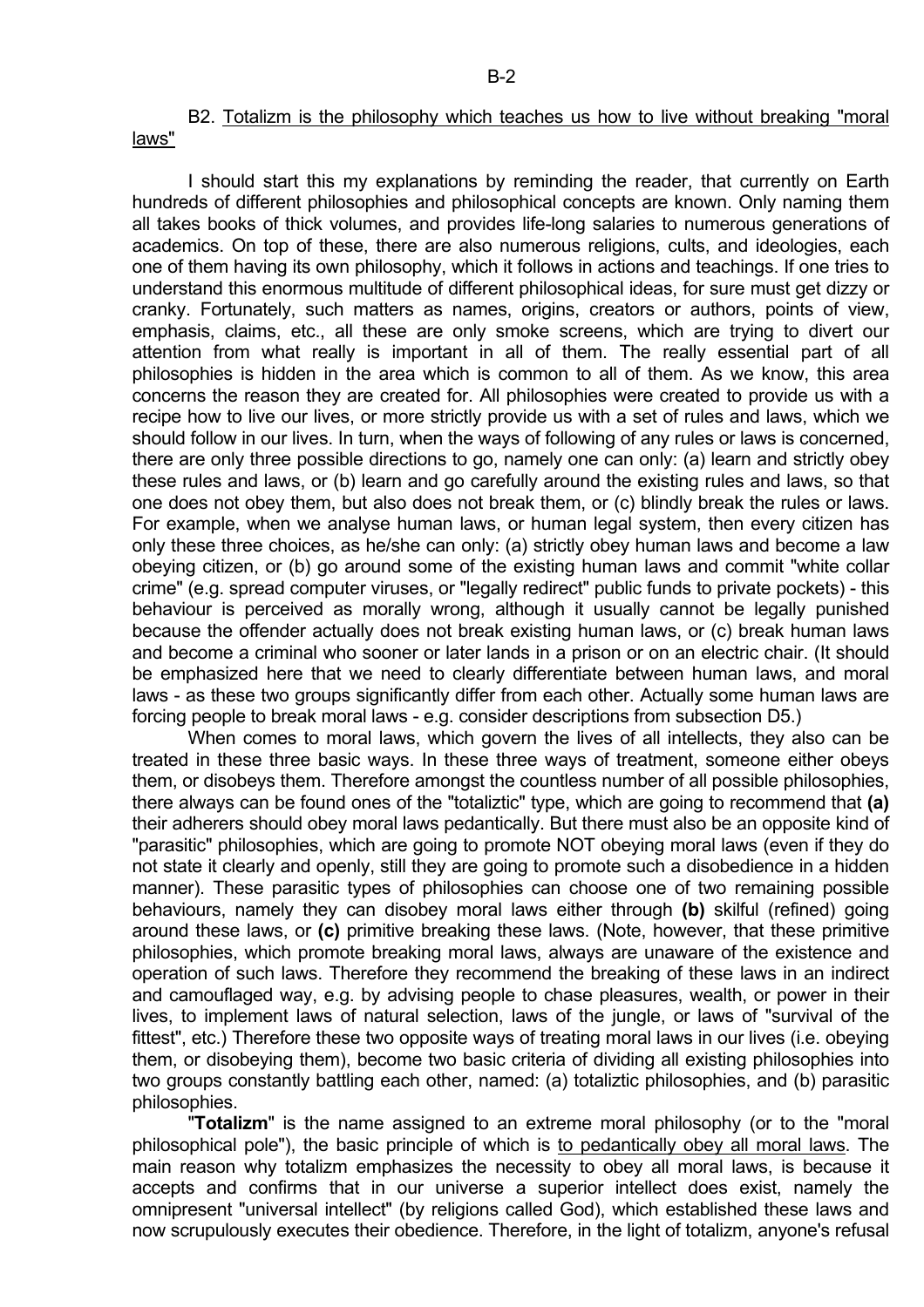B2. <u>Totalizm is the philosophy which teaches us how to live without breaking "moral laws"</u>

I should start this my explanations by reminding the reader, that currently on Earth hundreds of different philosophies and philosophical concepts are known. Only naming them all takes books of thick volumes, and provides life-long salaries to numerous generations of academics. On top of these, there are also numerous religions, cults, and ideologies, each one of them having its own philosophy, which it follows in actions and teachings. If one tries to understand this enormous multitude of different philosophical ideas, for sure must get dizzy or cranky. Fortunately, such matters as names, origins, creators or authors, points of view, emphasis, claims, etc., all these are only smoke screens, which are trying to divert our attention from what really is important in all of them. The really essential part of all philosophies is hidden in the area which is common to all of them. As we know, this area concerns the reason they are created for. All philosophies were created to provide us with a recipe how to live our lives, or more strictly provide us with a set of rules and laws, which we should follow in our lives. In turn, when the ways of following of any rules or laws is concerned, there are only three possible directions to go, namely one can only: (a) learn and strictly obey these rules and laws, or (b) learn and go carefully around the existing rules and laws, so that one does not obey them, but also does not break them, or (c) blindly break the rules or laws. For example, when we analyse human laws, or human legal system, then every citizen has only these three choices, as he/she can only: (a) strictly obey human laws and become a law obeying citizen, or (b) go around some of the existing human laws and commit "white collar crime" (e.g. spread computer viruses, or "legally redirect" public funds to private pockets) - this behaviour is perceived as morally wrong, although it usually cannot be legally punished because the offender actually does not break existing human laws, or (c) break human laws and become a criminal who sooner or later lands in a prison or on an electric chair. (It should be emphasized here that we need to clearly differentiate between human laws, and moral laws - as these two groups significantly differ from each other. Actually some human laws are forcing people to break moral laws - e.g. consider descriptions from subsection D5.)

When comes to moral laws, which govern the lives of all intellects, they also can be treated in these three basic ways. In these three ways of treatment, someone either obeys them, or disobeys them. Therefore amongst the countless number of all possible philosophies, there always can be found ones of the "totaliztic" type, which are going to recommend that **(a)** their adherers should obey moral laws pedantically. But there must also be an opposite kind of "parasitic" philosophies, which are going to promote NOT obeying moral laws (even if they do not state it clearly and openly, still they are going to promote such a disobedience in a hidden manner). These parasitic types of philosophies can choose one of two remaining possible behaviours, namely they can disobey moral laws either through **(b)** skilful (refined) going around these laws, or **(c)** primitive breaking these laws. (Note, however, that these primitive philosophies, which promote breaking moral laws, always are unaware of the existence and operation of such laws. Therefore they recommend the breaking of these laws in an indirect and camouflaged way, e.g. by advising people to chase pleasures, wealth, or power in their lives, to implement laws of natural selection, laws of the jungle, or laws of "survival of the fittest", etc.) Therefore these two opposite ways of treating moral laws in our lives (i.e. obeying them, or disobeying them), become two basic criteria of dividing all existing philosophies into two groups constantly battling each other, named: (a) totaliztic philosophies, and (b) parasitic philosophies.

"**Totalizm**" is the name assigned to an extreme moral philosophy (or to the "moral philosophical pole"), the basic principle of which is <u>to pedantically obey all moral laws</u>. The main reason why totalizm emphasizes the necessity to obey all moral laws, is because it accepts and confirms that in our universe a superior intellect does exist, namely the omnipresent "universal intellect" (by religions called God), which established these laws and now scrupulously executes their obedience. Therefore, in the light of totalizm, anyone's refusal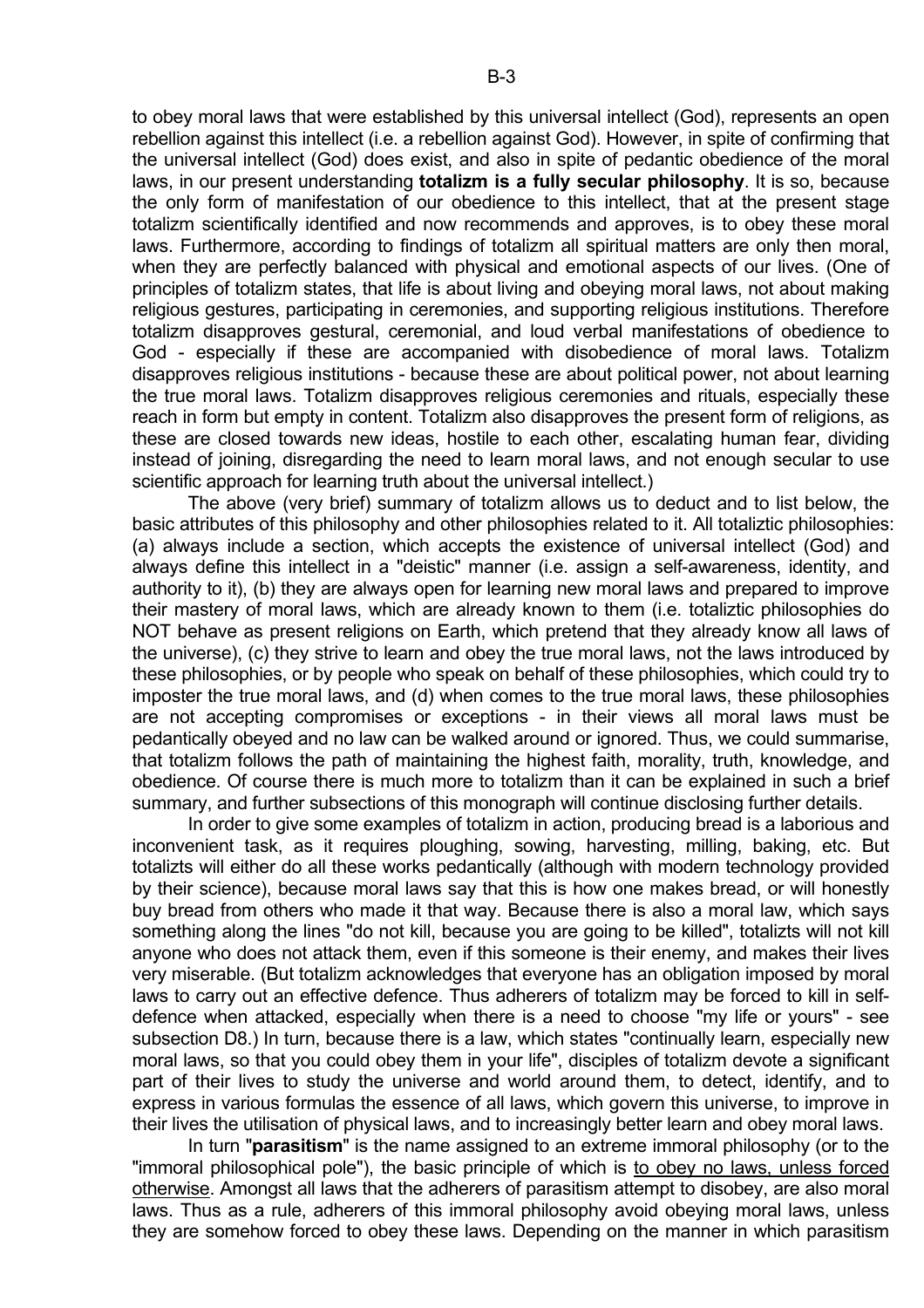to obey moral laws that were established by this universal intellect (God), represents an open rebellion against this intellect (i.e. a rebellion against God). However, in spite of confirming that the universal intellect (God) does exist, and also in spite of pedantic obedience of the moral laws, in our present understanding **totalizm is a fully secular philosophy**. It is so, because the only form of manifestation of our obedience to this intellect, that at the present stage totalizm scientifically identified and now recommends and approves, is to obey these moral laws. Furthermore, according to findings of totalizm all spiritual matters are only then moral, when they are perfectly balanced with physical and emotional aspects of our lives. (One of principles of totalizm states, that life is about living and obeying moral laws, not about making religious gestures, participating in ceremonies, and supporting religious institutions. Therefore totalizm disapproves gestural, ceremonial, and loud verbal manifestations of obedience to God - especially if these are accompanied with disobedience of moral laws. Totalizm disapproves religious institutions - because these are about political power, not about learning the true moral laws. Totalizm disapproves religious ceremonies and rituals, especially these reach in form but empty in content. Totalizm also disapproves the present form of religions, as these are closed towards new ideas, hostile to each other, escalating human fear, dividing instead of joining, disregarding the need to learn moral laws, and not enough secular to use scientific approach for learning truth about the universal intellect.)

The above (very brief) summary of totalizm allows us to deduct and to list below, the basic attributes of this philosophy and other philosophies related to it. All totaliztic philosophies: (a) always include a section, which accepts the existence of universal intellect (God) and always define this intellect in a "deistic" manner (i.e. assign a self-awareness, identity, and authority to it), (b) they are always open for learning new moral laws and prepared to improve their mastery of moral laws, which are already known to them (i.e. totaliztic philosophies do NOT behave as present religions on Earth, which pretend that they already know all laws of the universe), (c) they strive to learn and obey the true moral laws, not the laws introduced by these philosophies, or by people who speak on behalf of these philosophies, which could try to imposter the true moral laws, and (d) when comes to the true moral laws, these philosophies are not accepting compromises or exceptions - in their views all moral laws must be pedantically obeyed and no law can be walked around or ignored. Thus, we could summarise, that totalizm follows the path of maintaining the highest faith, morality, truth, knowledge, and obedience. Of course there is much more to totalizm than it can be explained in such a brief summary, and further subsections of this monograph will continue disclosing further details.

In order to give some examples of totalizm in action, producing bread is a laborious and inconvenient task, as it requires ploughing, sowing, harvesting, milling, baking, etc. But totalizts will either do all these works pedantically (although with modern technology provided by their science), because moral laws say that this is how one makes bread, or will honestly buy bread from others who made it that way. Because there is also a moral law, which says something along the lines "do not kill, because you are going to be killed", totalizts will not kill anyone who does not attack them, even if this someone is their enemy, and makes their lives very miserable. (But totalizm acknowledges that everyone has an obligation imposed by moral laws to carry out an effective defence. Thus adherers of totalizm may be forced to kill in self-defence when attacked, especially when there is a need to choose "my life or yours" - see subsection D8.) In turn, because there is a law, which states "continually learn, especially new moral laws, so that you could obey them in your life", disciples of totalizm devote a significant part of their lives to study the universe and world around them, to detect, identify, and to express in various formulas the essence of all laws, which govern this universe, to improve in their lives the utilisation of physical laws, and to increasingly better learn and obey moral laws.

In turn "**parasitism**" is the name assigned to an extreme immoral philosophy (or to the "immoral philosophical pole"), the basic principle of which is <u>to obey no laws, unless forced otherwise</u>. Amongst all laws that the adherers of parasitism attempt to disobey, are also moral laws. Thus as a rule, adherers of this immoral philosophy avoid obeying moral laws, unless they are somehow forced to obey these laws. Depending on the manner in which parasitism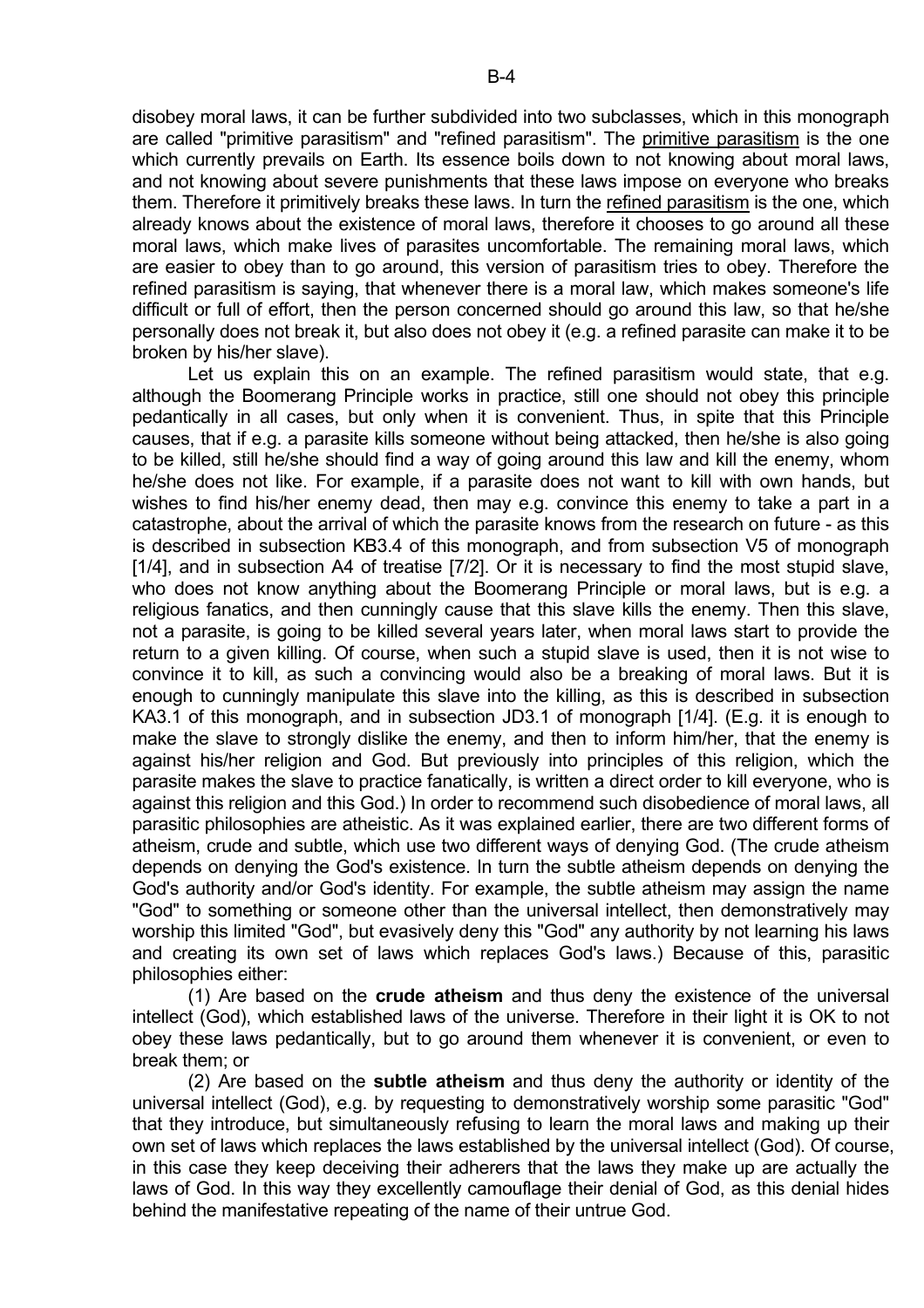disobey moral laws, it can be further subdivided into two subclasses, which in this monograph are called "primitive parasitism" and "refined parasitism". The primitive parasitism is the one which currently prevails on Earth. Its essence boils down to not knowing about moral laws, and not knowing about severe punishments that these laws impose on everyone who breaks them. Therefore it primitively breaks these laws. In turn the refined parasitism is the one, which already knows about the existence of moral laws, therefore it chooses to go around all these moral laws, which make lives of parasites uncomfortable. The remaining moral laws, which are easier to obey than to go around, this version of parasitism tries to obey. Therefore the refined parasitism is saying, that whenever there is a moral law, which makes someone's life difficult or full of effort, then the person concerned should go around this law, so that he/she personally does not break it, but also does not obey it (e.g. a refined parasite can make it to be broken by his/her slave).

Let us explain this on an example. The refined parasitism would state, that e.g. although the Boomerang Principle works in practice, still one should not obey this principle pedantically in all cases, but only when it is convenient. Thus, in spite that this Principle causes, that if e.g. a parasite kills someone without being attacked, then he/she is also going to be killed, still he/she should find a way of going around this law and kill the enemy, whom he/she does not like. For example, if a parasite does not want to kill with own hands, but wishes to find his/her enemy dead, then may e.g. convince this enemy to take a part in a catastrophe, about the arrival of which the parasite knows from the research on future - as this is described in subsection KB3.4 of this monograph, and from subsection V5 of monograph [1/4], and in subsection A4 of treatise [7/2]. Or it is necessary to find the most stupid slave, who does not know anything about the Boomerang Principle or moral laws, but is e.g. a religious fanatics, and then cunningly cause that this slave kills the enemy. Then this slave, not a parasite, is going to be killed several years later, when moral laws start to provide the return to a given killing. Of course, when such a stupid slave is used, then it is not wise to convince it to kill, as such a convincing would also be a breaking of moral laws. But it is enough to cunningly manipulate this slave into the killing, as this is described in subsection KA3.1 of this monograph, and in subsection JD3.1 of monograph [1/4]. (E.g. it is enough to make the slave to strongly dislike the enemy, and then to inform him/her, that the enemy is against his/her religion and God. But previously into principles of this religion, which the parasite makes the slave to practice fanatically, is written a direct order to kill everyone, who is against this religion and this God.) In order to recommend such disobedience of moral laws, all parasitic philosophies are atheistic. As it was explained earlier, there are two different forms of atheism, crude and subtle, which use two different ways of denying God. (The crude atheism depends on denying the God's existence. In turn the subtle atheism depends on denying the God's authority and/or God's identity. For example, the subtle atheism may assign the name "God" to something or someone other than the universal intellect, then demonstratively may worship this limited "God", but evasively deny this "God" any authority by not learning his laws and creating its own set of laws which replaces God's laws.) Because of this, parasitic philosophies either:

(1) Are based on the **crude atheism** and thus deny the existence of the universal intellect (God), which established laws of the universe. Therefore in their light it is OK to not obey these laws pedantically, but to go around them whenever it is convenient, or even to break them; or

(2) Are based on the **subtle atheism** and thus deny the authority or identity of the universal intellect (God), e.g. by requesting to demonstratively worship some parasitic "God" that they introduce, but simultaneously refusing to learn the moral laws and making up their own set of laws which replaces the laws established by the universal intellect (God). Of course, in this case they keep deceiving their adherers that the laws they make up are actually the laws of God. In this way they excellently camouflage their denial of God, as this denial hides behind the manifestative repeating of the name of their untrue God.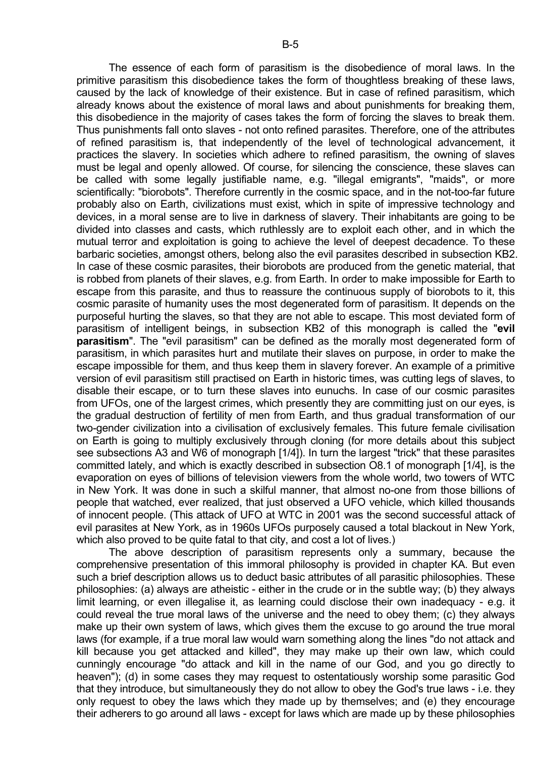The essence of each form of parasitism is the disobedience of moral laws. In the primitive parasitism this disobedience takes the form of thoughtless breaking of these laws, caused by the lack of knowledge of their existence. But in case of refined parasitism, which already knows about the existence of moral laws and about punishments for breaking them, this disobedience in the majority of cases takes the form of forcing the slaves to break them. Thus punishments fall onto slaves - not onto refined parasites. Therefore, one of the attributes of refined parasitism is, that independently of the level of technological advancement, it practices the slavery. In societies which adhere to refined parasitism, the owning of slaves must be legal and openly allowed. Of course, for silencing the conscience, these slaves can be called with some legally justifiable name, e.g. "illegal emigrants", "maids", or more scientifically: "biorobots". Therefore currently in the cosmic space, and in the not-too-far future probably also on Earth, civilizations must exist, which in spite of impressive technology and devices, in a moral sense are to live in darkness of slavery. Their inhabitants are going to be divided into classes and casts, which ruthlessly are to exploit each other, and in which the mutual terror and exploitation is going to achieve the level of deepest decadence. To these barbaric societies, amongst others, belong also the evil parasites described in subsection KB2. In case of these cosmic parasites, their biorobots are produced from the genetic material, that is robbed from planets of their slaves, e.g. from Earth. In order to make impossible for Earth to escape from this parasite, and thus to reassure the continuous supply of biorobots to it, this cosmic parasite of humanity uses the most degenerated form of parasitism. It depends on the purposeful hurting the slaves, so that they are not able to escape. This most deviated form of parasitism of intelligent beings, in subsection KB2 of this monograph is called the "**evil parasitism**". The "evil parasitism" can be defined as the morally most degenerated form of parasitism, in which parasites hurt and mutilate their slaves on purpose, in order to make the escape impossible for them, and thus keep them in slavery forever. An example of a primitive version of evil parasitism still practised on Earth in historic times, was cutting legs of slaves, to disable their escape, or to turn these slaves into eunuchs. In case of our cosmic parasites from UFOs, one of the largest crimes, which presently they are committing just on our eyes, is the gradual destruction of fertility of men from Earth, and thus gradual transformation of our two-gender civilization into a civilisation of exclusively females. This future female civilisation on Earth is going to multiply exclusively through cloning (for more details about this subject see subsections A3 and W6 of monograph [1/4]). In turn the largest "trick" that these parasites committed lately, and which is exactly described in subsection O8.1 of monograph [1/4], is the evaporation on eyes of billions of television viewers from the whole world, two towers of WTC in New York. It was done in such a skilful manner, that almost no-one from those billions of people that watched, ever realized, that just observed a UFO vehicle, which killed thousands of innocent people. (This attack of UFO at WTC in 2001 was the second successful attack of evil parasites at New York, as in 1960s UFOs purposely caused a total blackout in New York, which also proved to be quite fatal to that city, and cost a lot of lives.)

The above description of parasitism represents only a summary, because the comprehensive presentation of this immoral philosophy is provided in chapter KA. But even such a brief description allows us to deduct basic attributes of all parasitic philosophies. These philosophies: (a) always are atheistic - either in the crude or in the subtle way; (b) they always limit learning, or even illegalise it, as learning could disclose their own inadequacy - e.g. it could reveal the true moral laws of the universe and the need to obey them; (c) they always make up their own system of laws, which gives them the excuse to go around the true moral laws (for example, if a true moral law would warn something along the lines "do not attack and kill because you get attacked and killed", they may make up their own law, which could cunningly encourage "do attack and kill in the name of our God, and you go directly to heaven"); (d) in some cases they may request to ostentatiously worship some parasitic God that they introduce, but simultaneously they do not allow to obey the God's true laws - i.e. they only request to obey the laws which they made up by themselves; and (e) they encourage their adherers to go around all laws - except for laws which are made up by these philosophies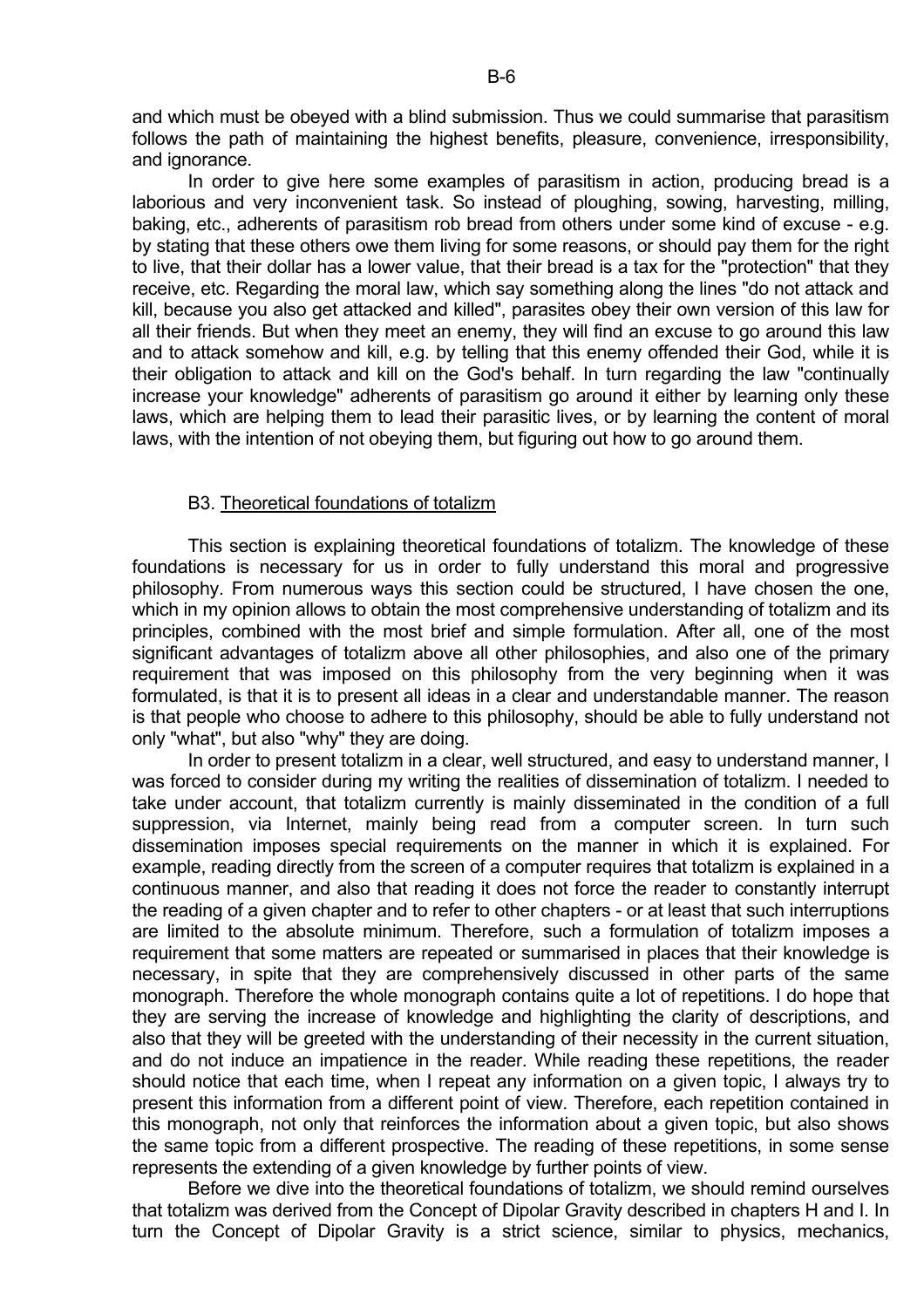and which must be obeyed with a blind submission. Thus we could summarise that parasitism follows the path of maintaining the highest benefits, pleasure, convenience, irresponsibility, and ignorance.

In order to give here some examples of parasitism in action, producing bread is a laborious and very inconvenient task. So instead of ploughing, sowing, harvesting, milling, baking, etc., adherents of parasitism rob bread from others under some kind of excuse - e.g. by stating that these others owe them living for some reasons, or should pay them for the right to live, that their dollar has a lower value, that their bread is a tax for the "protection" that they receive, etc. Regarding the moral law, which say something along the lines "do not attack and kill, because you also get attacked and killed", parasites obey their own version of this law for all their friends. But when they meet an enemy, they will find an excuse to go around this law and to attack somehow and kill, e.g. by telling that this enemy offended their God, while it is their obligation to attack and kill on the God's behalf. In turn regarding the law "continually increase your knowledge" adherents of parasitism go around it either by learning only these laws, which are helping them to lead their parasitic lives, or by learning the content of moral laws, with the intention of not obeying them, but figuring out how to go around them.

## B3. Theoretical foundations of totalizm

This section is explaining theoretical foundations of totalizm. The knowledge of these foundations is necessary for us in order to fully understand this moral and progressive philosophy. From numerous ways this section could be structured, I have chosen the one, which in my opinion allows to obtain the most comprehensive understanding of totalizm and its principles, combined with the most brief and simple formulation. After all, one of the most significant advantages of totalizm above all other philosophies, and also one of the primary requirement that was imposed on this philosophy from the very beginning when it was formulated, is that it is to present all ideas in a clear and understandable manner. The reason is that people who choose to adhere to this philosophy, should be able to fully understand not only "what", but also "why" they are doing.

In order to present totalizm in a clear, well structured, and easy to understand manner, I was forced to consider during my writing the realities of dissemination of totalizm. I needed to take under account, that totalizm currently is mainly disseminated in the condition of a full suppression, via Internet, mainly being read from a computer screen. In turn such dissemination imposes special requirements on the manner in which it is explained. For example, reading directly from the screen of a computer requires that totalizm is explained in a continuous manner, and also that reading it does not force the reader to constantly interrupt the reading of a given chapter and to refer to other chapters - or at least that such interruptions are limited to the absolute minimum. Therefore, such a formulation of totalizm imposes a requirement that some matters are repeated or summarised in places that their knowledge is necessary, in spite that they are comprehensively discussed in other parts of the same monograph. Therefore the whole monograph contains quite a lot of repetitions. I do hope that they are serving the increase of knowledge and highlighting the clarity of descriptions, and also that they will be greeted with the understanding of their necessity in the current situation, and do not induce an impatience in the reader. While reading these repetitions, the reader should notice that each time, when I repeat any information on a given topic, I always try to present this information from a different point of view. Therefore, each repetition contained in this monograph, not only that reinforces the information about a given topic, but also shows the same topic from a different prospective. The reading of these repetitions, in some sense represents the extending of a given knowledge by further points of view.

Before we dive into the theoretical foundations of totalizm, we should remind ourselves that totalizm was derived from the Concept of Dipolar Gravity described in chapters H and I. In turn the Concept of Dipolar Gravity is a strict science, similar to physics, mechanics,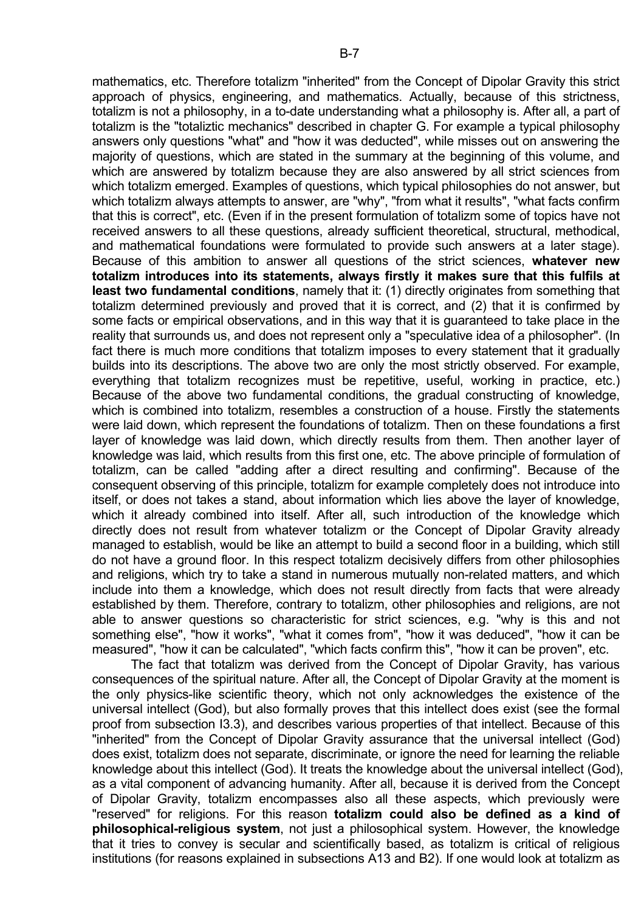mathematics, etc. Therefore totalizm "inherited" from the Concept of Dipolar Gravity this strict approach of physics, engineering, and mathematics. Actually, because of this strictness, totalizm is not a philosophy, in a to-date understanding what a philosophy is. After all, a part of totalizm is the "totaliztic mechanics" described in chapter G. For example a typical philosophy answers only questions "what" and "how it was deducted", while misses out on answering the majority of questions, which are stated in the summary at the beginning of this volume, and which are answered by totalizm because they are also answered by all strict sciences from which totalizm emerged. Examples of questions, which typical philosophies do not answer, but which totalizm always attempts to answer, are "why", "from what it results", "what facts confirm that this is correct", etc. (Even if in the present formulation of totalizm some of topics have not received answers to all these questions, already sufficient theoretical, structural, methodical, and mathematical foundations were formulated to provide such answers at a later stage). Because of this ambition to answer all questions of the strict sciences, **whatever new totalizm introduces into its statements, always firstly it makes sure that this fulfils at least two fundamental conditions**, namely that it: (1) directly originates from something that totalizm determined previously and proved that it is correct, and (2) that it is confirmed by some facts or empirical observations, and in this way that it is guaranteed to take place in the reality that surrounds us, and does not represent only a "speculative idea of a philosopher". (In fact there is much more conditions that totalizm imposes to every statement that it gradually builds into its descriptions. The above two are only the most strictly observed. For example, everything that totalizm recognizes must be repetitive, useful, working in practice, etc.) Because of the above two fundamental conditions, the gradual constructing of knowledge, which is combined into totalizm, resembles a construction of a house. Firstly the statements were laid down, which represent the foundations of totalizm. Then on these foundations a first layer of knowledge was laid down, which directly results from them. Then another layer of knowledge was laid, which results from this first one, etc. The above principle of formulation of totalizm, can be called "adding after a direct resulting and confirming". Because of the consequent observing of this principle, totalizm for example completely does not introduce into itself, or does not takes a stand, about information which lies above the layer of knowledge, which it already combined into itself. After all, such introduction of the knowledge which directly does not result from whatever totalizm or the Concept of Dipolar Gravity already managed to establish, would be like an attempt to build a second floor in a building, which still do not have a ground floor. In this respect totalizm decisively differs from other philosophies and religions, which try to take a stand in numerous mutually non-related matters, and which include into them a knowledge, which does not result directly from facts that were already established by them. Therefore, contrary to totalizm, other philosophies and religions, are not able to answer questions so characteristic for strict sciences, e.g. "why is this and not something else", "how it works", "what it comes from", "how it was deduced", "how it can be measured", "how it can be calculated", "which facts confirm this", "how it can be proven", etc.

The fact that totalizm was derived from the Concept of Dipolar Gravity, has various consequences of the spiritual nature. After all, the Concept of Dipolar Gravity at the moment is the only physics-like scientific theory, which not only acknowledges the existence of the universal intellect (God), but also formally proves that this intellect does exist (see the formal proof from subsection I3.3), and describes various properties of that intellect. Because of this "inherited" from the Concept of Dipolar Gravity assurance that the universal intellect (God) does exist, totalizm does not separate, discriminate, or ignore the need for learning the reliable knowledge about this intellect (God). It treats the knowledge about the universal intellect (God), as a vital component of advancing humanity. After all, because it is derived from the Concept of Dipolar Gravity, totalizm encompasses also all these aspects, which previously were "reserved" for religions. For this reason **totalizm could also be defined as a kind of philosophical-religious system**, not just a philosophical system. However, the knowledge that it tries to convey is secular and scientifically based, as totalizm is critical of religious institutions (for reasons explained in subsections A13 and B2). If one would look at totalizm as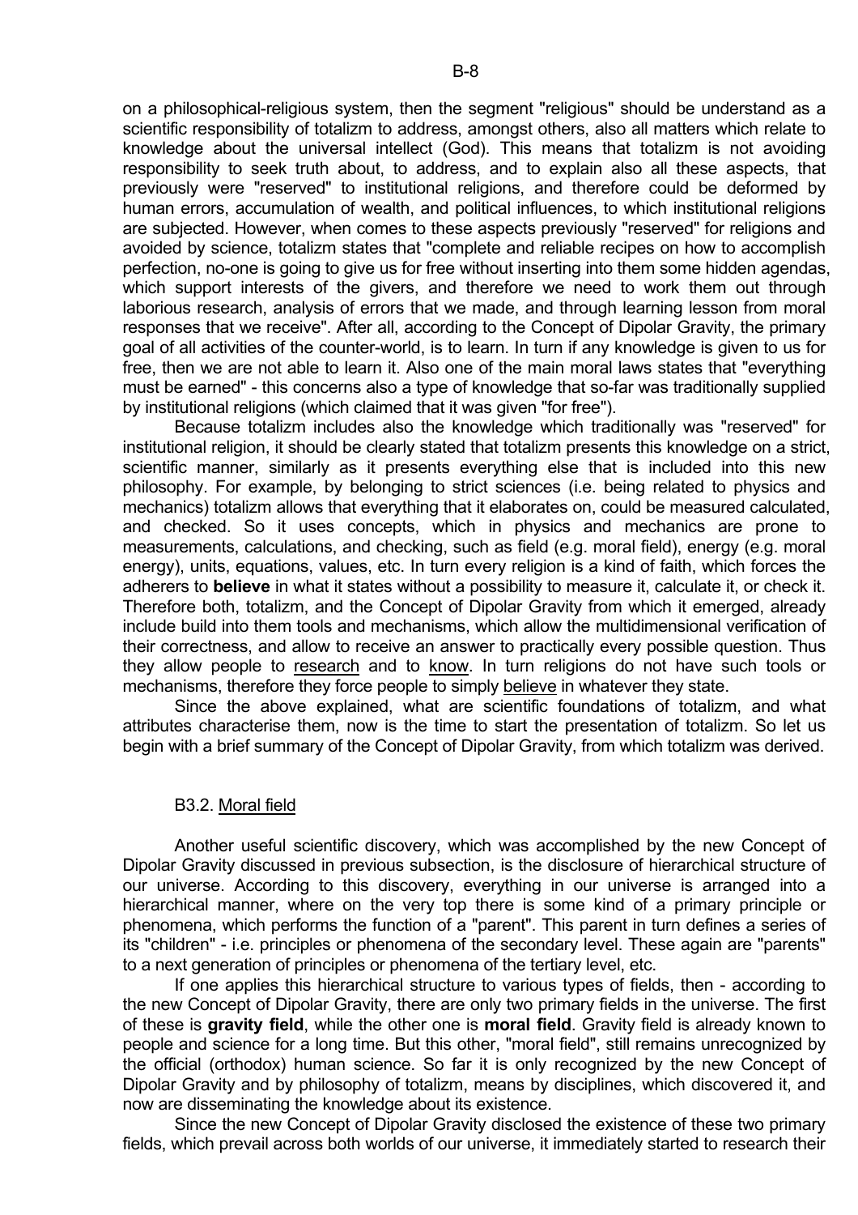on a philosophical-religious system, then the segment "religious" should be understand as a scientific responsibility of totalizm to address, amongst others, also all matters which relate to knowledge about the universal intellect (God). This means that totalizm is not avoiding responsibility to seek truth about, to address, and to explain also all these aspects, that previously were "reserved" to institutional religions, and therefore could be deformed by human errors, accumulation of wealth, and political influences, to which institutional religions are subjected. However, when comes to these aspects previously "reserved" for religions and avoided by science, totalizm states that "complete and reliable recipes on how to accomplish perfection, no-one is going to give us for free without inserting into them some hidden agendas, which support interests of the givers, and therefore we need to work them out through laborious research, analysis of errors that we made, and through learning lesson from moral responses that we receive". After all, according to the Concept of Dipolar Gravity, the primary goal of all activities of the counter-world, is to learn. In turn if any knowledge is given to us for free, then we are not able to learn it. Also one of the main moral laws states that "everything must be earned" - this concerns also a type of knowledge that so-far was traditionally supplied by institutional religions (which claimed that it was given "for free").

Because totalizm includes also the knowledge which traditionally was "reserved" for institutional religion, it should be clearly stated that totalizm presents this knowledge on a strict, scientific manner, similarly as it presents everything else that is included into this new philosophy. For example, by belonging to strict sciences (i.e. being related to physics and mechanics) totalizm allows that everything that it elaborates on, could be measured calculated, and checked. So it uses concepts, which in physics and mechanics are prone to measurements, calculations, and checking, such as field (e.g. moral field), energy (e.g. moral energy), units, equations, values, etc. In turn every religion is a kind of faith, which forces the adherers to **believe** in what it states without a possibility to measure it, calculate it, or check it. Therefore both, totalizm, and the Concept of Dipolar Gravity from which it emerged, already include build into them tools and mechanisms, which allow the multidimensional verification of their correctness, and allow to receive an answer to practically every possible question. Thus they allow people to research and to know. In turn religions do not have such tools or mechanisms, therefore they force people to simply believe in whatever they state.

Since the above explained, what are scientific foundations of totalizm, and what attributes characterise them, now is the time to start the presentation of totalizm. So let us begin with a brief summary of the Concept of Dipolar Gravity, from which totalizm was derived.

### B3.2. Moral field

Another useful scientific discovery, which was accomplished by the new Concept of Dipolar Gravity discussed in previous subsection, is the disclosure of hierarchical structure of our universe. According to this discovery, everything in our universe is arranged into a hierarchical manner, where on the very top there is some kind of a primary principle or phenomena, which performs the function of a "parent". This parent in turn defines a series of its "children" - i.e. principles or phenomena of the secondary level. These again are "parents" to a next generation of principles or phenomena of the tertiary level, etc.

If one applies this hierarchical structure to various types of fields, then - according to the new Concept of Dipolar Gravity, there are only two primary fields in the universe. The first of these is **gravity field**, while the other one is **moral field**. Gravity field is already known to people and science for a long time. But this other, "moral field", still remains unrecognized by the official (orthodox) human science. So far it is only recognized by the new Concept of Dipolar Gravity and by philosophy of totalizm, means by disciplines, which discovered it, and now are disseminating the knowledge about its existence.

Since the new Concept of Dipolar Gravity disclosed the existence of these two primary fields, which prevail across both worlds of our universe, it immediately started to research their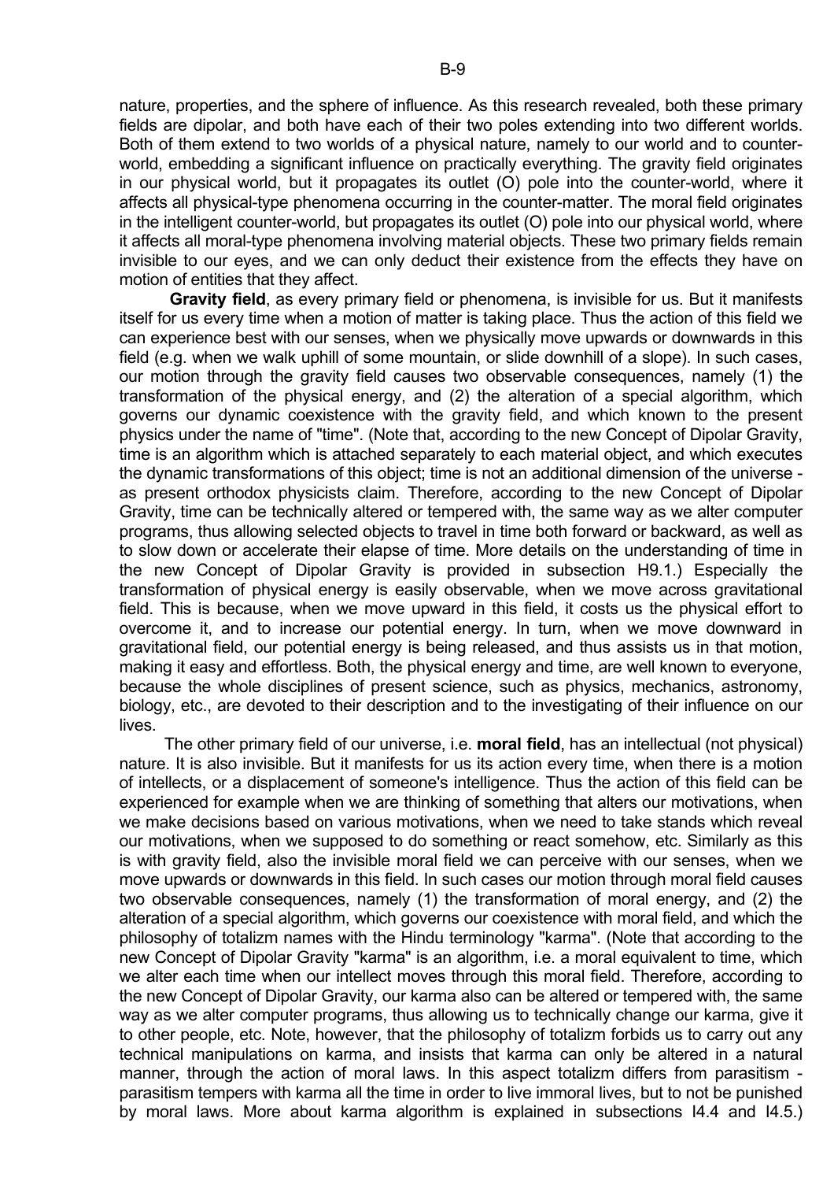nature, properties, and the sphere of influence. As this research revealed, both these primary fields are dipolar, and both have each of their two poles extending into two different worlds. Both of them extend to two worlds of a physical nature, namely to our world and to counter-world, embedding a significant influence on practically everything. The gravity field originates in our physical world, but it propagates its outlet (O) pole into the counter-world, where it affects all physical-type phenomena occurring in the counter-matter. The moral field originates in the intelligent counter-world, but propagates its outlet (O) pole into our physical world, where it affects all moral-type phenomena involving material objects. These two primary fields remain invisible to our eyes, and we can only deduct their existence from the effects they have on motion of entities that they affect.

**Gravity field**, as every primary field or phenomena, is invisible for us. But it manifests itself for us every time when a motion of matter is taking place. Thus the action of this field we can experience best with our senses, when we physically move upwards or downwards in this field (e.g. when we walk uphill of some mountain, or slide downhill of a slope). In such cases, our motion through the gravity field causes two observable consequences, namely (1) the transformation of the physical energy, and (2) the alteration of a special algorithm, which governs our dynamic coexistence with the gravity field, and which known to the present physics under the name of "time". (Note that, according to the new Concept of Dipolar Gravity, time is an algorithm which is attached separately to each material object, and which executes the dynamic transformations of this object; time is not an additional dimension of the universe - as present orthodox physicists claim. Therefore, according to the new Concept of Dipolar Gravity, time can be technically altered or tempered with, the same way as we alter computer programs, thus allowing selected objects to travel in time both forward or backward, as well as to slow down or accelerate their elapse of time. More details on the understanding of time in the new Concept of Dipolar Gravity is provided in subsection H9.1.) Especially the transformation of physical energy is easily observable, when we move across gravitational field. This is because, when we move upward in this field, it costs us the physical effort to overcome it, and to increase our potential energy. In turn, when we move downward in gravitational field, our potential energy is being released, and thus assists us in that motion, making it easy and effortless. Both, the physical energy and time, are well known to everyone, because the whole disciplines of present science, such as physics, mechanics, astronomy, biology, etc., are devoted to their description and to the investigating of their influence on our lives.

The other primary field of our universe, i.e. **moral field**, has an intellectual (not physical) nature. It is also invisible. But it manifests for us its action every time, when there is a motion of intellects, or a displacement of someone's intelligence. Thus the action of this field can be experienced for example when we are thinking of something that alters our motivations, when we make decisions based on various motivations, when we need to take stands which reveal our motivations, when we supposed to do something or react somehow, etc. Similarly as this is with gravity field, also the invisible moral field we can perceive with our senses, when we move upwards or downwards in this field. In such cases our motion through moral field causes two observable consequences, namely (1) the transformation of moral energy, and (2) the alteration of a special algorithm, which governs our coexistence with moral field, and which the philosophy of totalizm names with the Hindu terminology "karma". (Note that according to the new Concept of Dipolar Gravity "karma" is an algorithm, i.e. a moral equivalent to time, which we alter each time when our intellect moves through this moral field. Therefore, according to the new Concept of Dipolar Gravity, our karma also can be altered or tempered with, the same way as we alter computer programs, thus allowing us to technically change our karma, give it to other people, etc. Note, however, that the philosophy of totalizm forbids us to carry out any technical manipulations on karma, and insists that karma can only be altered in a natural manner, through the action of moral laws. In this aspect totalizm differs from parasitism - parasitism tempers with karma all the time in order to live immoral lives, but to not be punished by moral laws. More about karma algorithm is explained in subsections I4.4 and I4.5.)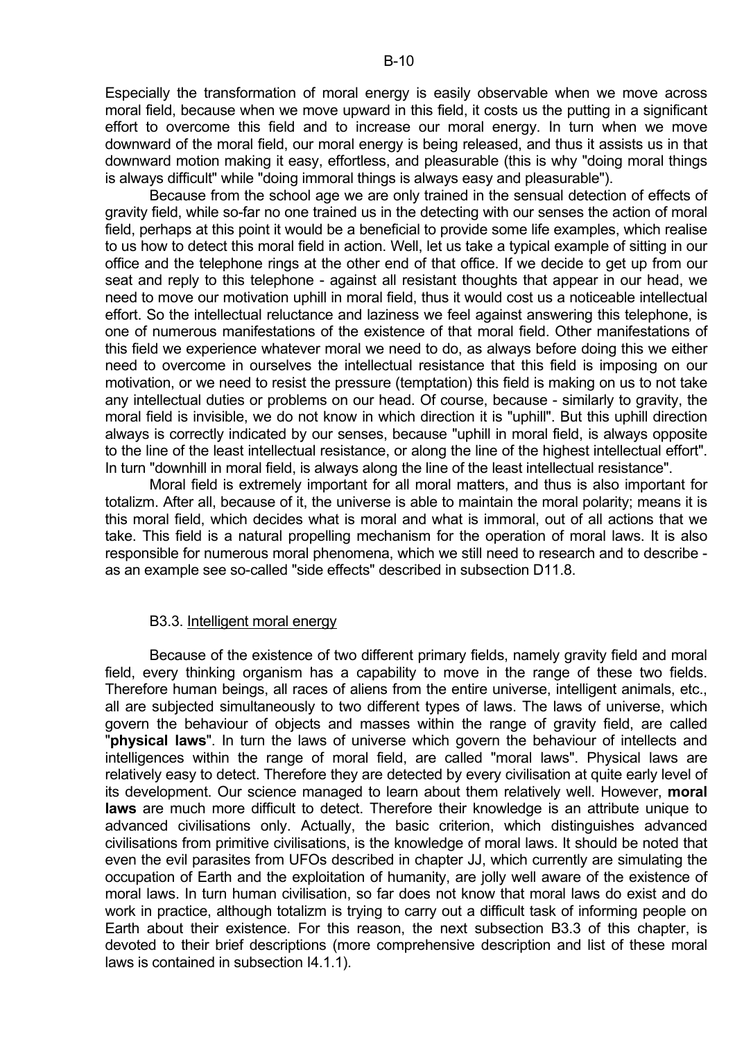Especially the transformation of moral energy is easily observable when we move across moral field, because when we move upward in this field, it costs us the putting in a significant effort to overcome this field and to increase our moral energy. In turn when we move downward of the moral field, our moral energy is being released, and thus it assists us in that downward motion making it easy, effortless, and pleasurable (this is why "doing moral things is always difficult" while "doing immoral things is always easy and pleasurable").

Because from the school age we are only trained in the sensual detection of effects of gravity field, while so-far no one trained us in the detecting with our senses the action of moral field, perhaps at this point it would be a beneficial to provide some life examples, which realise to us how to detect this moral field in action. Well, let us take a typical example of sitting in our office and the telephone rings at the other end of that office. If we decide to get up from our seat and reply to this telephone - against all resistant thoughts that appear in our head, we need to move our motivation uphill in moral field, thus it would cost us a noticeable intellectual effort. So the intellectual reluctance and laziness we feel against answering this telephone, is one of numerous manifestations of the existence of that moral field. Other manifestations of this field we experience whatever moral we need to do, as always before doing this we either need to overcome in ourselves the intellectual resistance that this field is imposing on our motivation, or we need to resist the pressure (temptation) this field is making on us to not take any intellectual duties or problems on our head. Of course, because - similarly to gravity, the moral field is invisible, we do not know in which direction it is "uphill". But this uphill direction always is correctly indicated by our senses, because "uphill in moral field, is always opposite to the line of the least intellectual resistance, or along the line of the highest intellectual effort". In turn "downhill in moral field, is always along the line of the least intellectual resistance".

Moral field is extremely important for all moral matters, and thus is also important for totalizm. After all, because of it, the universe is able to maintain the moral polarity; means it is this moral field, which decides what is moral and what is immoral, out of all actions that we take. This field is a natural propelling mechanism for the operation of moral laws. It is also responsible for numerous moral phenomena, which we still need to research and to describe - as an example see so-called "side effects" described in subsection D11.8.

### B3.3. Intelligent moral energy

Because of the existence of two different primary fields, namely gravity field and moral field, every thinking organism has a capability to move in the range of these two fields. Therefore human beings, all races of aliens from the entire universe, intelligent animals, etc., all are subjected simultaneously to two different types of laws. The laws of universe, which govern the behaviour of objects and masses within the range of gravity field, are called "**physical laws**". In turn the laws of universe which govern the behaviour of intellects and intelligences within the range of moral field, are called "moral laws". Physical laws are relatively easy to detect. Therefore they are detected by every civilisation at quite early level of its development. Our science managed to learn about them relatively well. However, **moral laws** are much more difficult to detect. Therefore their knowledge is an attribute unique to advanced civilisations only. Actually, the basic criterion, which distinguishes advanced civilisations from primitive civilisations, is the knowledge of moral laws. It should be noted that even the evil parasites from UFOs described in chapter JJ, which currently are simulating the occupation of Earth and the exploitation of humanity, are jolly well aware of the existence of moral laws. In turn human civilisation, so far does not know that moral laws do exist and do work in practice, although totalizm is trying to carry out a difficult task of informing people on Earth about their existence. For this reason, the next subsection B3.3 of this chapter, is devoted to their brief descriptions (more comprehensive description and list of these moral laws is contained in subsection I4.1.1).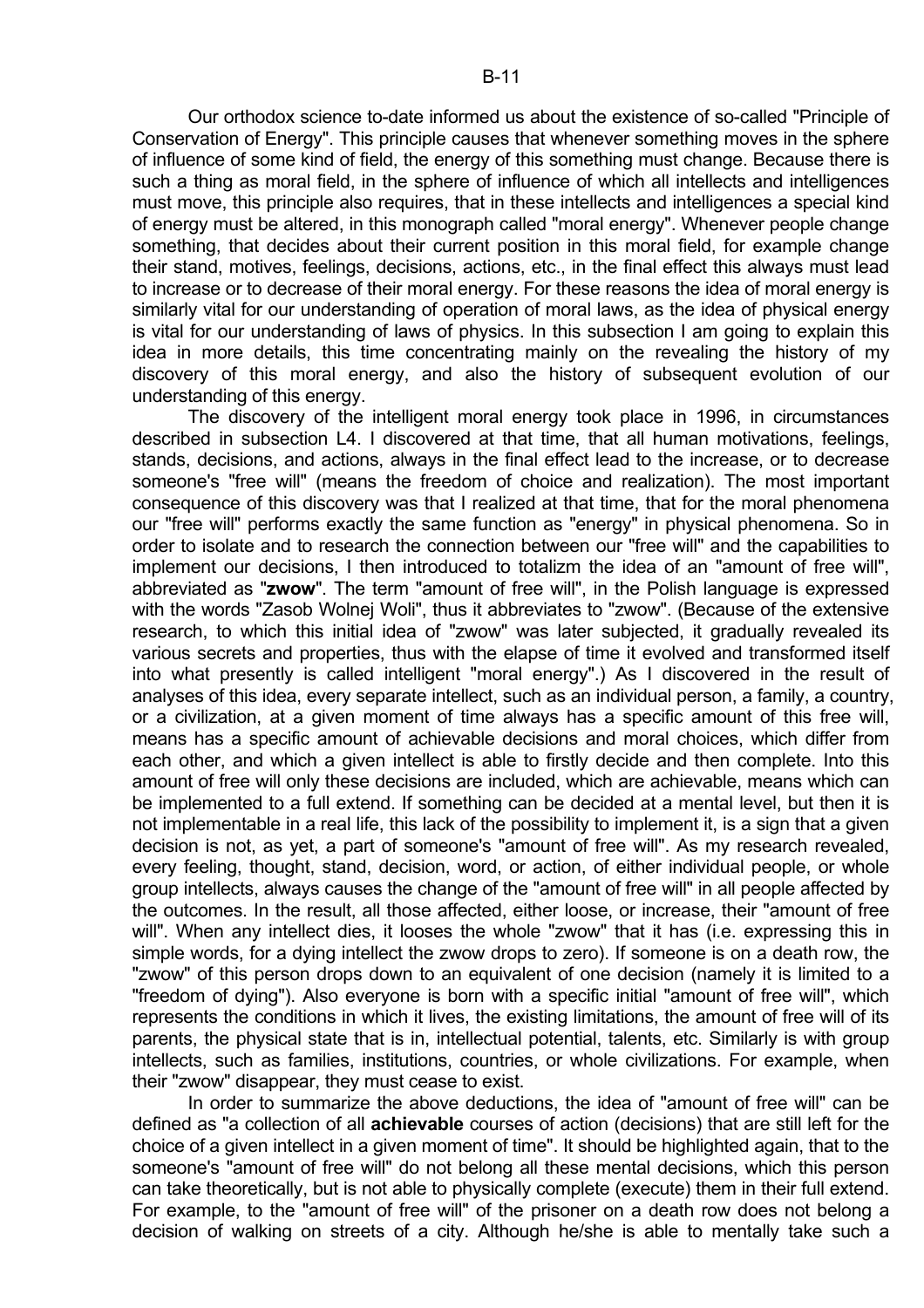Our orthodox science to-date informed us about the existence of so-called "Principle of Conservation of Energy". This principle causes that whenever something moves in the sphere of influence of some kind of field, the energy of this something must change. Because there is such a thing as moral field, in the sphere of influence of which all intellects and intelligences must move, this principle also requires, that in these intellects and intelligences a special kind of energy must be altered, in this monograph called "moral energy". Whenever people change something, that decides about their current position in this moral field, for example change their stand, motives, feelings, decisions, actions, etc., in the final effect this always must lead to increase or to decrease of their moral energy. For these reasons the idea of moral energy is similarly vital for our understanding of operation of moral laws, as the idea of physical energy is vital for our understanding of laws of physics. In this subsection I am going to explain this idea in more details, this time concentrating mainly on the revealing the history of my discovery of this moral energy, and also the history of subsequent evolution of our understanding of this energy.

The discovery of the intelligent moral energy took place in 1996, in circumstances described in subsection L4. I discovered at that time, that all human motivations, feelings, stands, decisions, and actions, always in the final effect lead to the increase, or to decrease someone's "free will" (means the freedom of choice and realization). The most important consequence of this discovery was that I realized at that time, that for the moral phenomena our "free will" performs exactly the same function as "energy" in physical phenomena. So in order to isolate and to research the connection between our "free will" and the capabilities to implement our decisions, I then introduced to totalizm the idea of an "amount of free will", abbreviated as "**zwow**". The term "amount of free will", in the Polish language is expressed with the words "Zasob Wolnej Woli", thus it abbreviates to "zwow". (Because of the extensive research, to which this initial idea of "zwow" was later subjected, it gradually revealed its various secrets and properties, thus with the elapse of time it evolved and transformed itself into what presently is called intelligent "moral energy".) As I discovered in the result of analyses of this idea, every separate intellect, such as an individual person, a family, a country, or a civilization, at a given moment of time always has a specific amount of this free will, means has a specific amount of achievable decisions and moral choices, which differ from each other, and which a given intellect is able to firstly decide and then complete. Into this amount of free will only these decisions are included, which are achievable, means which can be implemented to a full extend. If something can be decided at a mental level, but then it is not implementable in a real life, this lack of the possibility to implement it, is a sign that a given decision is not, as yet, a part of someone's "amount of free will". As my research revealed, every feeling, thought, stand, decision, word, or action, of either individual people, or whole group intellects, always causes the change of the "amount of free will" in all people affected by the outcomes. In the result, all those affected, either loose, or increase, their "amount of free will". When any intellect dies, it looses the whole "zwow" that it has (i.e. expressing this in simple words, for a dying intellect the zwow drops to zero). If someone is on a death row, the "zwow" of this person drops down to an equivalent of one decision (namely it is limited to a "freedom of dying"). Also everyone is born with a specific initial "amount of free will", which represents the conditions in which it lives, the existing limitations, the amount of free will of its parents, the physical state that is in, intellectual potential, talents, etc. Similarly is with group intellects, such as families, institutions, countries, or whole civilizations. For example, when their "zwow" disappear, they must cease to exist.

In order to summarize the above deductions, the idea of "amount of free will" can be defined as "a collection of all **achievable** courses of action (decisions) that are still left for the choice of a given intellect in a given moment of time". It should be highlighted again, that to the someone's "amount of free will" do not belong all these mental decisions, which this person can take theoretically, but is not able to physically complete (execute) them in their full extend. For example, to the "amount of free will" of the prisoner on a death row does not belong a decision of walking on streets of a city. Although he/she is able to mentally take such a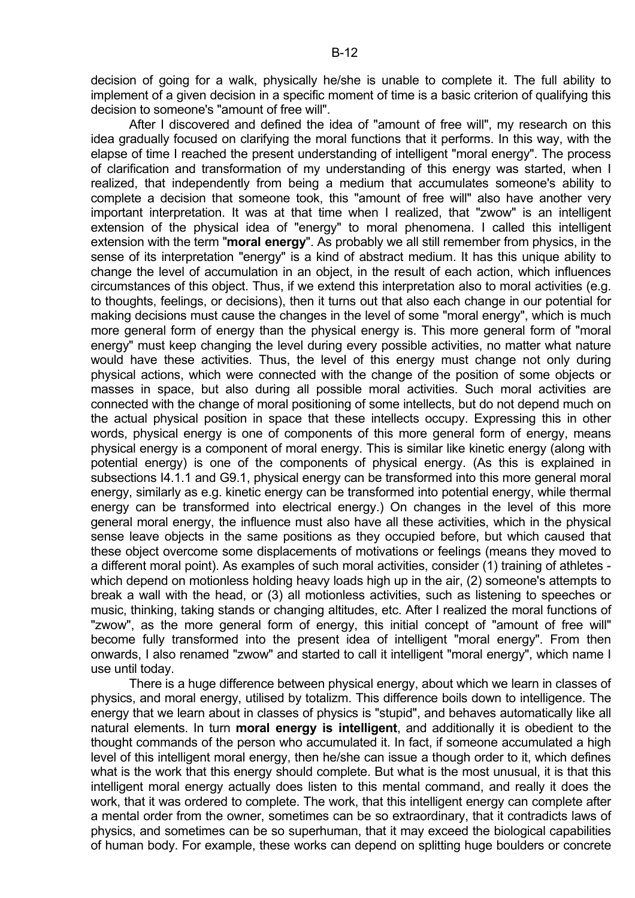decision of going for a walk, physically he/she is unable to complete it. The full ability to implement of a given decision in a specific moment of time is a basic criterion of qualifying this decision to someone's "amount of free will".

After I discovered and defined the idea of "amount of free will", my research on this idea gradually focused on clarifying the moral functions that it performs. In this way, with the elapse of time I reached the present understanding of intelligent "moral energy". The process of clarification and transformation of my understanding of this energy was started, when I realized, that independently from being a medium that accumulates someone's ability to complete a decision that someone took, this "amount of free will" also have another very important interpretation. It was at that time when I realized, that "zwow" is an intelligent extension of the physical idea of "energy" to moral phenomena. I called this intelligent extension with the term "**moral energy**". As probably we all still remember from physics, in the sense of its interpretation "energy" is a kind of abstract medium. It has this unique ability to change the level of accumulation in an object, in the result of each action, which influences circumstances of this object. Thus, if we extend this interpretation also to moral activities (e.g. to thoughts, feelings, or decisions), then it turns out that also each change in our potential for making decisions must cause the changes in the level of some "moral energy", which is much more general form of energy than the physical energy is. This more general form of "moral energy" must keep changing the level during every possible activities, no matter what nature would have these activities. Thus, the level of this energy must change not only during physical actions, which were connected with the change of the position of some objects or masses in space, but also during all possible moral activities. Such moral activities are connected with the change of moral positioning of some intellects, but do not depend much on the actual physical position in space that these intellects occupy. Expressing this in other words, physical energy is one of components of this more general form of energy, means physical energy is a component of moral energy. This is similar like kinetic energy (along with potential energy) is one of the components of physical energy. (As this is explained in subsections I4.1.1 and G9.1, physical energy can be transformed into this more general moral energy, similarly as e.g. kinetic energy can be transformed into potential energy, while thermal energy can be transformed into electrical energy.) On changes in the level of this more general moral energy, the influence must also have all these activities, which in the physical sense leave objects in the same positions as they occupied before, but which caused that these object overcome some displacements of motivations or feelings (means they moved to a different moral point). As examples of such moral activities, consider (1) training of athletes - which depend on motionless holding heavy loads high up in the air, (2) someone's attempts to break a wall with the head, or (3) all motionless activities, such as listening to speeches or music, thinking, taking stands or changing altitudes, etc. After I realized the moral functions of "zwow", as the more general form of energy, this initial concept of "amount of free will" become fully transformed into the present idea of intelligent "moral energy". From then onwards, I also renamed "zwow" and started to call it intelligent "moral energy", which name I use until today.

There is a huge difference between physical energy, about which we learn in classes of physics, and moral energy, utilised by totalizm. This difference boils down to intelligence. The energy that we learn about in classes of physics is "stupid", and behaves automatically like all natural elements. In turn **moral energy is intelligent**, and additionally it is obedient to the thought commands of the person who accumulated it. In fact, if someone accumulated a high level of this intelligent moral energy, then he/she can issue a though order to it, which defines what is the work that this energy should complete. But what is the most unusual, it is that this intelligent moral energy actually does listen to this mental command, and really it does the work, that it was ordered to complete. The work, that this intelligent energy can complete after a mental order from the owner, sometimes can be so extraordinary, that it contradicts laws of physics, and sometimes can be so superhuman, that it may exceed the biological capabilities of human body. For example, these works can depend on splitting huge boulders or concrete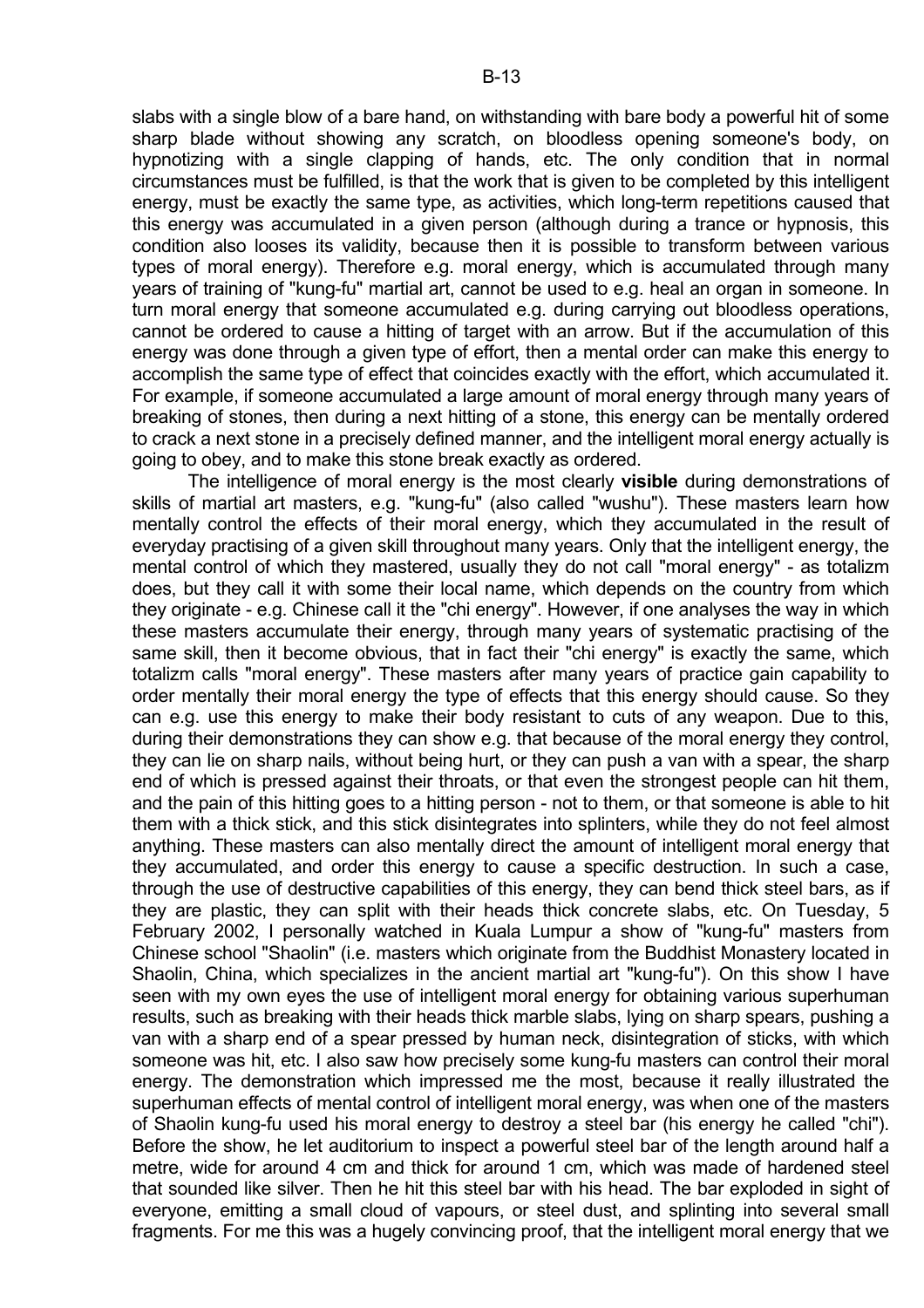slabs with a single blow of a bare hand, on withstanding with bare body a powerful hit of some sharp blade without showing any scratch, on bloodless opening someone's body, on hypnotizing with a single clapping of hands, etc. The only condition that in normal circumstances must be fulfilled, is that the work that is given to be completed by this intelligent energy, must be exactly the same type, as activities, which long-term repetitions caused that this energy was accumulated in a given person (although during a trance or hypnosis, this condition also looses its validity, because then it is possible to transform between various types of moral energy). Therefore e.g. moral energy, which is accumulated through many years of training of "kung-fu" martial art, cannot be used to e.g. heal an organ in someone. In turn moral energy that someone accumulated e.g. during carrying out bloodless operations, cannot be ordered to cause a hitting of target with an arrow. But if the accumulation of this energy was done through a given type of effort, then a mental order can make this energy to accomplish the same type of effect that coincides exactly with the effort, which accumulated it. For example, if someone accumulated a large amount of moral energy through many years of breaking of stones, then during a next hitting of a stone, this energy can be mentally ordered to crack a next stone in a precisely defined manner, and the intelligent moral energy actually is going to obey, and to make this stone break exactly as ordered.

The intelligence of moral energy is the most clearly **visible** during demonstrations of skills of martial art masters, e.g. "kung-fu" (also called "wushu"). These masters learn how mentally control the effects of their moral energy, which they accumulated in the result of everyday practising of a given skill throughout many years. Only that the intelligent energy, the mental control of which they mastered, usually they do not call "moral energy" - as totalizm does, but they call it with some their local name, which depends on the country from which they originate - e.g. Chinese call it the "chi energy". However, if one analyses the way in which these masters accumulate their energy, through many years of systematic practising of the same skill, then it become obvious, that in fact their "chi energy" is exactly the same, which totalizm calls "moral energy". These masters after many years of practice gain capability to order mentally their moral energy the type of effects that this energy should cause. So they can e.g. use this energy to make their body resistant to cuts of any weapon. Due to this, during their demonstrations they can show e.g. that because of the moral energy they control, they can lie on sharp nails, without being hurt, or they can push a van with a spear, the sharp end of which is pressed against their throats, or that even the strongest people can hit them, and the pain of this hitting goes to a hitting person - not to them, or that someone is able to hit them with a thick stick, and this stick disintegrates into splinters, while they do not feel almost anything. These masters can also mentally direct the amount of intelligent moral energy that they accumulated, and order this energy to cause a specific destruction. In such a case, through the use of destructive capabilities of this energy, they can bend thick steel bars, as if they are plastic, they can split with their heads thick concrete slabs, etc. On Tuesday, 5 February 2002, I personally watched in Kuala Lumpur a show of "kung-fu" masters from Chinese school "Shaolin" (i.e. masters which originate from the Buddhist Monastery located in Shaolin, China, which specializes in the ancient martial art "kung-fu"). On this show I have seen with my own eyes the use of intelligent moral energy for obtaining various superhuman results, such as breaking with their heads thick marble slabs, lying on sharp spears, pushing a van with a sharp end of a spear pressed by human neck, disintegration of sticks, with which someone was hit, etc. I also saw how precisely some kung-fu masters can control their moral energy. The demonstration which impressed me the most, because it really illustrated the superhuman effects of mental control of intelligent moral energy, was when one of the masters of Shaolin kung-fu used his moral energy to destroy a steel bar (his energy he called "chi"). Before the show, he let auditorium to inspect a powerful steel bar of the length around half a metre, wide for around 4 cm and thick for around 1 cm, which was made of hardened steel that sounded like silver. Then he hit this steel bar with his head. The bar exploded in sight of everyone, emitting a small cloud of vapours, or steel dust, and splinting into several small fragments. For me this was a hugely convincing proof, that the intelligent moral energy that we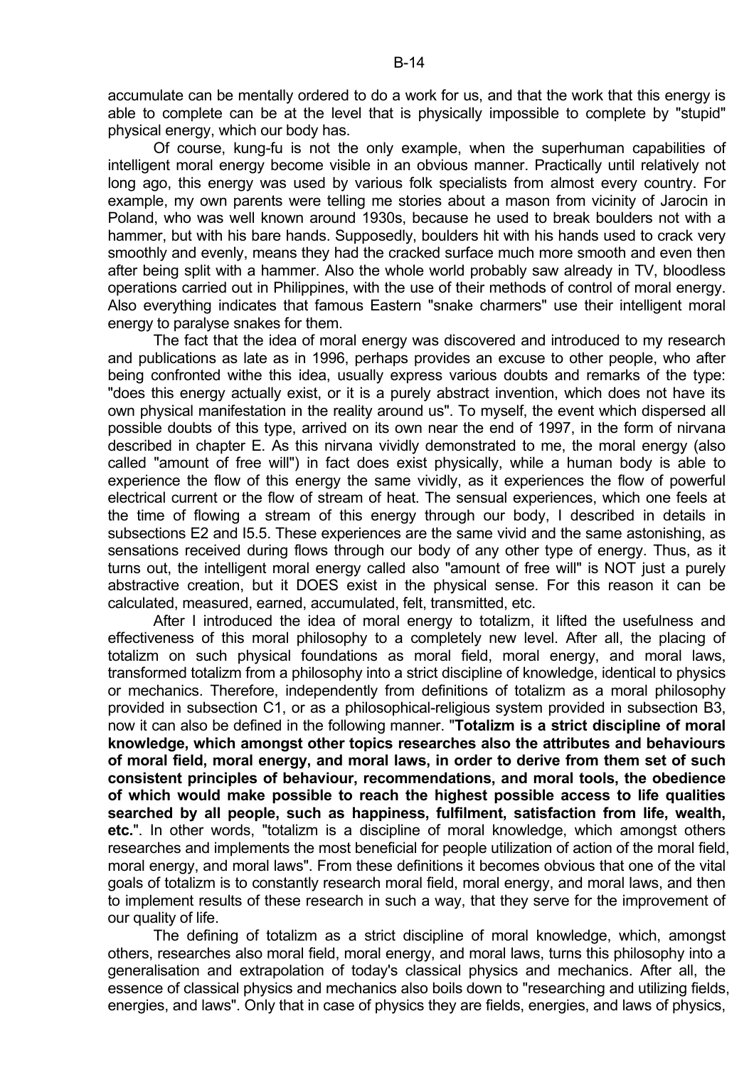accumulate can be mentally ordered to do a work for us, and that the work that this energy is able to complete can be at the level that is physically impossible to complete by "stupid" physical energy, which our body has.

Of course, kung-fu is not the only example, when the superhuman capabilities of intelligent moral energy become visible in an obvious manner. Practically until relatively not long ago, this energy was used by various folk specialists from almost every country. For example, my own parents were telling me stories about a mason from vicinity of Jarocin in Poland, who was well known around 1930s, because he used to break boulders not with a hammer, but with his bare hands. Supposedly, boulders hit with his hands used to crack very smoothly and evenly, means they had the cracked surface much more smooth and even then after being split with a hammer. Also the whole world probably saw already in TV, bloodless operations carried out in Philippines, with the use of their methods of control of moral energy. Also everything indicates that famous Eastern "snake charmers" use their intelligent moral energy to paralyse snakes for them.

The fact that the idea of moral energy was discovered and introduced to my research and publications as late as in 1996, perhaps provides an excuse to other people, who after being confronted withe this idea, usually express various doubts and remarks of the type: "does this energy actually exist, or it is a purely abstract invention, which does not have its own physical manifestation in the reality around us". To myself, the event which dispersed all possible doubts of this type, arrived on its own near the end of 1997, in the form of nirvana described in chapter E. As this nirvana vividly demonstrated to me, the moral energy (also called "amount of free will") in fact does exist physically, while a human body is able to experience the flow of this energy the same vividly, as it experiences the flow of powerful electrical current or the flow of stream of heat. The sensual experiences, which one feels at the time of flowing a stream of this energy through our body, I described in details in subsections E2 and I5.5. These experiences are the same vivid and the same astonishing, as sensations received during flows through our body of any other type of energy. Thus, as it turns out, the intelligent moral energy called also "amount of free will" is NOT just a purely abstractive creation, but it DOES exist in the physical sense. For this reason it can be calculated, measured, earned, accumulated, felt, transmitted, etc.

After I introduced the idea of moral energy to totalizm, it lifted the usefulness and effectiveness of this moral philosophy to a completely new level. After all, the placing of totalizm on such physical foundations as moral field, moral energy, and moral laws, transformed totalizm from a philosophy into a strict discipline of knowledge, identical to physics or mechanics. Therefore, independently from definitions of totalizm as a moral philosophy provided in subsection C1, or as a philosophical-religious system provided in subsection B3, now it can also be defined in the following manner. "**Totalizm is a strict discipline of moral knowledge, which amongst other topics researches also the attributes and behaviours of moral field, moral energy, and moral laws, in order to derive from them set of such consistent principles of behaviour, recommendations, and moral tools, the obedience of which would make possible to reach the highest possible access to life qualities searched by all people, such as happiness, fulfilment, satisfaction from life, wealth, etc.**". In other words, "totalizm is a discipline of moral knowledge, which amongst others researches and implements the most beneficial for people utilization of action of the moral field, moral energy, and moral laws". From these definitions it becomes obvious that one of the vital goals of totalizm is to constantly research moral field, moral energy, and moral laws, and then to implement results of these research in such a way, that they serve for the improvement of our quality of life.

The defining of totalizm as a strict discipline of moral knowledge, which, amongst others, researches also moral field, moral energy, and moral laws, turns this philosophy into a generalisation and extrapolation of today's classical physics and mechanics. After all, the essence of classical physics and mechanics also boils down to "researching and utilizing fields, energies, and laws". Only that in case of physics they are fields, energies, and laws of physics,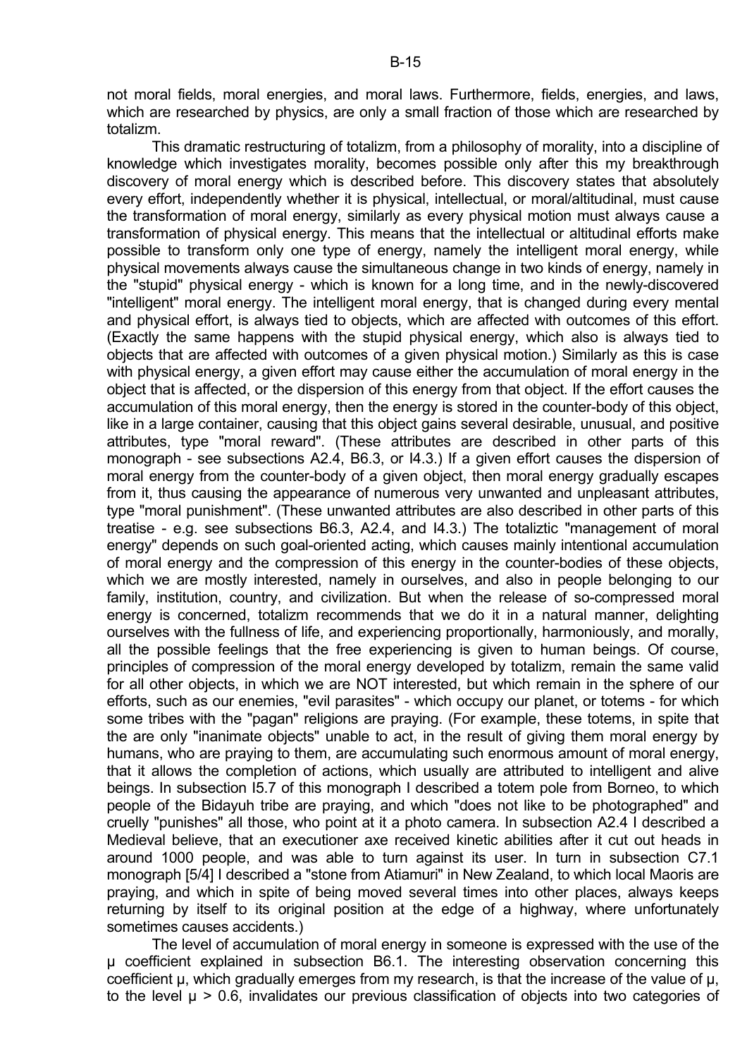not moral fields, moral energies, and moral laws. Furthermore, fields, energies, and laws, which are researched by physics, are only a small fraction of those which are researched by totalizm.

This dramatic restructuring of totalizm, from a philosophy of morality, into a discipline of knowledge which investigates morality, becomes possible only after this my breakthrough discovery of moral energy which is described before. This discovery states that absolutely every effort, independently whether it is physical, intellectual, or moral/altitudinal, must cause the transformation of moral energy, similarly as every physical motion must always cause a transformation of physical energy. This means that the intellectual or altitudinal efforts make possible to transform only one type of energy, namely the intelligent moral energy, while physical movements always cause the simultaneous change in two kinds of energy, namely in the "stupid" physical energy - which is known for a long time, and in the newly-discovered "intelligent" moral energy. The intelligent moral energy, that is changed during every mental and physical effort, is always tied to objects, which are affected with outcomes of this effort. (Exactly the same happens with the stupid physical energy, which also is always tied to objects that are affected with outcomes of a given physical motion.) Similarly as this is case with physical energy, a given effort may cause either the accumulation of moral energy in the object that is affected, or the dispersion of this energy from that object. If the effort causes the accumulation of this moral energy, then the energy is stored in the counter-body of this object, like in a large container, causing that this object gains several desirable, unusual, and positive attributes, type "moral reward". (These attributes are described in other parts of this monograph - see subsections A2.4, B6.3, or I4.3.) If a given effort causes the dispersion of moral energy from the counter-body of a given object, then moral energy gradually escapes from it, thus causing the appearance of numerous very unwanted and unpleasant attributes, type "moral punishment". (These unwanted attributes are also described in other parts of this treatise - e.g. see subsections B6.3, A2.4, and I4.3.) The totaliztic "management of moral energy" depends on such goal-oriented acting, which causes mainly intentional accumulation of moral energy and the compression of this energy in the counter-bodies of these objects, which we are mostly interested, namely in ourselves, and also in people belonging to our family, institution, country, and civilization. But when the release of so-compressed moral energy is concerned, totalizm recommends that we do it in a natural manner, delighting ourselves with the fullness of life, and experiencing proportionally, harmoniously, and morally, all the possible feelings that the free experiencing is given to human beings. Of course, principles of compression of the moral energy developed by totalizm, remain the same valid for all other objects, in which we are NOT interested, but which remain in the sphere of our efforts, such as our enemies, "evil parasites" - which occupy our planet, or totems - for which some tribes with the "pagan" religions are praying. (For example, these totems, in spite that the are only "inanimate objects" unable to act, in the result of giving them moral energy by humans, who are praying to them, are accumulating such enormous amount of moral energy, that it allows the completion of actions, which usually are attributed to intelligent and alive beings. In subsection I5.7 of this monograph I described a totem pole from Borneo, to which people of the Bidayuh tribe are praying, and which "does not like to be photographed" and cruelly "punishes" all those, who point at it a photo camera. In subsection A2.4 I described a Medieval believe, that an executioner axe received kinetic abilities after it cut out heads in around 1000 people, and was able to turn against its user. In turn in subsection C7.1 monograph [5/4] I described a "stone from Atiamuri" in New Zealand, to which local Maoris are praying, and which in spite of being moved several times into other places, always keeps returning by itself to its original position at the edge of a highway, where unfortunately sometimes causes accidents.)

The level of accumulation of moral energy in someone is expressed with the use of the $\mu$ coefficient explained in subsection B6.1. The interesting observation concerning this coefficient $\mu$, which gradually emerges from my research, is that the increase of the value of $\mu$, to the level $\mu > 0.6$, invalidates our previous classification of objects into two categories of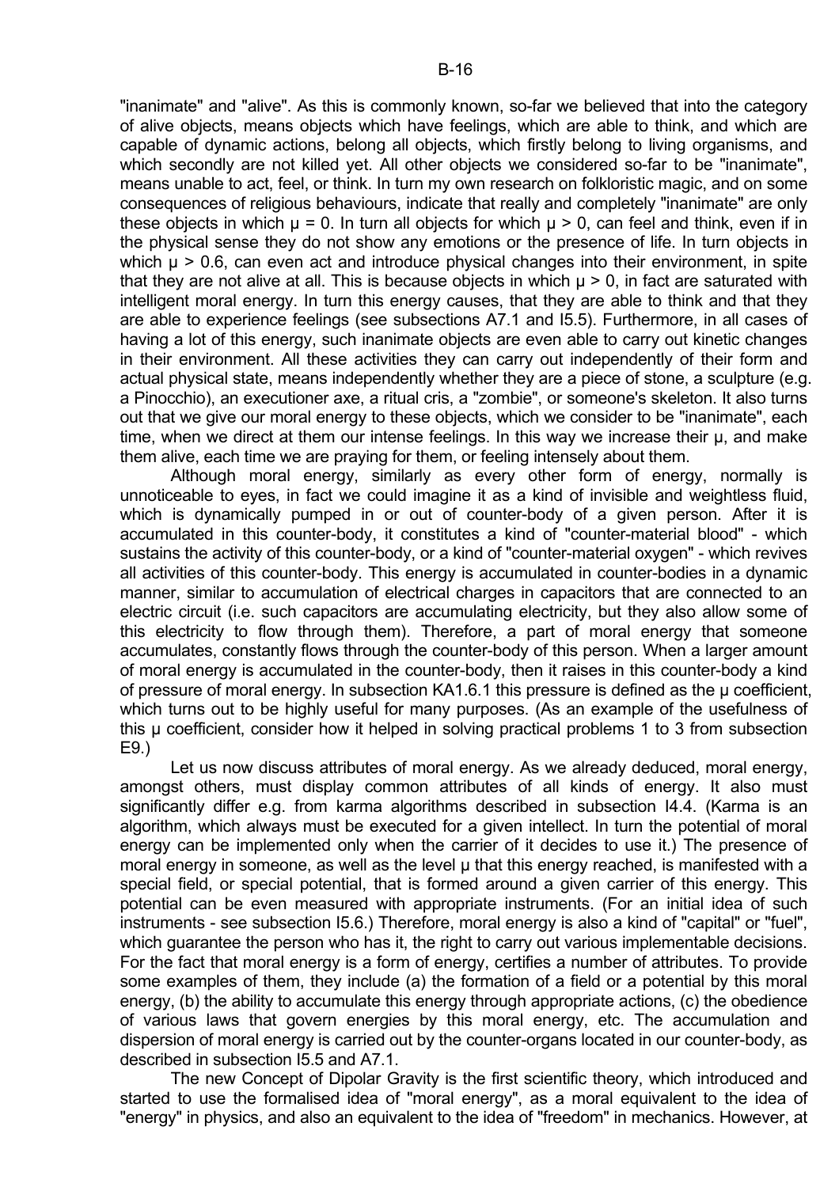"inanimate" and "alive". As this is commonly known, so-far we believed that into the category of alive objects, means objects which have feelings, which are able to think, and which are capable of dynamic actions, belong all objects, which firstly belong to living organisms, and which secondly are not killed yet. All other objects we considered so-far to be "inanimate", means unable to act, feel, or think. In turn my own research on folkloristic magic, and on some consequences of religious behaviours, indicate that really and completely "inanimate" are only these objects in which $\mu = 0$. In turn all objects for which $\mu > 0$, can feel and think, even if in the physical sense they do not show any emotions or the presence of life. In turn objects in which $\mu > 0.6$, can even act and introduce physical changes into their environment, in spite that they are not alive at all. This is because objects in which $\mu > 0$, in fact are saturated with intelligent moral energy. In turn this energy causes, that they are able to think and that they are able to experience feelings (see subsections A7.1 and I5.5). Furthermore, in all cases of having a lot of this energy, such inanimate objects are even able to carry out kinetic changes in their environment. All these activities they can carry out independently of their form and actual physical state, means independently whether they are a piece of stone, a sculpture (e.g. a Pinocchio), an executioner axe, a ritual cris, a "zombie", or someone's skeleton. It also turns out that we give our moral energy to these objects, which we consider to be "inanimate", each time, when we direct at them our intense feelings. In this way we increase their $\mu$, and make them alive, each time we are praying for them, or feeling intensely about them.

Although moral energy, similarly as every other form of energy, normally is unnoticeable to eyes, in fact we could imagine it as a kind of invisible and weightless fluid, which is dynamically pumped in or out of counter-body of a given person. After it is accumulated in this counter-body, it constitutes a kind of "counter-material blood" - which sustains the activity of this counter-body, or a kind of "counter-material oxygen" - which revives all activities of this counter-body. This energy is accumulated in counter-bodies in a dynamic manner, similar to accumulation of electrical charges in capacitors that are connected to an electric circuit (i.e. such capacitors are accumulating electricity, but they also allow some of this electricity to flow through them). Therefore, a part of moral energy that someone accumulates, constantly flows through the counter-body of this person. When a larger amount of moral energy is accumulated in the counter-body, then it raises in this counter-body a kind of pressure of moral energy. In subsection KA1.6.1 this pressure is defined as the $\mu$ coefficient, which turns out to be highly useful for many purposes. (As an example of the usefulness of this $\mu$ coefficient, consider how it helped in solving practical problems 1 to 3 from subsection E9.)

Let us now discuss attributes of moral energy. As we already deduced, moral energy, amongst others, must display common attributes of all kinds of energy. It also must significantly differ e.g. from karma algorithms described in subsection I4.4. (Karma is an algorithm, which always must be executed for a given intellect. In turn the potential of moral energy can be implemented only when the carrier of it decides to use it.) The presence of moral energy in someone, as well as the level $\mu$ that this energy reached, is manifested with a special field, or special potential, that is formed around a given carrier of this energy. This potential can be even measured with appropriate instruments. (For an initial idea of such instruments - see subsection I5.6.) Therefore, moral energy is also a kind of "capital" or "fuel", which guarantee the person who has it, the right to carry out various implementable decisions. For the fact that moral energy is a form of energy, certifies a number of attributes. To provide some examples of them, they include (a) the formation of a field or a potential by this moral energy, (b) the ability to accumulate this energy through appropriate actions, (c) the obedience of various laws that govern energies by this moral energy, etc. The accumulation and dispersion of moral energy is carried out by the counter-organs located in our counter-body, as described in subsection I5.5 and A7.1.

The new Concept of Dipolar Gravity is the first scientific theory, which introduced and started to use the formalised idea of "moral energy", as a moral equivalent to the idea of "energy" in physics, and also an equivalent to the idea of "freedom" in mechanics. However, at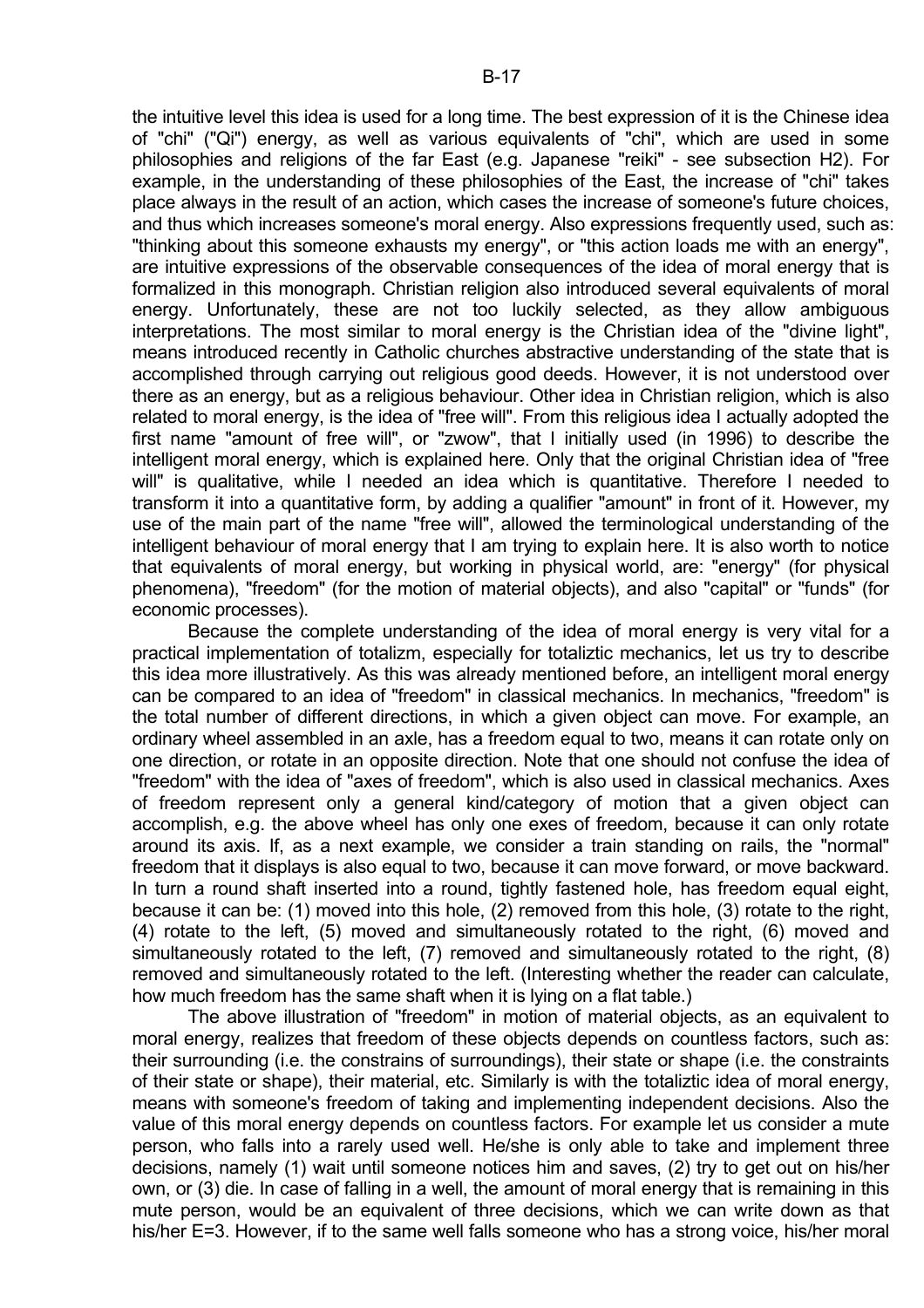the intuitive level this idea is used for a long time. The best expression of it is the Chinese idea of "chi" ("Qi") energy, as well as various equivalents of "chi", which are used in some philosophies and religions of the far East (e.g. Japanese "reiki" - see subsection H2). For example, in the understanding of these philosophies of the East, the increase of "chi" takes place always in the result of an action, which cases the increase of someone's future choices, and thus which increases someone's moral energy. Also expressions frequently used, such as: "thinking about this someone exhausts my energy", or "this action loads me with an energy", are intuitive expressions of the observable consequences of the idea of moral energy that is formalized in this monograph. Christian religion also introduced several equivalents of moral energy. Unfortunately, these are not too luckily selected, as they allow ambiguous interpretations. The most similar to moral energy is the Christian idea of the "divine light", means introduced recently in Catholic churches abstractive understanding of the state that is accomplished through carrying out religious good deeds. However, it is not understood over there as an energy, but as a religious behaviour. Other idea in Christian religion, which is also related to moral energy, is the idea of "free will". From this religious idea I actually adopted the first name "amount of free will", or "zwow", that I initially used (in 1996) to describe the intelligent moral energy, which is explained here. Only that the original Christian idea of "free will" is qualitative, while I needed an idea which is quantitative. Therefore I needed to transform it into a quantitative form, by adding a qualifier "amount" in front of it. However, my use of the main part of the name "free will", allowed the terminological understanding of the intelligent behaviour of moral energy that I am trying to explain here. It is also worth to notice that equivalents of moral energy, but working in physical world, are: "energy" (for physical phenomena), "freedom" (for the motion of material objects), and also "capital" or "funds" (for economic processes).

Because the complete understanding of the idea of moral energy is very vital for a practical implementation of totalizm, especially for totaliztic mechanics, let us try to describe this idea more illustratively. As this was already mentioned before, an intelligent moral energy can be compared to an idea of "freedom" in classical mechanics. In mechanics, "freedom" is the total number of different directions, in which a given object can move. For example, an ordinary wheel assembled in an axle, has a freedom equal to two, means it can rotate only on one direction, or rotate in an opposite direction. Note that one should not confuse the idea of "freedom" with the idea of "axes of freedom", which is also used in classical mechanics. Axes of freedom represent only a general kind/category of motion that a given object can accomplish, e.g. the above wheel has only one exes of freedom, because it can only rotate around its axis. If, as a next example, we consider a train standing on rails, the "normal" freedom that it displays is also equal to two, because it can move forward, or move backward. In turn a round shaft inserted into a round, tightly fastened hole, has freedom equal eight, because it can be: (1) moved into this hole, (2) removed from this hole, (3) rotate to the right, (4) rotate to the left, (5) moved and simultaneously rotated to the right, (6) moved and simultaneously rotated to the left, (7) removed and simultaneously rotated to the right, (8) removed and simultaneously rotated to the left. (Interesting whether the reader can calculate, how much freedom has the same shaft when it is lying on a flat table.)

The above illustration of "freedom" in motion of material objects, as an equivalent to moral energy, realizes that freedom of these objects depends on countless factors, such as: their surrounding (i.e. the constrains of surroundings), their state or shape (i.e. the constraints of their state or shape), their material, etc. Similarly is with the totaliztic idea of moral energy, means with someone's freedom of taking and implementing independent decisions. Also the value of this moral energy depends on countless factors. For example let us consider a mute person, who falls into a rarely used well. He/she is only able to take and implement three decisions, namely (1) wait until someone notices him and saves, (2) try to get out on his/her own, or (3) die. In case of falling in a well, the amount of moral energy that is remaining in this mute person, would be an equivalent of three decisions, which we can write down as that his/her E=3. However, if to the same well falls someone who has a strong voice, his/her moral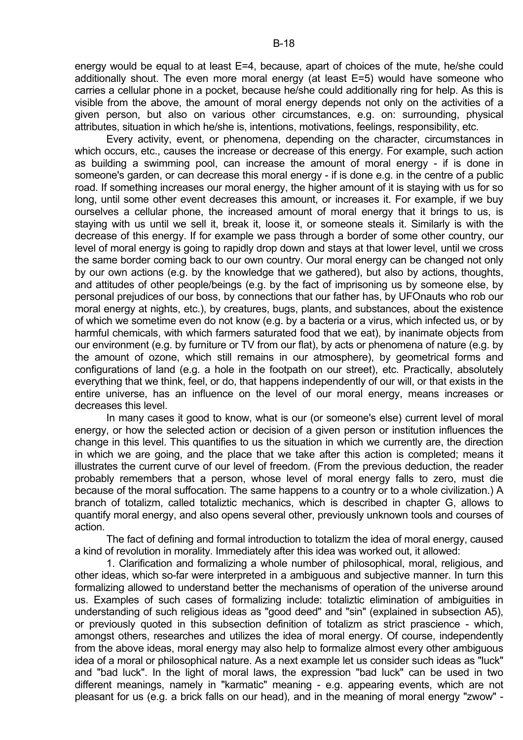energy would be equal to at least E=4, because, apart of choices of the mute, he/she could additionally shout. The even more moral energy (at least E=5) would have someone who carries a cellular phone in a pocket, because he/she could additionally ring for help. As this is visible from the above, the amount of moral energy depends not only on the activities of a given person, but also on various other circumstances, e.g. on: surrounding, physical attributes, situation in which he/she is, intentions, motivations, feelings, responsibility, etc.

Every activity, event, or phenomena, depending on the character, circumstances in which occurs, etc., causes the increase or decrease of this energy. For example, such action as building a swimming pool, can increase the amount of moral energy - if is done in someone's garden, or can decrease this moral energy - if is done e.g. in the centre of a public road. If something increases our moral energy, the higher amount of it is staying with us for so long, until some other event decreases this amount, or increases it. For example, if we buy ourselves a cellular phone, the increased amount of moral energy that it brings to us, is staying with us until we sell it, break it, loose it, or someone steals it. Similarly is with the decrease of this energy. If for example we pass through a border of some other country, our level of moral energy is going to rapidly drop down and stays at that lower level, until we cross the same border coming back to our own country. Our moral energy can be changed not only by our own actions (e.g. by the knowledge that we gathered), but also by actions, thoughts, and attitudes of other people/beings (e.g. by the fact of imprisoning us by someone else, by personal prejudices of our boss, by connections that our father has, by UFOnauts who rob our moral energy at nights, etc.), by creatures, bugs, plants, and substances, about the existence of which we sometime even do not know (e.g. by a bacteria or a virus, which infected us, or by harmful chemicals, with which farmers saturated food that we eat), by inanimate objects from our environment (e.g. by furniture or TV from our flat), by acts or phenomena of nature (e.g. by the amount of ozone, which still remains in our atmosphere), by geometrical forms and configurations of land (e.g. a hole in the footpath on our street), etc. Practically, absolutely everything that we think, feel, or do, that happens independently of our will, or that exists in the entire universe, has an influence on the level of our moral energy, means increases or decreases this level.

In many cases it good to know, what is our (or someone's else) current level of moral energy, or how the selected action or decision of a given person or institution influences the change in this level. This quantifies to us the situation in which we currently are, the direction in which we are going, and the place that we take after this action is completed; means it illustrates the current curve of our level of freedom. (From the previous deduction, the reader probably remembers that a person, whose level of moral energy falls to zero, must die because of the moral suffocation. The same happens to a country or to a whole civilization.) A branch of totalizm, called totaliztic mechanics, which is described in chapter G, allows to quantify moral energy, and also opens several other, previously unknown tools and courses of action.

The fact of defining and formal introduction to totalizm the idea of moral energy, caused a kind of revolution in morality. Immediately after this idea was worked out, it allowed:

1. Clarification and formalizing a whole number of philosophical, moral, religious, and other ideas, which so-far were interpreted in a ambiguous and subjective manner. In turn this formalizing allowed to understand better the mechanisms of operation of the universe around us. Examples of such cases of formalizing include: totaliztic elimination of ambiguities in understanding of such religious ideas as "good deed" and "sin" (explained in subsection A5), or previously quoted in this subsection definition of totalizm as strict prascience - which, amongst others, researches and utilizes the idea of moral energy. Of course, independently from the above ideas, moral energy may also help to formalize almost every other ambiguous idea of a moral or philosophical nature. As a next example let us consider such ideas as "luck" and "bad luck". In the light of moral laws, the expression "bad luck" can be used in two different meanings, namely in "karmatic" meaning - e.g. appearing events, which are not pleasant for us (e.g. a brick falls on our head), and in the meaning of moral energy "zwow" -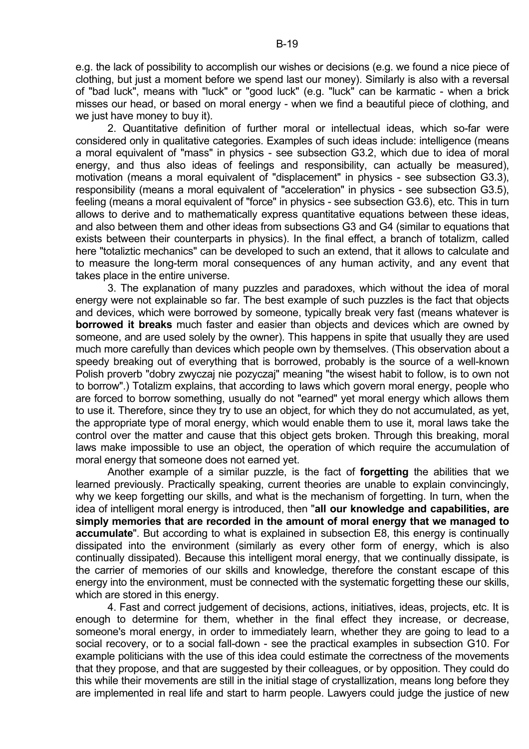e.g. the lack of possibility to accomplish our wishes or decisions (e.g. we found a nice piece of clothing, but just a moment before we spend last our money). Similarly is also with a reversal of "bad luck", means with "luck" or "good luck" (e.g. "luck" can be karmatic - when a brick misses our head, or based on moral energy - when we find a beautiful piece of clothing, and we just have money to buy it).

2. Quantitative definition of further moral or intellectual ideas, which so-far were considered only in qualitative categories. Examples of such ideas include: intelligence (means a moral equivalent of "mass" in physics - see subsection G3.2, which due to idea of moral energy, and thus also ideas of feelings and responsibility, can actually be measured), motivation (means a moral equivalent of "displacement" in physics - see subsection G3.3), responsibility (means a moral equivalent of "acceleration" in physics - see subsection G3.5), feeling (means a moral equivalent of "force" in physics - see subsection G3.6), etc. This in turn allows to derive and to mathematically express quantitative equations between these ideas, and also between them and other ideas from subsections G3 and G4 (similar to equations that exists between their counterparts in physics). In the final effect, a branch of totalizm, called here "totaliztic mechanics" can be developed to such an extend, that it allows to calculate and to measure the long-term moral consequences of any human activity, and any event that takes place in the entire universe.

3. The explanation of many puzzles and paradoxes, which without the idea of moral energy were not explainable so far. The best example of such puzzles is the fact that objects and devices, which were borrowed by someone, typically break very fast (means whatever is **borrowed it breaks** much faster and easier than objects and devices which are owned by someone, and are used solely by the owner). This happens in spite that usually they are used much more carefully than devices which people own by themselves. (This observation about a speedy breaking out of everything that is borrowed, probably is the source of a well-known Polish proverb "dobry zwyczaj nie pozyczaj" meaning "the wisest habit to follow, is to own not to borrow".) Totalizm explains, that according to laws which govern moral energy, people who are forced to borrow something, usually do not "earned" yet moral energy which allows them to use it. Therefore, since they try to use an object, for which they do not accumulated, as yet, the appropriate type of moral energy, which would enable them to use it, moral laws take the control over the matter and cause that this object gets broken. Through this breaking, moral laws make impossible to use an object, the operation of which require the accumulation of moral energy that someone does not earned yet.

Another example of a similar puzzle, is the fact of **forgetting** the abilities that we learned previously. Practically speaking, current theories are unable to explain convincingly, why we keep forgetting our skills, and what is the mechanism of forgetting. In turn, when the idea of intelligent moral energy is introduced, then "**all our knowledge and capabilities, are simply memories that are recorded in the amount of moral energy that we managed to accumulate**". But according to what is explained in subsection E8, this energy is continually dissipated into the environment (similarly as every other form of energy, which is also continually dissipated). Because this intelligent moral energy, that we continually dissipate, is the carrier of memories of our skills and knowledge, therefore the constant escape of this energy into the environment, must be connected with the systematic forgetting these our skills, which are stored in this energy.

4. Fast and correct judgement of decisions, actions, initiatives, ideas, projects, etc. It is enough to determine for them, whether in the final effect they increase, or decrease, someone's moral energy, in order to immediately learn, whether they are going to lead to a social recovery, or to a social fall-down - see the practical examples in subsection G10. For example politicians with the use of this idea could estimate the correctness of the movements that they propose, and that are suggested by their colleagues, or by opposition. They could do this while their movements are still in the initial stage of crystallization, means long before they are implemented in real life and start to harm people. Lawyers could judge the justice of new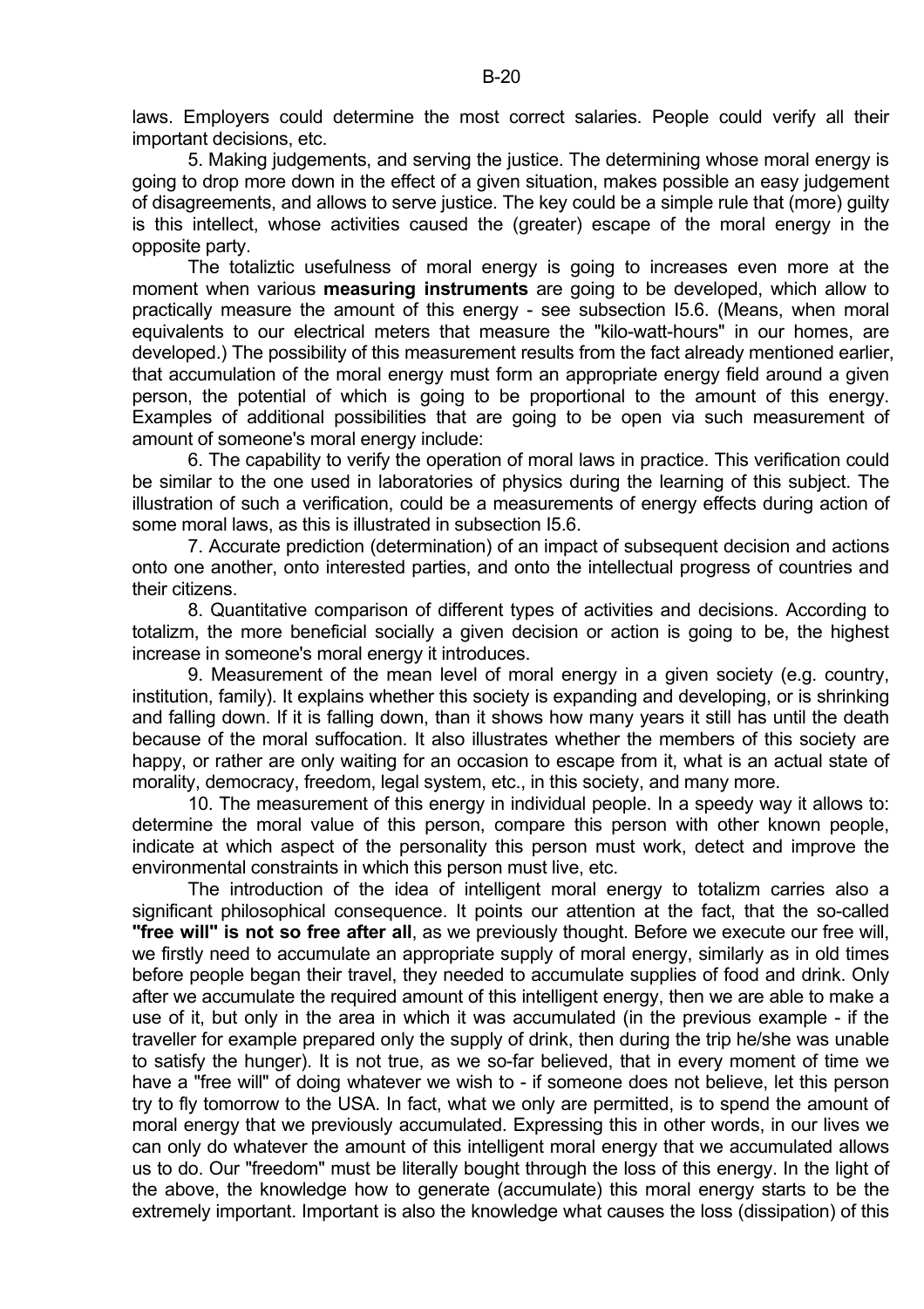laws. Employers could determine the most correct salaries. People could verify all their important decisions, etc.

5. Making judgements, and serving the justice. The determining whose moral energy is going to drop more down in the effect of a given situation, makes possible an easy judgement of disagreements, and allows to serve justice. The key could be a simple rule that (more) guilty is this intellect, whose activities caused the (greater) escape of the moral energy in the opposite party.

The totaliztic usefulness of moral energy is going to increases even more at the moment when various **measuring instruments** are going to be developed, which allow to practically measure the amount of this energy - see subsection I5.6. (Means, when moral equivalents to our electrical meters that measure the "kilo-watt-hours" in our homes, are developed.) The possibility of this measurement results from the fact already mentioned earlier, that accumulation of the moral energy must form an appropriate energy field around a given person, the potential of which is going to be proportional to the amount of this energy. Examples of additional possibilities that are going to be open via such measurement of amount of someone's moral energy include:

6. The capability to verify the operation of moral laws in practice. This verification could be similar to the one used in laboratories of physics during the learning of this subject. The illustration of such a verification, could be a measurements of energy effects during action of some moral laws, as this is illustrated in subsection I5.6.

7. Accurate prediction (determination) of an impact of subsequent decision and actions onto one another, onto interested parties, and onto the intellectual progress of countries and their citizens.

8. Quantitative comparison of different types of activities and decisions. According to totalizm, the more beneficial socially a given decision or action is going to be, the highest increase in someone's moral energy it introduces.

9. Measurement of the mean level of moral energy in a given society (e.g. country, institution, family). It explains whether this society is expanding and developing, or is shrinking and falling down. If it is falling down, than it shows how many years it still has until the death because of the moral suffocation. It also illustrates whether the members of this society are happy, or rather are only waiting for an occasion to escape from it, what is an actual state of morality, democracy, freedom, legal system, etc., in this society, and many more.

10. The measurement of this energy in individual people. In a speedy way it allows to: determine the moral value of this person, compare this person with other known people, indicate at which aspect of the personality this person must work, detect and improve the environmental constraints in which this person must live, etc.

The introduction of the idea of intelligent moral energy to totalizm carries also a significant philosophical consequence. It points our attention at the fact, that the so-called **"free will" is not so free after all**, as we previously thought. Before we execute our free will, we firstly need to accumulate an appropriate supply of moral energy, similarly as in old times before people began their travel, they needed to accumulate supplies of food and drink. Only after we accumulate the required amount of this intelligent energy, then we are able to make a use of it, but only in the area in which it was accumulated (in the previous example - if the traveller for example prepared only the supply of drink, then during the trip he/she was unable to satisfy the hunger). It is not true, as we so-far believed, that in every moment of time we have a "free will" of doing whatever we wish to - if someone does not believe, let this person try to fly tomorrow to the USA. In fact, what we only are permitted, is to spend the amount of moral energy that we previously accumulated. Expressing this in other words, in our lives we can only do whatever the amount of this intelligent moral energy that we accumulated allows us to do. Our "freedom" must be literally bought through the loss of this energy. In the light of the above, the knowledge how to generate (accumulate) this moral energy starts to be the extremely important. Important is also the knowledge what causes the loss (dissipation) of this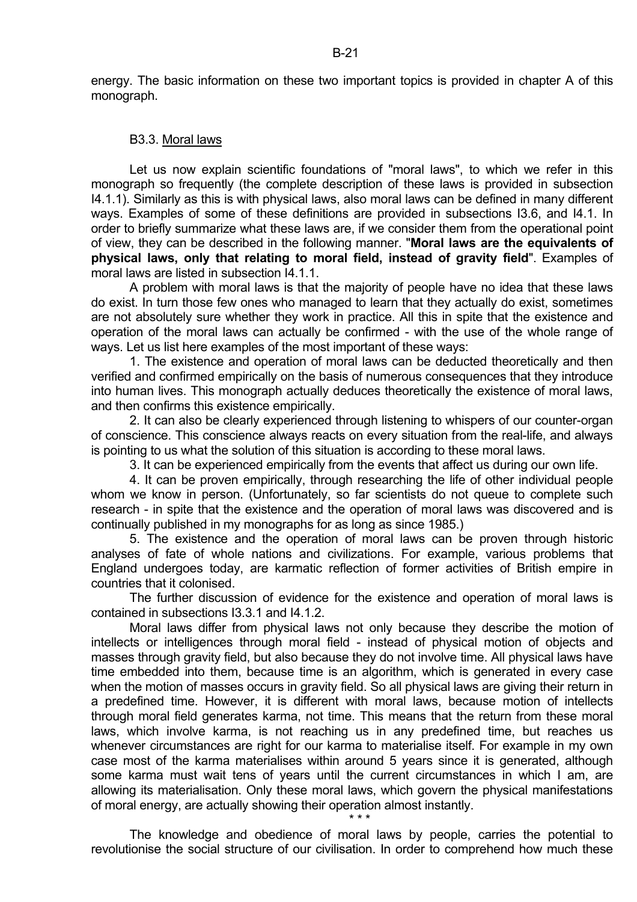energy. The basic information on these two important topics is provided in chapter A of this monograph.

### B3.3. Moral laws

Let us now explain scientific foundations of "moral laws", to which we refer in this monograph so frequently (the complete description of these laws is provided in subsection I4.1.1). Similarly as this is with physical laws, also moral laws can be defined in many different ways. Examples of some of these definitions are provided in subsections I3.6, and I4.1. In order to briefly summarize what these laws are, if we consider them from the operational point of view, they can be described in the following manner. "**Moral laws are the equivalents of physical laws, only that relating to moral field, instead of gravity field**". Examples of moral laws are listed in subsection I4.1.1.

A problem with moral laws is that the majority of people have no idea that these laws do exist. In turn those few ones who managed to learn that they actually do exist, sometimes are not absolutely sure whether they work in practice. All this in spite that the existence and operation of the moral laws can actually be confirmed - with the use of the whole range of ways. Let us list here examples of the most important of these ways:

1. The existence and operation of moral laws can be deducted theoretically and then verified and confirmed empirically on the basis of numerous consequences that they introduce into human lives. This monograph actually deduces theoretically the existence of moral laws, and then confirms this existence empirically.

2. It can also be clearly experienced through listening to whispers of our counter-organ of conscience. This conscience always reacts on every situation from the real-life, and always is pointing to us what the solution of this situation is according to these moral laws.

3. It can be experienced empirically from the events that affect us during our own life.

4. It can be proven empirically, through researching the life of other individual people whom we know in person. (Unfortunately, so far scientists do not queue to complete such research - in spite that the existence and the operation of moral laws was discovered and is continually published in my monographs for as long as since 1985.)

5. The existence and the operation of moral laws can be proven through historic analyses of fate of whole nations and civilizations. For example, various problems that England undergoes today, are karmatic reflection of former activities of British empire in countries that it colonised.

The further discussion of evidence for the existence and operation of moral laws is contained in subsections I3.3.1 and I4.1.2.

Moral laws differ from physical laws not only because they describe the motion of intellects or intelligences through moral field - instead of physical motion of objects and masses through gravity field, but also because they do not involve time. All physical laws have time embedded into them, because time is an algorithm, which is generated in every case when the motion of masses occurs in gravity field. So all physical laws are giving their return in a predefined time. However, it is different with moral laws, because motion of intellects through moral field generates karma, not time. This means that the return from these moral laws, which involve karma, is not reaching us in any predefined time, but reaches us whenever circumstances are right for our karma to materialise itself. For example in my own case most of the karma materialises within around 5 years since it is generated, although some karma must wait tens of years until the current circumstances in which I am, are allowing its materialisation. Only these moral laws, which govern the physical manifestations of moral energy, are actually showing their operation almost instantly.

\* \* \*

The knowledge and obedience of moral laws by people, carries the potential to revolutionise the social structure of our civilisation. In order to comprehend how much these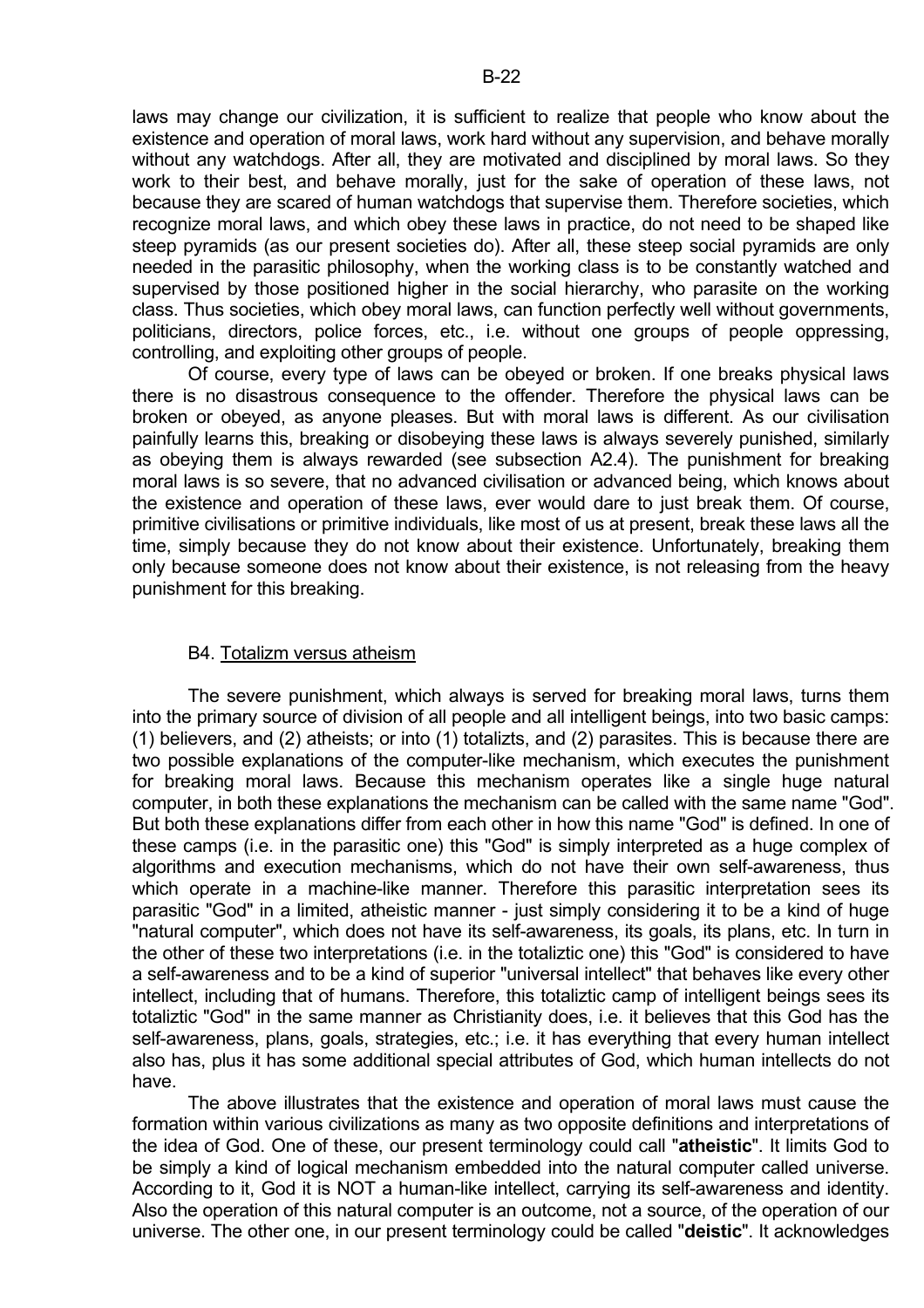laws may change our civilization, it is sufficient to realize that people who know about the existence and operation of moral laws, work hard without any supervision, and behave morally without any watchdogs. After all, they are motivated and disciplined by moral laws. So they work to their best, and behave morally, just for the sake of operation of these laws, not because they are scared of human watchdogs that supervise them. Therefore societies, which recognize moral laws, and which obey these laws in practice, do not need to be shaped like steep pyramids (as our present societies do). After all, these steep social pyramids are only needed in the parasitic philosophy, when the working class is to be constantly watched and supervised by those positioned higher in the social hierarchy, who parasite on the working class. Thus societies, which obey moral laws, can function perfectly well without governments, politicians, directors, police forces, etc., i.e. without one groups of people oppressing, controlling, and exploiting other groups of people.

Of course, every type of laws can be obeyed or broken. If one breaks physical laws there is no disastrous consequence to the offender. Therefore the physical laws can be broken or obeyed, as anyone pleases. But with moral laws is different. As our civilisation painfully learns this, breaking or disobeying these laws is always severely punished, similarly as obeying them is always rewarded (see subsection A2.4). The punishment for breaking moral laws is so severe, that no advanced civilisation or advanced being, which knows about the existence and operation of these laws, ever would dare to just break them. Of course, primitive civilisations or primitive individuals, like most of us at present, break these laws all the time, simply because they do not know about their existence. Unfortunately, breaking them only because someone does not know about their existence, is not releasing from the heavy punishment for this breaking.

## B4. Totalizm versus atheism

The severe punishment, which always is served for breaking moral laws, turns them into the primary source of division of all people and all intelligent beings, into two basic camps: (1) believers, and (2) atheists; or into (1) totalizts, and (2) parasites. This is because there are two possible explanations of the computer-like mechanism, which executes the punishment for breaking moral laws. Because this mechanism operates like a single huge natural computer, in both these explanations the mechanism can be called with the same name "God". But both these explanations differ from each other in how this name "God" is defined. In one of these camps (i.e. in the parasitic one) this "God" is simply interpreted as a huge complex of algorithms and execution mechanisms, which do not have their own self-awareness, thus which operate in a machine-like manner. Therefore this parasitic interpretation sees its parasitic "God" in a limited, atheistic manner - just simply considering it to be a kind of huge "natural computer", which does not have its self-awareness, its goals, its plans, etc. In turn in the other of these two interpretations (i.e. in the totaliztic one) this "God" is considered to have a self-awareness and to be a kind of superior "universal intellect" that behaves like every other intellect, including that of humans. Therefore, this totaliztic camp of intelligent beings sees its totaliztic "God" in the same manner as Christianity does, i.e. it believes that this God has the self-awareness, plans, goals, strategies, etc.; i.e. it has everything that every human intellect also has, plus it has some additional special attributes of God, which human intellects do not have.

The above illustrates that the existence and operation of moral laws must cause the formation within various civilizations as many as two opposite definitions and interpretations of the idea of God. One of these, our present terminology could call "**atheistic**". It limits God to be simply a kind of logical mechanism embedded into the natural computer called universe. According to it, God it is NOT a human-like intellect, carrying its self-awareness and identity. Also the operation of this natural computer is an outcome, not a source, of the operation of our universe. The other one, in our present terminology could be called "**deistic**". It acknowledges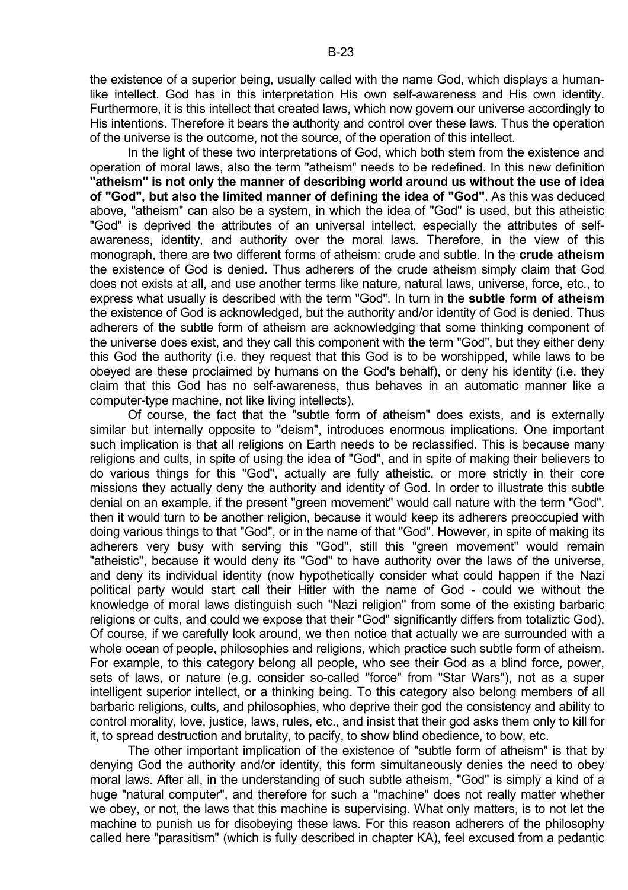the existence of a superior being, usually called with the name God, which displays a human-like intellect. God has in this interpretation His own self-awareness and His own identity. Furthermore, it is this intellect that created laws, which now govern our universe accordingly to His intentions. Therefore it bears the authority and control over these laws. Thus the operation of the universe is the outcome, not the source, of the operation of this intellect.

In the light of these two interpretations of God, which both stem from the existence and operation of moral laws, also the term "atheism" needs to be redefined. In this new definition **"atheism" is not only the manner of describing world around us without the use of idea of "God", but also the limited manner of defining the idea of "God"**. As this was deduced above, "atheism" can also be a system, in which the idea of "God" is used, but this atheistic "God" is deprived the attributes of an universal intellect, especially the attributes of self-awareness, identity, and authority over the moral laws. Therefore, in the view of this monograph, there are two different forms of atheism: crude and subtle. In the **crude atheism** the existence of God is denied. Thus adherers of the crude atheism simply claim that God does not exists at all, and use another terms like nature, natural laws, universe, force, etc., to express what usually is described with the term "God". In turn in the **subtle form of atheism** the existence of God is acknowledged, but the authority and/or identity of God is denied. Thus adherers of the subtle form of atheism are acknowledging that some thinking component of the universe does exist, and they call this component with the term "God", but they either deny this God the authority (i.e. they request that this God is to be worshipped, while laws to be obeyed are these proclaimed by humans on the God's behalf), or deny his identity (i.e. they claim that this God has no self-awareness, thus behaves in an automatic manner like a computer-type machine, not like living intellects).

Of course, the fact that the "subtle form of atheism" does exists, and is externally similar but internally opposite to "deism", introduces enormous implications. One important such implication is that all religions on Earth needs to be reclassified. This is because many religions and cults, in spite of using the idea of "God", and in spite of making their believers to do various things for this "God", actually are fully atheistic, or more strictly in their core missions they actually deny the authority and identity of God. In order to illustrate this subtle denial on an example, if the present "green movement" would call nature with the term "God", then it would turn to be another religion, because it would keep its adherers preoccupied with doing various things to that "God", or in the name of that "God". However, in spite of making its adherers very busy with serving this "God", still this "green movement" would remain "atheistic", because it would deny its "God" to have authority over the laws of the universe, and deny its individual identity (now hypothetically consider what could happen if the Nazi political party would start call their Hitler with the name of God - could we without the knowledge of moral laws distinguish such "Nazi religion" from some of the existing barbaric religions or cults, and could we expose that their "God" significantly differs from totaliztic God). Of course, if we carefully look around, we then notice that actually we are surrounded with a whole ocean of people, philosophies and religions, which practice such subtle form of atheism. For example, to this category belong all people, who see their God as a blind force, power, sets of laws, or nature (e.g. consider so-called "force" from "Star Wars"), not as a super intelligent superior intellect, or a thinking being. To this category also belong members of all barbaric religions, cults, and philosophies, who deprive their god the consistency and ability to control morality, love, justice, laws, rules, etc., and insist that their god asks them only to kill for it, to spread destruction and brutality, to pacify, to show blind obedience, to bow, etc.

The other important implication of the existence of "subtle form of atheism" is that by denying God the authority and/or identity, this form simultaneously denies the need to obey moral laws. After all, in the understanding of such subtle atheism, "God" is simply a kind of a huge "natural computer", and therefore for such a "machine" does not really matter whether we obey, or not, the laws that this machine is supervising. What only matters, is to not let the machine to punish us for disobeying these laws. For this reason adherers of the philosophy called here "parasitism" (which is fully described in chapter KA), feel excused from a pedantic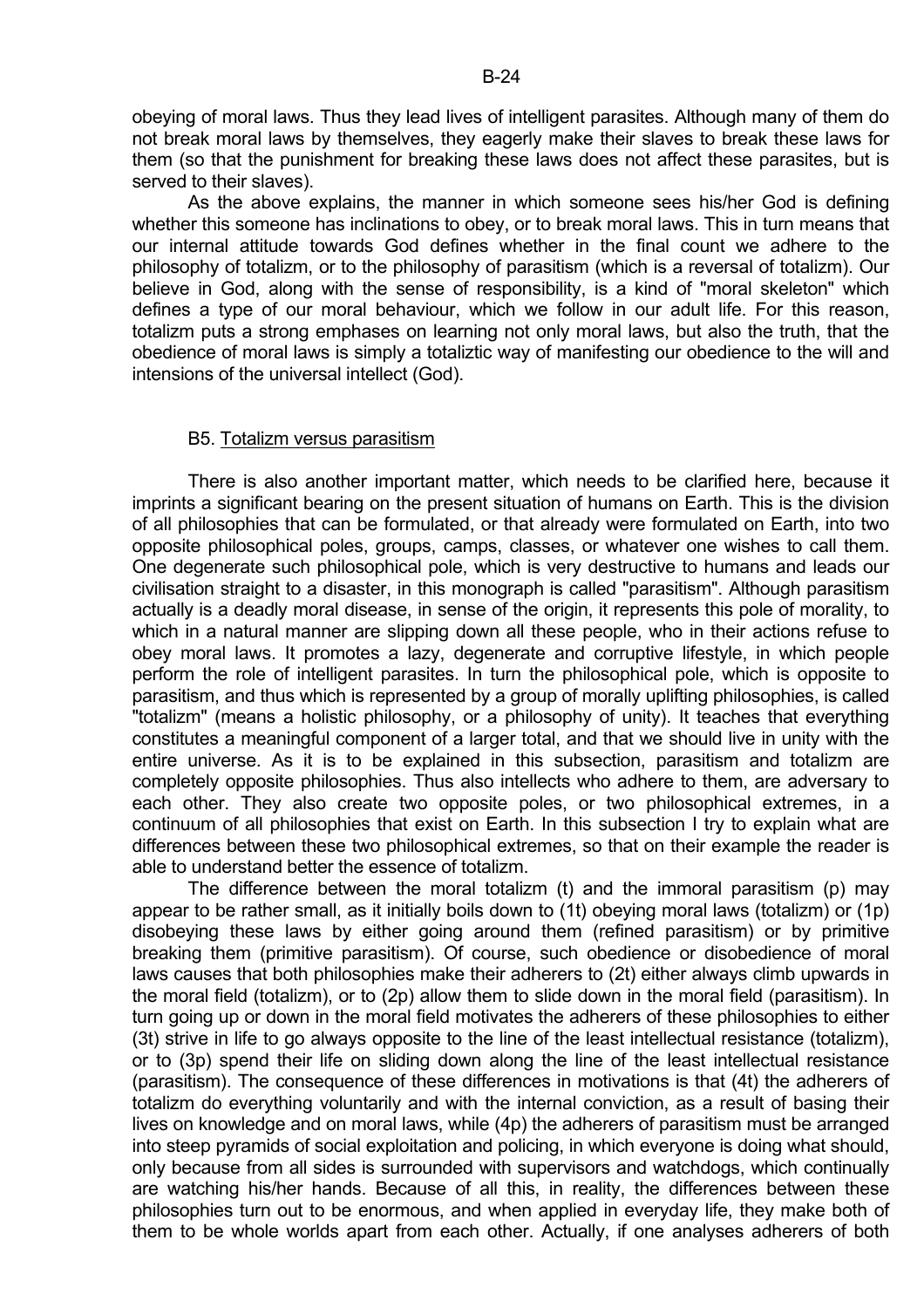obeying of moral laws. Thus they lead lives of intelligent parasites. Although many of them do not break moral laws by themselves, they eagerly make their slaves to break these laws for them (so that the punishment for breaking these laws does not affect these parasites, but is served to their slaves).

As the above explains, the manner in which someone sees his/her God is defining whether this someone has inclinations to obey, or to break moral laws. This in turn means that our internal attitude towards God defines whether in the final count we adhere to the philosophy of totalizm, or to the philosophy of parasitism (which is a reversal of totalizm). Our believe in God, along with the sense of responsibility, is a kind of "moral skeleton" which defines a type of our moral behaviour, which we follow in our adult life. For this reason, totalizm puts a strong emphases on learning not only moral laws, but also the truth, that the obedience of moral laws is simply a totaliztic way of manifesting our obedience to the will and intensions of the universal intellect (God).

## B5. Totalizm versus parasitism

There is also another important matter, which needs to be clarified here, because it imprints a significant bearing on the present situation of humans on Earth. This is the division of all philosophies that can be formulated, or that already were formulated on Earth, into two opposite philosophical poles, groups, camps, classes, or whatever one wishes to call them. One degenerate such philosophical pole, which is very destructive to humans and leads our civilisation straight to a disaster, in this monograph is called "parasitism". Although parasitism actually is a deadly moral disease, in sense of the origin, it represents this pole of morality, to which in a natural manner are slipping down all these people, who in their actions refuse to obey moral laws. It promotes a lazy, degenerate and corruptive lifestyle, in which people perform the role of intelligent parasites. In turn the philosophical pole, which is opposite to parasitism, and thus which is represented by a group of morally uplifting philosophies, is called "totalizm" (means a holistic philosophy, or a philosophy of unity). It teaches that everything constitutes a meaningful component of a larger total, and that we should live in unity with the entire universe. As it is to be explained in this subsection, parasitism and totalizm are completely opposite philosophies. Thus also intellects who adhere to them, are adversary to each other. They also create two opposite poles, or two philosophical extremes, in a continuum of all philosophies that exist on Earth. In this subsection I try to explain what are differences between these two philosophical extremes, so that on their example the reader is able to understand better the essence of totalizm.

The difference between the moral totalizm (t) and the immoral parasitism (p) may appear to be rather small, as it initially boils down to (1t) obeying moral laws (totalizm) or (1p) disobeying these laws by either going around them (refined parasitism) or by primitive breaking them (primitive parasitism). Of course, such obedience or disobedience of moral laws causes that both philosophies make their adherers to (2t) either always climb upwards in the moral field (totalizm), or to (2p) allow them to slide down in the moral field (parasitism). In turn going up or down in the moral field motivates the adherers of these philosophies to either (3t) strive in life to go always opposite to the line of the least intellectual resistance (totalizm), or to (3p) spend their life on sliding down along the line of the least intellectual resistance (parasitism). The consequence of these differences in motivations is that (4t) the adherers of totalizm do everything voluntarily and with the internal conviction, as a result of basing their lives on knowledge and on moral laws, while (4p) the adherers of parasitism must be arranged into steep pyramids of social exploitation and policing, in which everyone is doing what should, only because from all sides is surrounded with supervisors and watchdogs, which continually are watching his/her hands. Because of all this, in reality, the differences between these philosophies turn out to be enormous, and when applied in everyday life, they make both of them to be whole worlds apart from each other. Actually, if one analyses adherers of both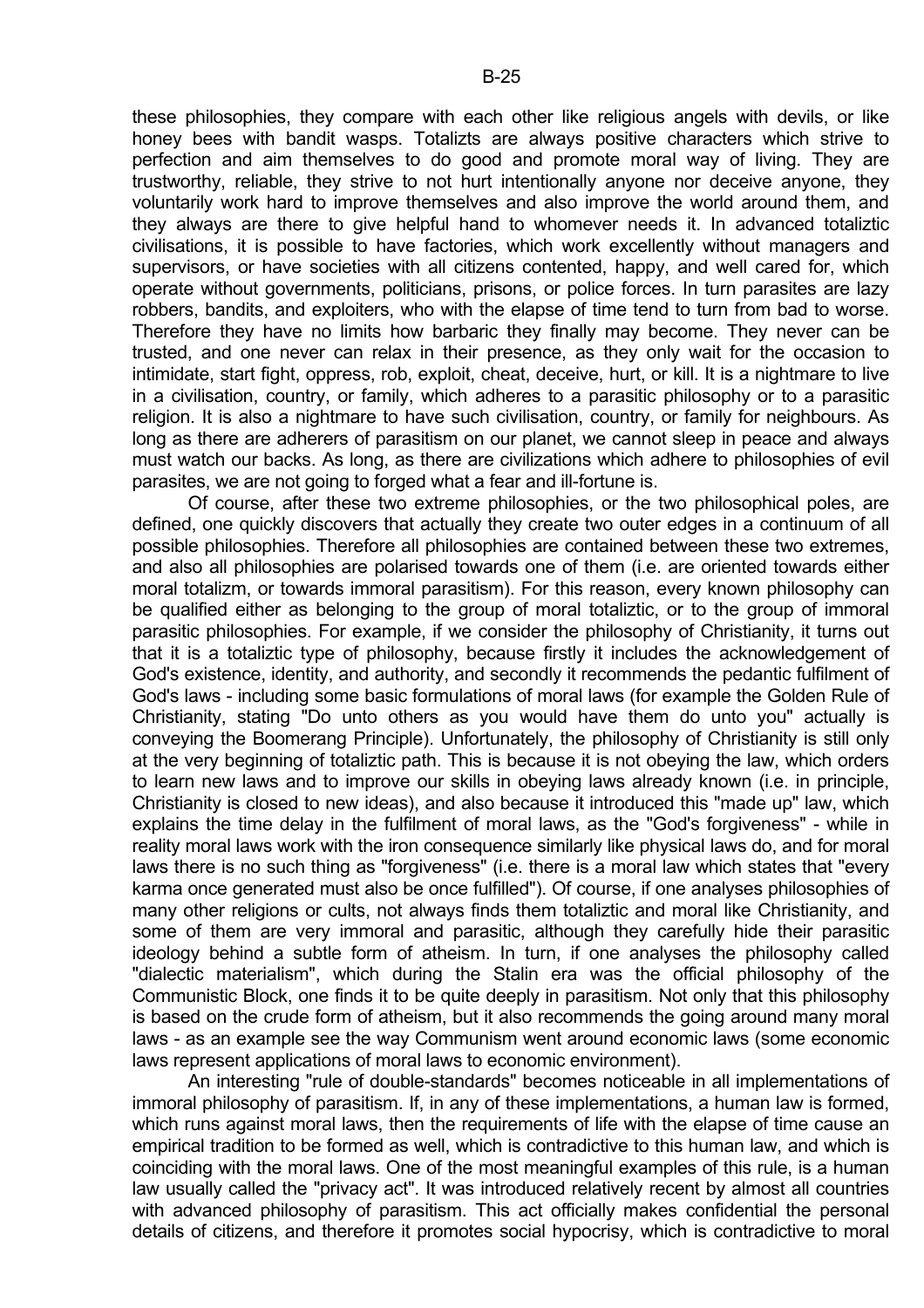these philosophies, they compare with each other like religious angels with devils, or like honey bees with bandit wasps. Totalizts are always positive characters which strive to perfection and aim themselves to do good and promote moral way of living. They are trustworthy, reliable, they strive to not hurt intentionally anyone nor deceive anyone, they voluntarily work hard to improve themselves and also improve the world around them, and they always are there to give helpful hand to whomever needs it. In advanced totaliztic civilisations, it is possible to have factories, which work excellently without managers and supervisors, or have societies with all citizens contented, happy, and well cared for, which operate without governments, politicians, prisons, or police forces. In turn parasites are lazy robbers, bandits, and exploiters, who with the elapse of time tend to turn from bad to worse. Therefore they have no limits how barbaric they finally may become. They never can be trusted, and one never can relax in their presence, as they only wait for the occasion to intimidate, start fight, oppress, rob, exploit, cheat, deceive, hurt, or kill. It is a nightmare to live in a civilisation, country, or family, which adheres to a parasitic philosophy or to a parasitic religion. It is also a nightmare to have such civilisation, country, or family for neighbours. As long as there are adherers of parasitism on our planet, we cannot sleep in peace and always must watch our backs. As long, as there are civilizations which adhere to philosophies of evil parasites, we are not going to forged what a fear and ill-fortune is.

Of course, after these two extreme philosophies, or the two philosophical poles, are defined, one quickly discovers that actually they create two outer edges in a continuum of all possible philosophies. Therefore all philosophies are contained between these two extremes, and also all philosophies are polarised towards one of them (i.e. are oriented towards either moral totalizm, or towards immoral parasitism). For this reason, every known philosophy can be qualified either as belonging to the group of moral totaliztic, or to the group of immoral parasitic philosophies. For example, if we consider the philosophy of Christianity, it turns out that it is a totaliztic type of philosophy, because firstly it includes the acknowledgement of God's existence, identity, and authority, and secondly it recommends the pedantic fulfilment of God's laws - including some basic formulations of moral laws (for example the Golden Rule of Christianity, stating "Do unto others as you would have them do unto you" actually is conveying the Boomerang Principle). Unfortunately, the philosophy of Christianity is still only at the very beginning of totaliztic path. This is because it is not obeying the law, which orders to learn new laws and to improve our skills in obeying laws already known (i.e. in principle, Christianity is closed to new ideas), and also because it introduced this "made up" law, which explains the time delay in the fulfilment of moral laws, as the "God's forgiveness" - while in reality moral laws work with the iron consequence similarly like physical laws do, and for moral laws there is no such thing as "forgiveness" (i.e. there is a moral law which states that "every karma once generated must also be once fulfilled"). Of course, if one analyses philosophies of many other religions or cults, not always finds them totaliztic and moral like Christianity, and some of them are very immoral and parasitic, although they carefully hide their parasitic ideology behind a subtle form of atheism. In turn, if one analyses the philosophy called "dialectic materialism", which during the Stalin era was the official philosophy of the Communistic Block, one finds it to be quite deeply in parasitism. Not only that this philosophy is based on the crude form of atheism, but it also recommends the going around many moral laws - as an example see the way Communism went around economic laws (some economic laws represent applications of moral laws to economic environment).

An interesting "rule of double-standards" becomes noticeable in all implementations of immoral philosophy of parasitism. If, in any of these implementations, a human law is formed, which runs against moral laws, then the requirements of life with the elapse of time cause an empirical tradition to be formed as well, which is contradictive to this human law, and which is coinciding with the moral laws. One of the most meaningful examples of this rule, is a human law usually called the "privacy act". It was introduced relatively recent by almost all countries with advanced philosophy of parasitism. This act officially makes confidential the personal details of citizens, and therefore it promotes social hypocrisy, which is contradictive to moral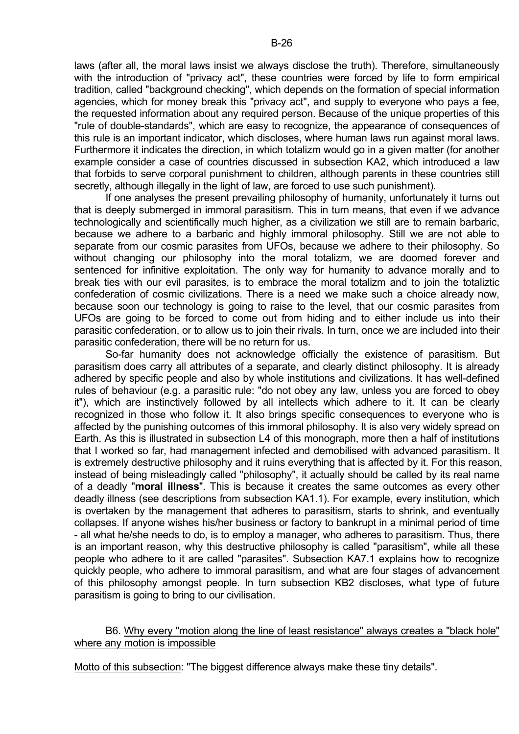laws (after all, the moral laws insist we always disclose the truth). Therefore, simultaneously with the introduction of "privacy act", these countries were forced by life to form empirical tradition, called "background checking", which depends on the formation of special information agencies, which for money break this "privacy act", and supply to everyone who pays a fee, the requested information about any required person. Because of the unique properties of this "rule of double-standards", which are easy to recognize, the appearance of consequences of this rule is an important indicator, which discloses, where human laws run against moral laws. Furthermore it indicates the direction, in which totalizm would go in a given matter (for another example consider a case of countries discussed in subsection KA2, which introduced a law that forbids to serve corporal punishment to children, although parents in these countries still secretly, although illegally in the light of law, are forced to use such punishment).

If one analyses the present prevailing philosophy of humanity, unfortunately it turns out that is deeply submerged in immoral parasitism. This in turn means, that even if we advance technologically and scientifically much higher, as a civilization we still are to remain barbaric, because we adhere to a barbaric and highly immoral philosophy. Still we are not able to separate from our cosmic parasites from UFOs, because we adhere to their philosophy. So without changing our philosophy into the moral totalizm, we are doomed forever and sentenced for infinitive exploitation. The only way for humanity to advance morally and to break ties with our evil parasites, is to embrace the moral totalizm and to join the totaliztic confederation of cosmic civilizations. There is a need we make such a choice already now, because soon our technology is going to raise to the level, that our cosmic parasites from UFOs are going to be forced to come out from hiding and to either include us into their parasitic confederation, or to allow us to join their rivals. In turn, once we are included into their parasitic confederation, there will be no return for us.

So-far humanity does not acknowledge officially the existence of parasitism. But parasitism does carry all attributes of a separate, and clearly distinct philosophy. It is already adhered by specific people and also by whole institutions and civilizations. It has well-defined rules of behaviour (e.g. a parasitic rule: "do not obey any law, unless you are forced to obey it"), which are instinctively followed by all intellects which adhere to it. It can be clearly recognized in those who follow it. It also brings specific consequences to everyone who is affected by the punishing outcomes of this immoral philosophy. It is also very widely spread on Earth. As this is illustrated in subsection L4 of this monograph, more then a half of institutions that I worked so far, had management infected and demobilised with advanced parasitism. It is extremely destructive philosophy and it ruins everything that is affected by it. For this reason, instead of being misleadingly called "philosophy", it actually should be called by its real name of a deadly "**moral illness**". This is because it creates the same outcomes as every other deadly illness (see descriptions from subsection KA1.1). For example, every institution, which is overtaken by the management that adheres to parasitism, starts to shrink, and eventually collapses. If anyone wishes his/her business or factory to bankrupt in a minimal period of time - all what he/she needs to do, is to employ a manager, who adheres to parasitism. Thus, there is an important reason, why this destructive philosophy is called "parasitism", while all these people who adhere to it are called "parasites". Subsection KA7.1 explains how to recognize quickly people, who adhere to immoral parasitism, and what are four stages of advancement of this philosophy amongst people. In turn subsection KB2 discloses, what type of future parasitism is going to bring to our civilisation.

## B6. Why every "motion along the line of least resistance" always creates a "black hole" where any motion is impossible

Motto of this subsection: "The biggest difference always make these tiny details".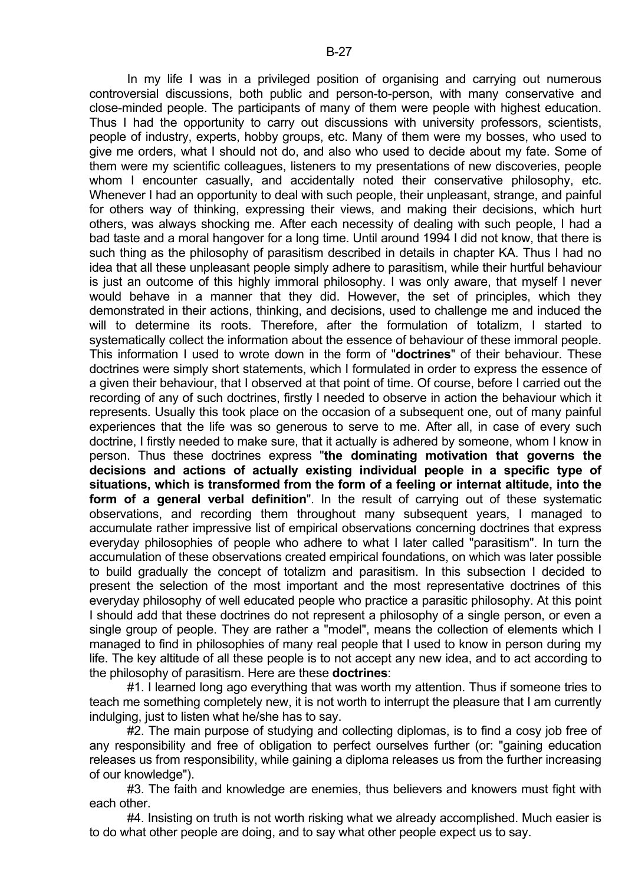In my life I was in a privileged position of organising and carrying out numerous controversial discussions, both public and person-to-person, with many conservative and close-minded people. The participants of many of them were people with highest education. Thus I had the opportunity to carry out discussions with university professors, scientists, people of industry, experts, hobby groups, etc. Many of them were my bosses, who used to give me orders, what I should not do, and also who used to decide about my fate. Some of them were my scientific colleagues, listeners to my presentations of new discoveries, people whom I encounter casually, and accidentally noted their conservative philosophy, etc. Whenever I had an opportunity to deal with such people, their unpleasant, strange, and painful for others way of thinking, expressing their views, and making their decisions, which hurt others, was always shocking me. After each necessity of dealing with such people, I had a bad taste and a moral hangover for a long time. Until around 1994 I did not know, that there is such thing as the philosophy of parasitism described in details in chapter KA. Thus I had no idea that all these unpleasant people simply adhere to parasitism, while their hurtful behaviour is just an outcome of this highly immoral philosophy. I was only aware, that myself I never would behave in a manner that they did. However, the set of principles, which they demonstrated in their actions, thinking, and decisions, used to challenge me and induced the will to determine its roots. Therefore, after the formulation of totalizm, I started to systematically collect the information about the essence of behaviour of these immoral people. This information I used to wrote down in the form of "**doctrines**" of their behaviour. These doctrines were simply short statements, which I formulated in order to express the essence of a given their behaviour, that I observed at that point of time. Of course, before I carried out the recording of any of such doctrines, firstly I needed to observe in action the behaviour which it represents. Usually this took place on the occasion of a subsequent one, out of many painful experiences that the life was so generous to serve to me. After all, in case of every such doctrine, I firstly needed to make sure, that it actually is adhered by someone, whom I know in person. Thus these doctrines express "**the dominating motivation that governs the decisions and actions of actually existing individual people in a specific type of situations, which is transformed from the form of a feeling or internat altitude, into the form of a general verbal definition**". In the result of carrying out of these systematic observations, and recording them throughout many subsequent years, I managed to accumulate rather impressive list of empirical observations concerning doctrines that express everyday philosophies of people who adhere to what I later called "parasitism". In turn the accumulation of these observations created empirical foundations, on which was later possible to build gradually the concept of totalizm and parasitism. In this subsection I decided to present the selection of the most important and the most representative doctrines of this everyday philosophy of well educated people who practice a parasitic philosophy. At this point I should add that these doctrines do not represent a philosophy of a single person, or even a single group of people. They are rather a "model", means the collection of elements which I managed to find in philosophies of many real people that I used to know in person during my life. The key altitude of all these people is to not accept any new idea, and to act according to the philosophy of parasitism. Here are these **doctrines**:

#1. I learned long ago everything that was worth my attention. Thus if someone tries to teach me something completely new, it is not worth to interrupt the pleasure that I am currently indulging, just to listen what he/she has to say.

#2. The main purpose of studying and collecting diplomas, is to find a cosy job free of any responsibility and free of obligation to perfect ourselves further (or: "gaining education releases us from responsibility, while gaining a diploma releases us from the further increasing of our knowledge").

#3. The faith and knowledge are enemies, thus believers and knowers must fight with each other.

#4. Insisting on truth is not worth risking what we already accomplished. Much easier is to do what other people are doing, and to say what other people expect us to say.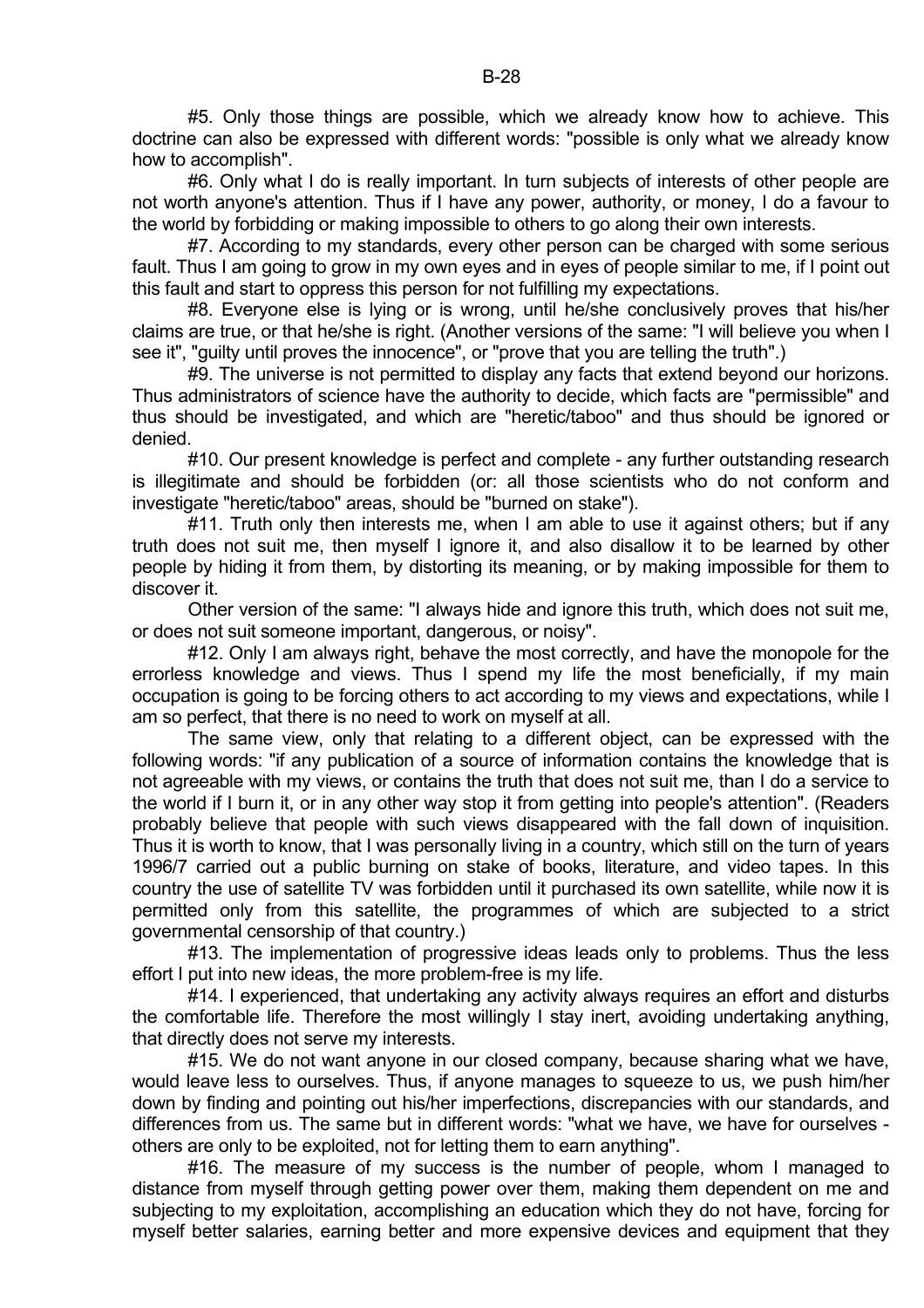#5. Only those things are possible, which we already know how to achieve. This doctrine can also be expressed with different words: "possible is only what we already know how to accomplish".

#6. Only what I do is really important. In turn subjects of interests of other people are not worth anyone's attention. Thus if I have any power, authority, or money, I do a favour to the world by forbidding or making impossible to others to go along their own interests.

#7. According to my standards, every other person can be charged with some serious fault. Thus I am going to grow in my own eyes and in eyes of people similar to me, if I point out this fault and start to oppress this person for not fulfilling my expectations.

#8. Everyone else is lying or is wrong, until he/she conclusively proves that his/her claims are true, or that he/she is right. (Another versions of the same: "I will believe you when I see it", "guilty until proves the innocence", or "prove that you are telling the truth".)

#9. The universe is not permitted to display any facts that extend beyond our horizons. Thus administrators of science have the authority to decide, which facts are "permissible" and thus should be investigated, and which are "heretic/taboo" and thus should be ignored or denied.

#10. Our present knowledge is perfect and complete - any further outstanding research is illegitimate and should be forbidden (or: all those scientists who do not conform and investigate "heretic/taboo" areas, should be "burned on stake").

#11. Truth only then interests me, when I am able to use it against others; but if any truth does not suit me, then myself I ignore it, and also disallow it to be learned by other people by hiding it from them, by distorting its meaning, or by making impossible for them to discover it.

Other version of the same: "I always hide and ignore this truth, which does not suit me, or does not suit someone important, dangerous, or noisy".

#12. Only I am always right, behave the most correctly, and have the monopole for the errorless knowledge and views. Thus I spend my life the most beneficially, if my main occupation is going to be forcing others to act according to my views and expectations, while I am so perfect, that there is no need to work on myself at all.

The same view, only that relating to a different object, can be expressed with the following words: "if any publication of a source of information contains the knowledge that is not agreeable with my views, or contains the truth that does not suit me, than I do a service to the world if I burn it, or in any other way stop it from getting into people's attention". (Readers probably believe that people with such views disappeared with the fall down of inquisition. Thus it is worth to know, that I was personally living in a country, which still on the turn of years 1996/7 carried out a public burning on stake of books, literature, and video tapes. In this country the use of satellite TV was forbidden until it purchased its own satellite, while now it is permitted only from this satellite, the programmes of which are subjected to a strict governmental censorship of that country.)

#13. The implementation of progressive ideas leads only to problems. Thus the less effort I put into new ideas, the more problem-free is my life.

#14. I experienced, that undertaking any activity always requires an effort and disturbs the comfortable life. Therefore the most willingly I stay inert, avoiding undertaking anything, that directly does not serve my interests.

#15. We do not want anyone in our closed company, because sharing what we have, would leave less to ourselves. Thus, if anyone manages to squeeze to us, we push him/her down by finding and pointing out his/her imperfections, discrepancies with our standards, and differences from us. The same but in different words: "what we have, we have for ourselves - others are only to be exploited, not for letting them to earn anything".

#16. The measure of my success is the number of people, whom I managed to distance from myself through getting power over them, making them dependent on me and subjecting to my exploitation, accomplishing an education which they do not have, forcing for myself better salaries, earning better and more expensive devices and equipment that they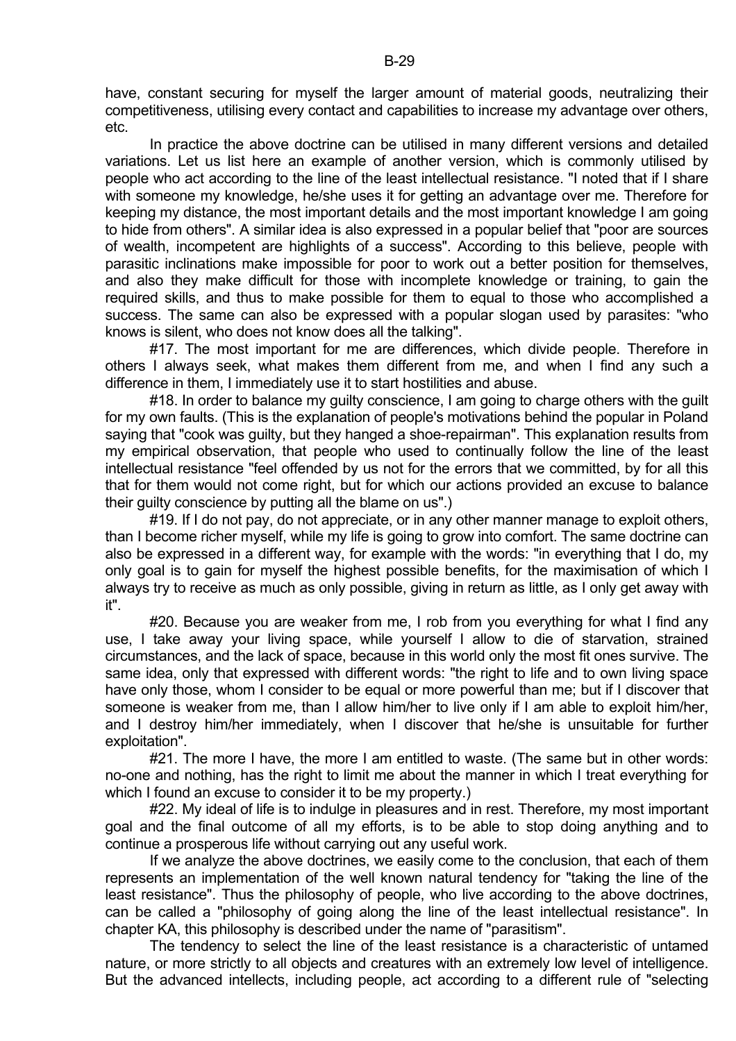have, constant securing for myself the larger amount of material goods, neutralizing their competitiveness, utilising every contact and capabilities to increase my advantage over others, etc.

In practice the above doctrine can be utilised in many different versions and detailed variations. Let us list here an example of another version, which is commonly utilised by people who act according to the line of the least intellectual resistance. "I noted that if I share with someone my knowledge, he/she uses it for getting an advantage over me. Therefore for keeping my distance, the most important details and the most important knowledge I am going to hide from others". A similar idea is also expressed in a popular belief that "poor are sources of wealth, incompetent are highlights of a success". According to this believe, people with parasitic inclinations make impossible for poor to work out a better position for themselves, and also they make difficult for those with incomplete knowledge or training, to gain the required skills, and thus to make possible for them to equal to those who accomplished a success. The same can also be expressed with a popular slogan used by parasites: "who knows is silent, who does not know does all the talking".

#17. The most important for me are differences, which divide people. Therefore in others I always seek, what makes them different from me, and when I find any such a difference in them, I immediately use it to start hostilities and abuse.

#18. In order to balance my guilty conscience, I am going to charge others with the guilt for my own faults. (This is the explanation of people's motivations behind the popular in Poland saying that "cook was guilty, but they hanged a shoe-repairman". This explanation results from my empirical observation, that people who used to continually follow the line of the least intellectual resistance "feel offended by us not for the errors that we committed, by for all this that for them would not come right, but for which our actions provided an excuse to balance their guilty conscience by putting all the blame on us".)

#19. If I do not pay, do not appreciate, or in any other manner manage to exploit others, than I become richer myself, while my life is going to grow into comfort. The same doctrine can also be expressed in a different way, for example with the words: "in everything that I do, my only goal is to gain for myself the highest possible benefits, for the maximisation of which I always try to receive as much as only possible, giving in return as little, as I only get away with it".

#20. Because you are weaker from me, I rob from you everything for what I find any use, I take away your living space, while yourself I allow to die of starvation, strained circumstances, and the lack of space, because in this world only the most fit ones survive. The same idea, only that expressed with different words: "the right to life and to own living space have only those, whom I consider to be equal or more powerful than me; but if I discover that someone is weaker from me, than I allow him/her to live only if I am able to exploit him/her, and I destroy him/her immediately, when I discover that he/she is unsuitable for further exploitation".

#21. The more I have, the more I am entitled to waste. (The same but in other words: no-one and nothing, has the right to limit me about the manner in which I treat everything for which I found an excuse to consider it to be my property.)

#22. My ideal of life is to indulge in pleasures and in rest. Therefore, my most important goal and the final outcome of all my efforts, is to be able to stop doing anything and to continue a prosperous life without carrying out any useful work.

If we analyze the above doctrines, we easily come to the conclusion, that each of them represents an implementation of the well known natural tendency for "taking the line of the least resistance". Thus the philosophy of people, who live according to the above doctrines, can be called a "philosophy of going along the line of the least intellectual resistance". In chapter KA, this philosophy is described under the name of "parasitism".

The tendency to select the line of the least resistance is a characteristic of untamed nature, or more strictly to all objects and creatures with an extremely low level of intelligence. But the advanced intellects, including people, act according to a different rule of "selecting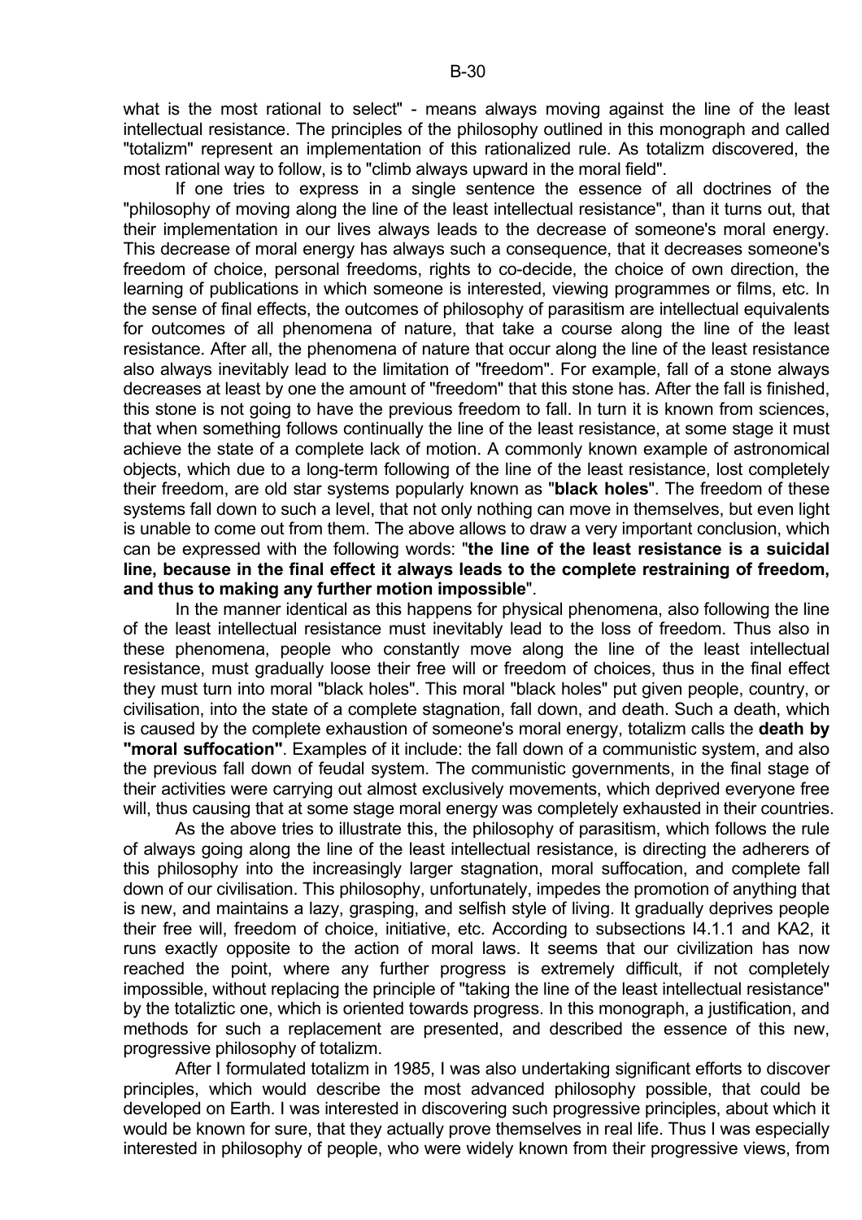what is the most rational to select" - means always moving against the line of the least intellectual resistance. The principles of the philosophy outlined in this monograph and called "totalizm" represent an implementation of this rationalized rule. As totalizm discovered, the most rational way to follow, is to "climb always upward in the moral field".

If one tries to express in a single sentence the essence of all doctrines of the "philosophy of moving along the line of the least intellectual resistance", than it turns out, that their implementation in our lives always leads to the decrease of someone's moral energy. This decrease of moral energy has always such a consequence, that it decreases someone's freedom of choice, personal freedoms, rights to co-decide, the choice of own direction, the learning of publications in which someone is interested, viewing programmes or films, etc. In the sense of final effects, the outcomes of philosophy of parasitism are intellectual equivalents for outcomes of all phenomena of nature, that take a course along the line of the least resistance. After all, the phenomena of nature that occur along the line of the least resistance also always inevitably lead to the limitation of "freedom". For example, fall of a stone always decreases at least by one the amount of "freedom" that this stone has. After the fall is finished, this stone is not going to have the previous freedom to fall. In turn it is known from sciences, that when something follows continually the line of the least resistance, at some stage it must achieve the state of a complete lack of motion. A commonly known example of astronomical objects, which due to a long-term following of the line of the least resistance, lost completely their freedom, are old star systems popularly known as "**black holes**". The freedom of these systems fall down to such a level, that not only nothing can move in themselves, but even light is unable to come out from them. The above allows to draw a very important conclusion, which can be expressed with the following words: "**the line of the least resistance is a suicidal line, because in the final effect it always leads to the complete restraining of freedom, and thus to making any further motion impossible**".

In the manner identical as this happens for physical phenomena, also following the line of the least intellectual resistance must inevitably lead to the loss of freedom. Thus also in these phenomena, people who constantly move along the line of the least intellectual resistance, must gradually loose their free will or freedom of choices, thus in the final effect they must turn into moral "black holes". This moral "black holes" put given people, country, or civilisation, into the state of a complete stagnation, fall down, and death. Such a death, which is caused by the complete exhaustion of someone's moral energy, totalizm calls the **death by "moral suffocation"**. Examples of it include: the fall down of a communistic system, and also the previous fall down of feudal system. The communistic governments, in the final stage of their activities were carrying out almost exclusively movements, which deprived everyone free will, thus causing that at some stage moral energy was completely exhausted in their countries.

As the above tries to illustrate this, the philosophy of parasitism, which follows the rule of always going along the line of the least intellectual resistance, is directing the adherers of this philosophy into the increasingly larger stagnation, moral suffocation, and complete fall down of our civilisation. This philosophy, unfortunately, impedes the promotion of anything that is new, and maintains a lazy, grasping, and selfish style of living. It gradually deprives people their free will, freedom of choice, initiative, etc. According to subsections I4.1.1 and KA2, it runs exactly opposite to the action of moral laws. It seems that our civilization has now reached the point, where any further progress is extremely difficult, if not completely impossible, without replacing the principle of "taking the line of the least intellectual resistance" by the totaliztic one, which is oriented towards progress. In this monograph, a justification, and methods for such a replacement are presented, and described the essence of this new, progressive philosophy of totalizm.

After I formulated totalizm in 1985, I was also undertaking significant efforts to discover principles, which would describe the most advanced philosophy possible, that could be developed on Earth. I was interested in discovering such progressive principles, about which it would be known for sure, that they actually prove themselves in real life. Thus I was especially interested in philosophy of people, who were widely known from their progressive views, from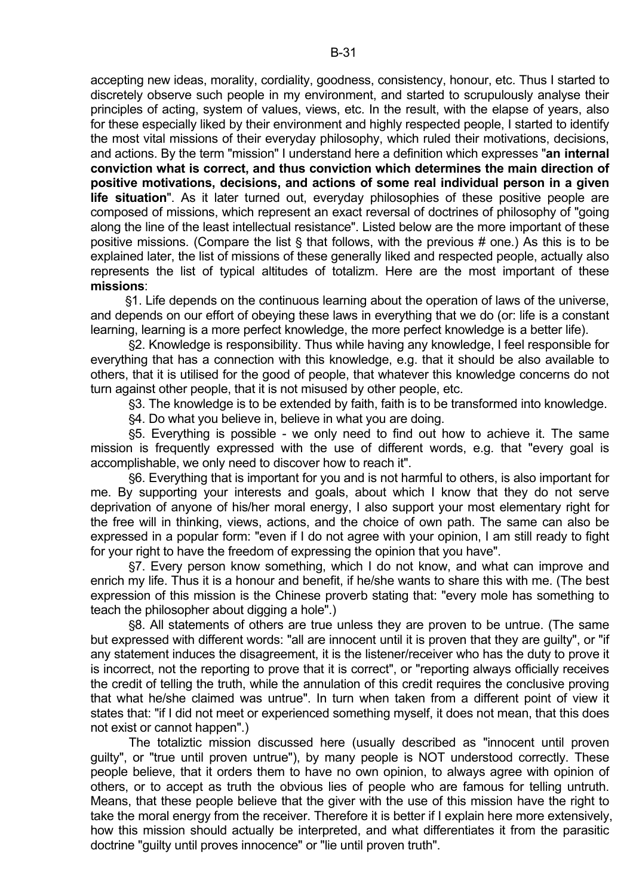accepting new ideas, morality, cordiality, goodness, consistency, honour, etc. Thus I started to discretely observe such people in my environment, and started to scrupulously analyse their principles of acting, system of values, views, etc. In the result, with the elapse of years, also for these especially liked by their environment and highly respected people, I started to identify the most vital missions of their everyday philosophy, which ruled their motivations, decisions, and actions. By the term "mission" I understand here a definition which expresses "**an internal conviction what is correct, and thus conviction which determines the main direction of positive motivations, decisions, and actions of some real individual person in a given life situation**". As it later turned out, everyday philosophies of these positive people are composed of missions, which represent an exact reversal of doctrines of philosophy of "going along the line of the least intellectual resistance". Listed below are the more important of these positive missions. (Compare the list § that follows, with the previous # one.) As this is to be explained later, the list of missions of these generally liked and respected people, actually also represents the list of typical altitudes of totalizm. Here are the most important of these **missions**:

§1. Life depends on the continuous learning about the operation of laws of the universe, and depends on our effort of obeying these laws in everything that we do (or: life is a constant learning, learning is a more perfect knowledge, the more perfect knowledge is a better life).

§2. Knowledge is responsibility. Thus while having any knowledge, I feel responsible for everything that has a connection with this knowledge, e.g. that it should be also available to others, that it is utilised for the good of people, that whatever this knowledge concerns do not turn against other people, that it is not misused by other people, etc.

§3. The knowledge is to be extended by faith, faith is to be transformed into knowledge.

§4. Do what you believe in, believe in what you are doing.

§5. Everything is possible - we only need to find out how to achieve it. The same mission is frequently expressed with the use of different words, e.g. that "every goal is accomplishable, we only need to discover how to reach it".

§6. Everything that is important for you and is not harmful to others, is also important for me. By supporting your interests and goals, about which I know that they do not serve deprivation of anyone of his/her moral energy, I also support your most elementary right for the free will in thinking, views, actions, and the choice of own path. The same can also be expressed in a popular form: "even if I do not agree with your opinion, I am still ready to fight for your right to have the freedom of expressing the opinion that you have".

§7. Every person know something, which I do not know, and what can improve and enrich my life. Thus it is a honour and benefit, if he/she wants to share this with me. (The best expression of this mission is the Chinese proverb stating that: "every mole has something to teach the philosopher about digging a hole".)

§8. All statements of others are true unless they are proven to be untrue. (The same but expressed with different words: "all are innocent until it is proven that they are guilty", or "if any statement induces the disagreement, it is the listener/receiver who has the duty to prove it is incorrect, not the reporting to prove that it is correct", or "reporting always officially receives the credit of telling the truth, while the annulation of this credit requires the conclusive proving that what he/she claimed was untrue". In turn when taken from a different point of view it states that: "if I did not meet or experienced something myself, it does not mean, that this does not exist or cannot happen".)

The totaliztic mission discussed here (usually described as "innocent until proven guilty", or "true until proven untrue"), by many people is NOT understood correctly. These people believe, that it orders them to have no own opinion, to always agree with opinion of others, or to accept as truth the obvious lies of people who are famous for telling untruth. Means, that these people believe that the giver with the use of this mission have the right to take the moral energy from the receiver. Therefore it is better if I explain here more extensively, how this mission should actually be interpreted, and what differentiates it from the parasitic doctrine "guilty until proves innocence" or "lie until proven truth".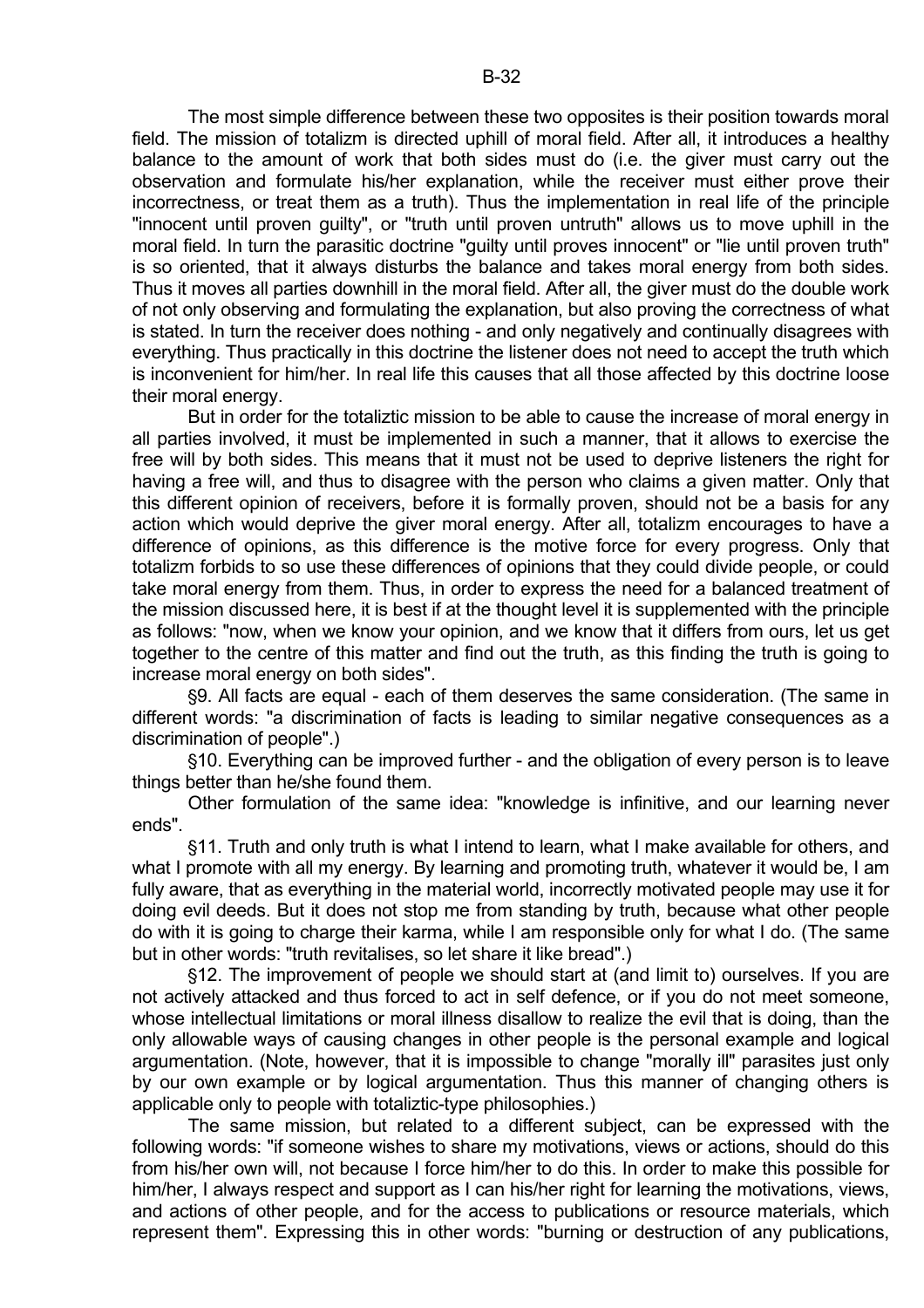The most simple difference between these two opposites is their position towards moral field. The mission of totalizm is directed uphill of moral field. After all, it introduces a healthy balance to the amount of work that both sides must do (i.e. the giver must carry out the observation and formulate his/her explanation, while the receiver must either prove their incorrectness, or treat them as a truth). Thus the implementation in real life of the principle "innocent until proven guilty", or "truth until proven untruth" allows us to move uphill in the moral field. In turn the parasitic doctrine "guilty until proves innocent" or "lie until proven truth" is so oriented, that it always disturbs the balance and takes moral energy from both sides. Thus it moves all parties downhill in the moral field. After all, the giver must do the double work of not only observing and formulating the explanation, but also proving the correctness of what is stated. In turn the receiver does nothing - and only negatively and continually disagrees with everything. Thus practically in this doctrine the listener does not need to accept the truth which is inconvenient for him/her. In real life this causes that all those affected by this doctrine loose their moral energy.

But in order for the totaliztic mission to be able to cause the increase of moral energy in all parties involved, it must be implemented in such a manner, that it allows to exercise the free will by both sides. This means that it must not be used to deprive listeners the right for having a free will, and thus to disagree with the person who claims a given matter. Only that this different opinion of receivers, before it is formally proven, should not be a basis for any action which would deprive the giver moral energy. After all, totalizm encourages to have a difference of opinions, as this difference is the motive force for every progress. Only that totalizm forbids to so use these differences of opinions that they could divide people, or could take moral energy from them. Thus, in order to express the need for a balanced treatment of the mission discussed here, it is best if at the thought level it is supplemented with the principle as follows: "now, when we know your opinion, and we know that it differs from ours, let us get together to the centre of this matter and find out the truth, as this finding the truth is going to increase moral energy on both sides".

§9. All facts are equal - each of them deserves the same consideration. (The same in different words: "a discrimination of facts is leading to similar negative consequences as a discrimination of people".)

§10. Everything can be improved further - and the obligation of every person is to leave things better than he/she found them.

Other formulation of the same idea: "knowledge is infinitive, and our learning never ends".

§11. Truth and only truth is what I intend to learn, what I make available for others, and what I promote with all my energy. By learning and promoting truth, whatever it would be, I am fully aware, that as everything in the material world, incorrectly motivated people may use it for doing evil deeds. But it does not stop me from standing by truth, because what other people do with it is going to charge their karma, while I am responsible only for what I do. (The same but in other words: "truth revitalises, so let share it like bread".)

§12. The improvement of people we should start at (and limit to) ourselves. If you are not actively attacked and thus forced to act in self defence, or if you do not meet someone, whose intellectual limitations or moral illness disallow to realize the evil that is doing, than the only allowable ways of causing changes in other people is the personal example and logical argumentation. (Note, however, that it is impossible to change "morally ill" parasites just only by our own example or by logical argumentation. Thus this manner of changing others is applicable only to people with totaliztic-type philosophies.)

The same mission, but related to a different subject, can be expressed with the following words: "if someone wishes to share my motivations, views or actions, should do this from his/her own will, not because I force him/her to do this. In order to make this possible for him/her, I always respect and support as I can his/her right for learning the motivations, views, and actions of other people, and for the access to publications or resource materials, which represent them". Expressing this in other words: "burning or destruction of any publications,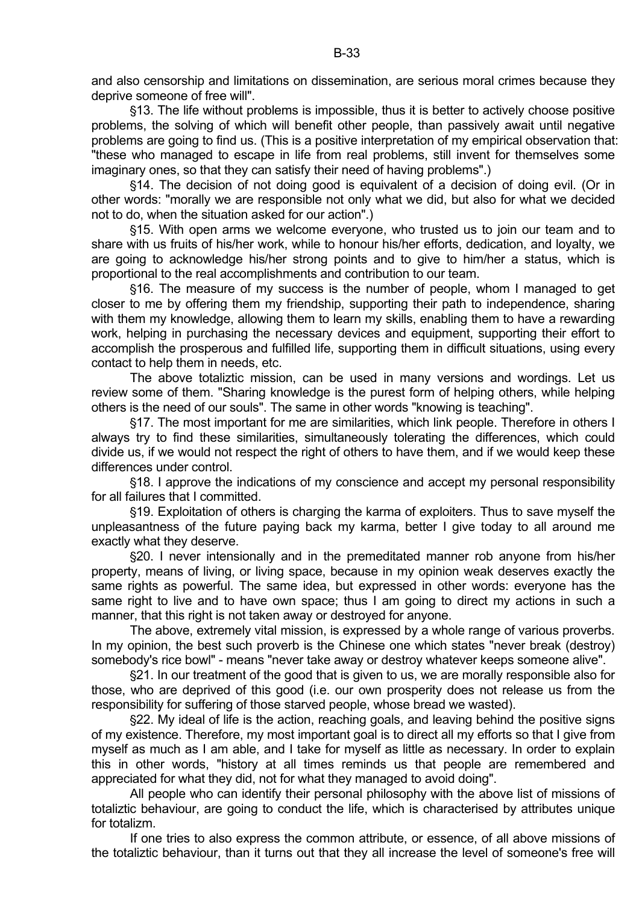and also censorship and limitations on dissemination, are serious moral crimes because they deprive someone of free will".

§13. The life without problems is impossible, thus it is better to actively choose positive problems, the solving of which will benefit other people, than passively await until negative problems are going to find us. (This is a positive interpretation of my empirical observation that: "these who managed to escape in life from real problems, still invent for themselves some imaginary ones, so that they can satisfy their need of having problems".)

§14. The decision of not doing good is equivalent of a decision of doing evil. (Or in other words: "morally we are responsible not only what we did, but also for what we decided not to do, when the situation asked for our action".)

§15. With open arms we welcome everyone, who trusted us to join our team and to share with us fruits of his/her work, while to honour his/her efforts, dedication, and loyalty, we are going to acknowledge his/her strong points and to give to him/her a status, which is proportional to the real accomplishments and contribution to our team.

§16. The measure of my success is the number of people, whom I managed to get closer to me by offering them my friendship, supporting their path to independence, sharing with them my knowledge, allowing them to learn my skills, enabling them to have a rewarding work, helping in purchasing the necessary devices and equipment, supporting their effort to accomplish the prosperous and fulfilled life, supporting them in difficult situations, using every contact to help them in needs, etc.

The above totaliztic mission, can be used in many versions and wordings. Let us review some of them. "Sharing knowledge is the purest form of helping others, while helping others is the need of our souls". The same in other words "knowing is teaching".

§17. The most important for me are similarities, which link people. Therefore in others I always try to find these similarities, simultaneously tolerating the differences, which could divide us, if we would not respect the right of others to have them, and if we would keep these differences under control.

§18. I approve the indications of my conscience and accept my personal responsibility for all failures that I committed.

§19. Exploitation of others is charging the karma of exploiters. Thus to save myself the unpleasantness of the future paying back my karma, better I give today to all around me exactly what they deserve.

§20. I never intensionally and in the premeditated manner rob anyone from his/her property, means of living, or living space, because in my opinion weak deserves exactly the same rights as powerful. The same idea, but expressed in other words: everyone has the same right to live and to have own space; thus I am going to direct my actions in such a manner, that this right is not taken away or destroyed for anyone.

The above, extremely vital mission, is expressed by a whole range of various proverbs. In my opinion, the best such proverb is the Chinese one which states "never break (destroy) somebody's rice bowl" - means "never take away or destroy whatever keeps someone alive".

§21. In our treatment of the good that is given to us, we are morally responsible also for those, who are deprived of this good (i.e. our own prosperity does not release us from the responsibility for suffering of those starved people, whose bread we wasted).

§22. My ideal of life is the action, reaching goals, and leaving behind the positive signs of my existence. Therefore, my most important goal is to direct all my efforts so that I give from myself as much as I am able, and I take for myself as little as necessary. In order to explain this in other words, "history at all times reminds us that people are remembered and appreciated for what they did, not for what they managed to avoid doing".

All people who can identify their personal philosophy with the above list of missions of totaliztic behaviour, are going to conduct the life, which is characterised by attributes unique for totalizm.

If one tries to also express the common attribute, or essence, of all above missions of the totaliztic behaviour, than it turns out that they all increase the level of someone's free will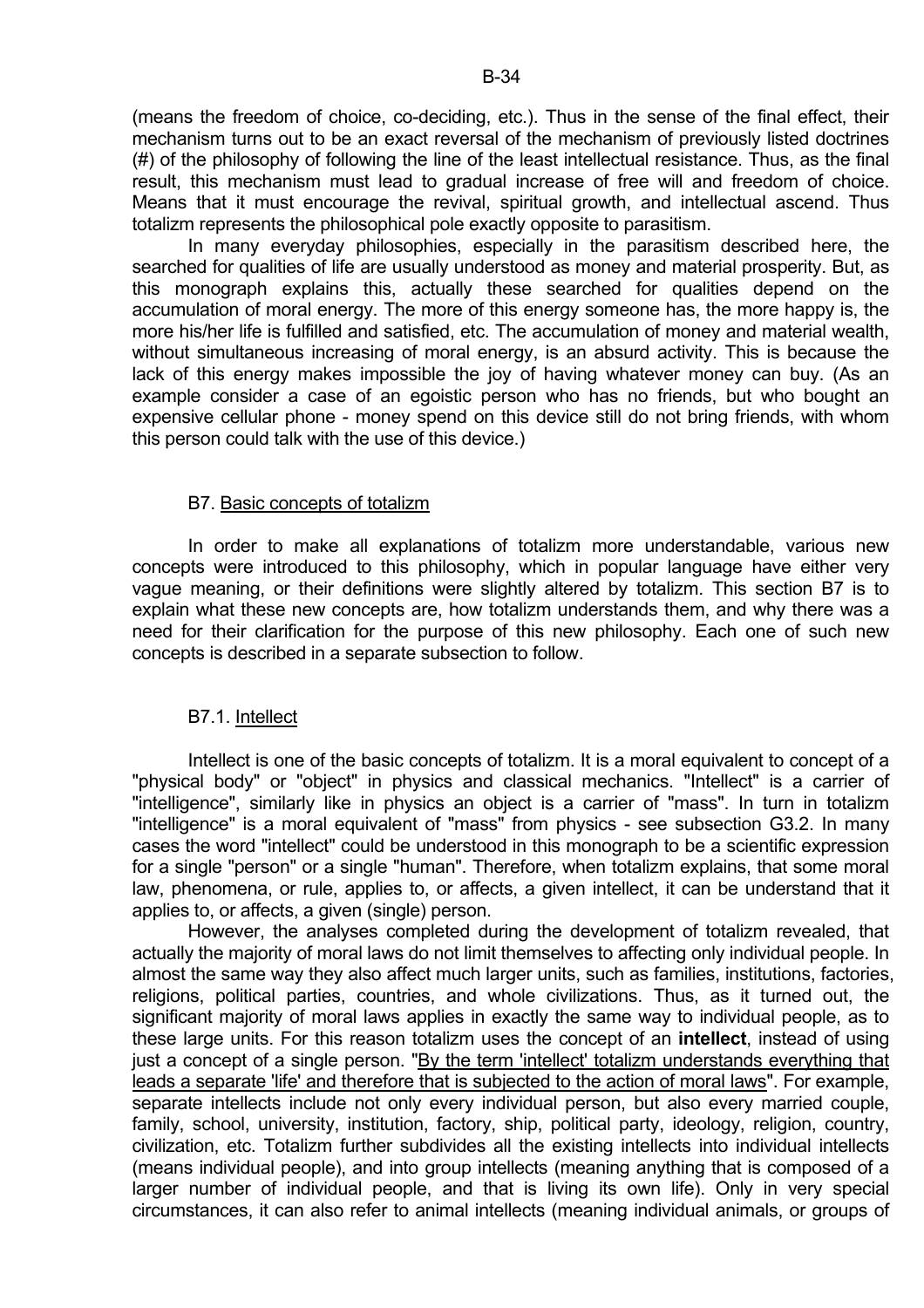(means the freedom of choice, co-deciding, etc.). Thus in the sense of the final effect, their mechanism turns out to be an exact reversal of the mechanism of previously listed doctrines (#) of the philosophy of following the line of the least intellectual resistance. Thus, as the final result, this mechanism must lead to gradual increase of free will and freedom of choice. Means that it must encourage the revival, spiritual growth, and intellectual ascend. Thus totalizm represents the philosophical pole exactly opposite to parasitism.

In many everyday philosophies, especially in the parasitism described here, the searched for qualities of life are usually understood as money and material prosperity. But, as this monograph explains this, actually these searched for qualities depend on the accumulation of moral energy. The more of this energy someone has, the more happy is, the more his/her life is fulfilled and satisfied, etc. The accumulation of money and material wealth, without simultaneous increasing of moral energy, is an absurd activity. This is because the lack of this energy makes impossible the joy of having whatever money can buy. (As an example consider a case of an egoistic person who has no friends, but who bought an expensive cellular phone - money spend on this device still do not bring friends, with whom this person could talk with the use of this device.)

## B7. Basic concepts of totalizm

In order to make all explanations of totalizm more understandable, various new concepts were introduced to this philosophy, which in popular language have either very vague meaning, or their definitions were slightly altered by totalizm. This section B7 is to explain what these new concepts are, how totalizm understands them, and why there was a need for their clarification for the purpose of this new philosophy. Each one of such new concepts is described in a separate subsection to follow.

### B7.1. Intellect

Intellect is one of the basic concepts of totalizm. It is a moral equivalent to concept of a "physical body" or "object" in physics and classical mechanics. "Intellect" is a carrier of "intelligence", similarly like in physics an object is a carrier of "mass". In turn in totalizm "intelligence" is a moral equivalent of "mass" from physics - see subsection G3.2. In many cases the word "intellect" could be understood in this monograph to be a scientific expression for a single "person" or a single "human". Therefore, when totalizm explains, that some moral law, phenomena, or rule, applies to, or affects, a given intellect, it can be understand that it applies to, or affects, a given (single) person.

However, the analyses completed during the development of totalizm revealed, that actually the majority of moral laws do not limit themselves to affecting only individual people. In almost the same way they also affect much larger units, such as families, institutions, factories, religions, political parties, countries, and whole civilizations. Thus, as it turned out, the significant majority of moral laws applies in exactly the same way to individual people, as to these large units. For this reason totalizm uses the concept of an **intellect**, instead of using just a concept of a single person. "By the term 'intellect' totalizm understands everything that leads a separate 'life' and therefore that is subjected to the action of moral laws". For example, separate intellects include not only every individual person, but also every married couple, family, school, university, institution, factory, ship, political party, ideology, religion, country, civilization, etc. Totalizm further subdivides all the existing intellects into individual intellects (means individual people), and into group intellects (meaning anything that is composed of a larger number of individual people, and that is living its own life). Only in very special circumstances, it can also refer to animal intellects (meaning individual animals, or groups of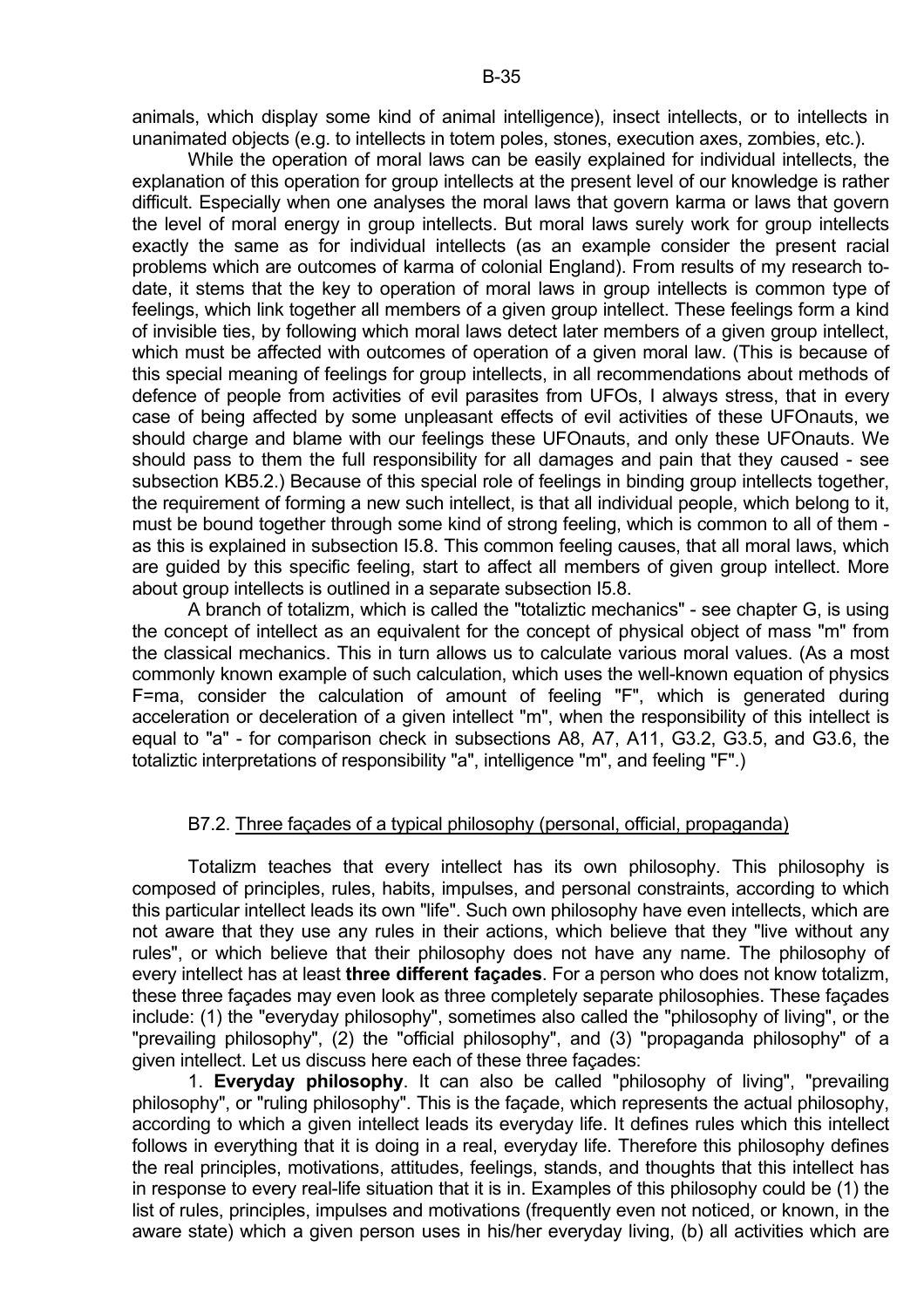animals, which display some kind of animal intelligence), insect intellects, or to intellects in unanimated objects (e.g. to intellects in totem poles, stones, execution axes, zombies, etc.).

While the operation of moral laws can be easily explained for individual intellects, the explanation of this operation for group intellects at the present level of our knowledge is rather difficult. Especially when one analyses the moral laws that govern karma or laws that govern the level of moral energy in group intellects. But moral laws surely work for group intellects exactly the same as for individual intellects (as an example consider the present racial problems which are outcomes of karma of colonial England). From results of my research to-date, it stems that the key to operation of moral laws in group intellects is common type of feelings, which link together all members of a given group intellect. These feelings form a kind of invisible ties, by following which moral laws detect later members of a given group intellect, which must be affected with outcomes of operation of a given moral law. (This is because of this special meaning of feelings for group intellects, in all recommendations about methods of defence of people from activities of evil parasites from UFOs, I always stress, that in every case of being affected by some unpleasant effects of evil activities of these UFOnauts, we should charge and blame with our feelings these UFOnauts, and only these UFOnauts. We should pass to them the full responsibility for all damages and pain that they caused - see subsection KB5.2.) Because of this special role of feelings in binding group intellects together, the requirement of forming a new such intellect, is that all individual people, which belong to it, must be bound together through some kind of strong feeling, which is common to all of them - as this is explained in subsection I5.8. This common feeling causes, that all moral laws, which are guided by this specific feeling, start to affect all members of given group intellect. More about group intellects is outlined in a separate subsection I5.8.

A branch of totalizm, which is called the "totaliztic mechanics" - see chapter G, is using the concept of intellect as an equivalent for the concept of physical object of mass "m" from the classical mechanics. This in turn allows us to calculate various moral values. (As a most commonly known example of such calculation, which uses the well-known equation of physics F=ma, consider the calculation of amount of feeling "F", which is generated during acceleration or deceleration of a given intellect "m", when the responsibility of this intellect is equal to "a" - for comparison check in subsections A8, A7, A11, G3.2, G3.5, and G3.6, the totaliztic interpretations of responsibility "a", intelligence "m", and feeling "F".)

## B7.2. Three façades of a typical philosophy (personal, official, propaganda)

Totalizm teaches that every intellect has its own philosophy. This philosophy is composed of principles, rules, habits, impulses, and personal constraints, according to which this particular intellect leads its own "life". Such own philosophy have even intellects, which are not aware that they use any rules in their actions, which believe that they "live without any rules", or which believe that their philosophy does not have any name. The philosophy of every intellect has at least **three different façades**. For a person who does not know totalizm, these three façades may even look as three completely separate philosophies. These façades include: (1) the "everyday philosophy", sometimes also called the "philosophy of living", or the "prevailing philosophy", (2) the "official philosophy", and (3) "propaganda philosophy" of a given intellect. Let us discuss here each of these three façades:

1. **Everyday philosophy**. It can also be called "philosophy of living", "prevailing philosophy", or "ruling philosophy". This is the façade, which represents the actual philosophy, according to which a given intellect leads its everyday life. It defines rules which this intellect follows in everything that it is doing in a real, everyday life. Therefore this philosophy defines the real principles, motivations, attitudes, feelings, stands, and thoughts that this intellect has in response to every real-life situation that it is in. Examples of this philosophy could be (1) the list of rules, principles, impulses and motivations (frequently even not noticed, or known, in the aware state) which a given person uses in his/her everyday living, (b) all activities which are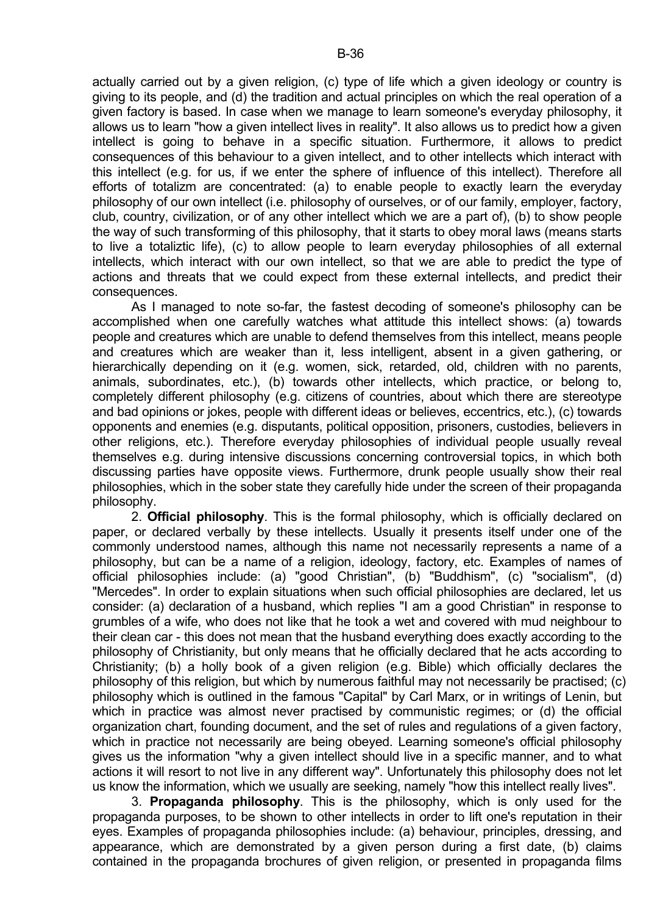actually carried out by a given religion, (c) type of life which a given ideology or country is giving to its people, and (d) the tradition and actual principles on which the real operation of a given factory is based. In case when we manage to learn someone's everyday philosophy, it allows us to learn "how a given intellect lives in reality". It also allows us to predict how a given intellect is going to behave in a specific situation. Furthermore, it allows to predict consequences of this behaviour to a given intellect, and to other intellects which interact with this intellect (e.g. for us, if we enter the sphere of influence of this intellect). Therefore all efforts of totalizm are concentrated: (a) to enable people to exactly learn the everyday philosophy of our own intellect (i.e. philosophy of ourselves, or of our family, employer, factory, club, country, civilization, or of any other intellect which we are a part of), (b) to show people the way of such transforming of this philosophy, that it starts to obey moral laws (means starts to live a totaliztic life), (c) to allow people to learn everyday philosophies of all external intellects, which interact with our own intellect, so that we are able to predict the type of actions and threats that we could expect from these external intellects, and predict their consequences.

As I managed to note so-far, the fastest decoding of someone's philosophy can be accomplished when one carefully watches what attitude this intellect shows: (a) towards people and creatures which are unable to defend themselves from this intellect, means people and creatures which are weaker than it, less intelligent, absent in a given gathering, or hierarchically depending on it (e.g. women, sick, retarded, old, children with no parents, animals, subordinates, etc.), (b) towards other intellects, which practice, or belong to, completely different philosophy (e.g. citizens of countries, about which there are stereotype and bad opinions or jokes, people with different ideas or believes, eccentrics, etc.), (c) towards opponents and enemies (e.g. disputants, political opposition, prisoners, custodies, believers in other religions, etc.). Therefore everyday philosophies of individual people usually reveal themselves e.g. during intensive discussions concerning controversial topics, in which both discussing parties have opposite views. Furthermore, drunk people usually show their real philosophies, which in the sober state they carefully hide under the screen of their propaganda philosophy.

2. **Official philosophy**. This is the formal philosophy, which is officially declared on paper, or declared verbally by these intellects. Usually it presents itself under one of the commonly understood names, although this name not necessarily represents a name of a philosophy, but can be a name of a religion, ideology, factory, etc. Examples of names of official philosophies include: (a) "good Christian", (b) "Buddhism", (c) "socialism", (d) "Mercedes". In order to explain situations when such official philosophies are declared, let us consider: (a) declaration of a husband, which replies "I am a good Christian" in response to grumbles of a wife, who does not like that he took a wet and covered with mud neighbour to their clean car - this does not mean that the husband everything does exactly according to the philosophy of Christianity, but only means that he officially declared that he acts according to Christianity; (b) a holly book of a given religion (e.g. Bible) which officially declares the philosophy of this religion, but which by numerous faithful may not necessarily be practised; (c) philosophy which is outlined in the famous "Capital" by Carl Marx, or in writings of Lenin, but which in practice was almost never practised by communistic regimes; or (d) the official organization chart, founding document, and the set of rules and regulations of a given factory, which in practice not necessarily are being obeyed. Learning someone's official philosophy gives us the information "why a given intellect should live in a specific manner, and to what actions it will resort to not live in any different way". Unfortunately this philosophy does not let us know the information, which we usually are seeking, namely "how this intellect really lives".

3. **Propaganda philosophy**. This is the philosophy, which is only used for the propaganda purposes, to be shown to other intellects in order to lift one's reputation in their eyes. Examples of propaganda philosophies include: (a) behaviour, principles, dressing, and appearance, which are demonstrated by a given person during a first date, (b) claims contained in the propaganda brochures of given religion, or presented in propaganda films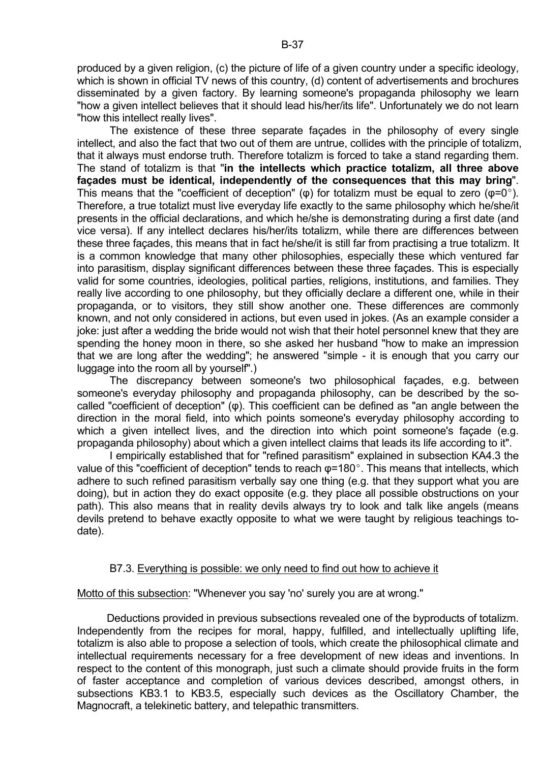produced by a given religion, (c) the picture of life of a given country under a specific ideology, which is shown in official TV news of this country, (d) content of advertisements and brochures disseminated by a given factory. By learning someone's propaganda philosophy we learn "how a given intellect believes that it should lead his/her/its life". Unfortunately we do not learn "how this intellect really lives".

The existence of these three separate façades in the philosophy of every single intellect, and also the fact that two out of them are untrue, collides with the principle of totalizm, that it always must endorse truth. Therefore totalizm is forced to take a stand regarding them. The stand of totalizm is that "**in the intellects which practice totalizm, all three above façades must be identical, independently of the consequences that this may bring**". This means that the "coefficient of deception" (φ) for totalizm must be equal to zero (φ=0°). Therefore, a true totalizt must live everyday life exactly to the same philosophy which he/she/it presents in the official declarations, and which he/she is demonstrating during a first date (and vice versa). If any intellect declares his/her/its totalizm, while there are differences between these three façades, this means that in fact he/she/it is still far from practising a true totalizm. It is a common knowledge that many other philosophies, especially these which ventured far into parasitism, display significant differences between these three façades. This is especially valid for some countries, ideologies, political parties, religions, institutions, and families. They really live according to one philosophy, but they officially declare a different one, while in their propaganda, or to visitors, they still show another one. These differences are commonly known, and not only considered in actions, but even used in jokes. (As an example consider a joke: just after a wedding the bride would not wish that their hotel personnel knew that they are spending the honey moon in there, so she asked her husband "how to make an impression that we are long after the wedding"; he answered "simple - it is enough that you carry our luggage into the room all by yourself".)

The discrepancy between someone's two philosophical façades, e.g. between someone's everyday philosophy and propaganda philosophy, can be described by the so-called "coefficient of deception" (φ). This coefficient can be defined as "an angle between the direction in the moral field, into which points someone's everyday philosophy according to which a given intellect lives, and the direction into which point someone's façade (e.g. propaganda philosophy) about which a given intellect claims that leads its life according to it".

I empirically established that for "refined parasitism" explained in subsection KA4.3 the value of this "coefficient of deception" tends to reach φ=180°. This means that intellects, which adhere to such refined parasitism verbally say one thing (e.g. that they support what you are doing), but in action they do exact opposite (e.g. they place all possible obstructions on your path). This also means that in reality devils always try to look and talk like angels (means devils pretend to behave exactly opposite to what we were taught by religious teachings to-date).

## B7.3. Everything is possible: we only need to find out how to achieve it

Motto of this subsection: "Whenever you say 'no' surely you are at wrong."

Deductions provided in previous subsections revealed one of the byproducts of totalizm. Independently from the recipes for moral, happy, fulfilled, and intellectually uplifting life, totalizm is also able to propose a selection of tools, which create the philosophical climate and intellectual requirements necessary for a free development of new ideas and inventions. In respect to the content of this monograph, just such a climate should provide fruits in the form of faster acceptance and completion of various devices described, amongst others, in subsections KB3.1 to KB3.5, especially such devices as the Oscillatory Chamber, the Magnocraft, a telekinetic battery, and telepathic transmitters.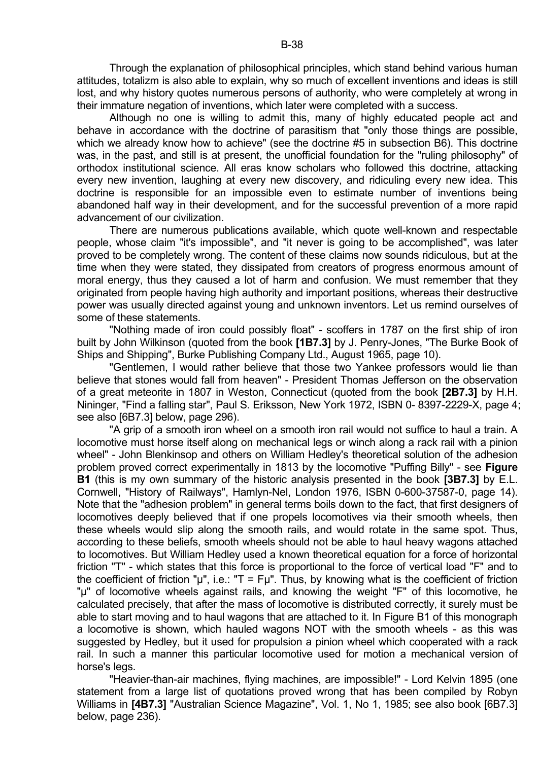Through the explanation of philosophical principles, which stand behind various human attitudes, totalizm is also able to explain, why so much of excellent inventions and ideas is still lost, and why history quotes numerous persons of authority, who were completely at wrong in their immature negation of inventions, which later were completed with a success.

Although no one is willing to admit this, many of highly educated people act and behave in accordance with the doctrine of parasitism that "only those things are possible, which we already know how to achieve" (see the doctrine #5 in subsection B6). This doctrine was, in the past, and still is at present, the unofficial foundation for the "ruling philosophy" of orthodox institutional science. All eras know scholars who followed this doctrine, attacking every new invention, laughing at every new discovery, and ridiculing every new idea. This doctrine is responsible for an impossible even to estimate number of inventions being abandoned half way in their development, and for the successful prevention of a more rapid advancement of our civilization.

There are numerous publications available, which quote well-known and respectable people, whose claim "it's impossible", and "it never is going to be accomplished", was later proved to be completely wrong. The content of these claims now sounds ridiculous, but at the time when they were stated, they dissipated from creators of progress enormous amount of moral energy, thus they caused a lot of harm and confusion. We must remember that they originated from people having high authority and important positions, whereas their destructive power was usually directed against young and unknown inventors. Let us remind ourselves of some of these statements.

"Nothing made of iron could possibly float" - scoffers in 1787 on the first ship of iron built by John Wilkinson (quoted from the book **[1B7.3]** by J. Penry-Jones, "The Burke Book of Ships and Shipping", Burke Publishing Company Ltd., August 1965, page 10).

"Gentlemen, I would rather believe that those two Yankee professors would lie than believe that stones would fall from heaven" - President Thomas Jefferson on the observation of a great meteorite in 1807 in Weston, Connecticut (quoted from the book **[2B7.3]** by H.H. Nininger, "Find a falling star", Paul S. Eriksson, New York 1972, ISBN 0- 8397-2229-X, page 4; see also [6B7.3] below, page 296).

"A grip of a smooth iron wheel on a smooth iron rail would not suffice to haul a train. A locomotive must horse itself along on mechanical legs or winch along a rack rail with a pinion wheel" - John Blenkinsop and others on William Hedley's theoretical solution of the adhesion problem proved correct experimentally in 1813 by the locomotive "Puffing Billy" - see **Figure B1** (this is my own summary of the historic analysis presented in the book **[3B7.3]** by E.L. Cornwell, "History of Railways", Hamlyn-Nel, London 1976, ISBN 0-600-37587-0, page 14). Note that the "adhesion problem" in general terms boils down to the fact, that first designers of locomotives deeply believed that if one propels locomotives via their smooth wheels, then these wheels would slip along the smooth rails, and would rotate in the same spot. Thus, according to these beliefs, smooth wheels should not be able to haul heavy wagons attached to locomotives. But William Hedley used a known theoretical equation for a force of horizontal friction "T" - which states that this force is proportional to the force of vertical load "F" and to the coefficient of friction "$\mu$", i.e.: "$T = F\mu$". Thus, by knowing what is the coefficient of friction "$\mu$" of locomotive wheels against rails, and knowing the weight "F" of this locomotive, he calculated precisely, that after the mass of locomotive is distributed correctly, it surely must be able to start moving and to haul wagons that are attached to it. In Figure B1 of this monograph a locomotive is shown, which hauled wagons NOT with the smooth wheels - as this was suggested by Hedley, but it used for propulsion a pinion wheel which cooperated with a rack rail. In such a manner this particular locomotive used for motion a mechanical version of horse's legs.

"Heavier-than-air machines, flying machines, are impossible!" - Lord Kelvin 1895 (one statement from a large list of quotations proved wrong that has been compiled by Robyn Williams in **[4B7.3]** "Australian Science Magazine", Vol. 1, No 1, 1985; see also book [6B7.3] below, page 236).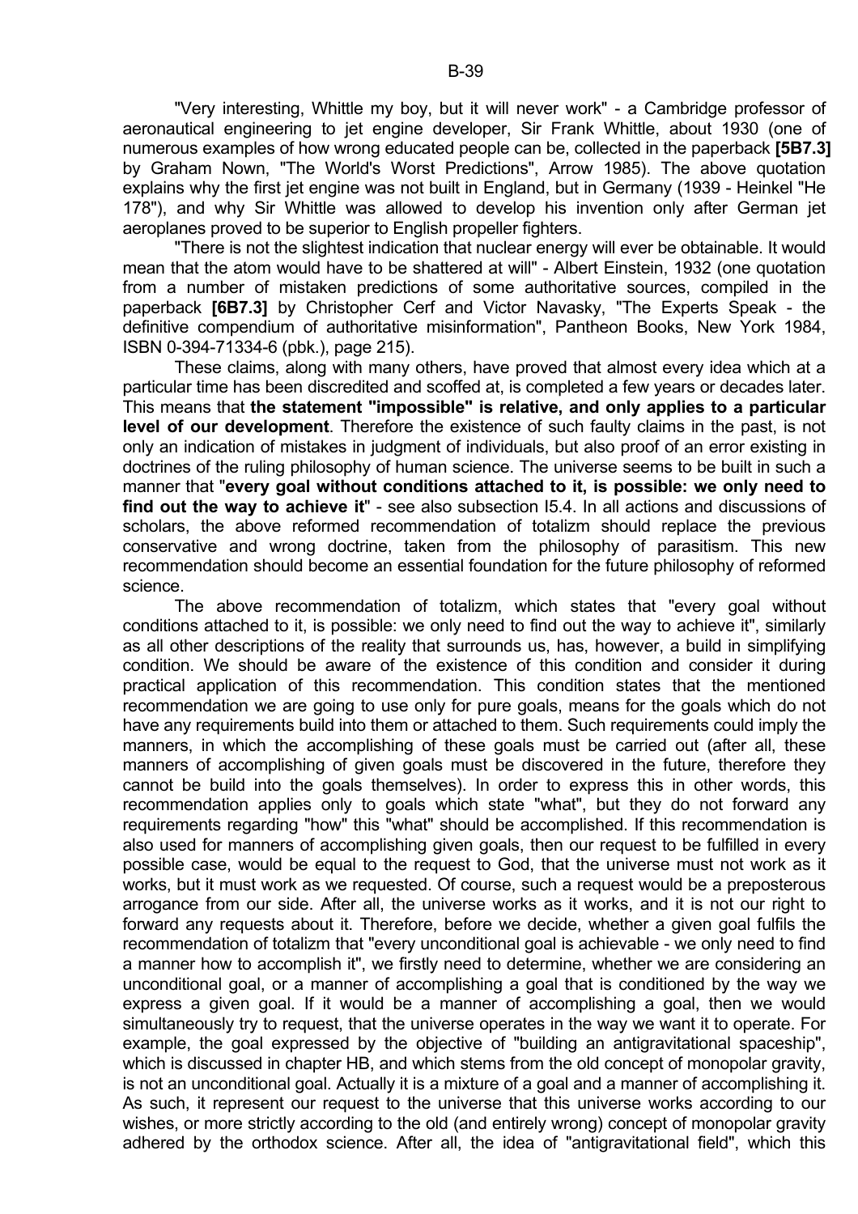"Very interesting, Whittle my boy, but it will never work" - a Cambridge professor of aeronautical engineering to jet engine developer, Sir Frank Whittle, about 1930 (one of numerous examples of how wrong educated people can be, collected in the paperback **[5B7.3]** by Graham Nown, "The World's Worst Predictions", Arrow 1985). The above quotation explains why the first jet engine was not built in England, but in Germany (1939 - Heinkel "He 178"), and why Sir Whittle was allowed to develop his invention only after German jet aeroplanes proved to be superior to English propeller fighters.

"There is not the slightest indication that nuclear energy will ever be obtainable. It would mean that the atom would have to be shattered at will" - Albert Einstein, 1932 (one quotation from a number of mistaken predictions of some authoritative sources, compiled in the paperback **[6B7.3]** by Christopher Cerf and Victor Navasky, "The Experts Speak - the definitive compendium of authoritative misinformation", Pantheon Books, New York 1984, ISBN 0-394-71334-6 (pbk.), page 215).

These claims, along with many others, have proved that almost every idea which at a particular time has been discredited and scoffed at, is completed a few years or decades later. This means that **the statement "impossible" is relative, and only applies to a particular level of our development**. Therefore the existence of such faulty claims in the past, is not only an indication of mistakes in judgment of individuals, but also proof of an error existing in doctrines of the ruling philosophy of human science. The universe seems to be built in such a manner that "**every goal without conditions attached to it, is possible: we only need to find out the way to achieve it**" - see also subsection I5.4. In all actions and discussions of scholars, the above reformed recommendation of totalizm should replace the previous conservative and wrong doctrine, taken from the philosophy of parasitism. This new recommendation should become an essential foundation for the future philosophy of reformed science.

The above recommendation of totalizm, which states that "every goal without conditions attached to it, is possible: we only need to find out the way to achieve it", similarly as all other descriptions of the reality that surrounds us, has, however, a build in simplifying condition. We should be aware of the existence of this condition and consider it during practical application of this recommendation. This condition states that the mentioned recommendation we are going to use only for pure goals, means for the goals which do not have any requirements build into them or attached to them. Such requirements could imply the manners, in which the accomplishing of these goals must be carried out (after all, these manners of accomplishing of given goals must be discovered in the future, therefore they cannot be build into the goals themselves). In order to express this in other words, this recommendation applies only to goals which state "what", but they do not forward any requirements regarding "how" this "what" should be accomplished. If this recommendation is also used for manners of accomplishing given goals, then our request to be fulfilled in every possible case, would be equal to the request to God, that the universe must not work as it works, but it must work as we requested. Of course, such a request would be a preposterous arrogance from our side. After all, the universe works as it works, and it is not our right to forward any requests about it. Therefore, before we decide, whether a given goal fulfils the recommendation of totalizm that "every unconditional goal is achievable - we only need to find a manner how to accomplish it", we firstly need to determine, whether we are considering an unconditional goal, or a manner of accomplishing a goal that is conditioned by the way we express a given goal. If it would be a manner of accomplishing a goal, then we would simultaneously try to request, that the universe operates in the way we want it to operate. For example, the goal expressed by the objective of "building an antigravitational spaceship", which is discussed in chapter HB, and which stems from the old concept of monopolar gravity, is not an unconditional goal. Actually it is a mixture of a goal and a manner of accomplishing it. As such, it represent our request to the universe that this universe works according to our wishes, or more strictly according to the old (and entirely wrong) concept of monopolar gravity adhered by the orthodox science. After all, the idea of "antigravitational field", which this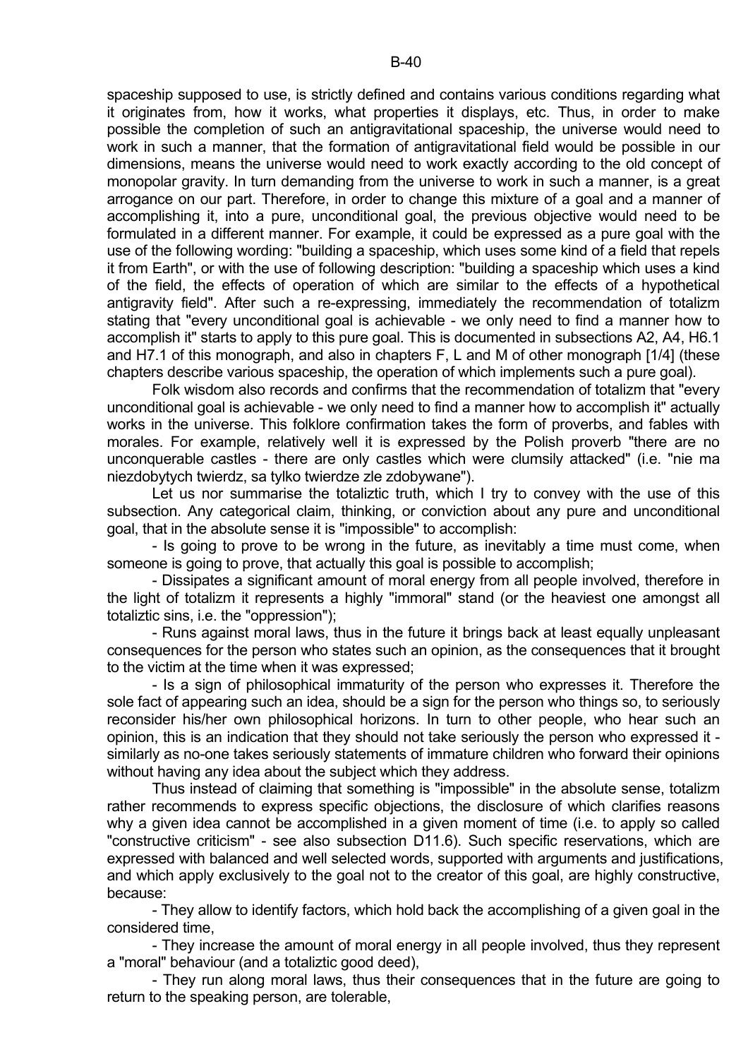spaceship supposed to use, is strictly defined and contains various conditions regarding what it originates from, how it works, what properties it displays, etc. Thus, in order to make possible the completion of such an antigravitational spaceship, the universe would need to work in such a manner, that the formation of antigravitational field would be possible in our dimensions, means the universe would need to work exactly according to the old concept of monopolar gravity. In turn demanding from the universe to work in such a manner, is a great arrogance on our part. Therefore, in order to change this mixture of a goal and a manner of accomplishing it, into a pure, unconditional goal, the previous objective would need to be formulated in a different manner. For example, it could be expressed as a pure goal with the use of the following wording: "building a spaceship, which uses some kind of a field that repels it from Earth", or with the use of following description: "building a spaceship which uses a kind of the field, the effects of operation of which are similar to the effects of a hypothetical antigravity field". After such a re-expressing, immediately the recommendation of totalizm stating that "every unconditional goal is achievable - we only need to find a manner how to accomplish it" starts to apply to this pure goal. This is documented in subsections A2, A4, H6.1 and H7.1 of this monograph, and also in chapters F, L and M of other monograph [1/4] (these chapters describe various spaceship, the operation of which implements such a pure goal).

Folk wisdom also records and confirms that the recommendation of totalizm that "every unconditional goal is achievable - we only need to find a manner how to accomplish it" actually works in the universe. This folklore confirmation takes the form of proverbs, and fables with morales. For example, relatively well it is expressed by the Polish proverb "there are no unconquerable castles - there are only castles which were clumsily attacked" (i.e. "nie ma niezdobytych twierdz, sa tylko twierdze zle zdobywane").

Let us nor summarise the totaliztic truth, which I try to convey with the use of this subsection. Any categorical claim, thinking, or conviction about any pure and unconditional goal, that in the absolute sense it is "impossible" to accomplish:

- Is going to prove to be wrong in the future, as inevitably a time must come, when someone is going to prove, that actually this goal is possible to accomplish;

- Dissipates a significant amount of moral energy from all people involved, therefore in the light of totalizm it represents a highly "immoral" stand (or the heaviest one amongst all totaliztic sins, i.e. the "oppression");

- Runs against moral laws, thus in the future it brings back at least equally unpleasant consequences for the person who states such an opinion, as the consequences that it brought to the victim at the time when it was expressed;

- Is a sign of philosophical immaturity of the person who expresses it. Therefore the sole fact of appearing such an idea, should be a sign for the person who things so, to seriously reconsider his/her own philosophical horizons. In turn to other people, who hear such an opinion, this is an indication that they should not take seriously the person who expressed it - similarly as no-one takes seriously statements of immature children who forward their opinions without having any idea about the subject which they address.

Thus instead of claiming that something is "impossible" in the absolute sense, totalizm rather recommends to express specific objections, the disclosure of which clarifies reasons why a given idea cannot be accomplished in a given moment of time (i.e. to apply so called "constructive criticism" - see also subsection D11.6). Such specific reservations, which are expressed with balanced and well selected words, supported with arguments and justifications, and which apply exclusively to the goal not to the creator of this goal, are highly constructive, because:

- They allow to identify factors, which hold back the accomplishing of a given goal in the considered time,

- They increase the amount of moral energy in all people involved, thus they represent a "moral" behaviour (and a totaliztic good deed),

- They run along moral laws, thus their consequences that in the future are going to return to the speaking person, are tolerable,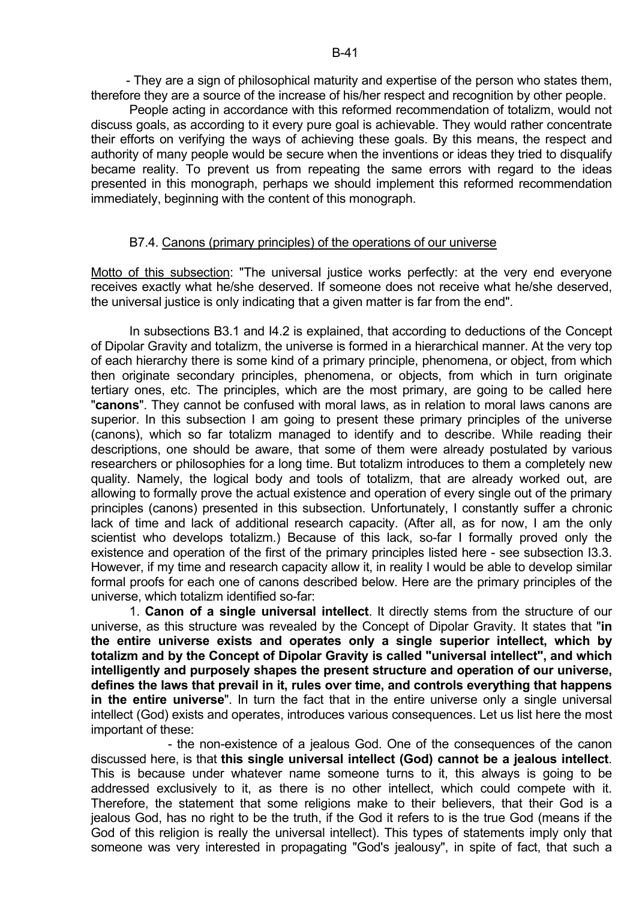- They are a sign of philosophical maturity and expertise of the person who states them, therefore they are a source of the increase of his/her respect and recognition by other people.

People acting in accordance with this reformed recommendation of totalizm, would not discuss goals, as according to it every pure goal is achievable. They would rather concentrate their efforts on verifying the ways of achieving these goals. By this means, the respect and authority of many people would be secure when the inventions or ideas they tried to disqualify became reality. To prevent us from repeating the same errors with regard to the ideas presented in this monograph, perhaps we should implement this reformed recommendation immediately, beginning with the content of this monograph.

### B7.4. Canons (primary principles) of the operations of our universe

Motto of this subsection: "The universal justice works perfectly: at the very end everyone receives exactly what he/she deserved. If someone does not receive what he/she deserved, the universal justice is only indicating that a given matter is far from the end".

In subsections B3.1 and I4.2 is explained, that according to deductions of the Concept of Dipolar Gravity and totalizm, the universe is formed in a hierarchical manner. At the very top of each hierarchy there is some kind of a primary principle, phenomena, or object, from which then originate secondary principles, phenomena, or objects, from which in turn originate tertiary ones, etc. The principles, which are the most primary, are going to be called here "**canons**". They cannot be confused with moral laws, as in relation to moral laws canons are superior. In this subsection I am going to present these primary principles of the universe (canons), which so far totalizm managed to identify and to describe. While reading their descriptions, one should be aware, that some of them were already postulated by various researchers or philosophies for a long time. But totalizm introduces to them a completely new quality. Namely, the logical body and tools of totalizm, that are already worked out, are allowing to formally prove the actual existence and operation of every single out of the primary principles (canons) presented in this subsection. Unfortunately, I constantly suffer a chronic lack of time and lack of additional research capacity. (After all, as for now, I am the only scientist who develops totalizm.) Because of this lack, so-far I formally proved only the existence and operation of the first of the primary principles listed here - see subsection I3.3. However, if my time and research capacity allow it, in reality I would be able to develop similar formal proofs for each one of canons described below. Here are the primary principles of the universe, which totalizm identified so-far:

1. **Canon of a single universal intellect**. It directly stems from the structure of our universe, as this structure was revealed by the Concept of Dipolar Gravity. It states that "**in the entire universe exists and operates only a single superior intellect, which by totalizm and by the Concept of Dipolar Gravity is called "universal intellect", and which intelligently and purposely shapes the present structure and operation of our universe, defines the laws that prevail in it, rules over time, and controls everything that happens in the entire universe**". In turn the fact that in the entire universe only a single universal intellect (God) exists and operates, introduces various consequences. Let us list here the most important of these:

- the non-existence of a jealous God. One of the consequences of the canon discussed here, is that **this single universal intellect (God) cannot be a jealous intellect**. This is because under whatever name someone turns to it, this always is going to be addressed exclusively to it, as there is no other intellect, which could compete with it. Therefore, the statement that some religions make to their believers, that their God is a jealous God, has no right to be the truth, if the God it refers to is the true God (means if the God of this religion is really the universal intellect). This types of statements imply only that someone was very interested in propagating "God's jealousy", in spite of fact, that such a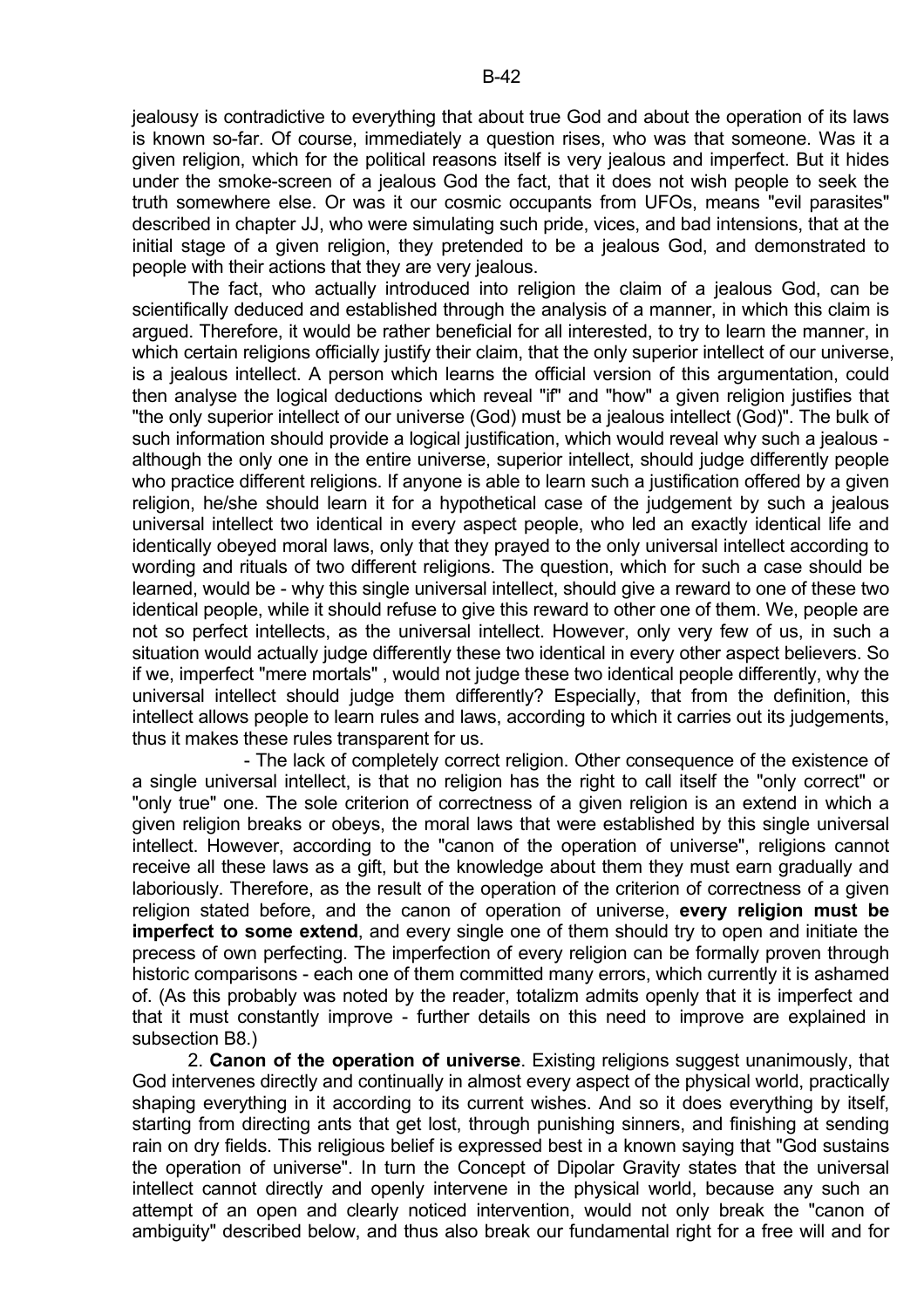jealousy is contradictive to everything that about true God and about the operation of its laws is known so-far. Of course, immediately a question rises, who was that someone. Was it a given religion, which for the political reasons itself is very jealous and imperfect. But it hides under the smoke-screen of a jealous God the fact, that it does not wish people to seek the truth somewhere else. Or was it our cosmic occupants from UFOs, means "evil parasites" described in chapter JJ, who were simulating such pride, vices, and bad intensions, that at the initial stage of a given religion, they pretended to be a jealous God, and demonstrated to people with their actions that they are very jealous.

The fact, who actually introduced into religion the claim of a jealous God, can be scientifically deduced and established through the analysis of a manner, in which this claim is argued. Therefore, it would be rather beneficial for all interested, to try to learn the manner, in which certain religions officially justify their claim, that the only superior intellect of our universe, is a jealous intellect. A person which learns the official version of this argumentation, could then analyse the logical deductions which reveal "if" and "how" a given religion justifies that "the only superior intellect of our universe (God) must be a jealous intellect (God)". The bulk of such information should provide a logical justification, which would reveal why such a jealous - although the only one in the entire universe, superior intellect, should judge differently people who practice different religions. If anyone is able to learn such a justification offered by a given religion, he/she should learn it for a hypothetical case of the judgement by such a jealous universal intellect two identical in every aspect people, who led an exactly identical life and identically obeyed moral laws, only that they prayed to the only universal intellect according to wording and rituals of two different religions. The question, which for such a case should be learned, would be - why this single universal intellect, should give a reward to one of these two identical people, while it should refuse to give this reward to other one of them. We, people are not so perfect intellects, as the universal intellect. However, only very few of us, in such a situation would actually judge differently these two identical in every other aspect believers. So if we, imperfect "mere mortals" , would not judge these two identical people differently, why the universal intellect should judge them differently? Especially, that from the definition, this intellect allows people to learn rules and laws, according to which it carries out its judgements, thus it makes these rules transparent for us.

- The lack of completely correct religion. Other consequence of the existence of a single universal intellect, is that no religion has the right to call itself the "only correct" or "only true" one. The sole criterion of correctness of a given religion is an extend in which a given religion breaks or obeys, the moral laws that were established by this single universal intellect. However, according to the "canon of the operation of universe", religions cannot receive all these laws as a gift, but the knowledge about them they must earn gradually and laboriously. Therefore, as the result of the operation of the criterion of correctness of a given religion stated before, and the canon of operation of universe, **every religion must be imperfect to some extend**, and every single one of them should try to open and initiate the precess of own perfecting. The imperfection of every religion can be formally proven through historic comparisons - each one of them committed many errors, which currently it is ashamed of. (As this probably was noted by the reader, totalizm admits openly that it is imperfect and that it must constantly improve - further details on this need to improve are explained in subsection B8.)

2. **Canon of the operation of universe**. Existing religions suggest unanimously, that God intervenes directly and continually in almost every aspect of the physical world, practically shaping everything in it according to its current wishes. And so it does everything by itself, starting from directing ants that get lost, through punishing sinners, and finishing at sending rain on dry fields. This religious belief is expressed best in a known saying that "God sustains the operation of universe". In turn the Concept of Dipolar Gravity states that the universal intellect cannot directly and openly intervene in the physical world, because any such an attempt of an open and clearly noticed intervention, would not only break the "canon of ambiguity" described below, and thus also break our fundamental right for a free will and for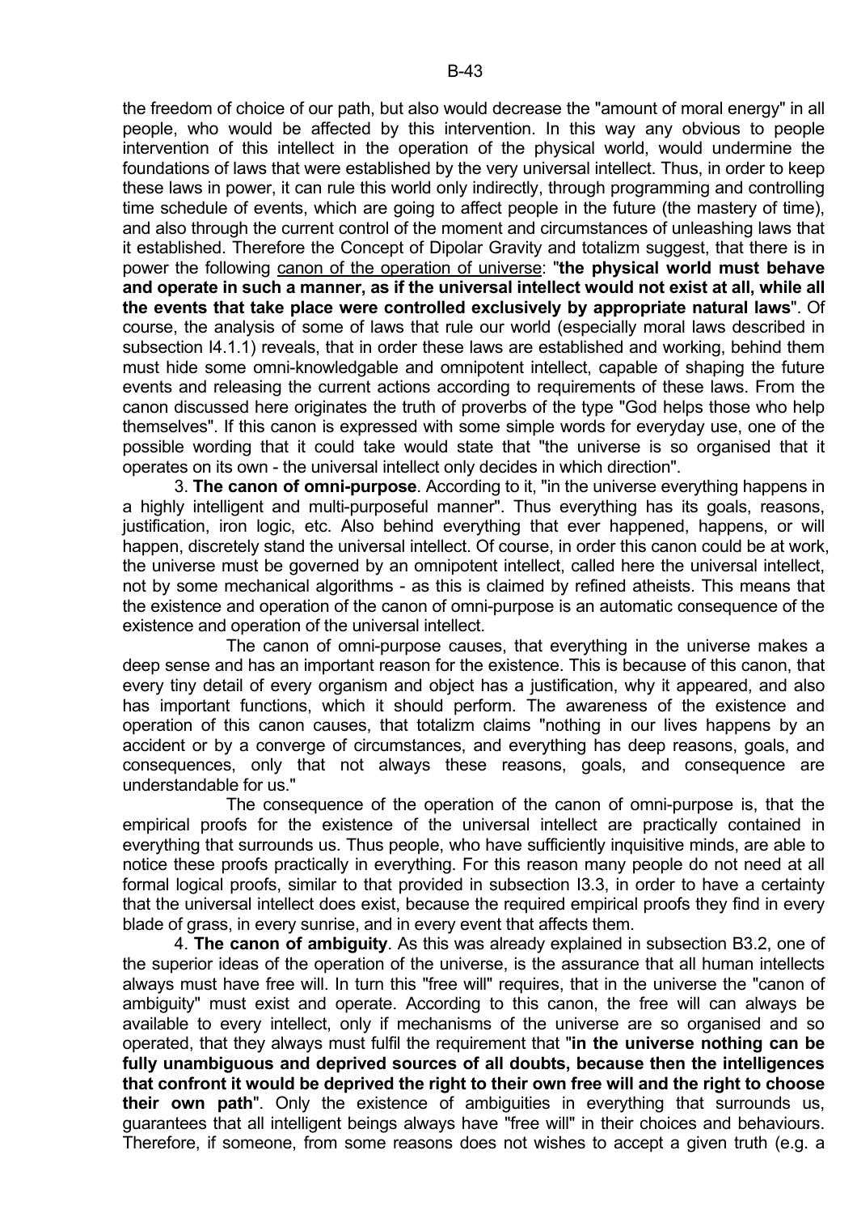the freedom of choice of our path, but also would decrease the "amount of moral energy" in all people, who would be affected by this intervention. In this way any obvious to people intervention of this intellect in the operation of the physical world, would undermine the foundations of laws that were established by the very universal intellect. Thus, in order to keep these laws in power, it can rule this world only indirectly, through programming and controlling time schedule of events, which are going to affect people in the future (the mastery of time), and also through the current control of the moment and circumstances of unleashing laws that it established. Therefore the Concept of Dipolar Gravity and totalizm suggest, that there is in power the following canon of the operation of universe: "**the physical world must behave and operate in such a manner, as if the universal intellect would not exist at all, while all the events that take place were controlled exclusively by appropriate natural laws**". Of course, the analysis of some of laws that rule our world (especially moral laws described in subsection I4.1.1) reveals, that in order these laws are established and working, behind them must hide some omni-knowledgable and omnipotent intellect, capable of shaping the future events and releasing the current actions according to requirements of these laws. From the canon discussed here originates the truth of proverbs of the type "God helps those who help themselves". If this canon is expressed with some simple words for everyday use, one of the possible wording that it could take would state that "the universe is so organised that it operates on its own - the universal intellect only decides in which direction".

3. **The canon of omni-purpose**. According to it, "in the universe everything happens in a highly intelligent and multi-purposeful manner". Thus everything has its goals, reasons, justification, iron logic, etc. Also behind everything that ever happened, happens, or will happen, discretely stand the universal intellect. Of course, in order this canon could be at work, the universe must be governed by an omnipotent intellect, called here the universal intellect, not by some mechanical algorithms - as this is claimed by refined atheists. This means that the existence and operation of the canon of omni-purpose is an automatic consequence of the existence and operation of the universal intellect.

The canon of omni-purpose causes, that everything in the universe makes a deep sense and has an important reason for the existence. This is because of this canon, that every tiny detail of every organism and object has a justification, why it appeared, and also has important functions, which it should perform. The awareness of the existence and operation of this canon causes, that totalizm claims "nothing in our lives happens by an accident or by a converge of circumstances, and everything has deep reasons, goals, and consequences, only that not always these reasons, goals, and consequence are understandable for us."

The consequence of the operation of the canon of omni-purpose is, that the empirical proofs for the existence of the universal intellect are practically contained in everything that surrounds us. Thus people, who have sufficiently inquisitive minds, are able to notice these proofs practically in everything. For this reason many people do not need at all formal logical proofs, similar to that provided in subsection I3.3, in order to have a certainty that the universal intellect does exist, because the required empirical proofs they find in every blade of grass, in every sunrise, and in every event that affects them.

4. **The canon of ambiguity**. As this was already explained in subsection B3.2, one of the superior ideas of the operation of the universe, is the assurance that all human intellects always must have free will. In turn this "free will" requires, that in the universe the "canon of ambiguity" must exist and operate. According to this canon, the free will can always be available to every intellect, only if mechanisms of the universe are so organised and so operated, that they always must fulfil the requirement that "**in the universe nothing can be fully unambiguous and deprived sources of all doubts, because then the intelligences that confront it would be deprived the right to their own free will and the right to choose their own path**". Only the existence of ambiguities in everything that surrounds us, guarantees that all intelligent beings always have "free will" in their choices and behaviours. Therefore, if someone, from some reasons does not wishes to accept a given truth (e.g. a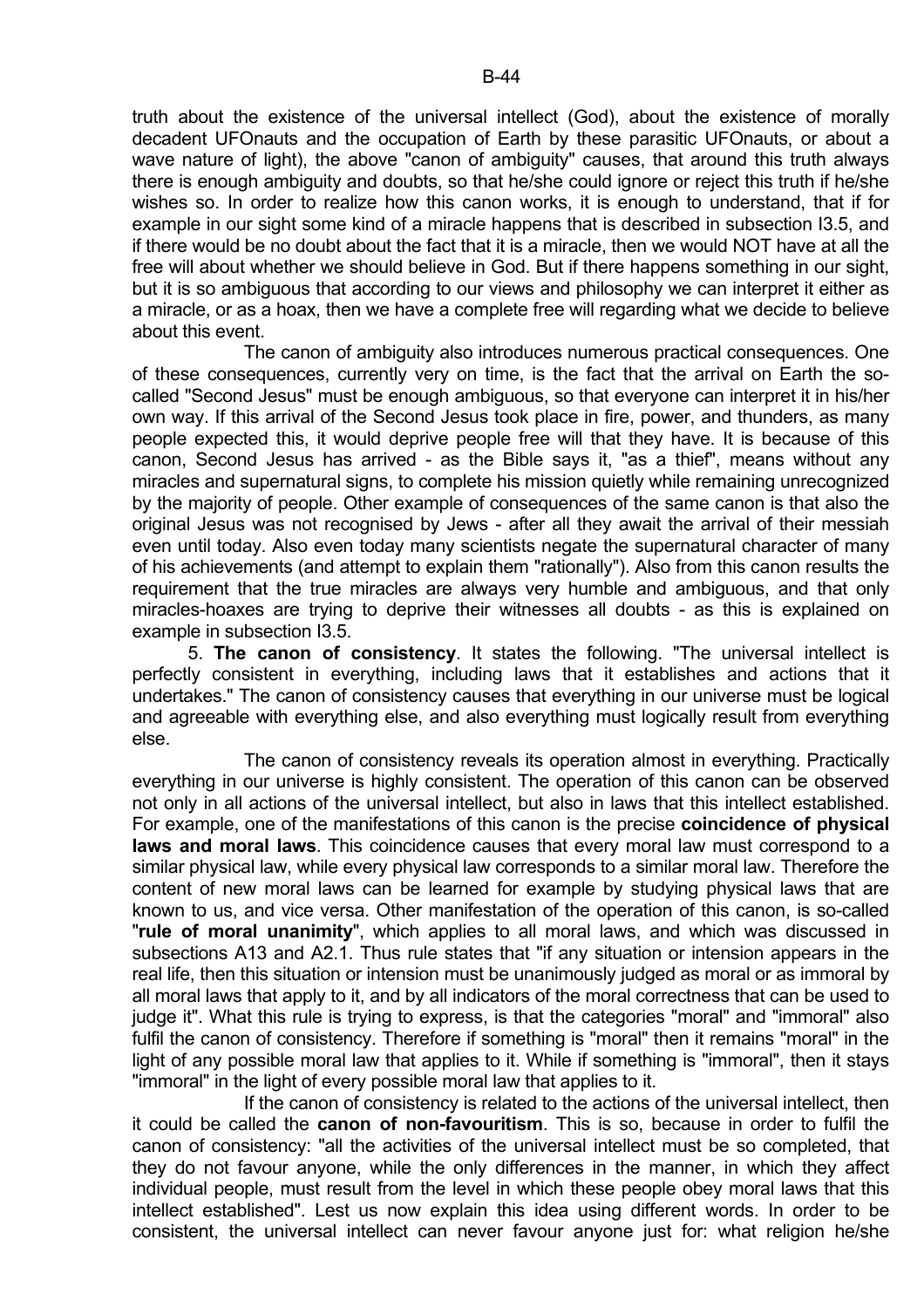truth about the existence of the universal intellect (God), about the existence of morally decadent UFOnauts and the occupation of Earth by these parasitic UFOnauts, or about a wave nature of light), the above "canon of ambiguity" causes, that around this truth always there is enough ambiguity and doubts, so that he/she could ignore or reject this truth if he/she wishes so. In order to realize how this canon works, it is enough to understand, that if for example in our sight some kind of a miracle happens that is described in subsection I3.5, and if there would be no doubt about the fact that it is a miracle, then we would NOT have at all the free will about whether we should believe in God. But if there happens something in our sight, but it is so ambiguous that according to our views and philosophy we can interpret it either as a miracle, or as a hoax, then we have a complete free will regarding what we decide to believe about this event.

The canon of ambiguity also introduces numerous practical consequences. One of these consequences, currently very on time, is the fact that the arrival on Earth the so-called "Second Jesus" must be enough ambiguous, so that everyone can interpret it in his/her own way. If this arrival of the Second Jesus took place in fire, power, and thunders, as many people expected this, it would deprive people free will that they have. It is because of this canon, Second Jesus has arrived - as the Bible says it, "as a thief", means without any miracles and supernatural signs, to complete his mission quietly while remaining unrecognized by the majority of people. Other example of consequences of the same canon is that also the original Jesus was not recognised by Jews - after all they await the arrival of their messiah even until today. Also even today many scientists negate the supernatural character of many of his achievements (and attempt to explain them "rationally"). Also from this canon results the requirement that the true miracles are always very humble and ambiguous, and that only miracles-hoaxes are trying to deprive their witnesses all doubts - as this is explained on example in subsection I3.5.

5. **The canon of consistency**. It states the following. "The universal intellect is perfectly consistent in everything, including laws that it establishes and actions that it undertakes." The canon of consistency causes that everything in our universe must be logical and agreeable with everything else, and also everything must logically result from everything else.

The canon of consistency reveals its operation almost in everything. Practically everything in our universe is highly consistent. The operation of this canon can be observed not only in all actions of the universal intellect, but also in laws that this intellect established. For example, one of the manifestations of this canon is the precise **coincidence of physical laws and moral laws**. This coincidence causes that every moral law must correspond to a similar physical law, while every physical law corresponds to a similar moral law. Therefore the content of new moral laws can be learned for example by studying physical laws that are known to us, and vice versa. Other manifestation of the operation of this canon, is so-called "**rule of moral unanimity**", which applies to all moral laws, and which was discussed in subsections A13 and A2.1. Thus rule states that "if any situation or intension appears in the real life, then this situation or intension must be unanimously judged as moral or as immoral by all moral laws that apply to it, and by all indicators of the moral correctness that can be used to judge it". What this rule is trying to express, is that the categories "moral" and "immoral" also fulfil the canon of consistency. Therefore if something is "moral" then it remains "moral" in the light of any possible moral law that applies to it. While if something is "immoral", then it stays "immoral" in the light of every possible moral law that applies to it.

If the canon of consistency is related to the actions of the universal intellect, then it could be called the **canon of non-favouritism**. This is so, because in order to fulfil the canon of consistency: "all the activities of the universal intellect must be so completed, that they do not favour anyone, while the only differences in the manner, in which they affect individual people, must result from the level in which these people obey moral laws that this intellect established". Lest us now explain this idea using different words. In order to be consistent, the universal intellect can never favour anyone just for: what religion he/she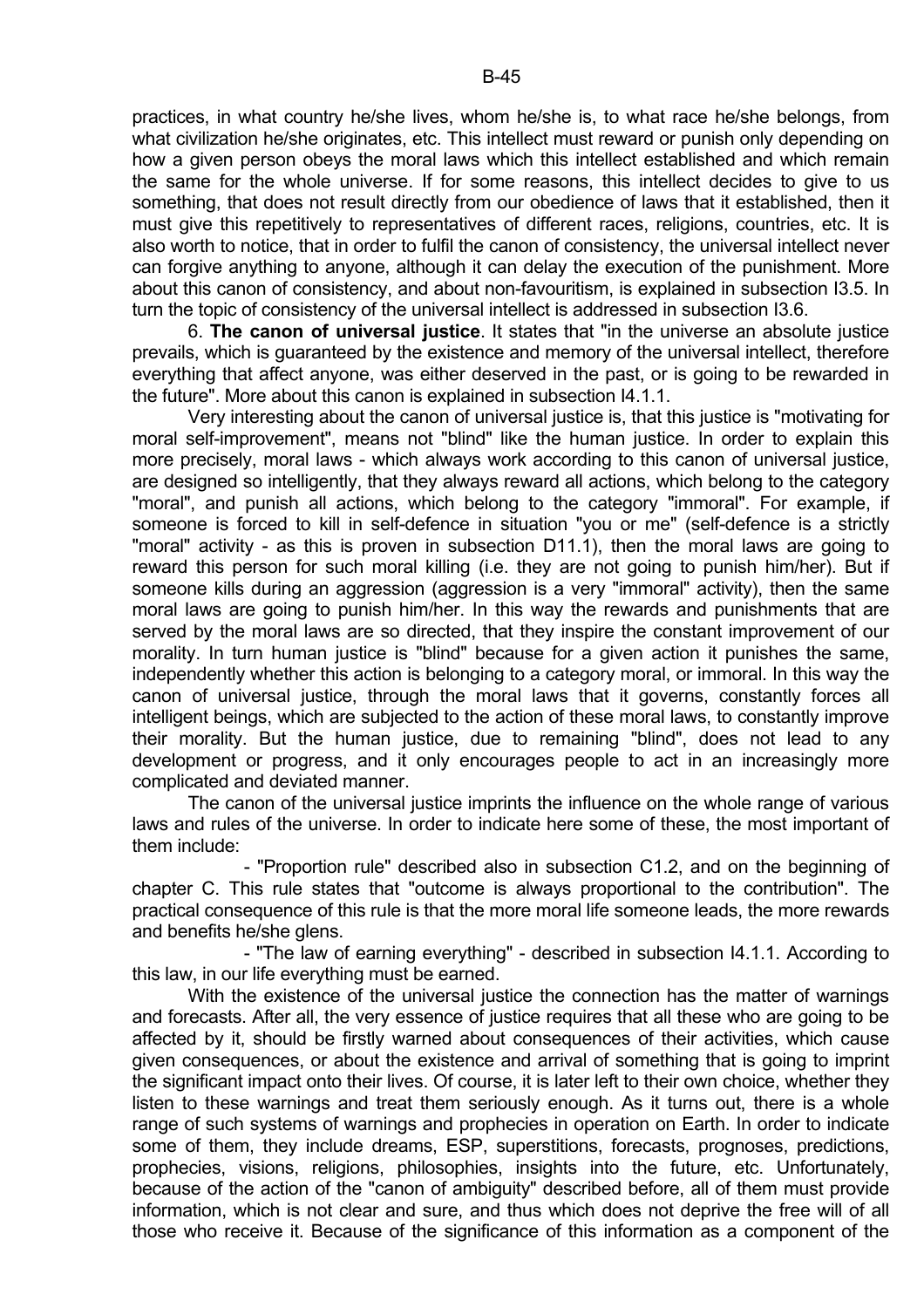practices, in what country he/she lives, whom he/she is, to what race he/she belongs, from what civilization he/she originates, etc. This intellect must reward or punish only depending on how a given person obeys the moral laws which this intellect established and which remain the same for the whole universe. If for some reasons, this intellect decides to give to us something, that does not result directly from our obedience of laws that it established, then it must give this repetitively to representatives of different races, religions, countries, etc. It is also worth to notice, that in order to fulfil the canon of consistency, the universal intellect never can forgive anything to anyone, although it can delay the execution of the punishment. More about this canon of consistency, and about non-favouritism, is explained in subsection I3.5. In turn the topic of consistency of the universal intellect is addressed in subsection I3.6.

6. **The canon of universal justice**. It states that "in the universe an absolute justice prevails, which is guaranteed by the existence and memory of the universal intellect, therefore everything that affect anyone, was either deserved in the past, or is going to be rewarded in the future". More about this canon is explained in subsection I4.1.1.

Very interesting about the canon of universal justice is, that this justice is "motivating for moral self-improvement", means not "blind" like the human justice. In order to explain this more precisely, moral laws - which always work according to this canon of universal justice, are designed so intelligently, that they always reward all actions, which belong to the category "moral", and punish all actions, which belong to the category "immoral". For example, if someone is forced to kill in self-defence in situation "you or me" (self-defence is a strictly "moral" activity - as this is proven in subsection D11.1), then the moral laws are going to reward this person for such moral killing (i.e. they are not going to punish him/her). But if someone kills during an aggression (aggression is a very "immoral" activity), then the same moral laws are going to punish him/her. In this way the rewards and punishments that are served by the moral laws are so directed, that they inspire the constant improvement of our morality. In turn human justice is "blind" because for a given action it punishes the same, independently whether this action is belonging to a category moral, or immoral. In this way the canon of universal justice, through the moral laws that it governs, constantly forces all intelligent beings, which are subjected to the action of these moral laws, to constantly improve their morality. But the human justice, due to remaining "blind", does not lead to any development or progress, and it only encourages people to act in an increasingly more complicated and deviated manner.

The canon of the universal justice imprints the influence on the whole range of various laws and rules of the universe. In order to indicate here some of these, the most important of them include:

- "Proportion rule" described also in subsection C1.2, and on the beginning of chapter C. This rule states that "outcome is always proportional to the contribution". The practical consequence of this rule is that the more moral life someone leads, the more rewards and benefits he/she glens.

- "The law of earning everything" - described in subsection I4.1.1. According to this law, in our life everything must be earned.

With the existence of the universal justice the connection has the matter of warnings and forecasts. After all, the very essence of justice requires that all these who are going to be affected by it, should be firstly warned about consequences of their activities, which cause given consequences, or about the existence and arrival of something that is going to imprint the significant impact onto their lives. Of course, it is later left to their own choice, whether they listen to these warnings and treat them seriously enough. As it turns out, there is a whole range of such systems of warnings and prophecies in operation on Earth. In order to indicate some of them, they include dreams, ESP, superstitions, forecasts, prognoses, predictions, prophecies, visions, religions, philosophies, insights into the future, etc. Unfortunately, because of the action of the "canon of ambiguity" described before, all of them must provide information, which is not clear and sure, and thus which does not deprive the free will of all those who receive it. Because of the significance of this information as a component of the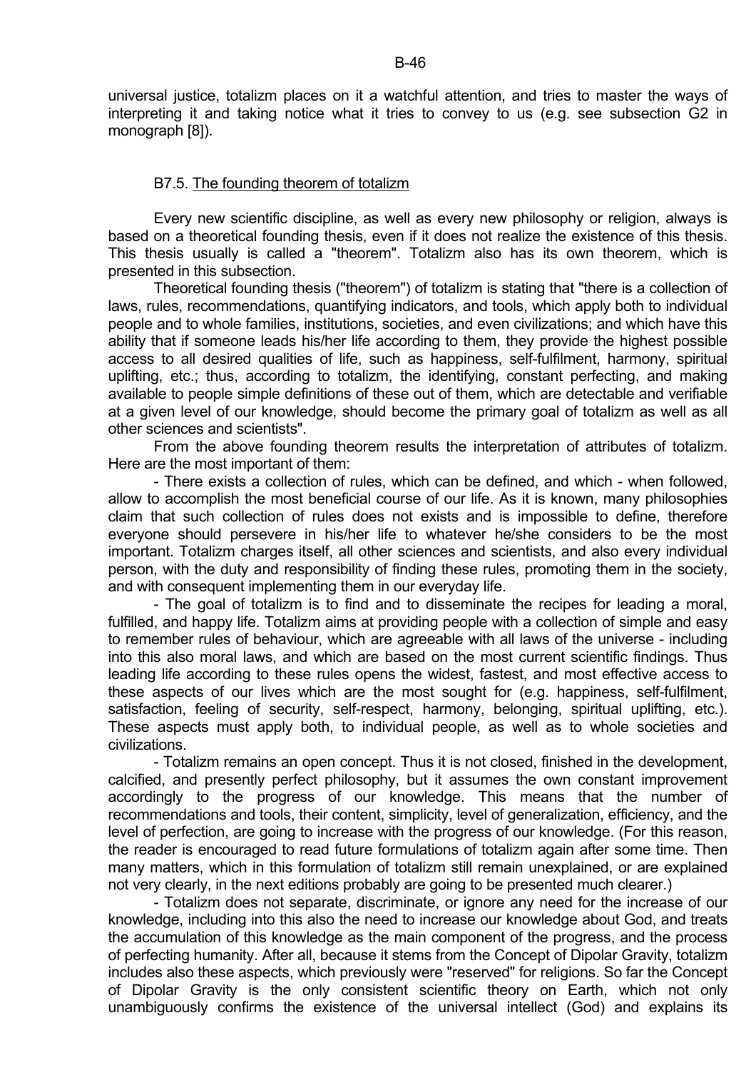universal justice, totalizm places on it a watchful attention, and tries to master the ways of interpreting it and taking notice what it tries to convey to us (e.g. see subsection G2 in monograph [8]).

### B7.5. The founding theorem of totalizm

Every new scientific discipline, as well as every new philosophy or religion, always is based on a theoretical founding thesis, even if it does not realize the existence of this thesis. This thesis usually is called a "theorem". Totalizm also has its own theorem, which is presented in this subsection.

Theoretical founding thesis ("theorem") of totalizm is stating that "there is a collection of laws, rules, recommendations, quantifying indicators, and tools, which apply both to individual people and to whole families, institutions, societies, and even civilizations; and which have this ability that if someone leads his/her life according to them, they provide the highest possible access to all desired qualities of life, such as happiness, self-fulfilment, harmony, spiritual uplifting, etc.; thus, according to totalizm, the identifying, constant perfecting, and making available to people simple definitions of these out of them, which are detectable and verifiable at a given level of our knowledge, should become the primary goal of totalizm as well as all other sciences and scientists".

From the above founding theorem results the interpretation of attributes of totalizm. Here are the most important of them:

- There exists a collection of rules, which can be defined, and which - when followed, allow to accomplish the most beneficial course of our life. As it is known, many philosophies claim that such collection of rules does not exists and is impossible to define, therefore everyone should persevere in his/her life to whatever he/she considers to be the most important. Totalizm charges itself, all other sciences and scientists, and also every individual person, with the duty and responsibility of finding these rules, promoting them in the society, and with consequent implementing them in our everyday life.

- The goal of totalizm is to find and to disseminate the recipes for leading a moral, fulfilled, and happy life. Totalizm aims at providing people with a collection of simple and easy to remember rules of behaviour, which are agreeable with all laws of the universe - including into this also moral laws, and which are based on the most current scientific findings. Thus leading life according to these rules opens the widest, fastest, and most effective access to these aspects of our lives which are the most sought for (e.g. happiness, self-fulfilment, satisfaction, feeling of security, self-respect, harmony, belonging, spiritual uplifting, etc.). These aspects must apply both, to individual people, as well as to whole societies and civilizations.

- Totalizm remains an open concept. Thus it is not closed, finished in the development, calcified, and presently perfect philosophy, but it assumes the own constant improvement accordingly to the progress of our knowledge. This means that the number of recommendations and tools, their content, simplicity, level of generalization, efficiency, and the level of perfection, are going to increase with the progress of our knowledge. (For this reason, the reader is encouraged to read future formulations of totalizm again after some time. Then many matters, which in this formulation of totalizm still remain unexplained, or are explained not very clearly, in the next editions probably are going to be presented much clearer.)

- Totalizm does not separate, discriminate, or ignore any need for the increase of our knowledge, including into this also the need to increase our knowledge about God, and treats the accumulation of this knowledge as the main component of the progress, and the process of perfecting humanity. After all, because it stems from the Concept of Dipolar Gravity, totalizm includes also these aspects, which previously were "reserved" for religions. So far the Concept of Dipolar Gravity is the only consistent scientific theory on Earth, which not only unambiguously confirms the existence of the universal intellect (God) and explains its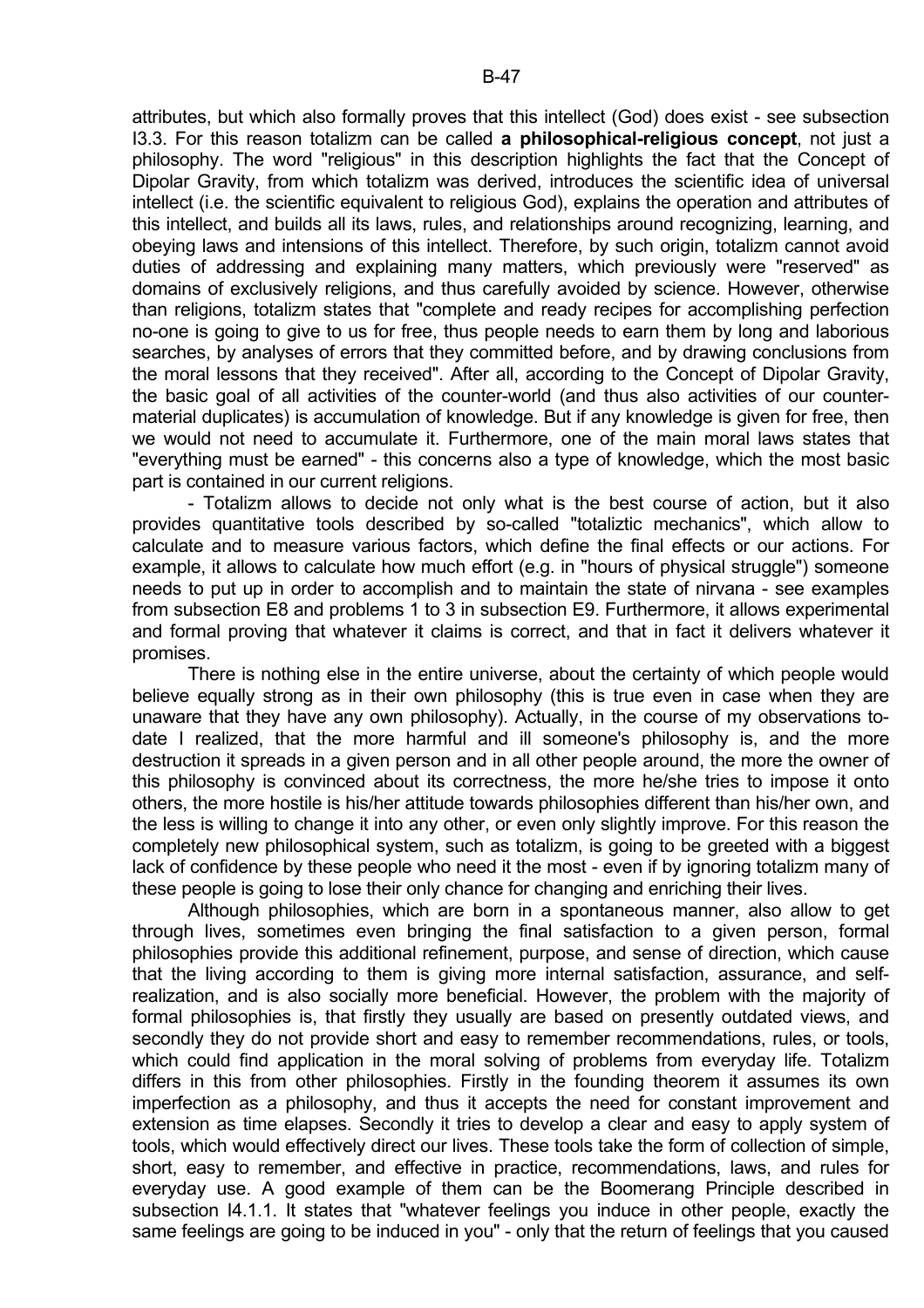attributes, but which also formally proves that this intellect (God) does exist - see subsection I3.3. For this reason totalizm can be called **a philosophical-religious concept**, not just a philosophy. The word "religious" in this description highlights the fact that the Concept of Dipolar Gravity, from which totalizm was derived, introduces the scientific idea of universal intellect (i.e. the scientific equivalent to religious God), explains the operation and attributes of this intellect, and builds all its laws, rules, and relationships around recognizing, learning, and obeying laws and intensions of this intellect. Therefore, by such origin, totalizm cannot avoid duties of addressing and explaining many matters, which previously were "reserved" as domains of exclusively religions, and thus carefully avoided by science. However, otherwise than religions, totalizm states that "complete and ready recipes for accomplishing perfection no-one is going to give to us for free, thus people needs to earn them by long and laborious searches, by analyses of errors that they committed before, and by drawing conclusions from the moral lessons that they received". After all, according to the Concept of Dipolar Gravity, the basic goal of all activities of the counter-world (and thus also activities of our counter-material duplicates) is accumulation of knowledge. But if any knowledge is given for free, then we would not need to accumulate it. Furthermore, one of the main moral laws states that "everything must be earned" - this concerns also a type of knowledge, which the most basic part is contained in our current religions.

- Totalizm allows to decide not only what is the best course of action, but it also provides quantitative tools described by so-called "totaliztic mechanics", which allow to calculate and to measure various factors, which define the final effects or our actions. For example, it allows to calculate how much effort (e.g. in "hours of physical struggle") someone needs to put up in order to accomplish and to maintain the state of nirvana - see examples from subsection E8 and problems 1 to 3 in subsection E9. Furthermore, it allows experimental and formal proving that whatever it claims is correct, and that in fact it delivers whatever it promises.

There is nothing else in the entire universe, about the certainty of which people would believe equally strong as in their own philosophy (this is true even in case when they are unaware that they have any own philosophy). Actually, in the course of my observations to-date I realized, that the more harmful and ill someone's philosophy is, and the more destruction it spreads in a given person and in all other people around, the more the owner of this philosophy is convinced about its correctness, the more he/she tries to impose it onto others, the more hostile is his/her attitude towards philosophies different than his/her own, and the less is willing to change it into any other, or even only slightly improve. For this reason the completely new philosophical system, such as totalizm, is going to be greeted with a biggest lack of confidence by these people who need it the most - even if by ignoring totalizm many of these people is going to lose their only chance for changing and enriching their lives.

Although philosophies, which are born in a spontaneous manner, also allow to get through lives, sometimes even bringing the final satisfaction to a given person, formal philosophies provide this additional refinement, purpose, and sense of direction, which cause that the living according to them is giving more internal satisfaction, assurance, and self-realization, and is also socially more beneficial. However, the problem with the majority of formal philosophies is, that firstly they usually are based on presently outdated views, and secondly they do not provide short and easy to remember recommendations, rules, or tools, which could find application in the moral solving of problems from everyday life. Totalizm differs in this from other philosophies. Firstly in the founding theorem it assumes its own imperfection as a philosophy, and thus it accepts the need for constant improvement and extension as time elapses. Secondly it tries to develop a clear and easy to apply system of tools, which would effectively direct our lives. These tools take the form of collection of simple, short, easy to remember, and effective in practice, recommendations, laws, and rules for everyday use. A good example of them can be the Boomerang Principle described in subsection I4.1.1. It states that "whatever feelings you induce in other people, exactly the same feelings are going to be induced in you" - only that the return of feelings that you caused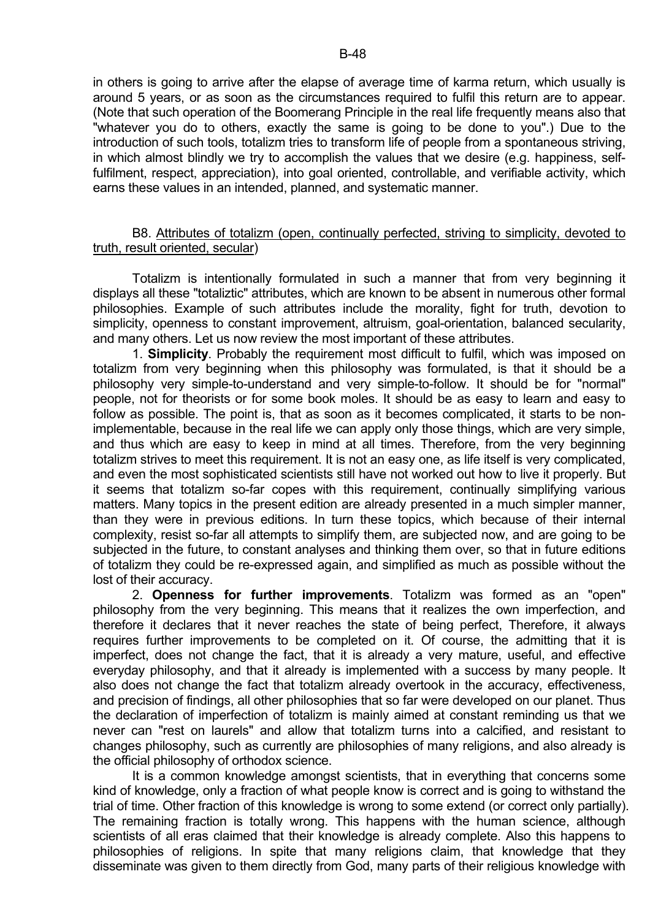in others is going to arrive after the elapse of average time of karma return, which usually is around 5 years, or as soon as the circumstances required to fulfil this return are to appear. (Note that such operation of the Boomerang Principle in the real life frequently means also that "whatever you do to others, exactly the same is going to be done to you".) Due to the introduction of such tools, totalizm tries to transform life of people from a spontaneous striving, in which almost blindly we try to accomplish the values that we desire (e.g. happiness, self-fulfilment, respect, appreciation), into goal oriented, controllable, and verifiable activity, which earns these values in an intended, planned, and systematic manner.

## B8. Attributes of totalizm (open, continually perfected, striving to simplicity, devoted to truth, result oriented, secular)

Totalizm is intentionally formulated in such a manner that from very beginning it displays all these "totaliztic" attributes, which are known to be absent in numerous other formal philosophies. Example of such attributes include the morality, fight for truth, devotion to simplicity, openness to constant improvement, altruism, goal-orientation, balanced secularity, and many others. Let us now review the most important of these attributes.

1. **Simplicity**. Probably the requirement most difficult to fulfil, which was imposed on totalizm from very beginning when this philosophy was formulated, is that it should be a philosophy very simple-to-understand and very simple-to-follow. It should be for "normal" people, not for theorists or for some book moles. It should be as easy to learn and easy to follow as possible. The point is, that as soon as it becomes complicated, it starts to be non-implementable, because in the real life we can apply only those things, which are very simple, and thus which are easy to keep in mind at all times. Therefore, from the very beginning totalizm strives to meet this requirement. It is not an easy one, as life itself is very complicated, and even the most sophisticated scientists still have not worked out how to live it properly. But it seems that totalizm so-far copes with this requirement, continually simplifying various matters. Many topics in the present edition are already presented in a much simpler manner, than they were in previous editions. In turn these topics, which because of their internal complexity, resist so-far all attempts to simplify them, are subjected now, and are going to be subjected in the future, to constant analyses and thinking them over, so that in future editions of totalizm they could be re-expressed again, and simplified as much as possible without the lost of their accuracy.

2. **Openness for further improvements**. Totalizm was formed as an "open" philosophy from the very beginning. This means that it realizes the own imperfection, and therefore it declares that it never reaches the state of being perfect, Therefore, it always requires further improvements to be completed on it. Of course, the admitting that it is imperfect, does not change the fact, that it is already a very mature, useful, and effective everyday philosophy, and that it already is implemented with a success by many people. It also does not change the fact that totalizm already overtook in the accuracy, effectiveness, and precision of findings, all other philosophies that so far were developed on our planet. Thus the declaration of imperfection of totalizm is mainly aimed at constant reminding us that we never can "rest on laurels" and allow that totalizm turns into a calcified, and resistant to changes philosophy, such as currently are philosophies of many religions, and also already is the official philosophy of orthodox science.

It is a common knowledge amongst scientists, that in everything that concerns some kind of knowledge, only a fraction of what people know is correct and is going to withstand the trial of time. Other fraction of this knowledge is wrong to some extend (or correct only partially). The remaining fraction is totally wrong. This happens with the human science, although scientists of all eras claimed that their knowledge is already complete. Also this happens to philosophies of religions. In spite that many religions claim, that knowledge that they disseminate was given to them directly from God, many parts of their religious knowledge with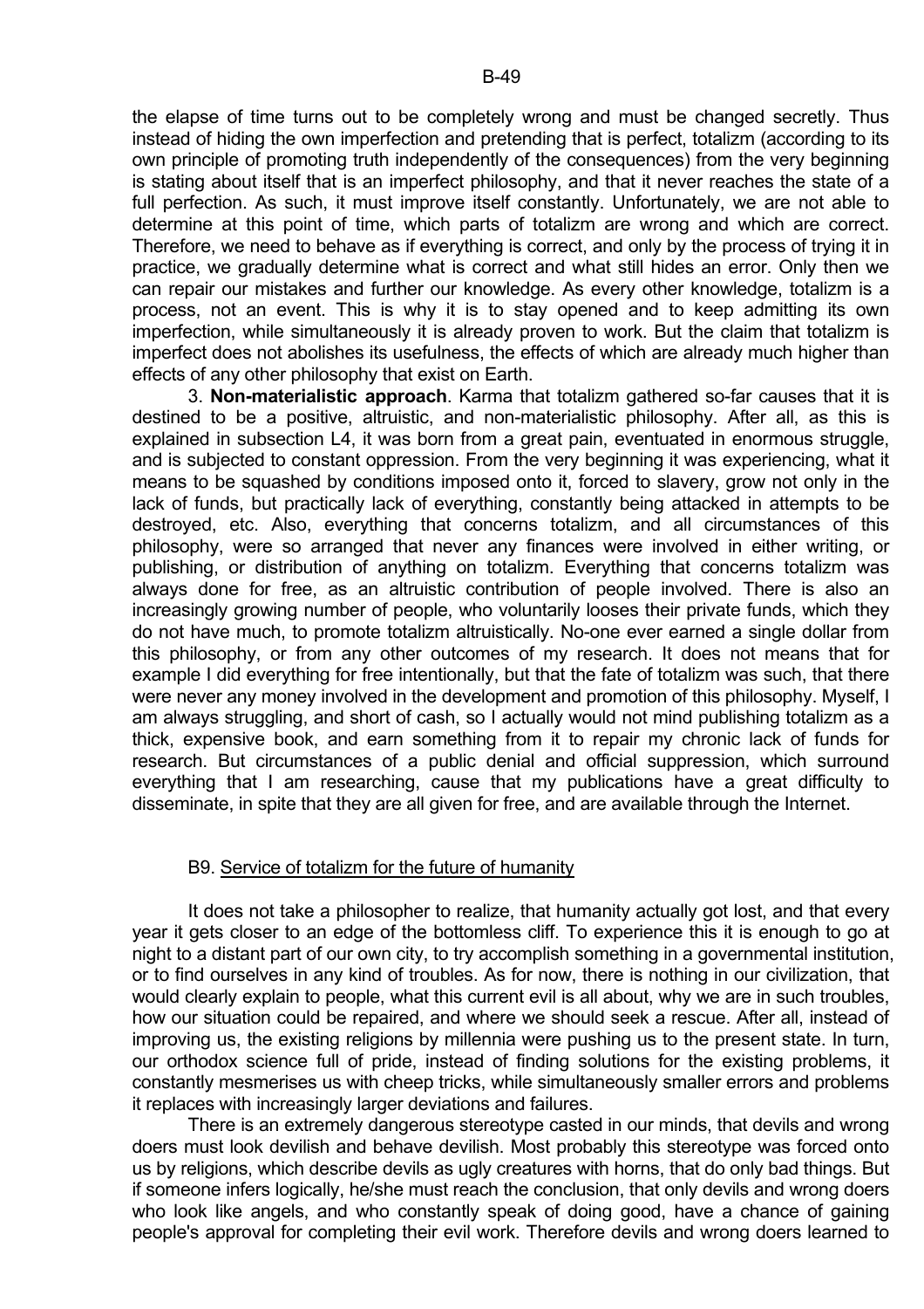the elapse of time turns out to be completely wrong and must be changed secretly. Thus instead of hiding the own imperfection and pretending that is perfect, totalizm (according to its own principle of promoting truth independently of the consequences) from the very beginning is stating about itself that is an imperfect philosophy, and that it never reaches the state of a full perfection. As such, it must improve itself constantly. Unfortunately, we are not able to determine at this point of time, which parts of totalizm are wrong and which are correct. Therefore, we need to behave as if everything is correct, and only by the process of trying it in practice, we gradually determine what is correct and what still hides an error. Only then we can repair our mistakes and further our knowledge. As every other knowledge, totalizm is a process, not an event. This is why it is to stay opened and to keep admitting its own imperfection, while simultaneously it is already proven to work. But the claim that totalizm is imperfect does not abolishes its usefulness, the effects of which are already much higher than effects of any other philosophy that exist on Earth.

3. **Non-materialistic approach**. Karma that totalizm gathered so-far causes that it is destined to be a positive, altruistic, and non-materialistic philosophy. After all, as this is explained in subsection L4, it was born from a great pain, eventuated in enormous struggle, and is subjected to constant oppression. From the very beginning it was experiencing, what it means to be squashed by conditions imposed onto it, forced to slavery, grow not only in the lack of funds, but practically lack of everything, constantly being attacked in attempts to be destroyed, etc. Also, everything that concerns totalizm, and all circumstances of this philosophy, were so arranged that never any finances were involved in either writing, or publishing, or distribution of anything on totalizm. Everything that concerns totalizm was always done for free, as an altruistic contribution of people involved. There is also an increasingly growing number of people, who voluntarily looses their private funds, which they do not have much, to promote totalizm altruistically. No-one ever earned a single dollar from this philosophy, or from any other outcomes of my research. It does not means that for example I did everything for free intentionally, but that the fate of totalizm was such, that there were never any money involved in the development and promotion of this philosophy. Myself, I am always struggling, and short of cash, so I actually would not mind publishing totalizm as a thick, expensive book, and earn something from it to repair my chronic lack of funds for research. But circumstances of a public denial and official suppression, which surround everything that I am researching, cause that my publications have a great difficulty to disseminate, in spite that they are all given for free, and are available through the Internet.

## B9. Service of totalizm for the future of humanity

It does not take a philosopher to realize, that humanity actually got lost, and that every year it gets closer to an edge of the bottomless cliff. To experience this it is enough to go at night to a distant part of our own city, to try accomplish something in a governmental institution, or to find ourselves in any kind of troubles. As for now, there is nothing in our civilization, that would clearly explain to people, what this current evil is all about, why we are in such troubles, how our situation could be repaired, and where we should seek a rescue. After all, instead of improving us, the existing religions by millennia were pushing us to the present state. In turn, our orthodox science full of pride, instead of finding solutions for the existing problems, it constantly mesmerises us with cheep tricks, while simultaneously smaller errors and problems it replaces with increasingly larger deviations and failures.

There is an extremely dangerous stereotype casted in our minds, that devils and wrong doers must look devilish and behave devilish. Most probably this stereotype was forced onto us by religions, which describe devils as ugly creatures with horns, that do only bad things. But if someone infers logically, he/she must reach the conclusion, that only devils and wrong doers who look like angels, and who constantly speak of doing good, have a chance of gaining people's approval for completing their evil work. Therefore devils and wrong doers learned to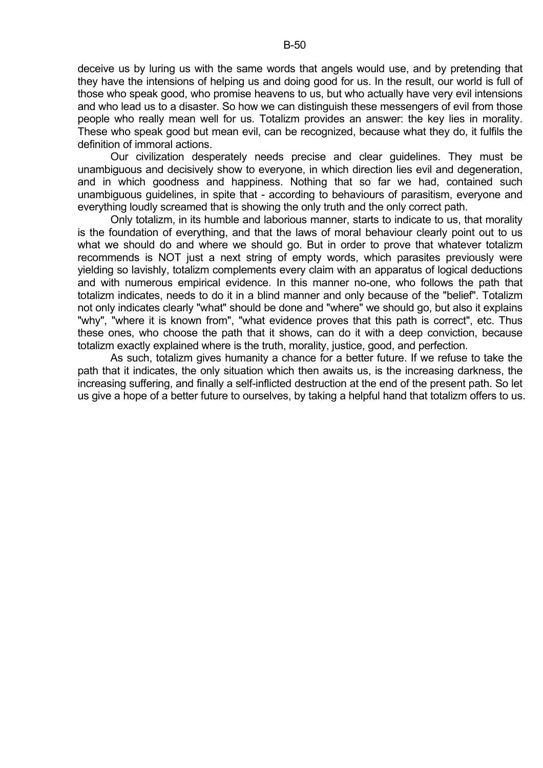deceive us by luring us with the same words that angels would use, and by pretending that they have the intensions of helping us and doing good for us. In the result, our world is full of those who speak good, who promise heavens to us, but who actually have very evil intensions and who lead us to a disaster. So how we can distinguish these messengers of evil from those people who really mean well for us. Totalizm provides an answer: the key lies in morality. These who speak good but mean evil, can be recognized, because what they do, it fulfils the definition of immoral actions.

Our civilization desperately needs precise and clear guidelines. They must be unambiguous and decisively show to everyone, in which direction lies evil and degeneration, and in which goodness and happiness. Nothing that so far we had, contained such unambiguous guidelines, in spite that - according to behaviours of parasitism, everyone and everything loudly screamed that is showing the only truth and the only correct path.

Only totalizm, in its humble and laborious manner, starts to indicate to us, that morality is the foundation of everything, and that the laws of moral behaviour clearly point out to us what we should do and where we should go. But in order to prove that whatever totalizm recommends is NOT just a next string of empty words, which parasites previously were yielding so lavishly, totalizm complements every claim with an apparatus of logical deductions and with numerous empirical evidence. In this manner no-one, who follows the path that totalizm indicates, needs to do it in a blind manner and only because of the "belief". Totalizm not only indicates clearly "what" should be done and "where" we should go, but also it explains "why", "where it is known from", "what evidence proves that this path is correct", etc. Thus these ones, who choose the path that it shows, can do it with a deep conviction, because totalizm exactly explained where is the truth, morality, justice, good, and perfection.

As such, totalizm gives humanity a chance for a better future. If we refuse to take the path that it indicates, the only situation which then awaits us, is the increasing darkness, the increasing suffering, and finally a self-inflicted destruction at the end of the present path. So let us give a hope of a better future to ourselves, by taking a helpful hand that totalizm offers to us.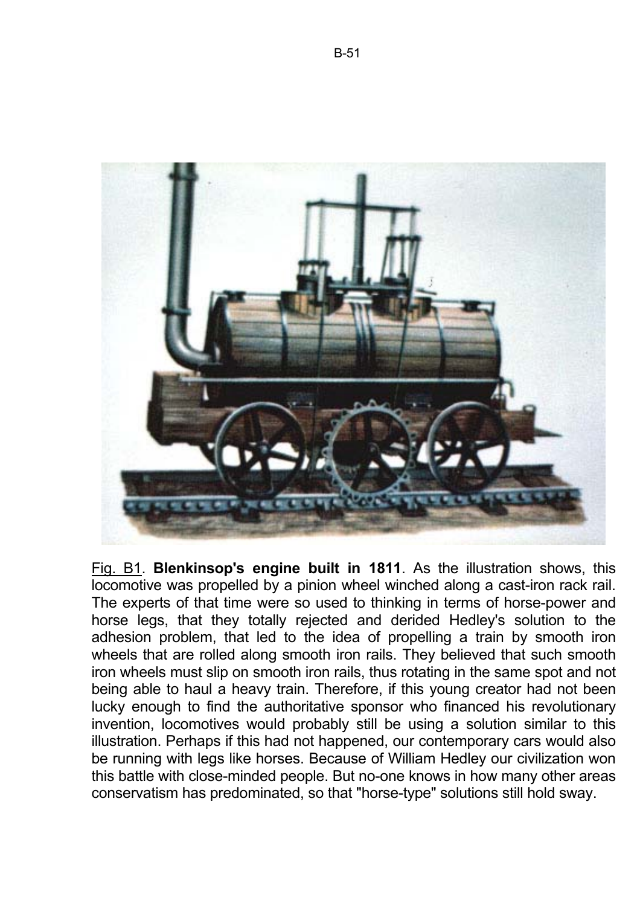Fig. B1. **Blenkinsop's engine built in 1811**. As the illustration shows, this locomotive was propelled by a pinion wheel winched along a cast-iron rack rail. The experts of that time were so used to thinking in terms of horse-power and horse legs, that they totally rejected and derided Hedley's solution to the adhesion problem, that led to the idea of propelling a train by smooth iron wheels that are rolled along smooth iron rails. They believed that such smooth iron wheels must slip on smooth iron rails, thus rotating in the same spot and not being able to haul a heavy train. Therefore, if this young creator had not been lucky enough to find the authoritative sponsor who financed his revolutionary invention, locomotives would probably still be using a solution similar to this illustration. Perhaps if this had not happened, our contemporary cars would also be running with legs like horses. Because of William Hedley our civilization won this battle with close-minded people. But no-one knows in how many other areas conservatism has predominated, so that "horse-type" solutions still hold sway.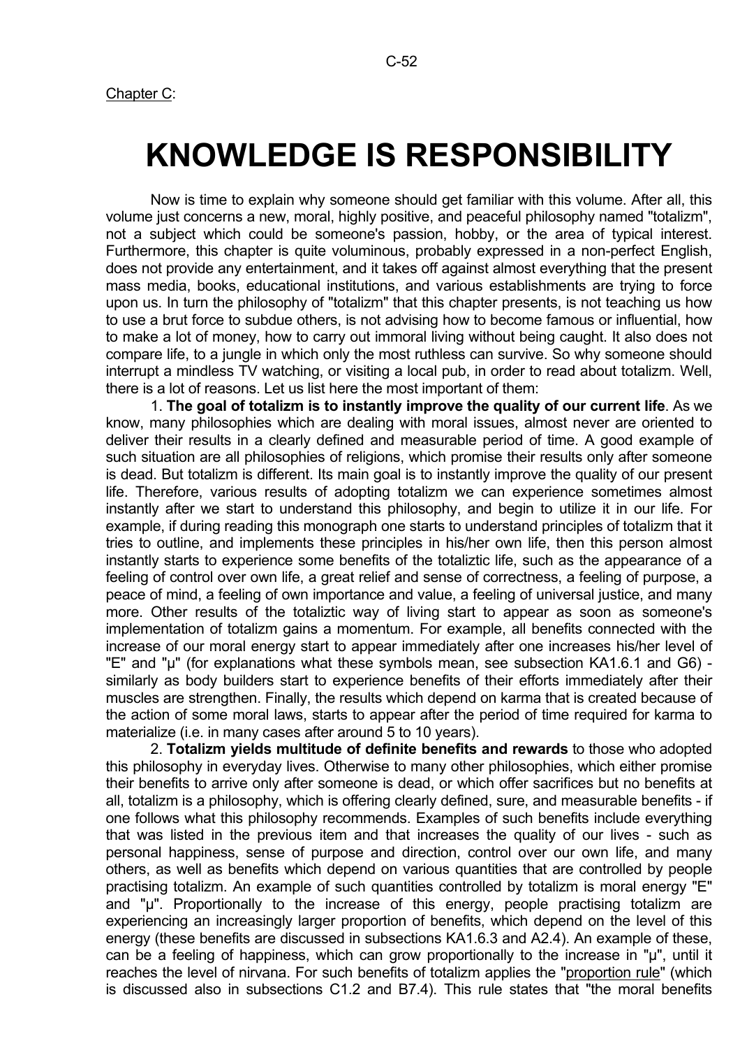Chapter C:

# KNOWLEDGE IS RESPONSIBILITY

Now is time to explain why someone should get familiar with this volume. After all, this volume just concerns a new, moral, highly positive, and peaceful philosophy named "totalizm", not a subject which could be someone's passion, hobby, or the area of typical interest. Furthermore, this chapter is quite voluminous, probably expressed in a non-perfect English, does not provide any entertainment, and it takes off against almost everything that the present mass media, books, educational institutions, and various establishments are trying to force upon us. In turn the philosophy of "totalizm" that this chapter presents, is not teaching us how to use a brut force to subdue others, is not advising how to become famous or influential, how to make a lot of money, how to carry out immoral living without being caught. It also does not compare life, to a jungle in which only the most ruthless can survive. So why someone should interrupt a mindless TV watching, or visiting a local pub, in order to read about totalizm. Well, there is a lot of reasons. Let us list here the most important of them:

1. **The goal of totalizm is to instantly improve the quality of our current life**. As we know, many philosophies which are dealing with moral issues, almost never are oriented to deliver their results in a clearly defined and measurable period of time. A good example of such situation are all philosophies of religions, which promise their results only after someone is dead. But totalizm is different. Its main goal is to instantly improve the quality of our present life. Therefore, various results of adopting totalizm we can experience sometimes almost instantly after we start to understand this philosophy, and begin to utilize it in our life. For example, if during reading this monograph one starts to understand principles of totalizm that it tries to outline, and implements these principles in his/her own life, then this person almost instantly starts to experience some benefits of the totaliztic life, such as the appearance of a feeling of control over own life, a great relief and sense of correctness, a feeling of purpose, a peace of mind, a feeling of own importance and value, a feeling of universal justice, and many more. Other results of the totaliztic way of living start to appear as soon as someone's implementation of totalizm gains a momentum. For example, all benefits connected with the increase of our moral energy start to appear immediately after one increases his/her level of "E" and "μ" (for explanations what these symbols mean, see subsection KA1.6.1 and G6) - similarly as body builders start to experience benefits of their efforts immediately after their muscles are strengthen. Finally, the results which depend on karma that is created because of the action of some moral laws, starts to appear after the period of time required for karma to materialize (i.e. in many cases after around 5 to 10 years).

2. **Totalizm yields multitude of definite benefits and rewards** to those who adopted this philosophy in everyday lives. Otherwise to many other philosophies, which either promise their benefits to arrive only after someone is dead, or which offer sacrifices but no benefits at all, totalizm is a philosophy, which is offering clearly defined, sure, and measurable benefits - if one follows what this philosophy recommends. Examples of such benefits include everything that was listed in the previous item and that increases the quality of our lives - such as personal happiness, sense of purpose and direction, control over our own life, and many others, as well as benefits which depend on various quantities that are controlled by people practising totalizm. An example of such quantities controlled by totalizm is moral energy "E" and "μ". Proportionally to the increase of this energy, people practising totalizm are experiencing an increasingly larger proportion of benefits, which depend on the level of this energy (these benefits are discussed in subsections KA1.6.3 and A2.4). An example of these, can be a feeling of happiness, which can grow proportionally to the increase in "μ", until it reaches the level of nirvana. For such benefits of totalizm applies the "proportion rule" (which is discussed also in subsections C1.2 and B7.4). This rule states that "the moral benefits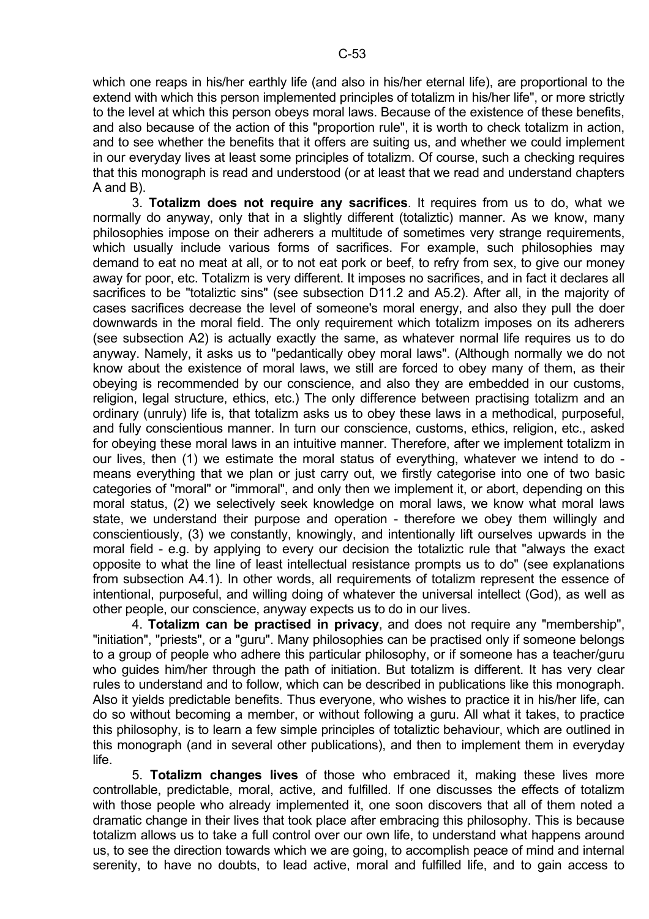which one reaps in his/her earthly life (and also in his/her eternal life), are proportional to the extend with which this person implemented principles of totalizm in his/her life", or more strictly to the level at which this person obeys moral laws. Because of the existence of these benefits, and also because of the action of this "proportion rule", it is worth to check totalizm in action, and to see whether the benefits that it offers are suiting us, and whether we could implement in our everyday lives at least some principles of totalizm. Of course, such a checking requires that this monograph is read and understood (or at least that we read and understand chapters A and B).

3. **Totalizm does not require any sacrifices**. It requires from us to do, what we normally do anyway, only that in a slightly different (totaliztic) manner. As we know, many philosophies impose on their adherers a multitude of sometimes very strange requirements, which usually include various forms of sacrifices. For example, such philosophies may demand to eat no meat at all, or to not eat pork or beef, to refry from sex, to give our money away for poor, etc. Totalizm is very different. It imposes no sacrifices, and in fact it declares all sacrifices to be "totaliztic sins" (see subsection D11.2 and A5.2). After all, in the majority of cases sacrifices decrease the level of someone's moral energy, and also they pull the doer downwards in the moral field. The only requirement which totalizm imposes on its adherers (see subsection A2) is actually exactly the same, as whatever normal life requires us to do anyway. Namely, it asks us to "pedantically obey moral laws". (Although normally we do not know about the existence of moral laws, we still are forced to obey many of them, as their obeying is recommended by our conscience, and also they are embedded in our customs, religion, legal structure, ethics, etc.) The only difference between practising totalizm and an ordinary (unruly) life is, that totalizm asks us to obey these laws in a methodical, purposeful, and fully conscientious manner. In turn our conscience, customs, ethics, religion, etc., asked for obeying these moral laws in an intuitive manner. Therefore, after we implement totalizm in our lives, then (1) we estimate the moral status of everything, whatever we intend to do - means everything that we plan or just carry out, we firstly categorise into one of two basic categories of "moral" or "immoral", and only then we implement it, or abort, depending on this moral status, (2) we selectively seek knowledge on moral laws, we know what moral laws state, we understand their purpose and operation - therefore we obey them willingly and conscientiously, (3) we constantly, knowingly, and intentionally lift ourselves upwards in the moral field - e.g. by applying to every our decision the totaliztic rule that "always the exact opposite to what the line of least intellectual resistance prompts us to do" (see explanations from subsection A4.1). In other words, all requirements of totalizm represent the essence of intentional, purposeful, and willing doing of whatever the universal intellect (God), as well as other people, our conscience, anyway expects us to do in our lives.

4. **Totalizm can be practised in privacy**, and does not require any "membership", "initiation", "priests", or a "guru". Many philosophies can be practised only if someone belongs to a group of people who adhere this particular philosophy, or if someone has a teacher/guru who guides him/her through the path of initiation. But totalizm is different. It has very clear rules to understand and to follow, which can be described in publications like this monograph. Also it yields predictable benefits. Thus everyone, who wishes to practice it in his/her life, can do so without becoming a member, or without following a guru. All what it takes, to practice this philosophy, is to learn a few simple principles of totaliztic behaviour, which are outlined in this monograph (and in several other publications), and then to implement them in everyday life.

5. **Totalizm changes lives** of those who embraced it, making these lives more controllable, predictable, moral, active, and fulfilled. If one discusses the effects of totalizm with those people who already implemented it, one soon discovers that all of them noted a dramatic change in their lives that took place after embracing this philosophy. This is because totalizm allows us to take a full control over our own life, to understand what happens around us, to see the direction towards which we are going, to accomplish peace of mind and internal serenity, to have no doubts, to lead active, moral and fulfilled life, and to gain access to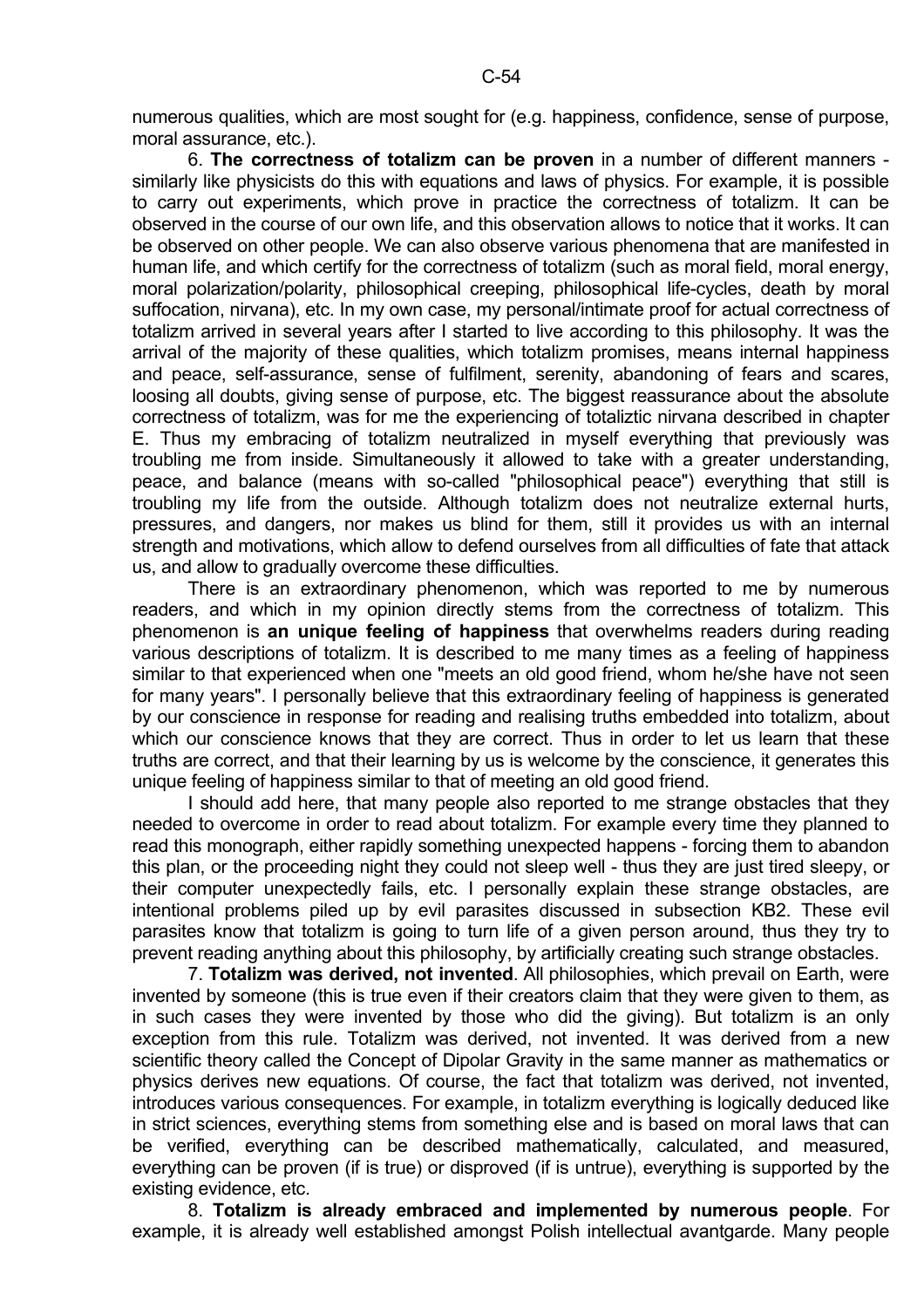numerous qualities, which are most sought for (e.g. happiness, confidence, sense of purpose, moral assurance, etc.).

6. **The correctness of totalizm can be proven** in a number of different manners - similarly like physicists do this with equations and laws of physics. For example, it is possible to carry out experiments, which prove in practice the correctness of totalizm. It can be observed in the course of our own life, and this observation allows to notice that it works. It can be observed on other people. We can also observe various phenomena that are manifested in human life, and which certify for the correctness of totalizm (such as moral field, moral energy, moral polarization/polarity, philosophical creeping, philosophical life-cycles, death by moral suffocation, nirvana), etc. In my own case, my personal/intimate proof for actual correctness of totalizm arrived in several years after I started to live according to this philosophy. It was the arrival of the majority of these qualities, which totalizm promises, means internal happiness and peace, self-assurance, sense of fulfilment, serenity, abandoning of fears and scares, loosing all doubts, giving sense of purpose, etc. The biggest reassurance about the absolute correctness of totalizm, was for me the experiencing of totaliztic nirvana described in chapter E. Thus my embracing of totalizm neutralized in myself everything that previously was troubling me from inside. Simultaneously it allowed to take with a greater understanding, peace, and balance (means with so-called "philosophical peace") everything that still is troubling my life from the outside. Although totalizm does not neutralize external hurts, pressures, and dangers, nor makes us blind for them, still it provides us with an internal strength and motivations, which allow to defend ourselves from all difficulties of fate that attack us, and allow to gradually overcome these difficulties.

There is an extraordinary phenomenon, which was reported to me by numerous readers, and which in my opinion directly stems from the correctness of totalizm. This phenomenon is **an unique feeling of happiness** that overwhelms readers during reading various descriptions of totalizm. It is described to me many times as a feeling of happiness similar to that experienced when one "meets an old good friend, whom he/she have not seen for many years". I personally believe that this extraordinary feeling of happiness is generated by our conscience in response for reading and realising truths embedded into totalizm, about which our conscience knows that they are correct. Thus in order to let us learn that these truths are correct, and that their learning by us is welcome by the conscience, it generates this unique feeling of happiness similar to that of meeting an old good friend.

I should add here, that many people also reported to me strange obstacles that they needed to overcome in order to read about totalizm. For example every time they planned to read this monograph, either rapidly something unexpected happens - forcing them to abandon this plan, or the proceeding night they could not sleep well - thus they are just tired sleepy, or their computer unexpectedly fails, etc. I personally explain these strange obstacles, are intentional problems piled up by evil parasites discussed in subsection KB2. These evil parasites know that totalizm is going to turn life of a given person around, thus they try to prevent reading anything about this philosophy, by artificially creating such strange obstacles.

7. **Totalizm was derived, not invented**. All philosophies, which prevail on Earth, were invented by someone (this is true even if their creators claim that they were given to them, as in such cases they were invented by those who did the giving). But totalizm is an only exception from this rule. Totalizm was derived, not invented. It was derived from a new scientific theory called the Concept of Dipolar Gravity in the same manner as mathematics or physics derives new equations. Of course, the fact that totalizm was derived, not invented, introduces various consequences. For example, in totalizm everything is logically deduced like in strict sciences, everything stems from something else and is based on moral laws that can be verified, everything can be described mathematically, calculated, and measured, everything can be proven (if is true) or disproved (if is untrue), everything is supported by the existing evidence, etc.

8. **Totalizm is already embraced and implemented by numerous people**. For example, it is already well established amongst Polish intellectual avantgarde. Many people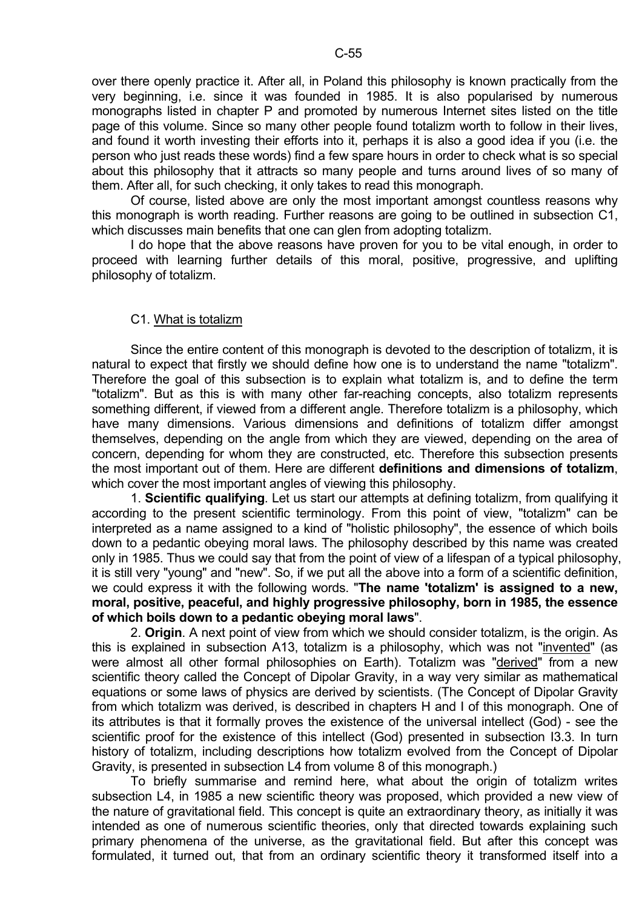over there openly practice it. After all, in Poland this philosophy is known practically from the very beginning, i.e. since it was founded in 1985. It is also popularised by numerous monographs listed in chapter P and promoted by numerous Internet sites listed on the title page of this volume. Since so many other people found totalizm worth to follow in their lives, and found it worth investing their efforts into it, perhaps it is also a good idea if you (i.e. the person who just reads these words) find a few spare hours in order to check what is so special about this philosophy that it attracts so many people and turns around lives of so many of them. After all, for such checking, it only takes to read this monograph.

Of course, listed above are only the most important amongst countless reasons why this monograph is worth reading. Further reasons are going to be outlined in subsection C1, which discusses main benefits that one can glen from adopting totalizm.

I do hope that the above reasons have proven for you to be vital enough, in order to proceed with learning further details of this moral, positive, progressive, and uplifting philosophy of totalizm.

## C1. What is totalizm

Since the entire content of this monograph is devoted to the description of totalizm, it is natural to expect that firstly we should define how one is to understand the name "totalizm". Therefore the goal of this subsection is to explain what totalizm is, and to define the term "totalizm". But as this is with many other far-reaching concepts, also totalizm represents something different, if viewed from a different angle. Therefore totalizm is a philosophy, which have many dimensions. Various dimensions and definitions of totalizm differ amongst themselves, depending on the angle from which they are viewed, depending on the area of concern, depending for whom they are constructed, etc. Therefore this subsection presents the most important out of them. Here are different **definitions and dimensions of totalizm**, which cover the most important angles of viewing this philosophy.

1. **Scientific qualifying**. Let us start our attempts at defining totalizm, from qualifying it according to the present scientific terminology. From this point of view, "totalizm" can be interpreted as a name assigned to a kind of "holistic philosophy", the essence of which boils down to a pedantic obeying moral laws. The philosophy described by this name was created only in 1985. Thus we could say that from the point of view of a lifespan of a typical philosophy, it is still very "young" and "new". So, if we put all the above into a form of a scientific definition, we could express it with the following words. "**The name 'totalizm' is assigned to a new, moral, positive, peaceful, and highly progressive philosophy, born in 1985, the essence of which boils down to a pedantic obeying moral laws**".

2. **Origin**. A next point of view from which we should consider totalizm, is the origin. As this is explained in subsection A13, totalizm is a philosophy, which was not "invented" (as were almost all other formal philosophies on Earth). Totalizm was "derived" from a new scientific theory called the Concept of Dipolar Gravity, in a way very similar as mathematical equations or some laws of physics are derived by scientists. (The Concept of Dipolar Gravity from which totalizm was derived, is described in chapters H and I of this monograph. One of its attributes is that it formally proves the existence of the universal intellect (God) - see the scientific proof for the existence of this intellect (God) presented in subsection I3.3. In turn history of totalizm, including descriptions how totalizm evolved from the Concept of Dipolar Gravity, is presented in subsection L4 from volume 8 of this monograph.)

To briefly summarise and remind here, what about the origin of totalizm writes subsection L4, in 1985 a new scientific theory was proposed, which provided a new view of the nature of gravitational field. This concept is quite an extraordinary theory, as initially it was intended as one of numerous scientific theories, only that directed towards explaining such primary phenomena of the universe, as the gravitational field. But after this concept was formulated, it turned out, that from an ordinary scientific theory it transformed itself into a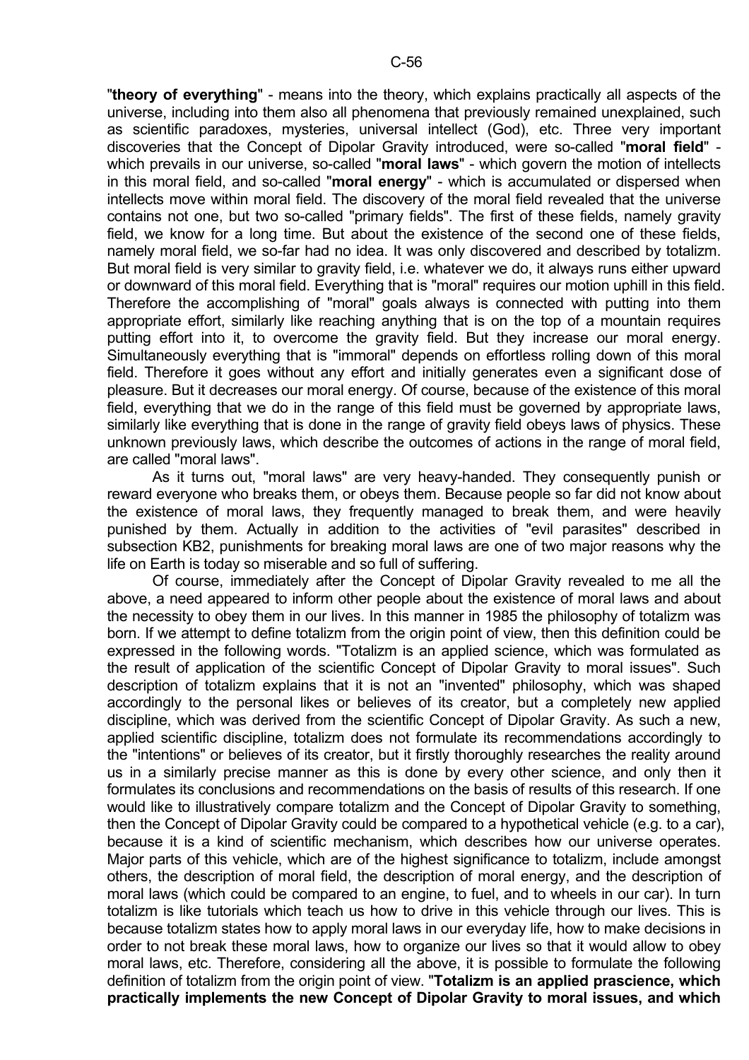"**theory of everything**" - means into the theory, which explains practically all aspects of the universe, including into them also all phenomena that previously remained unexplained, such as scientific paradoxes, mysteries, universal intellect (God), etc. Three very important discoveries that the Concept of Dipolar Gravity introduced, were so-called "**moral field**" - which prevails in our universe, so-called "**moral laws**" - which govern the motion of intellects in this moral field, and so-called "**moral energy**" - which is accumulated or dispersed when intellects move within moral field. The discovery of the moral field revealed that the universe contains not one, but two so-called "primary fields". The first of these fields, namely gravity field, we know for a long time. But about the existence of the second one of these fields, namely moral field, we so-far had no idea. It was only discovered and described by totalizm. But moral field is very similar to gravity field, i.e. whatever we do, it always runs either upward or downward of this moral field. Everything that is "moral" requires our motion uphill in this field. Therefore the accomplishing of "moral" goals always is connected with putting into them appropriate effort, similarly like reaching anything that is on the top of a mountain requires putting effort into it, to overcome the gravity field. But they increase our moral energy. Simultaneously everything that is "immoral" depends on effortless rolling down of this moral field. Therefore it goes without any effort and initially generates even a significant dose of pleasure. But it decreases our moral energy. Of course, because of the existence of this moral field, everything that we do in the range of this field must be governed by appropriate laws, similarly like everything that is done in the range of gravity field obeys laws of physics. These unknown previously laws, which describe the outcomes of actions in the range of moral field, are called "moral laws".

As it turns out, "moral laws" are very heavy-handed. They consequently punish or reward everyone who breaks them, or obeys them. Because people so far did not know about the existence of moral laws, they frequently managed to break them, and were heavily punished by them. Actually in addition to the activities of "evil parasites" described in subsection KB2, punishments for breaking moral laws are one of two major reasons why the life on Earth is today so miserable and so full of suffering.

Of course, immediately after the Concept of Dipolar Gravity revealed to me all the above, a need appeared to inform other people about the existence of moral laws and about the necessity to obey them in our lives. In this manner in 1985 the philosophy of totalizm was born. If we attempt to define totalizm from the origin point of view, then this definition could be expressed in the following words. "Totalizm is an applied science, which was formulated as the result of application of the scientific Concept of Dipolar Gravity to moral issues". Such description of totalizm explains that it is not an "invented" philosophy, which was shaped accordingly to the personal likes or believes of its creator, but a completely new applied discipline, which was derived from the scientific Concept of Dipolar Gravity. As such a new, applied scientific discipline, totalizm does not formulate its recommendations accordingly to the "intentions" or believes of its creator, but it firstly thoroughly researches the reality around us in a similarly precise manner as this is done by every other science, and only then it formulates its conclusions and recommendations on the basis of results of this research. If one would like to illustratively compare totalizm and the Concept of Dipolar Gravity to something, then the Concept of Dipolar Gravity could be compared to a hypothetical vehicle (e.g. to a car), because it is a kind of scientific mechanism, which describes how our universe operates. Major parts of this vehicle, which are of the highest significance to totalizm, include amongst others, the description of moral field, the description of moral energy, and the description of moral laws (which could be compared to an engine, to fuel, and to wheels in our car). In turn totalizm is like tutorials which teach us how to drive in this vehicle through our lives. This is because totalizm states how to apply moral laws in our everyday life, how to make decisions in order to not break these moral laws, how to organize our lives so that it would allow to obey moral laws, etc. Therefore, considering all the above, it is possible to formulate the following definition of totalizm from the origin point of view. "**Totalizm is an applied prascience, which practically implements the new Concept of Dipolar Gravity to moral issues, and which**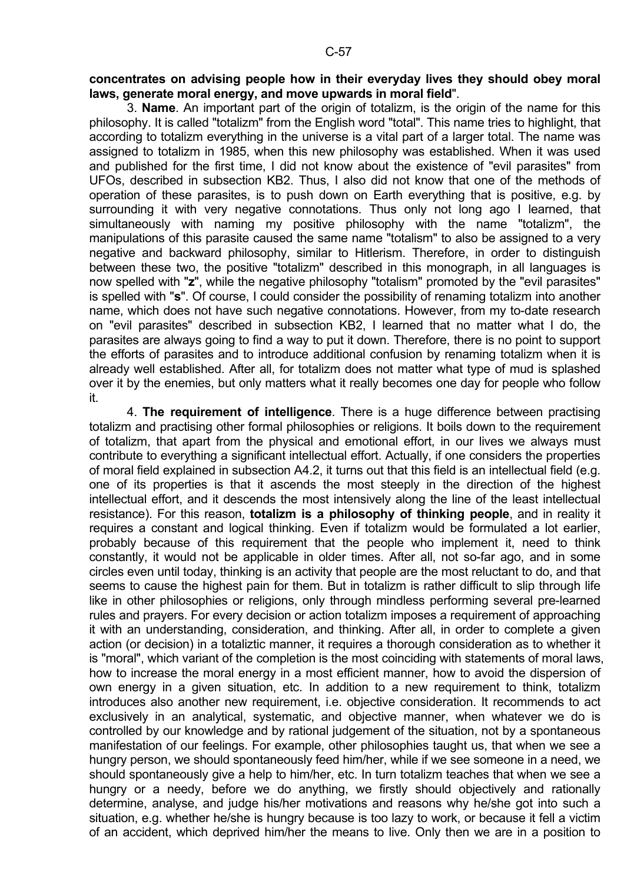**concentrates on advising people how in their everyday lives they should obey moral laws, generate moral energy, and move upwards in moral field**".

3. **Name**. An important part of the origin of totalizm, is the origin of the name for this philosophy. It is called "totalizm" from the English word "total". This name tries to highlight, that according to totalizm everything in the universe is a vital part of a larger total. The name was assigned to totalizm in 1985, when this new philosophy was established. When it was used and published for the first time, I did not know about the existence of "evil parasites" from UFOs, described in subsection KB2. Thus, I also did not know that one of the methods of operation of these parasites, is to push down on Earth everything that is positive, e.g. by surrounding it with very negative connotations. Thus only not long ago I learned, that simultaneously with naming my positive philosophy with the name "totalizm", the manipulations of this parasite caused the same name "totalism" to also be assigned to a very negative and backward philosophy, similar to Hitlerism. Therefore, in order to distinguish between these two, the positive "totalizm" described in this monograph, in all languages is now spelled with "**z**", while the negative philosophy "totalism" promoted by the "evil parasites" is spelled with "**s**". Of course, I could consider the possibility of renaming totalizm into another name, which does not have such negative connotations. However, from my to-date research on "evil parasites" described in subsection KB2, I learned that no matter what I do, the parasites are always going to find a way to put it down. Therefore, there is no point to support the efforts of parasites and to introduce additional confusion by renaming totalizm when it is already well established. After all, for totalizm does not matter what type of mud is splashed over it by the enemies, but only matters what it really becomes one day for people who follow it.

4. **The requirement of intelligence**. There is a huge difference between practising totalizm and practising other formal philosophies or religions. It boils down to the requirement of totalizm, that apart from the physical and emotional effort, in our lives we always must contribute to everything a significant intellectual effort. Actually, if one considers the properties of moral field explained in subsection A4.2, it turns out that this field is an intellectual field (e.g. one of its properties is that it ascends the most steeply in the direction of the highest intellectual effort, and it descends the most intensively along the line of the least intellectual resistance). For this reason, **totalizm is a philosophy of thinking people**, and in reality it requires a constant and logical thinking. Even if totalizm would be formulated a lot earlier, probably because of this requirement that the people who implement it, need to think constantly, it would not be applicable in older times. After all, not so-far ago, and in some circles even until today, thinking is an activity that people are the most reluctant to do, and that seems to cause the highest pain for them. But in totalizm is rather difficult to slip through life like in other philosophies or religions, only through mindless performing several pre-learned rules and prayers. For every decision or action totalizm imposes a requirement of approaching it with an understanding, consideration, and thinking. After all, in order to complete a given action (or decision) in a totaliztic manner, it requires a thorough consideration as to whether it is "moral", which variant of the completion is the most coinciding with statements of moral laws, how to increase the moral energy in a most efficient manner, how to avoid the dispersion of own energy in a given situation, etc. In addition to a new requirement to think, totalizm introduces also another new requirement, i.e. objective consideration. It recommends to act exclusively in an analytical, systematic, and objective manner, when whatever we do is controlled by our knowledge and by rational judgement of the situation, not by a spontaneous manifestation of our feelings. For example, other philosophies taught us, that when we see a hungry person, we should spontaneously feed him/her, while if we see someone in a need, we should spontaneously give a help to him/her, etc. In turn totalizm teaches that when we see a hungry or a needy, before we do anything, we firstly should objectively and rationally determine, analyse, and judge his/her motivations and reasons why he/she got into such a situation, e.g. whether he/she is hungry because is too lazy to work, or because it fell a victim of an accident, which deprived him/her the means to live. Only then we are in a position to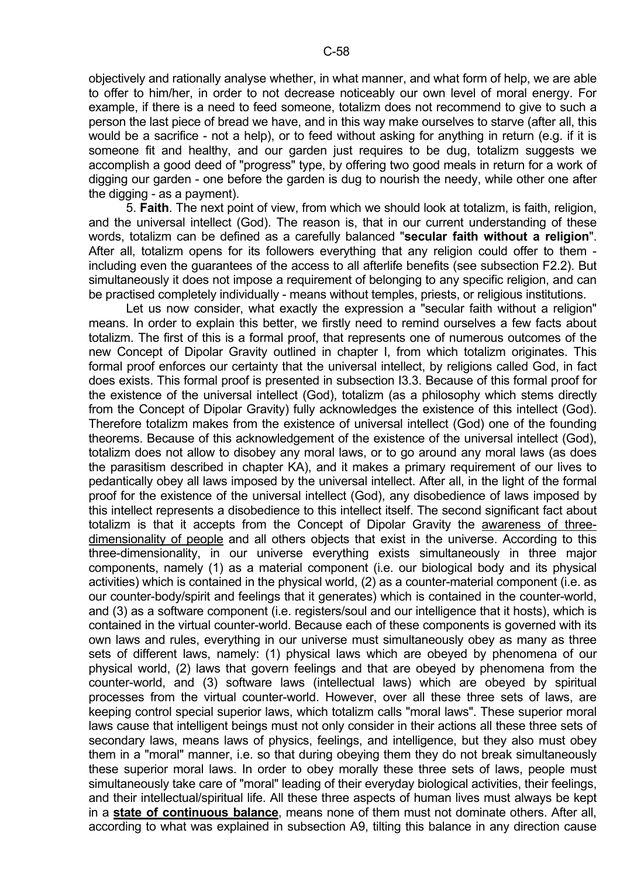objectively and rationally analyse whether, in what manner, and what form of help, we are able to offer to him/her, in order to not decrease noticeably our own level of moral energy. For example, if there is a need to feed someone, totalizm does not recommend to give to such a person the last piece of bread we have, and in this way make ourselves to starve (after all, this would be a sacrifice - not a help), or to feed without asking for anything in return (e.g. if it is someone fit and healthy, and our garden just requires to be dug, totalizm suggests we accomplish a good deed of "progress" type, by offering two good meals in return for a work of digging our garden - one before the garden is dug to nourish the needy, while other one after the digging - as a payment).

5. **Faith**. The next point of view, from which we should look at totalizm, is faith, religion, and the universal intellect (God). The reason is, that in our current understanding of these words, totalizm can be defined as a carefully balanced "**secular faith without a religion**". After all, totalizm opens for its followers everything that any religion could offer to them - including even the guarantees of the access to all afterlife benefits (see subsection F2.2). But simultaneously it does not impose a requirement of belonging to any specific religion, and can be practised completely individually - means without temples, priests, or religious institutions.

Let us now consider, what exactly the expression a "secular faith without a religion" means. In order to explain this better, we firstly need to remind ourselves a few facts about totalizm. The first of this is a formal proof, that represents one of numerous outcomes of the new Concept of Dipolar Gravity outlined in chapter I, from which totalizm originates. This formal proof enforces our certainty that the universal intellect, by religions called God, in fact does exists. This formal proof is presented in subsection I3.3. Because of this formal proof for the existence of the universal intellect (God), totalizm (as a philosophy which stems directly from the Concept of Dipolar Gravity) fully acknowledges the existence of this intellect (God). Therefore totalizm makes from the existence of universal intellect (God) one of the founding theorems. Because of this acknowledgement of the existence of the universal intellect (God), totalizm does not allow to disobey any moral laws, or to go around any moral laws (as does the parasitism described in chapter KA), and it makes a primary requirement of our lives to pedantically obey all laws imposed by the universal intellect. After all, in the light of the formal proof for the existence of the universal intellect (God), any disobedience of laws imposed by this intellect represents a disobedience to this intellect itself. The second significant fact about totalizm is that it accepts from the Concept of Dipolar Gravity the <u>awareness of three-dimensionality of people</u> and all others objects that exist in the universe. According to this three-dimensionality, in our universe everything exists simultaneously in three major components, namely (1) as a material component (i.e. our biological body and its physical activities) which is contained in the physical world, (2) as a counter-material component (i.e. as our counter-body/spirit and feelings that it generates) which is contained in the counter-world, and (3) as a software component (i.e. registers/soul and our intelligence that it hosts), which is contained in the virtual counter-world. Because each of these components is governed with its own laws and rules, everything in our universe must simultaneously obey as many as three sets of different laws, namely: (1) physical laws which are obeyed by phenomena of our physical world, (2) laws that govern feelings and that are obeyed by phenomena from the counter-world, and (3) software laws (intellectual laws) which are obeyed by spiritual processes from the virtual counter-world. However, over all these three sets of laws, are keeping control special superior laws, which totalizm calls "moral laws". These superior moral laws cause that intelligent beings must not only consider in their actions all these three sets of secondary laws, means laws of physics, feelings, and intelligence, but they also must obey them in a "moral" manner, i.e. so that during obeying them they do not break simultaneously these superior moral laws. In order to obey morally these three sets of laws, people must simultaneously take care of "moral" leading of their everyday biological activities, their feelings, and their intellectual/spiritual life. All these three aspects of human lives must always be kept in a **<u>state of continuous balance</u>**, means none of them must not dominate others. After all, according to what was explained in subsection A9, tilting this balance in any direction cause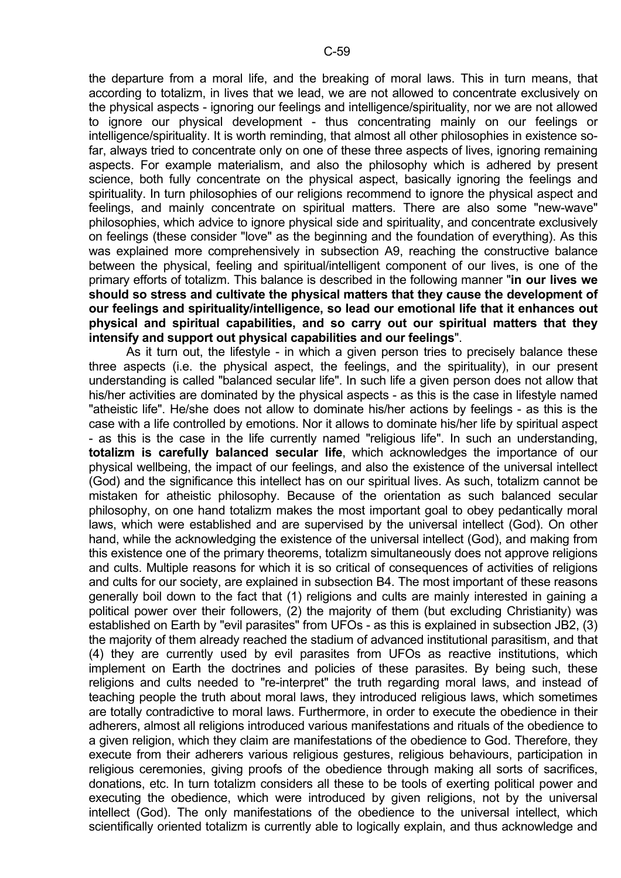the departure from a moral life, and the breaking of moral laws. This in turn means, that according to totalizm, in lives that we lead, we are not allowed to concentrate exclusively on the physical aspects - ignoring our feelings and intelligence/spirituality, nor we are not allowed to ignore our physical development - thus concentrating mainly on our feelings or intelligence/spirituality. It is worth reminding, that almost all other philosophies in existence so-far, always tried to concentrate only on one of these three aspects of lives, ignoring remaining aspects. For example materialism, and also the philosophy which is adhered by present science, both fully concentrate on the physical aspect, basically ignoring the feelings and spirituality. In turn philosophies of our religions recommend to ignore the physical aspect and feelings, and mainly concentrate on spiritual matters. There are also some "new-wave" philosophies, which advice to ignore physical side and spirituality, and concentrate exclusively on feelings (these consider "love" as the beginning and the foundation of everything). As this was explained more comprehensively in subsection A9, reaching the constructive balance between the physical, feeling and spiritual/intelligent component of our lives, is one of the primary efforts of totalizm. This balance is described in the following manner "**in our lives we should so stress and cultivate the physical matters that they cause the development of our feelings and spirituality/intelligence, so lead our emotional life that it enhances out physical and spiritual capabilities, and so carry out our spiritual matters that they intensify and support out physical capabilities and our feelings**".

As it turn out, the lifestyle - in which a given person tries to precisely balance these three aspects (i.e. the physical aspect, the feelings, and the spirituality), in our present understanding is called "balanced secular life". In such life a given person does not allow that his/her activities are dominated by the physical aspects - as this is the case in lifestyle named "atheistic life". He/she does not allow to dominate his/her actions by feelings - as this is the case with a life controlled by emotions. Nor it allows to dominate his/her life by spiritual aspect - as this is the case in the life currently named "religious life". In such an understanding, **totalizm is carefully balanced secular life**, which acknowledges the importance of our physical wellbeing, the impact of our feelings, and also the existence of the universal intellect (God) and the significance this intellect has on our spiritual lives. As such, totalizm cannot be mistaken for atheistic philosophy. Because of the orientation as such balanced secular philosophy, on one hand totalizm makes the most important goal to obey pedantically moral laws, which were established and are supervised by the universal intellect (God). On other hand, while the acknowledging the existence of the universal intellect (God), and making from this existence one of the primary theorems, totalizm simultaneously does not approve religions and cults. Multiple reasons for which it is so critical of consequences of activities of religions and cults for our society, are explained in subsection B4. The most important of these reasons generally boil down to the fact that (1) religions and cults are mainly interested in gaining a political power over their followers, (2) the majority of them (but excluding Christianity) was established on Earth by "evil parasites" from UFOs - as this is explained in subsection JB2, (3) the majority of them already reached the stadium of advanced institutional parasitism, and that (4) they are currently used by evil parasites from UFOs as reactive institutions, which implement on Earth the doctrines and policies of these parasites. By being such, these religions and cults needed to "re-interpret" the truth regarding moral laws, and instead of teaching people the truth about moral laws, they introduced religious laws, which sometimes are totally contradictive to moral laws. Furthermore, in order to execute the obedience in their adherers, almost all religions introduced various manifestations and rituals of the obedience to a given religion, which they claim are manifestations of the obedience to God. Therefore, they execute from their adherers various religious gestures, religious behaviours, participation in religious ceremonies, giving proofs of the obedience through making all sorts of sacrifices, donations, etc. In turn totalizm considers all these to be tools of exerting political power and executing the obedience, which were introduced by given religions, not by the universal intellect (God). The only manifestations of the obedience to the universal intellect, which scientifically oriented totalizm is currently able to logically explain, and thus acknowledge and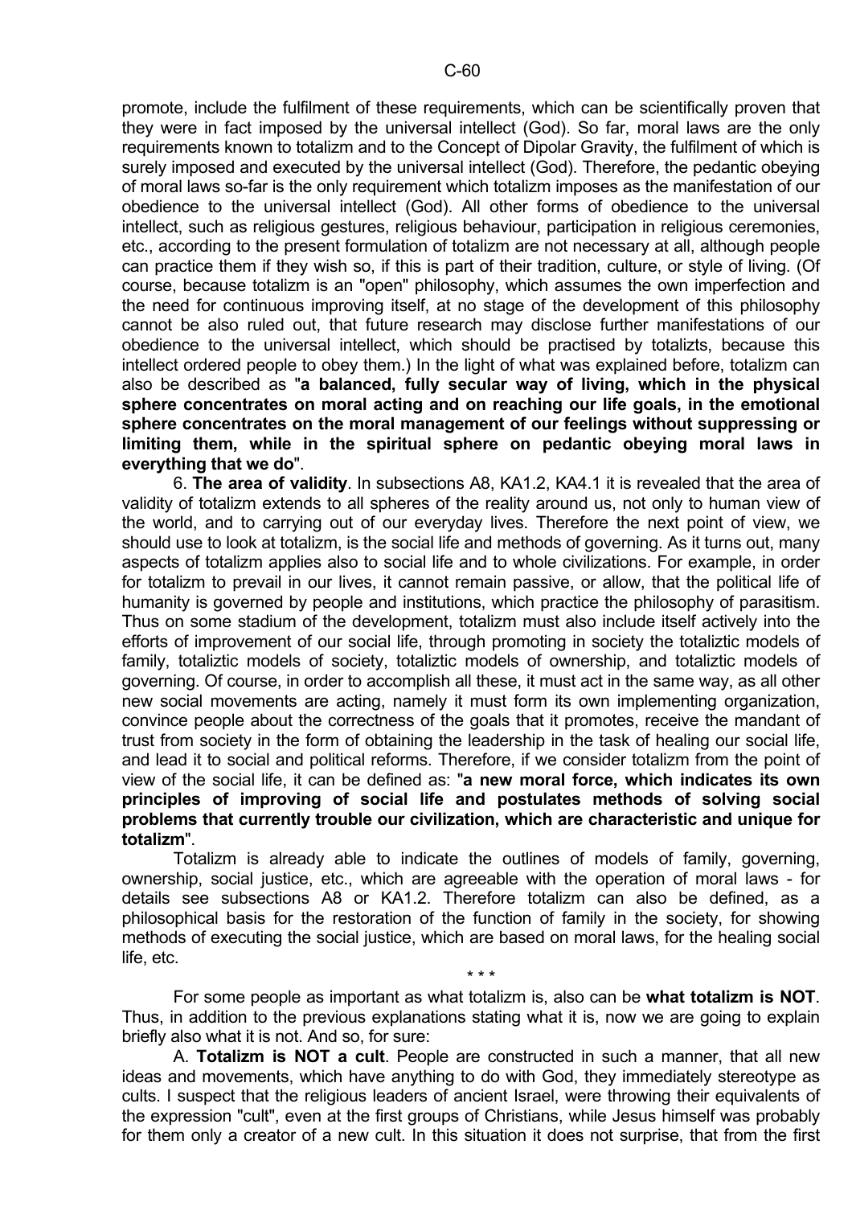promote, include the fulfilment of these requirements, which can be scientifically proven that they were in fact imposed by the universal intellect (God). So far, moral laws are the only requirements known to totalizm and to the Concept of Dipolar Gravity, the fulfilment of which is surely imposed and executed by the universal intellect (God). Therefore, the pedantic obeying of moral laws so-far is the only requirement which totalizm imposes as the manifestation of our obedience to the universal intellect (God). All other forms of obedience to the universal intellect, such as religious gestures, religious behaviour, participation in religious ceremonies, etc., according to the present formulation of totalizm are not necessary at all, although people can practice them if they wish so, if this is part of their tradition, culture, or style of living. (Of course, because totalizm is an "open" philosophy, which assumes the own imperfection and the need for continuous improving itself, at no stage of the development of this philosophy cannot be also ruled out, that future research may disclose further manifestations of our obedience to the universal intellect, which should be practised by totalizts, because this intellect ordered people to obey them.) In the light of what was explained before, totalizm can also be described as "**a balanced, fully secular way of living, which in the physical sphere concentrates on moral acting and on reaching our life goals, in the emotional sphere concentrates on the moral management of our feelings without suppressing or limiting them, while in the spiritual sphere on pedantic obeying moral laws in everything that we do**".

6. **The area of validity**. In subsections A8, KA1.2, KA4.1 it is revealed that the area of validity of totalizm extends to all spheres of the reality around us, not only to human view of the world, and to carrying out of our everyday lives. Therefore the next point of view, we should use to look at totalizm, is the social life and methods of governing. As it turns out, many aspects of totalizm applies also to social life and to whole civilizations. For example, in order for totalizm to prevail in our lives, it cannot remain passive, or allow, that the political life of humanity is governed by people and institutions, which practice the philosophy of parasitism. Thus on some stadium of the development, totalizm must also include itself actively into the efforts of improvement of our social life, through promoting in society the totaliztic models of family, totaliztic models of society, totaliztic models of ownership, and totaliztic models of governing. Of course, in order to accomplish all these, it must act in the same way, as all other new social movements are acting, namely it must form its own implementing organization, convince people about the correctness of the goals that it promotes, receive the mandant of trust from society in the form of obtaining the leadership in the task of healing our social life, and lead it to social and political reforms. Therefore, if we consider totalizm from the point of view of the social life, it can be defined as: "**a new moral force, which indicates its own principles of improving of social life and postulates methods of solving social problems that currently trouble our civilization, which are characteristic and unique for totalizm**".

Totalizm is already able to indicate the outlines of models of family, governing, ownership, social justice, etc., which are agreeable with the operation of moral laws - for details see subsections A8 or KA1.2. Therefore totalizm can also be defined, as a philosophical basis for the restoration of the function of family in the society, for showing methods of executing the social justice, which are based on moral laws, for the healing social life, etc.

\* \* \*

For some people as important as what totalizm is, also can be **what totalizm is NOT**. Thus, in addition to the previous explanations stating what it is, now we are going to explain briefly also what it is not. And so, for sure:

A. **Totalizm is NOT a cult**. People are constructed in such a manner, that all new ideas and movements, which have anything to do with God, they immediately stereotype as cults. I suspect that the religious leaders of ancient Israel, were throwing their equivalents of the expression "cult", even at the first groups of Christians, while Jesus himself was probably for them only a creator of a new cult. In this situation it does not surprise, that from the first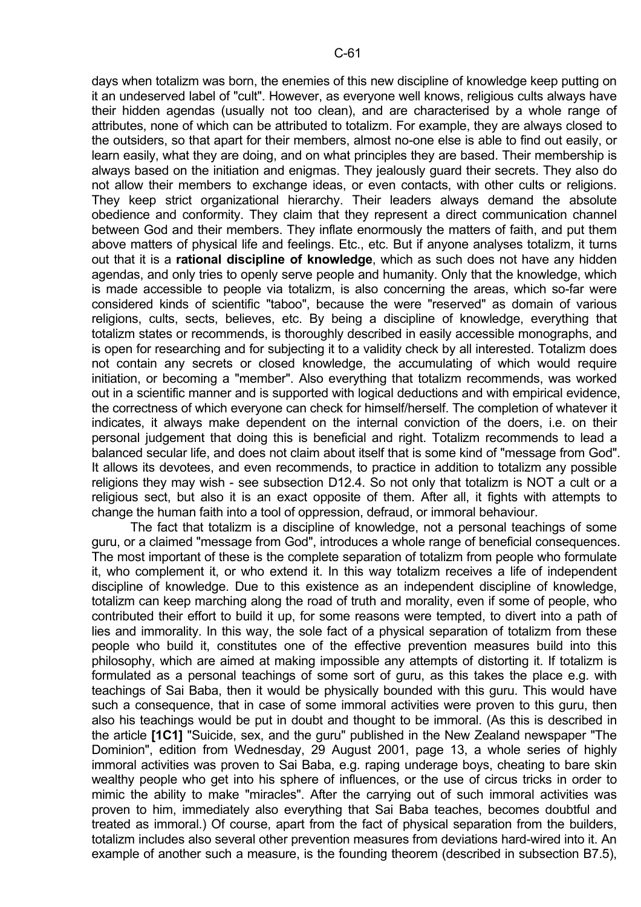days when totalizm was born, the enemies of this new discipline of knowledge keep putting on it an undeserved label of "cult". However, as everyone well knows, religious cults always have their hidden agendas (usually not too clean), and are characterised by a whole range of attributes, none of which can be attributed to totalizm. For example, they are always closed to the outsiders, so that apart for their members, almost no-one else is able to find out easily, or learn easily, what they are doing, and on what principles they are based. Their membership is always based on the initiation and enigmas. They jealously guard their secrets. They also do not allow their members to exchange ideas, or even contacts, with other cults or religions. They keep strict organizational hierarchy. Their leaders always demand the absolute obedience and conformity. They claim that they represent a direct communication channel between God and their members. They inflate enormously the matters of faith, and put them above matters of physical life and feelings. Etc., etc. But if anyone analyses totalizm, it turns out that it is a **rational discipline of knowledge**, which as such does not have any hidden agendas, and only tries to openly serve people and humanity. Only that the knowledge, which is made accessible to people via totalizm, is also concerning the areas, which so-far were considered kinds of scientific "taboo", because the were "reserved" as domain of various religions, cults, sects, believes, etc. By being a discipline of knowledge, everything that totalizm states or recommends, is thoroughly described in easily accessible monographs, and is open for researching and for subjecting it to a validity check by all interested. Totalizm does not contain any secrets or closed knowledge, the accumulating of which would require initiation, or becoming a "member". Also everything that totalizm recommends, was worked out in a scientific manner and is supported with logical deductions and with empirical evidence, the correctness of which everyone can check for himself/herself. The completion of whatever it indicates, it always make dependent on the internal conviction of the doers, i.e. on their personal judgement that doing this is beneficial and right. Totalizm recommends to lead a balanced secular life, and does not claim about itself that is some kind of "message from God". It allows its devotees, and even recommends, to practice in addition to totalizm any possible religions they may wish - see subsection D12.4. So not only that totalizm is NOT a cult or a religious sect, but also it is an exact opposite of them. After all, it fights with attempts to change the human faith into a tool of oppression, defraud, or immoral behaviour.

The fact that totalizm is a discipline of knowledge, not a personal teachings of some guru, or a claimed "message from God", introduces a whole range of beneficial consequences. The most important of these is the complete separation of totalizm from people who formulate it, who complement it, or who extend it. In this way totalizm receives a life of independent discipline of knowledge. Due to this existence as an independent discipline of knowledge, totalizm can keep marching along the road of truth and morality, even if some of people, who contributed their effort to build it up, for some reasons were tempted, to divert into a path of lies and immorality. In this way, the sole fact of a physical separation of totalizm from these people who build it, constitutes one of the effective prevention measures build into this philosophy, which are aimed at making impossible any attempts of distorting it. If totalizm is formulated as a personal teachings of some sort of guru, as this takes the place e.g. with teachings of Sai Baba, then it would be physically bounded with this guru. This would have such a consequence, that in case of some immoral activities were proven to this guru, then also his teachings would be put in doubt and thought to be immoral. (As this is described in the article **[1C1]** "Suicide, sex, and the guru" published in the New Zealand newspaper "The Dominion", edition from Wednesday, 29 August 2001, page 13, a whole series of highly immoral activities was proven to Sai Baba, e.g. raping underage boys, cheating to bare skin wealthy people who get into his sphere of influences, or the use of circus tricks in order to mimic the ability to make "miracles". After the carrying out of such immoral activities was proven to him, immediately also everything that Sai Baba teaches, becomes doubtful and treated as immoral.) Of course, apart from the fact of physical separation from the builders, totalizm includes also several other prevention measures from deviations hard-wired into it. An example of another such a measure, is the founding theorem (described in subsection B7.5),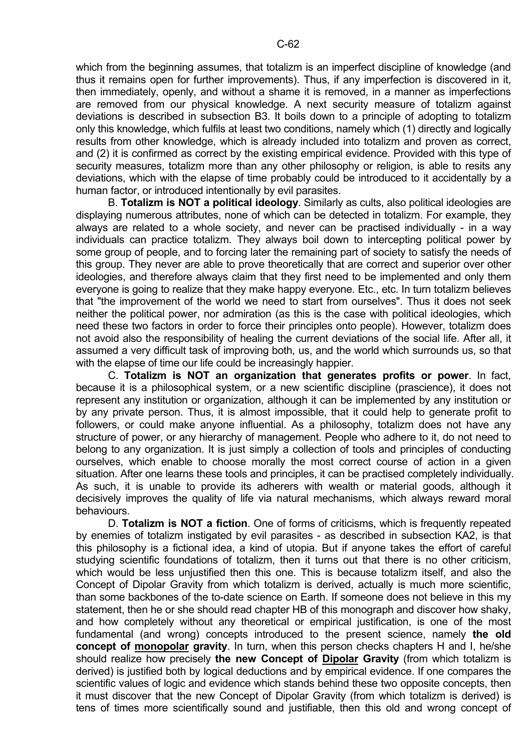which from the beginning assumes, that totalizm is an imperfect discipline of knowledge (and thus it remains open for further improvements). Thus, if any imperfection is discovered in it, then immediately, openly, and without a shame it is removed, in a manner as imperfections are removed from our physical knowledge. A next security measure of totalizm against deviations is described in subsection B3. It boils down to a principle of adopting to totalizm only this knowledge, which fulfils at least two conditions, namely which (1) directly and logically results from other knowledge, which is already included into totalizm and proven as correct, and (2) it is confirmed as correct by the existing empirical evidence. Provided with this type of security measures, totalizm more than any other philosophy or religion, is able to resits any deviations, which with the elapse of time probably could be introduced to it accidentally by a human factor, or introduced intentionally by evil parasites.

B. **Totalizm is NOT a political ideology**. Similarly as cults, also political ideologies are displaying numerous attributes, none of which can be detected in totalizm. For example, they always are related to a whole society, and never can be practised individually - in a way individuals can practice totalizm. They always boil down to intercepting political power by some group of people, and to forcing later the remaining part of society to satisfy the needs of this group. They never are able to prove theoretically that are correct and superior over other ideologies, and therefore always claim that they first need to be implemented and only them everyone is going to realize that they make happy everyone. Etc., etc. In turn totalizm believes that "the improvement of the world we need to start from ourselves". Thus it does not seek neither the political power, nor admiration (as this is the case with political ideologies, which need these two factors in order to force their principles onto people). However, totalizm does not avoid also the responsibility of healing the current deviations of the social life. After all, it assumed a very difficult task of improving both, us, and the world which surrounds us, so that with the elapse of time our life could be increasingly happier.

C. **Totalizm is NOT an organization that generates profits or power**. In fact, because it is a philosophical system, or a new scientific discipline (prascience), it does not represent any institution or organization, although it can be implemented by any institution or by any private person. Thus, it is almost impossible, that it could help to generate profit to followers, or could make anyone influential. As a philosophy, totalizm does not have any structure of power, or any hierarchy of management. People who adhere to it, do not need to belong to any organization. It is just simply a collection of tools and principles of conducting ourselves, which enable to choose morally the most correct course of action in a given situation. After one learns these tools and principles, it can be practised completely individually. As such, it is unable to provide its adherers with wealth or material goods, although it decisively improves the quality of life via natural mechanisms, which always reward moral behaviours.

D. **Totalizm is NOT a fiction**. One of forms of criticisms, which is frequently repeated by enemies of totalizm instigated by evil parasites - as described in subsection KA2, is that this philosophy is a fictional idea, a kind of utopia. But if anyone takes the effort of careful studying scientific foundations of totalizm, then it turns out that there is no other criticism, which would be less unjustified then this one. This is because totalizm itself, and also the Concept of Dipolar Gravity from which totalizm is derived, actually is much more scientific, than some backbones of the to-date science on Earth. If someone does not believe in this my statement, then he or she should read chapter HB of this monograph and discover how shaky, and how completely without any theoretical or empirical justification, is one of the most fundamental (and wrong) concepts introduced to the present science, namely **the old concept of monopolar gravity**. In turn, when this person checks chapters H and I, he/she should realize how precisely **the new Concept of Dipolar Gravity** (from which totalizm is derived) is justified both by logical deductions and by empirical evidence. If one compares the scientific values of logic and evidence which stands behind these two opposite concepts, then it must discover that the new Concept of Dipolar Gravity (from which totalizm is derived) is tens of times more scientifically sound and justifiable, then this old and wrong concept of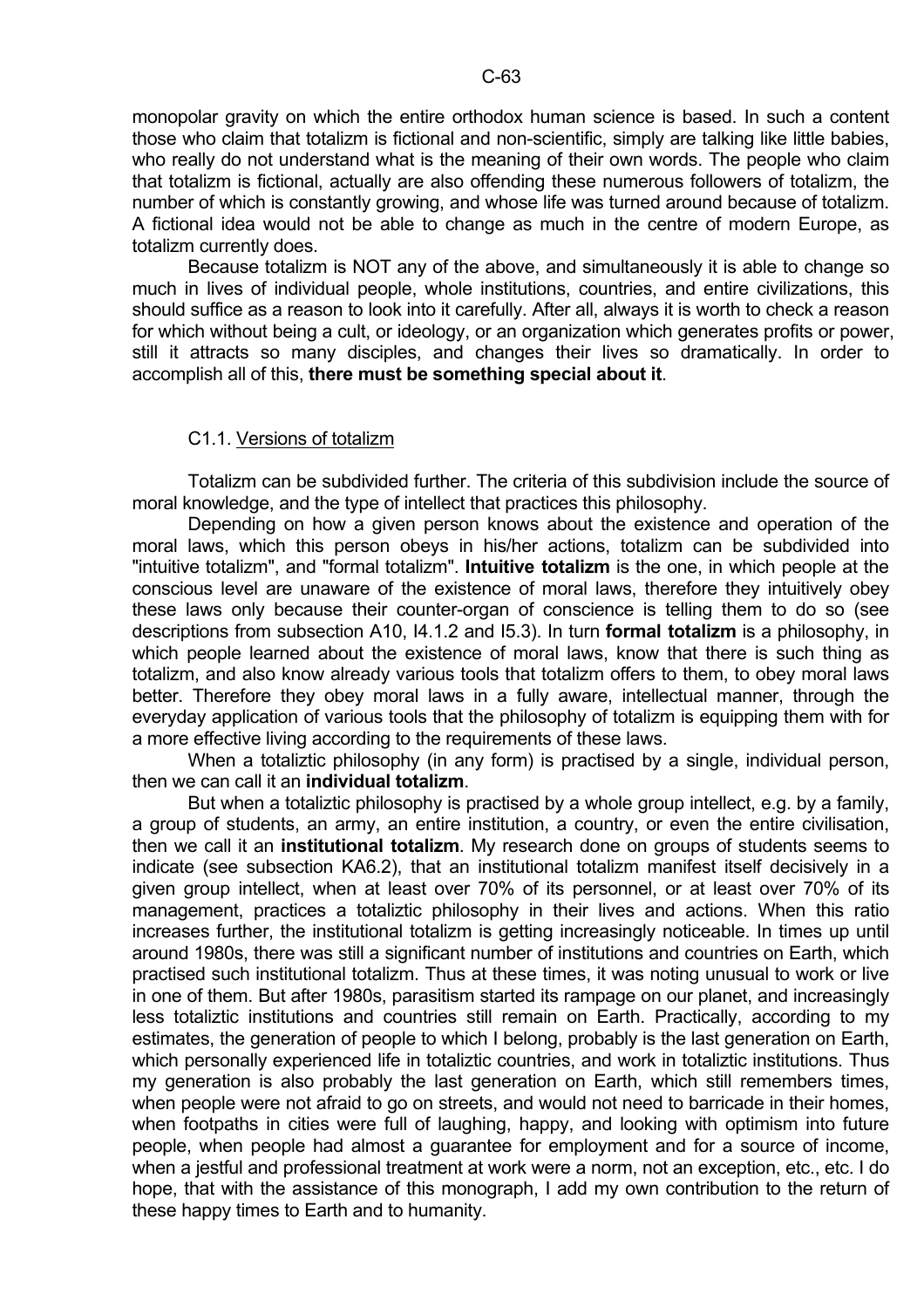monopolar gravity on which the entire orthodox human science is based. In such a content those who claim that totalizm is fictional and non-scientific, simply are talking like little babies, who really do not understand what is the meaning of their own words. The people who claim that totalizm is fictional, actually are also offending these numerous followers of totalizm, the number of which is constantly growing, and whose life was turned around because of totalizm. A fictional idea would not be able to change as much in the centre of modern Europe, as totalizm currently does.

Because totalizm is NOT any of the above, and simultaneously it is able to change so much in lives of individual people, whole institutions, countries, and entire civilizations, this should suffice as a reason to look into it carefully. After all, always it is worth to check a reason for which without being a cult, or ideology, or an organization which generates profits or power, still it attracts so many disciples, and changes their lives so dramatically. In order to accomplish all of this, **there must be something special about it**.

### C1.1. Versions of totalizm

Totalizm can be subdivided further. The criteria of this subdivision include the source of moral knowledge, and the type of intellect that practices this philosophy.

Depending on how a given person knows about the existence and operation of the moral laws, which this person obeys in his/her actions, totalizm can be subdivided into "intuitive totalizm", and "formal totalizm". **Intuitive totalizm** is the one, in which people at the conscious level are unaware of the existence of moral laws, therefore they intuitively obey these laws only because their counter-organ of conscience is telling them to do so (see descriptions from subsection A10, I4.1.2 and I5.3). In turn **formal totalizm** is a philosophy, in which people learned about the existence of moral laws, know that there is such thing as totalizm, and also know already various tools that totalizm offers to them, to obey moral laws better. Therefore they obey moral laws in a fully aware, intellectual manner, through the everyday application of various tools that the philosophy of totalizm is equipping them with for a more effective living according to the requirements of these laws.

When a totaliztic philosophy (in any form) is practised by a single, individual person, then we can call it an **individual totalizm**.

But when a totaliztic philosophy is practised by a whole group intellect, e.g. by a family, a group of students, an army, an entire institution, a country, or even the entire civilisation, then we call it an **institutional totalizm**. My research done on groups of students seems to indicate (see subsection KA6.2), that an institutional totalizm manifest itself decisively in a given group intellect, when at least over 70% of its personnel, or at least over 70% of its management, practices a totaliztic philosophy in their lives and actions. When this ratio increases further, the institutional totalizm is getting increasingly noticeable. In times up until around 1980s, there was still a significant number of institutions and countries on Earth, which practised such institutional totalizm. Thus at these times, it was noting unusual to work or live in one of them. But after 1980s, parasitism started its rampage on our planet, and increasingly less totaliztic institutions and countries still remain on Earth. Practically, according to my estimates, the generation of people to which I belong, probably is the last generation on Earth, which personally experienced life in totaliztic countries, and work in totaliztic institutions. Thus my generation is also probably the last generation on Earth, which still remembers times, when people were not afraid to go on streets, and would not need to barricade in their homes, when footpaths in cities were full of laughing, happy, and looking with optimism into future people, when people had almost a guarantee for employment and for a source of income, when a jestful and professional treatment at work were a norm, not an exception, etc., etc. I do hope, that with the assistance of this monograph, I add my own contribution to the return of these happy times to Earth and to humanity.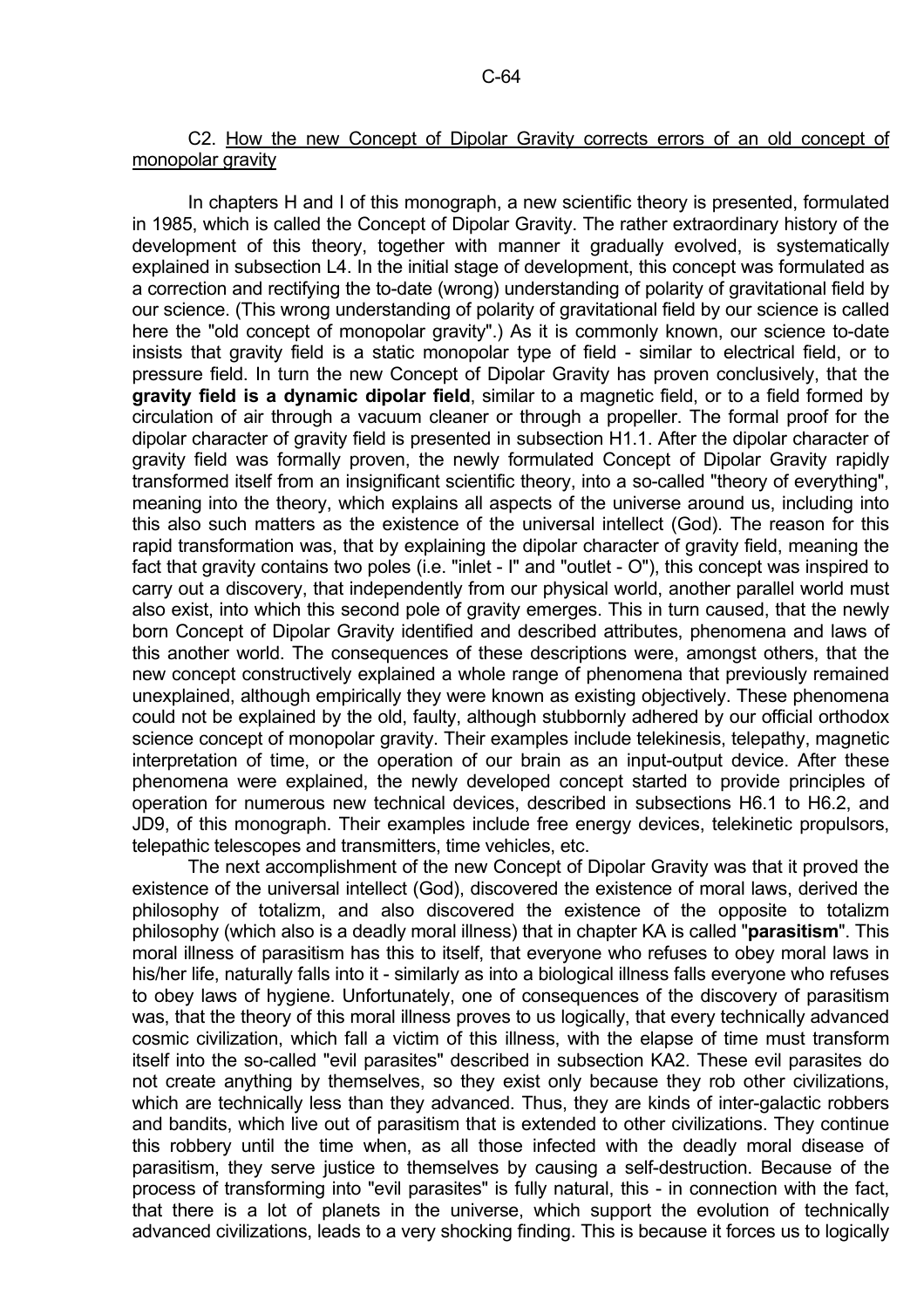## C2. How the new Concept of Dipolar Gravity corrects errors of an old concept of monopolar gravity

In chapters H and I of this monograph, a new scientific theory is presented, formulated in 1985, which is called the Concept of Dipolar Gravity. The rather extraordinary history of the development of this theory, together with manner it gradually evolved, is systematically explained in subsection L4. In the initial stage of development, this concept was formulated as a correction and rectifying the to-date (wrong) understanding of polarity of gravitational field by our science. (This wrong understanding of polarity of gravitational field by our science is called here the "old concept of monopolar gravity".) As it is commonly known, our science to-date insists that gravity field is a static monopolar type of field - similar to electrical field, or to pressure field. In turn the new Concept of Dipolar Gravity has proven conclusively, that the **gravity field is a dynamic dipolar field**, similar to a magnetic field, or to a field formed by circulation of air through a vacuum cleaner or through a propeller. The formal proof for the dipolar character of gravity field is presented in subsection H1.1. After the dipolar character of gravity field was formally proven, the newly formulated Concept of Dipolar Gravity rapidly transformed itself from an insignificant scientific theory, into a so-called "theory of everything", meaning into the theory, which explains all aspects of the universe around us, including into this also such matters as the existence of the universal intellect (God). The reason for this rapid transformation was, that by explaining the dipolar character of gravity field, meaning the fact that gravity contains two poles (i.e. "inlet - I" and "outlet - O"), this concept was inspired to carry out a discovery, that independently from our physical world, another parallel world must also exist, into which this second pole of gravity emerges. This in turn caused, that the newly born Concept of Dipolar Gravity identified and described attributes, phenomena and laws of this another world. The consequences of these descriptions were, amongst others, that the new concept constructively explained a whole range of phenomena that previously remained unexplained, although empirically they were known as existing objectively. These phenomena could not be explained by the old, faulty, although stubbornly adhered by our official orthodox science concept of monopolar gravity. Their examples include telekinesis, telepathy, magnetic interpretation of time, or the operation of our brain as an input-output device. After these phenomena were explained, the newly developed concept started to provide principles of operation for numerous new technical devices, described in subsections H6.1 to H6.2, and JD9, of this monograph. Their examples include free energy devices, telekinetic propulsors, telepathic telescopes and transmitters, time vehicles, etc.

The next accomplishment of the new Concept of Dipolar Gravity was that it proved the existence of the universal intellect (God), discovered the existence of moral laws, derived the philosophy of totalizm, and also discovered the existence of the opposite to totalizm philosophy (which also is a deadly moral illness) that in chapter KA is called "**parasitism**". This moral illness of parasitism has this to itself, that everyone who refuses to obey moral laws in his/her life, naturally falls into it - similarly as into a biological illness falls everyone who refuses to obey laws of hygiene. Unfortunately, one of consequences of the discovery of parasitism was, that the theory of this moral illness proves to us logically, that every technically advanced cosmic civilization, which fall a victim of this illness, with the elapse of time must transform itself into the so-called "evil parasites" described in subsection KA2. These evil parasites do not create anything by themselves, so they exist only because they rob other civilizations, which are technically less than they advanced. Thus, they are kinds of inter-galactic robbers and bandits, which live out of parasitism that is extended to other civilizations. They continue this robbery until the time when, as all those infected with the deadly moral disease of parasitism, they serve justice to themselves by causing a self-destruction. Because of the process of transforming into "evil parasites" is fully natural, this - in connection with the fact, that there is a lot of planets in the universe, which support the evolution of technically advanced civilizations, leads to a very shocking finding. This is because it forces us to logically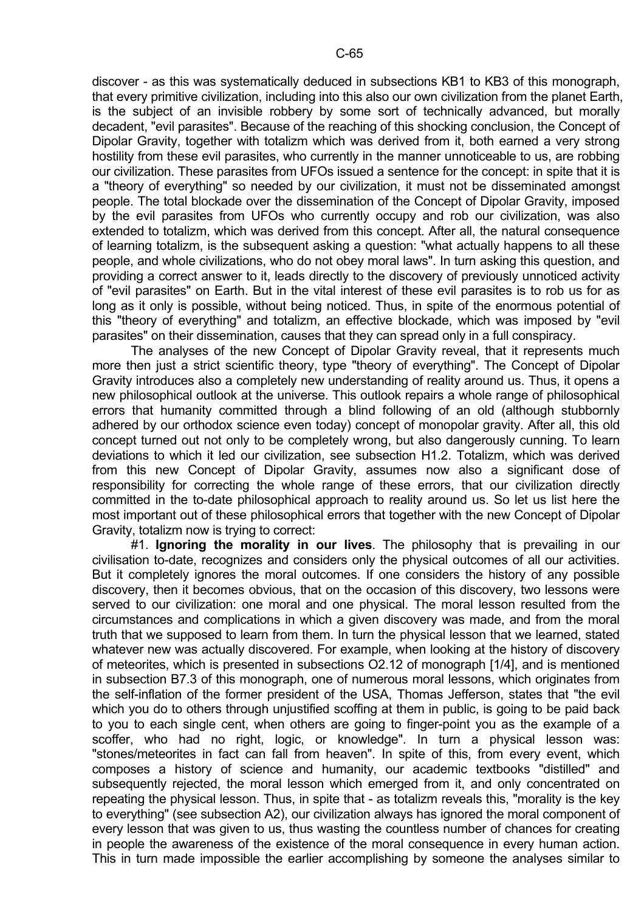discover - as this was systematically deduced in subsections KB1 to KB3 of this monograph, that every primitive civilization, including into this also our own civilization from the planet Earth, is the subject of an invisible robbery by some sort of technically advanced, but morally decadent, "evil parasites". Because of the reaching of this shocking conclusion, the Concept of Dipolar Gravity, together with totalizm which was derived from it, both earned a very strong hostility from these evil parasites, who currently in the manner unnoticeable to us, are robbing our civilization. These parasites from UFOs issued a sentence for the concept: in spite that it is a "theory of everything" so needed by our civilization, it must not be disseminated amongst people. The total blockade over the dissemination of the Concept of Dipolar Gravity, imposed by the evil parasites from UFOs who currently occupy and rob our civilization, was also extended to totalizm, which was derived from this concept. After all, the natural consequence of learning totalizm, is the subsequent asking a question: "what actually happens to all these people, and whole civilizations, who do not obey moral laws". In turn asking this question, and providing a correct answer to it, leads directly to the discovery of previously unnoticed activity of "evil parasites" on Earth. But in the vital interest of these evil parasites is to rob us for as long as it only is possible, without being noticed. Thus, in spite of the enormous potential of this "theory of everything" and totalizm, an effective blockade, which was imposed by "evil parasites" on their dissemination, causes that they can spread only in a full conspiracy.

The analyses of the new Concept of Dipolar Gravity reveal, that it represents much more then just a strict scientific theory, type "theory of everything". The Concept of Dipolar Gravity introduces also a completely new understanding of reality around us. Thus, it opens a new philosophical outlook at the universe. This outlook repairs a whole range of philosophical errors that humanity committed through a blind following of an old (although stubbornly adhered by our orthodox science even today) concept of monopolar gravity. After all, this old concept turned out not only to be completely wrong, but also dangerously cunning. To learn deviations to which it led our civilization, see subsection H1.2. Totalizm, which was derived from this new Concept of Dipolar Gravity, assumes now also a significant dose of responsibility for correcting the whole range of these errors, that our civilization directly committed in the to-date philosophical approach to reality around us. So let us list here the most important out of these philosophical errors that together with the new Concept of Dipolar Gravity, totalizm now is trying to correct:

#1. **Ignoring the morality in our lives**. The philosophy that is prevailing in our civilisation to-date, recognizes and considers only the physical outcomes of all our activities. But it completely ignores the moral outcomes. If one considers the history of any possible discovery, then it becomes obvious, that on the occasion of this discovery, two lessons were served to our civilization: one moral and one physical. The moral lesson resulted from the circumstances and complications in which a given discovery was made, and from the moral truth that we supposed to learn from them. In turn the physical lesson that we learned, stated whatever new was actually discovered. For example, when looking at the history of discovery of meteorites, which is presented in subsections O2.12 of monograph [1/4], and is mentioned in subsection B7.3 of this monograph, one of numerous moral lessons, which originates from the self-inflation of the former president of the USA, Thomas Jefferson, states that "the evil which you do to others through unjustified scoffing at them in public, is going to be paid back to you to each single cent, when others are going to finger-point you as the example of a scoffer, who had no right, logic, or knowledge". In turn a physical lesson was: "stones/meteorites in fact can fall from heaven". In spite of this, from every event, which composes a history of science and humanity, our academic textbooks "distilled" and subsequently rejected, the moral lesson which emerged from it, and only concentrated on repeating the physical lesson. Thus, in spite that - as totalizm reveals this, "morality is the key to everything" (see subsection A2), our civilization always has ignored the moral component of every lesson that was given to us, thus wasting the countless number of chances for creating in people the awareness of the existence of the moral consequence in every human action. This in turn made impossible the earlier accomplishing by someone the analyses similar to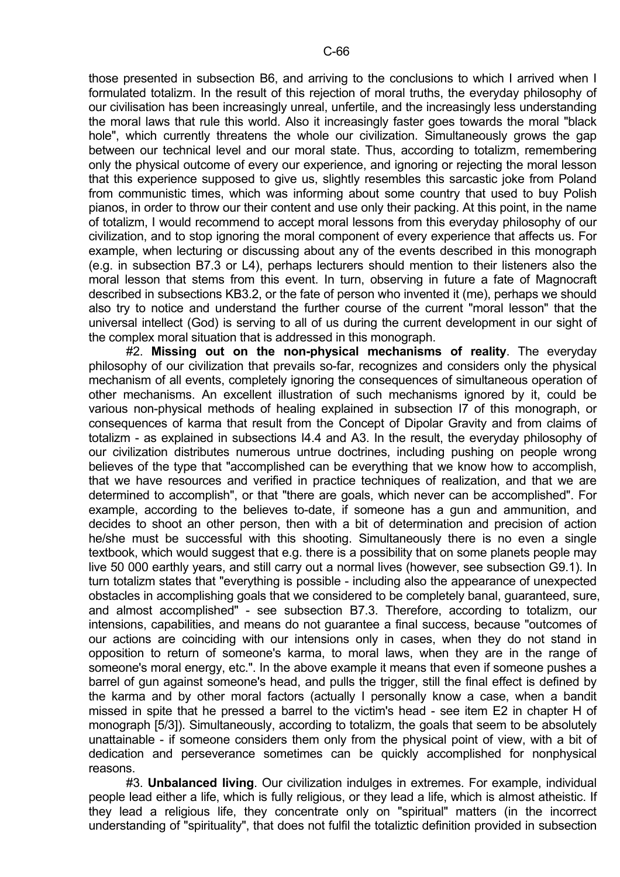those presented in subsection B6, and arriving to the conclusions to which I arrived when I formulated totalizm. In the result of this rejection of moral truths, the everyday philosophy of our civilisation has been increasingly unreal, unfertile, and the increasingly less understanding the moral laws that rule this world. Also it increasingly faster goes towards the moral "black hole", which currently threatens the whole our civilization. Simultaneously grows the gap between our technical level and our moral state. Thus, according to totalizm, remembering only the physical outcome of every our experience, and ignoring or rejecting the moral lesson that this experience supposed to give us, slightly resembles this sarcastic joke from Poland from communistic times, which was informing about some country that used to buy Polish pianos, in order to throw our their content and use only their packing. At this point, in the name of totalizm, I would recommend to accept moral lessons from this everyday philosophy of our civilization, and to stop ignoring the moral component of every experience that affects us. For example, when lecturing or discussing about any of the events described in this monograph (e.g. in subsection B7.3 or L4), perhaps lecturers should mention to their listeners also the moral lesson that stems from this event. In turn, observing in future a fate of Magnocraft described in subsections KB3.2, or the fate of person who invented it (me), perhaps we should also try to notice and understand the further course of the current "moral lesson" that the universal intellect (God) is serving to all of us during the current development in our sight of the complex moral situation that is addressed in this monograph.

#2. **Missing out on the non-physical mechanisms of reality**. The everyday philosophy of our civilization that prevails so-far, recognizes and considers only the physical mechanism of all events, completely ignoring the consequences of simultaneous operation of other mechanisms. An excellent illustration of such mechanisms ignored by it, could be various non-physical methods of healing explained in subsection I7 of this monograph, or consequences of karma that result from the Concept of Dipolar Gravity and from claims of totalizm - as explained in subsections I4.4 and A3. In the result, the everyday philosophy of our civilization distributes numerous untrue doctrines, including pushing on people wrong believes of the type that "accomplished can be everything that we know how to accomplish, that we have resources and verified in practice techniques of realization, and that we are determined to accomplish", or that "there are goals, which never can be accomplished". For example, according to the believes to-date, if someone has a gun and ammunition, and decides to shoot an other person, then with a bit of determination and precision of action he/she must be successful with this shooting. Simultaneously there is no even a single textbook, which would suggest that e.g. there is a possibility that on some planets people may live 50 000 earthly years, and still carry out a normal lives (however, see subsection G9.1). In turn totalizm states that "everything is possible - including also the appearance of unexpected obstacles in accomplishing goals that we considered to be completely banal, guaranteed, sure, and almost accomplished" - see subsection B7.3. Therefore, according to totalizm, our intensions, capabilities, and means do not guarantee a final success, because "outcomes of our actions are coinciding with our intensions only in cases, when they do not stand in opposition to return of someone's karma, to moral laws, when they are in the range of someone's moral energy, etc.". In the above example it means that even if someone pushes a barrel of gun against someone's head, and pulls the trigger, still the final effect is defined by the karma and by other moral factors (actually I personally know a case, when a bandit missed in spite that he pressed a barrel to the victim's head - see item E2 in chapter H of monograph [5/3]). Simultaneously, according to totalizm, the goals that seem to be absolutely unattainable - if someone considers them only from the physical point of view, with a bit of dedication and perseverance sometimes can be quickly accomplished for nonphysical reasons.

#3. **Unbalanced living**. Our civilization indulges in extremes. For example, individual people lead either a life, which is fully religious, or they lead a life, which is almost atheistic. If they lead a religious life, they concentrate only on "spiritual" matters (in the incorrect understanding of "spirituality", that does not fulfil the totaliztic definition provided in subsection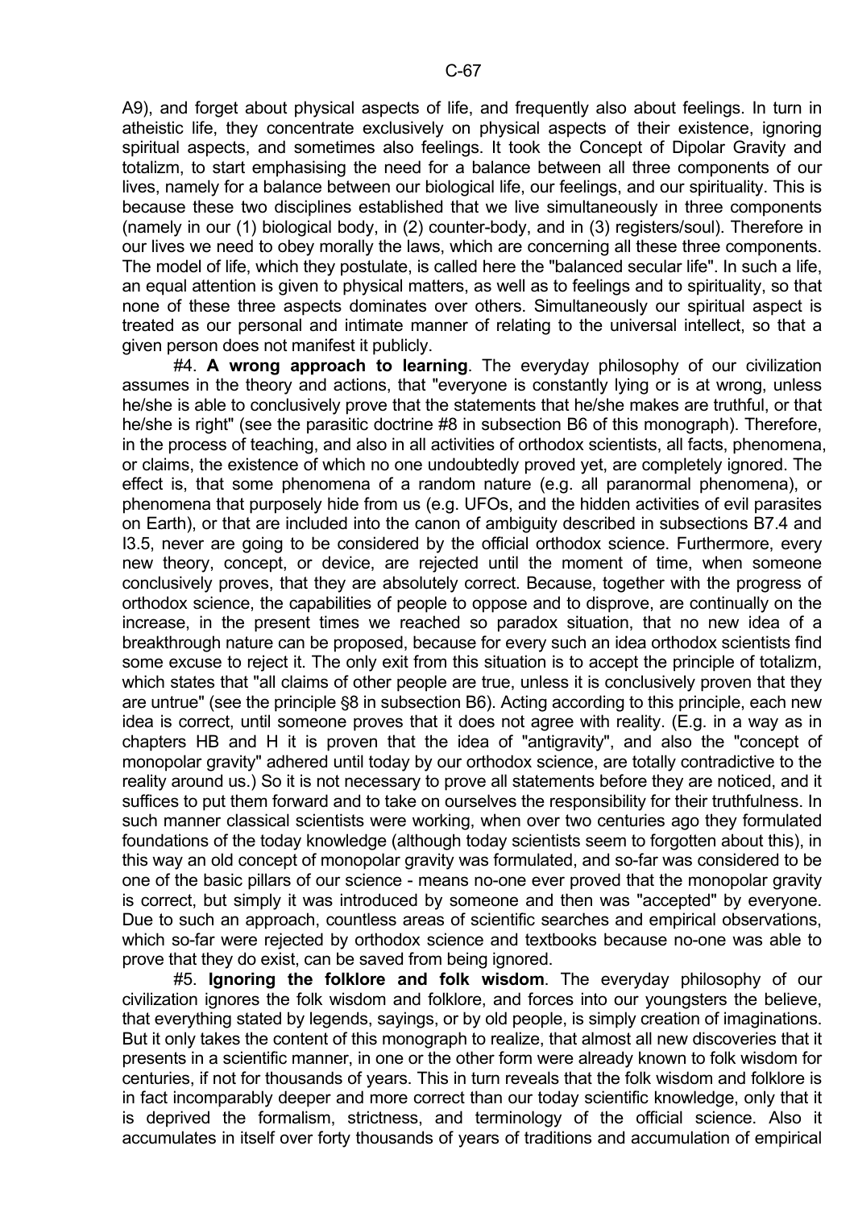A9), and forget about physical aspects of life, and frequently also about feelings. In turn in atheistic life, they concentrate exclusively on physical aspects of their existence, ignoring spiritual aspects, and sometimes also feelings. It took the Concept of Dipolar Gravity and totalizm, to start emphasising the need for a balance between all three components of our lives, namely for a balance between our biological life, our feelings, and our spirituality. This is because these two disciplines established that we live simultaneously in three components (namely in our (1) biological body, in (2) counter-body, and in (3) registers/soul). Therefore in our lives we need to obey morally the laws, which are concerning all these three components. The model of life, which they postulate, is called here the "balanced secular life". In such a life, an equal attention is given to physical matters, as well as to feelings and to spirituality, so that none of these three aspects dominates over others. Simultaneously our spiritual aspect is treated as our personal and intimate manner of relating to the universal intellect, so that a given person does not manifest it publicly.

#4. **A wrong approach to learning**. The everyday philosophy of our civilization assumes in the theory and actions, that "everyone is constantly lying or is at wrong, unless he/she is able to conclusively prove that the statements that he/she makes are truthful, or that he/she is right" (see the parasitic doctrine #8 in subsection B6 of this monograph). Therefore, in the process of teaching, and also in all activities of orthodox scientists, all facts, phenomena, or claims, the existence of which no one undoubtedly proved yet, are completely ignored. The effect is, that some phenomena of a random nature (e.g. all paranormal phenomena), or phenomena that purposely hide from us (e.g. UFOs, and the hidden activities of evil parasites on Earth), or that are included into the canon of ambiguity described in subsections B7.4 and I3.5, never are going to be considered by the official orthodox science. Furthermore, every new theory, concept, or device, are rejected until the moment of time, when someone conclusively proves, that they are absolutely correct. Because, together with the progress of orthodox science, the capabilities of people to oppose and to disprove, are continually on the increase, in the present times we reached so paradox situation, that no new idea of a breakthrough nature can be proposed, because for every such an idea orthodox scientists find some excuse to reject it. The only exit from this situation is to accept the principle of totalizm, which states that "all claims of other people are true, unless it is conclusively proven that they are untrue" (see the principle §8 in subsection B6). Acting according to this principle, each new idea is correct, until someone proves that it does not agree with reality. (E.g. in a way as in chapters HB and H it is proven that the idea of "antigravity", and also the "concept of monopolar gravity" adhered until today by our orthodox science, are totally contradictive to the reality around us.) So it is not necessary to prove all statements before they are noticed, and it suffices to put them forward and to take on ourselves the responsibility for their truthfulness. In such manner classical scientists were working, when over two centuries ago they formulated foundations of the today knowledge (although today scientists seem to forgotten about this), in this way an old concept of monopolar gravity was formulated, and so-far was considered to be one of the basic pillars of our science - means no-one ever proved that the monopolar gravity is correct, but simply it was introduced by someone and then was "accepted" by everyone. Due to such an approach, countless areas of scientific searches and empirical observations, which so-far were rejected by orthodox science and textbooks because no-one was able to prove that they do exist, can be saved from being ignored.

#5. **Ignoring the folklore and folk wisdom**. The everyday philosophy of our civilization ignores the folk wisdom and folklore, and forces into our youngsters the believe, that everything stated by legends, sayings, or by old people, is simply creation of imaginations. But it only takes the content of this monograph to realize, that almost all new discoveries that it presents in a scientific manner, in one or the other form were already known to folk wisdom for centuries, if not for thousands of years. This in turn reveals that the folk wisdom and folklore is in fact incomparably deeper and more correct than our today scientific knowledge, only that it is deprived the formalism, strictness, and terminology of the official science. Also it accumulates in itself over forty thousands of years of traditions and accumulation of empirical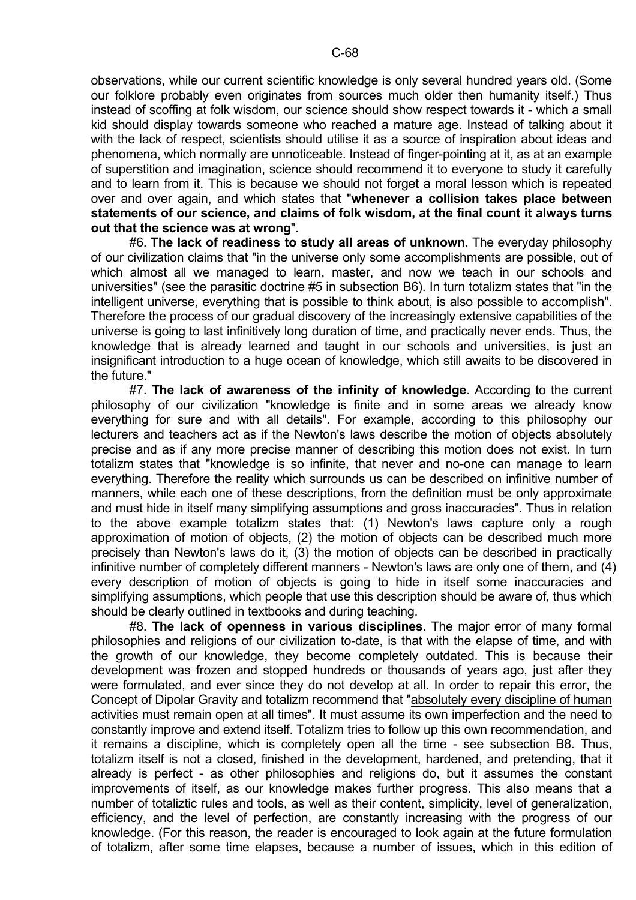observations, while our current scientific knowledge is only several hundred years old. (Some our folklore probably even originates from sources much older then humanity itself.) Thus instead of scoffing at folk wisdom, our science should show respect towards it - which a small kid should display towards someone who reached a mature age. Instead of talking about it with the lack of respect, scientists should utilise it as a source of inspiration about ideas and phenomena, which normally are unnoticeable. Instead of finger-pointing at it, as at an example of superstition and imagination, science should recommend it to everyone to study it carefully and to learn from it. This is because we should not forget a moral lesson which is repeated over and over again, and which states that "**whenever a collision takes place between statements of our science, and claims of folk wisdom, at the final count it always turns out that the science was at wrong**".

#6. **The lack of readiness to study all areas of unknown**. The everyday philosophy of our civilization claims that "in the universe only some accomplishments are possible, out of which almost all we managed to learn, master, and now we teach in our schools and universities" (see the parasitic doctrine #5 in subsection B6). In turn totalizm states that "in the intelligent universe, everything that is possible to think about, is also possible to accomplish". Therefore the process of our gradual discovery of the increasingly extensive capabilities of the universe is going to last infinitively long duration of time, and practically never ends. Thus, the knowledge that is already learned and taught in our schools and universities, is just an insignificant introduction to a huge ocean of knowledge, which still awaits to be discovered in the future."

#7. **The lack of awareness of the infinity of knowledge**. According to the current philosophy of our civilization "knowledge is finite and in some areas we already know everything for sure and with all details". For example, according to this philosophy our lecturers and teachers act as if the Newton's laws describe the motion of objects absolutely precise and as if any more precise manner of describing this motion does not exist. In turn totalizm states that "knowledge is so infinite, that never and no-one can manage to learn everything. Therefore the reality which surrounds us can be described on infinitive number of manners, while each one of these descriptions, from the definition must be only approximate and must hide in itself many simplifying assumptions and gross inaccuracies". Thus in relation to the above example totalizm states that: (1) Newton's laws capture only a rough approximation of motion of objects, (2) the motion of objects can be described much more precisely than Newton's laws do it, (3) the motion of objects can be described in practically infinitive number of completely different manners - Newton's laws are only one of them, and (4) every description of motion of objects is going to hide in itself some inaccuracies and simplifying assumptions, which people that use this description should be aware of, thus which should be clearly outlined in textbooks and during teaching.

#8. **The lack of openness in various disciplines**. The major error of many formal philosophies and religions of our civilization to-date, is that with the elapse of time, and with the growth of our knowledge, they become completely outdated. This is because their development was frozen and stopped hundreds or thousands of years ago, just after they were formulated, and ever since they do not develop at all. In order to repair this error, the Concept of Dipolar Gravity and totalizm recommend that "absolutely every discipline of human activities must remain open at all times". It must assume its own imperfection and the need to constantly improve and extend itself. Totalizm tries to follow up this own recommendation, and it remains a discipline, which is completely open all the time - see subsection B8. Thus, totalizm itself is not a closed, finished in the development, hardened, and pretending, that it already is perfect - as other philosophies and religions do, but it assumes the constant improvements of itself, as our knowledge makes further progress. This also means that a number of totaliztic rules and tools, as well as their content, simplicity, level of generalization, efficiency, and the level of perfection, are constantly increasing with the progress of our knowledge. (For this reason, the reader is encouraged to look again at the future formulation of totalizm, after some time elapses, because a number of issues, which in this edition of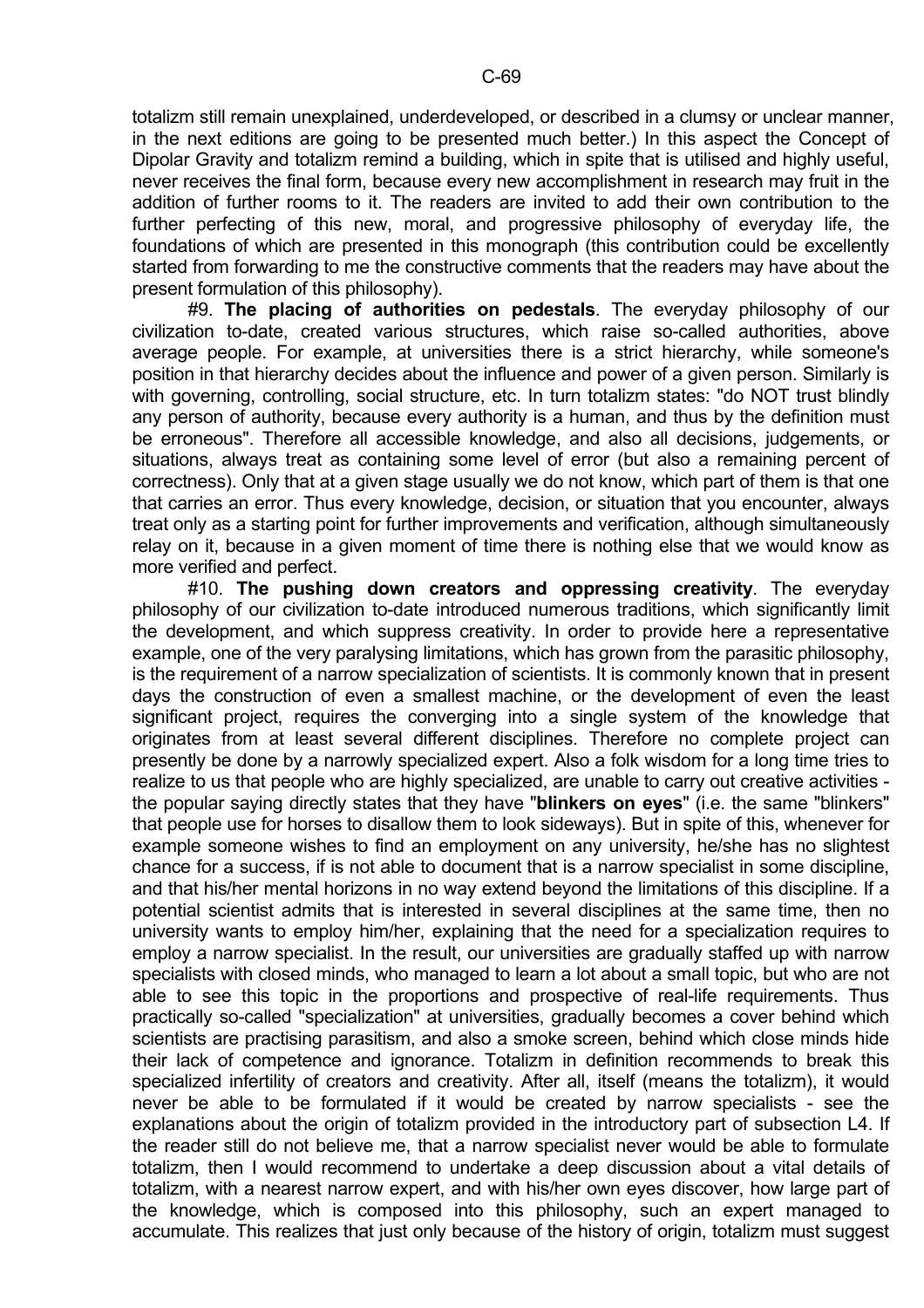totalizm still remain unexplained, underdeveloped, or described in a clumsy or unclear manner, in the next editions are going to be presented much better.) In this aspect the Concept of Dipolar Gravity and totalizm remind a building, which in spite that is utilised and highly useful, never receives the final form, because every new accomplishment in research may fruit in the addition of further rooms to it. The readers are invited to add their own contribution to the further perfecting of this new, moral, and progressive philosophy of everyday life, the foundations of which are presented in this monograph (this contribution could be excellently started from forwarding to me the constructive comments that the readers may have about the present formulation of this philosophy).

#9. **The placing of authorities on pedestals**. The everyday philosophy of our civilization to-date, created various structures, which raise so-called authorities, above average people. For example, at universities there is a strict hierarchy, while someone's position in that hierarchy decides about the influence and power of a given person. Similarly is with governing, controlling, social structure, etc. In turn totalizm states: "do NOT trust blindly any person of authority, because every authority is a human, and thus by the definition must be erroneous". Therefore all accessible knowledge, and also all decisions, judgements, or situations, always treat as containing some level of error (but also a remaining percent of correctness). Only that at a given stage usually we do not know, which part of them is that one that carries an error. Thus every knowledge, decision, or situation that you encounter, always treat only as a starting point for further improvements and verification, although simultaneously relay on it, because in a given moment of time there is nothing else that we would know as more verified and perfect.

#10. **The pushing down creators and oppressing creativity**. The everyday philosophy of our civilization to-date introduced numerous traditions, which significantly limit the development, and which suppress creativity. In order to provide here a representative example, one of the very paralysing limitations, which has grown from the parasitic philosophy, is the requirement of a narrow specialization of scientists. It is commonly known that in present days the construction of even a smallest machine, or the development of even the least significant project, requires the converging into a single system of the knowledge that originates from at least several different disciplines. Therefore no complete project can presently be done by a narrowly specialized expert. Also a folk wisdom for a long time tries to realize to us that people who are highly specialized, are unable to carry out creative activities - the popular saying directly states that they have "**blinkers on eyes**" (i.e. the same "blinkers" that people use for horses to disallow them to look sideways). But in spite of this, whenever for example someone wishes to find an employment on any university, he/she has no slightest chance for a success, if is not able to document that is a narrow specialist in some discipline, and that his/her mental horizons in no way extend beyond the limitations of this discipline. If a potential scientist admits that is interested in several disciplines at the same time, then no university wants to employ him/her, explaining that the need for a specialization requires to employ a narrow specialist. In the result, our universities are gradually staffed up with narrow specialists with closed minds, who managed to learn a lot about a small topic, but who are not able to see this topic in the proportions and prospective of real-life requirements. Thus practically so-called "specialization" at universities, gradually becomes a cover behind which scientists are practising parasitism, and also a smoke screen, behind which close minds hide their lack of competence and ignorance. Totalizm in definition recommends to break this specialized infertility of creators and creativity. After all, itself (means the totalizm), it would never be able to be formulated if it would be created by narrow specialists - see the explanations about the origin of totalizm provided in the introductory part of subsection L4. If the reader still do not believe me, that a narrow specialist never would be able to formulate totalizm, then I would recommend to undertake a deep discussion about a vital details of totalizm, with a nearest narrow expert, and with his/her own eyes discover, how large part of the knowledge, which is composed into this philosophy, such an expert managed to accumulate. This realizes that just only because of the history of origin, totalizm must suggest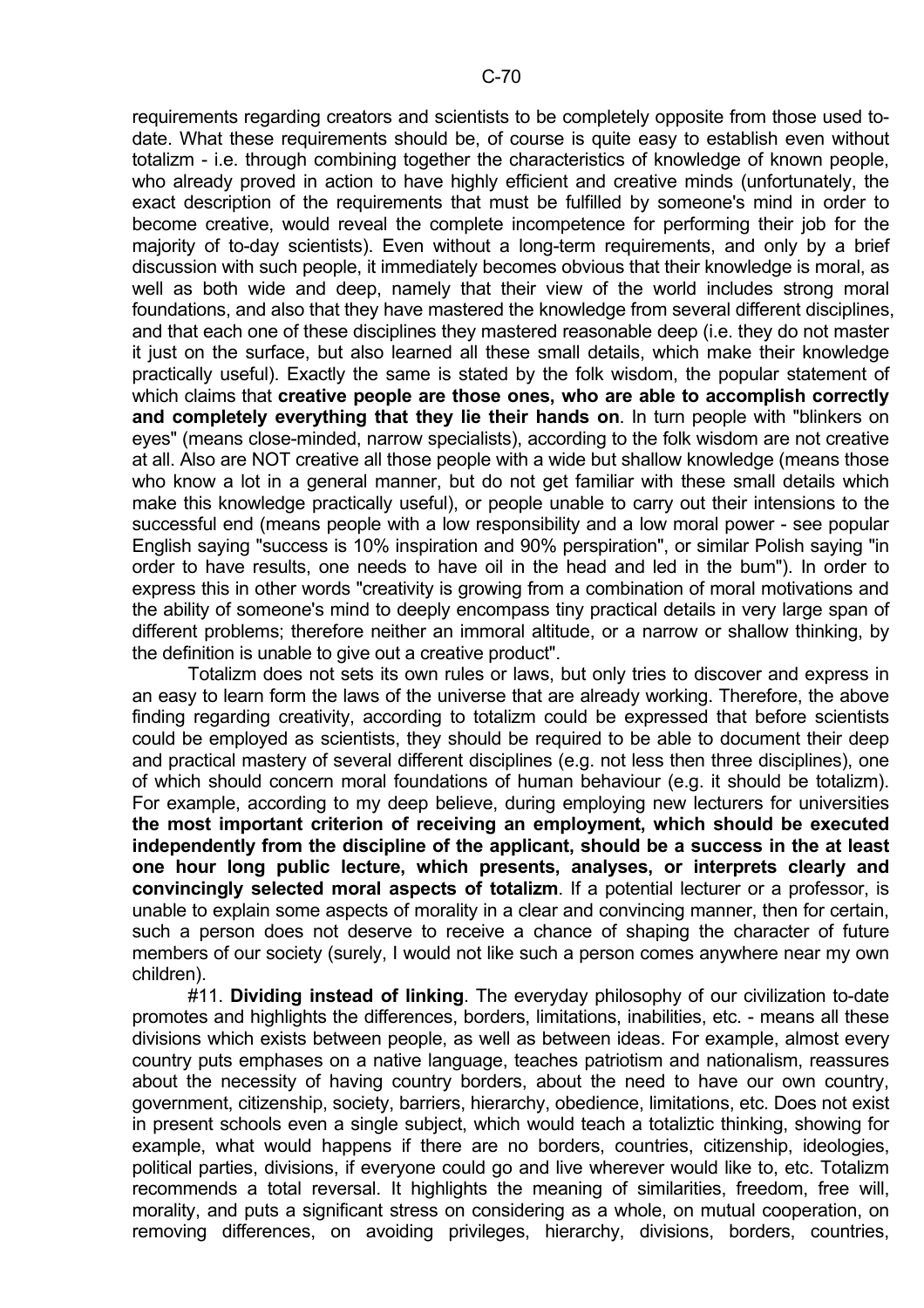requirements regarding creators and scientists to be completely opposite from those used to-date. What these requirements should be, of course is quite easy to establish even without totalizm - i.e. through combining together the characteristics of knowledge of known people, who already proved in action to have highly efficient and creative minds (unfortunately, the exact description of the requirements that must be fulfilled by someone's mind in order to become creative, would reveal the complete incompetence for performing their job for the majority of to-day scientists). Even without a long-term requirements, and only by a brief discussion with such people, it immediately becomes obvious that their knowledge is moral, as well as both wide and deep, namely that their view of the world includes strong moral foundations, and also that they have mastered the knowledge from several different disciplines, and that each one of these disciplines they mastered reasonable deep (i.e. they do not master it just on the surface, but also learned all these small details, which make their knowledge practically useful). Exactly the same is stated by the folk wisdom, the popular statement of which claims that **creative people are those ones, who are able to accomplish correctly and completely everything that they lie their hands on**. In turn people with "blinkers on eyes" (means close-minded, narrow specialists), according to the folk wisdom are not creative at all. Also are NOT creative all those people with a wide but shallow knowledge (means those who know a lot in a general manner, but do not get familiar with these small details which make this knowledge practically useful), or people unable to carry out their intensions to the successful end (means people with a low responsibility and a low moral power - see popular English saying "success is 10% inspiration and 90% perspiration", or similar Polish saying "in order to have results, one needs to have oil in the head and led in the bum"). In order to express this in other words "creativity is growing from a combination of moral motivations and the ability of someone's mind to deeply encompass tiny practical details in very large span of different problems; therefore neither an immoral altitude, or a narrow or shallow thinking, by the definition is unable to give out a creative product".

Totalizm does not sets its own rules or laws, but only tries to discover and express in an easy to learn form the laws of the universe that are already working. Therefore, the above finding regarding creativity, according to totalizm could be expressed that before scientists could be employed as scientists, they should be required to be able to document their deep and practical mastery of several different disciplines (e.g. not less then three disciplines), one of which should concern moral foundations of human behaviour (e.g. it should be totalizm). For example, according to my deep believe, during employing new lecturers for universities **the most important criterion of receiving an employment, which should be executed independently from the discipline of the applicant, should be a success in the at least one hour long public lecture, which presents, analyses, or interprets clearly and convincingly selected moral aspects of totalizm**. If a potential lecturer or a professor, is unable to explain some aspects of morality in a clear and convincing manner, then for certain, such a person does not deserve to receive a chance of shaping the character of future members of our society (surely, I would not like such a person comes anywhere near my own children).

#11. **Dividing instead of linking**. The everyday philosophy of our civilization to-date promotes and highlights the differences, borders, limitations, inabilities, etc. - means all these divisions which exists between people, as well as between ideas. For example, almost every country puts emphases on a native language, teaches patriotism and nationalism, reassures about the necessity of having country borders, about the need to have our own country, government, citizenship, society, barriers, hierarchy, obedience, limitations, etc. Does not exist in present schools even a single subject, which would teach a totaliztic thinking, showing for example, what would happens if there are no borders, countries, citizenship, ideologies, political parties, divisions, if everyone could go and live wherever would like to, etc. Totalizm recommends a total reversal. It highlights the meaning of similarities, freedom, free will, morality, and puts a significant stress on considering as a whole, on mutual cooperation, on removing differences, on avoiding privileges, hierarchy, divisions, borders, countries,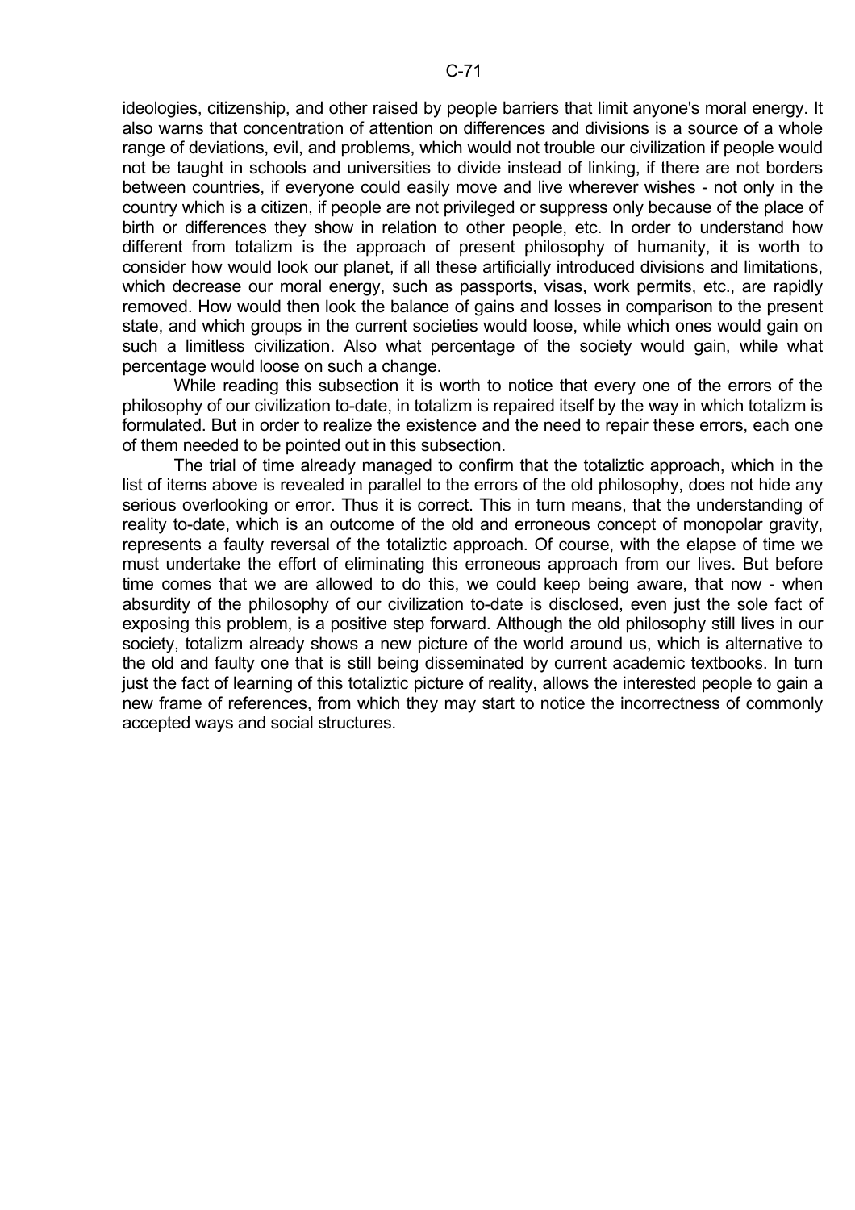ideologies, citizenship, and other raised by people barriers that limit anyone's moral energy. It also warns that concentration of attention on differences and divisions is a source of a whole range of deviations, evil, and problems, which would not trouble our civilization if people would not be taught in schools and universities to divide instead of linking, if there are not borders between countries, if everyone could easily move and live wherever wishes - not only in the country which is a citizen, if people are not privileged or suppress only because of the place of birth or differences they show in relation to other people, etc. In order to understand how different from totalizm is the approach of present philosophy of humanity, it is worth to consider how would look our planet, if all these artificially introduced divisions and limitations, which decrease our moral energy, such as passports, visas, work permits, etc., are rapidly removed. How would then look the balance of gains and losses in comparison to the present state, and which groups in the current societies would loose, while which ones would gain on such a limitless civilization. Also what percentage of the society would gain, while what percentage would loose on such a change.

While reading this subsection it is worth to notice that every one of the errors of the philosophy of our civilization to-date, in totalizm is repaired itself by the way in which totalizm is formulated. But in order to realize the existence and the need to repair these errors, each one of them needed to be pointed out in this subsection.

The trial of time already managed to confirm that the totaliztic approach, which in the list of items above is revealed in parallel to the errors of the old philosophy, does not hide any serious overlooking or error. Thus it is correct. This in turn means, that the understanding of reality to-date, which is an outcome of the old and erroneous concept of monopolar gravity, represents a faulty reversal of the totaliztic approach. Of course, with the elapse of time we must undertake the effort of eliminating this erroneous approach from our lives. But before time comes that we are allowed to do this, we could keep being aware, that now - when absurdity of the philosophy of our civilization to-date is disclosed, even just the sole fact of exposing this problem, is a positive step forward. Although the old philosophy still lives in our society, totalizm already shows a new picture of the world around us, which is alternative to the old and faulty one that is still being disseminated by current academic textbooks. In turn just the fact of learning of this totaliztic picture of reality, allows the interested people to gain a new frame of references, from which they may start to notice the incorrectness of commonly accepted ways and social structures.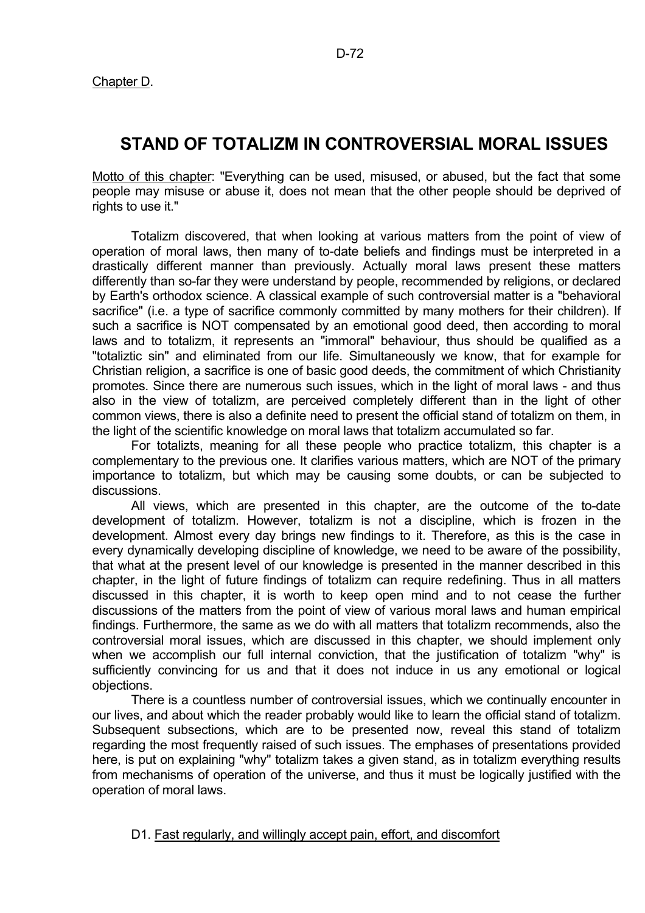Chapter D.

# STAND OF TOTALIZM IN CONTROVERSIAL MORAL ISSUES

Motto of this chapter: "Everything can be used, misused, or abused, but the fact that some people may misuse or abuse it, does not mean that the other people should be deprived of rights to use it."

Totalizm discovered, that when looking at various matters from the point of view of operation of moral laws, then many of to-date beliefs and findings must be interpreted in a drastically different manner than previously. Actually moral laws present these matters differently than so-far they were understand by people, recommended by religions, or declared by Earth's orthodox science. A classical example of such controversial matter is a "behavioral sacrifice" (i.e. a type of sacrifice commonly committed by many mothers for their children). If such a sacrifice is NOT compensated by an emotional good deed, then according to moral laws and to totalizm, it represents an "immoral" behaviour, thus should be qualified as a "totaliztic sin" and eliminated from our life. Simultaneously we know, that for example for Christian religion, a sacrifice is one of basic good deeds, the commitment of which Christianity promotes. Since there are numerous such issues, which in the light of moral laws - and thus also in the view of totalizm, are perceived completely different than in the light of other common views, there is also a definite need to present the official stand of totalizm on them, in the light of the scientific knowledge on moral laws that totalizm accumulated so far.

For totalizts, meaning for all these people who practice totalizm, this chapter is a complementary to the previous one. It clarifies various matters, which are NOT of the primary importance to totalizm, but which may be causing some doubts, or can be subjected to discussions.

All views, which are presented in this chapter, are the outcome of the to-date development of totalizm. However, totalizm is not a discipline, which is frozen in the development. Almost every day brings new findings to it. Therefore, as this is the case in every dynamically developing discipline of knowledge, we need to be aware of the possibility, that what at the present level of our knowledge is presented in the manner described in this chapter, in the light of future findings of totalizm can require redefining. Thus in all matters discussed in this chapter, it is worth to keep open mind and to not cease the further discussions of the matters from the point of view of various moral laws and human empirical findings. Furthermore, the same as we do with all matters that totalizm recommends, also the controversial moral issues, which are discussed in this chapter, we should implement only when we accomplish our full internal conviction, that the justification of totalizm "why" is sufficiently convincing for us and that it does not induce in us any emotional or logical objections.

There is a countless number of controversial issues, which we continually encounter in our lives, and about which the reader probably would like to learn the official stand of totalizm. Subsequent subsections, which are to be presented now, reveal this stand of totalizm regarding the most frequently raised of such issues. The emphases of presentations provided here, is put on explaining "why" totalizm takes a given stand, as in totalizm everything results from mechanisms of operation of the universe, and thus it must be logically justified with the operation of moral laws.

## D1. Fast regularly, and willingly accept pain, effort, and discomfort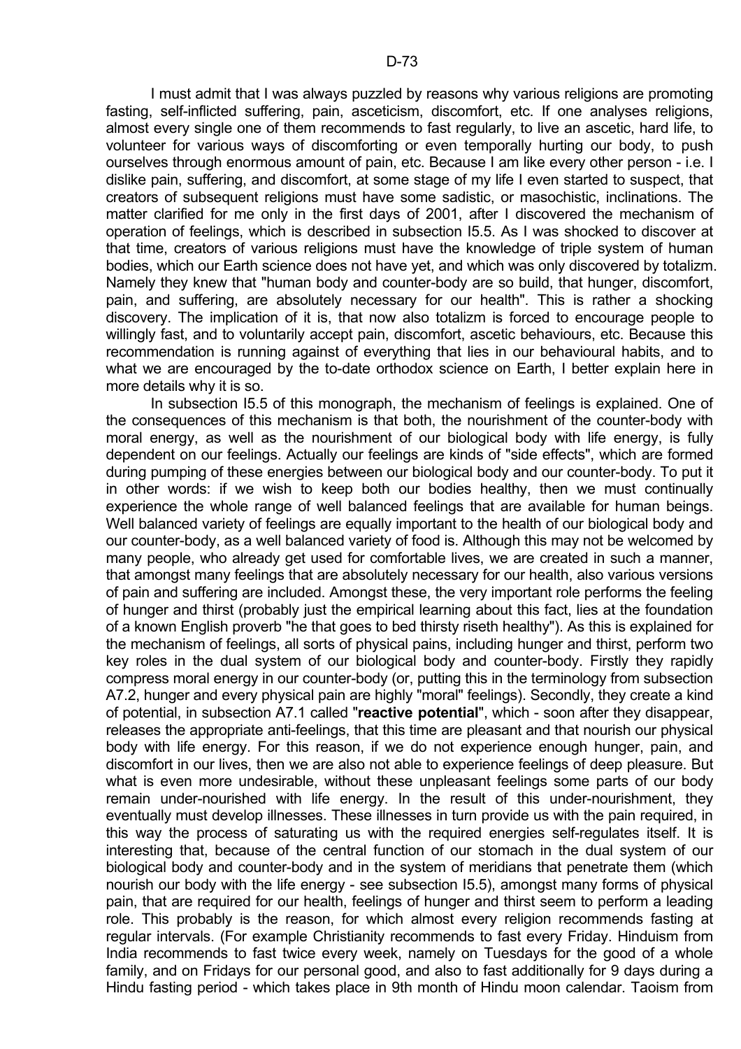I must admit that I was always puzzled by reasons why various religions are promoting fasting, self-inflicted suffering, pain, asceticism, discomfort, etc. If one analyses religions, almost every single one of them recommends to fast regularly, to live an ascetic, hard life, to volunteer for various ways of discomforting or even temporally hurting our body, to push ourselves through enormous amount of pain, etc. Because I am like every other person - i.e. I dislike pain, suffering, and discomfort, at some stage of my life I even started to suspect, that creators of subsequent religions must have some sadistic, or masochistic, inclinations. The matter clarified for me only in the first days of 2001, after I discovered the mechanism of operation of feelings, which is described in subsection I5.5. As I was shocked to discover at that time, creators of various religions must have the knowledge of triple system of human bodies, which our Earth science does not have yet, and which was only discovered by totalizm. Namely they knew that "human body and counter-body are so build, that hunger, discomfort, pain, and suffering, are absolutely necessary for our health". This is rather a shocking discovery. The implication of it is, that now also totalizm is forced to encourage people to willingly fast, and to voluntarily accept pain, discomfort, ascetic behaviours, etc. Because this recommendation is running against of everything that lies in our behavioural habits, and to what we are encouraged by the to-date orthodox science on Earth, I better explain here in more details why it is so.

In subsection I5.5 of this monograph, the mechanism of feelings is explained. One of the consequences of this mechanism is that both, the nourishment of the counter-body with moral energy, as well as the nourishment of our biological body with life energy, is fully dependent on our feelings. Actually our feelings are kinds of "side effects", which are formed during pumping of these energies between our biological body and our counter-body. To put it in other words: if we wish to keep both our bodies healthy, then we must continually experience the whole range of well balanced feelings that are available for human beings. Well balanced variety of feelings are equally important to the health of our biological body and our counter-body, as a well balanced variety of food is. Although this may not be welcomed by many people, who already get used for comfortable lives, we are created in such a manner, that amongst many feelings that are absolutely necessary for our health, also various versions of pain and suffering are included. Amongst these, the very important role performs the feeling of hunger and thirst (probably just the empirical learning about this fact, lies at the foundation of a known English proverb "he that goes to bed thirsty riseth healthy"). As this is explained for the mechanism of feelings, all sorts of physical pains, including hunger and thirst, perform two key roles in the dual system of our biological body and counter-body. Firstly they rapidly compress moral energy in our counter-body (or, putting this in the terminology from subsection A7.2, hunger and every physical pain are highly "moral" feelings). Secondly, they create a kind of potential, in subsection A7.1 called "**reactive potential**", which - soon after they disappear, releases the appropriate anti-feelings, that this time are pleasant and that nourish our physical body with life energy. For this reason, if we do not experience enough hunger, pain, and discomfort in our lives, then we are also not able to experience feelings of deep pleasure. But what is even more undesirable, without these unpleasant feelings some parts of our body remain under-nourished with life energy. In the result of this under-nourishment, they eventually must develop illnesses. These illnesses in turn provide us with the pain required, in this way the process of saturating us with the required energies self-regulates itself. It is interesting that, because of the central function of our stomach in the dual system of our biological body and counter-body and in the system of meridians that penetrate them (which nourish our body with the life energy - see subsection I5.5), amongst many forms of physical pain, that are required for our health, feelings of hunger and thirst seem to perform a leading role. This probably is the reason, for which almost every religion recommends fasting at regular intervals. (For example Christianity recommends to fast every Friday. Hinduism from India recommends to fast twice every week, namely on Tuesdays for the good of a whole family, and on Fridays for our personal good, and also to fast additionally for 9 days during a Hindu fasting period - which takes place in 9th month of Hindu moon calendar. Taoism from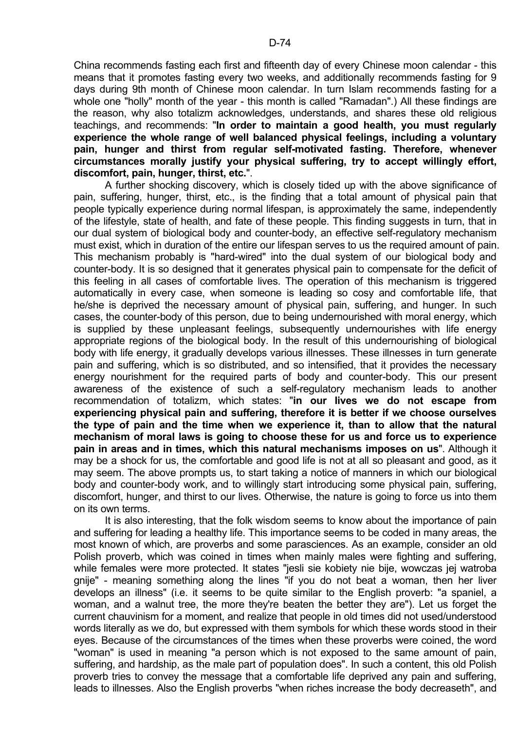China recommends fasting each first and fifteenth day of every Chinese moon calendar - this means that it promotes fasting every two weeks, and additionally recommends fasting for 9 days during 9th month of Chinese moon calendar. In turn Islam recommends fasting for a whole one "holly" month of the year - this month is called "Ramadan".) All these findings are the reason, why also totalizm acknowledges, understands, and shares these old religious teachings, and recommends: "**In order to maintain a good health, you must regularly experience the whole range of well balanced physical feelings, including a voluntary pain, hunger and thirst from regular self-motivated fasting. Therefore, whenever circumstances morally justify your physical suffering, try to accept willingly effort, discomfort, pain, hunger, thirst, etc.**".

A further shocking discovery, which is closely tided up with the above significance of pain, suffering, hunger, thirst, etc., is the finding that a total amount of physical pain that people typically experience during normal lifespan, is approximately the same, independently of the lifestyle, state of health, and fate of these people. This finding suggests in turn, that in our dual system of biological body and counter-body, an effective self-regulatory mechanism must exist, which in duration of the entire our lifespan serves to us the required amount of pain. This mechanism probably is "hard-wired" into the dual system of our biological body and counter-body. It is so designed that it generates physical pain to compensate for the deficit of this feeling in all cases of comfortable lives. The operation of this mechanism is triggered automatically in every case, when someone is leading so cosy and comfortable life, that he/she is deprived the necessary amount of physical pain, suffering, and hunger. In such cases, the counter-body of this person, due to being undernourished with moral energy, which is supplied by these unpleasant feelings, subsequently undernourishes with life energy appropriate regions of the biological body. In the result of this undernourishing of biological body with life energy, it gradually develops various illnesses. These illnesses in turn generate pain and suffering, which is so distributed, and so intensified, that it provides the necessary energy nourishment for the required parts of body and counter-body. This our present awareness of the existence of such a self-regulatory mechanism leads to another recommendation of totalizm, which states: "**in our lives we do not escape from experiencing physical pain and suffering, therefore it is better if we choose ourselves the type of pain and the time when we experience it, than to allow that the natural mechanism of moral laws is going to choose these for us and force us to experience pain in areas and in times, which this natural mechanisms imposes on us**". Although it may be a shock for us, the comfortable and good life is not at all so pleasant and good, as it may seem. The above prompts us, to start taking a notice of manners in which our biological body and counter-body work, and to willingly start introducing some physical pain, suffering, discomfort, hunger, and thirst to our lives. Otherwise, the nature is going to force us into them on its own terms.

It is also interesting, that the folk wisdom seems to know about the importance of pain and suffering for leading a healthy life. This importance seems to be coded in many areas, the most known of which, are proverbs and some parasciences. As an example, consider an old Polish proverb, which was coined in times when mainly males were fighting and suffering, while females were more protected. It states "jesli sie kobiety nie bije, wowczas jej watroba gnije" - meaning something along the lines "if you do not beat a woman, then her liver develops an illness" (i.e. it seems to be quite similar to the English proverb: "a spaniel, a woman, and a walnut tree, the more they're beaten the better they are"). Let us forget the current chauvinism for a moment, and realize that people in old times did not used/understood words literally as we do, but expressed with them symbols for which these words stood in their eyes. Because of the circumstances of the times when these proverbs were coined, the word "woman" is used in meaning "a person which is not exposed to the same amount of pain, suffering, and hardship, as the male part of population does". In such a content, this old Polish proverb tries to convey the message that a comfortable life deprived any pain and suffering, leads to illnesses. Also the English proverbs "when riches increase the body decreaseth", and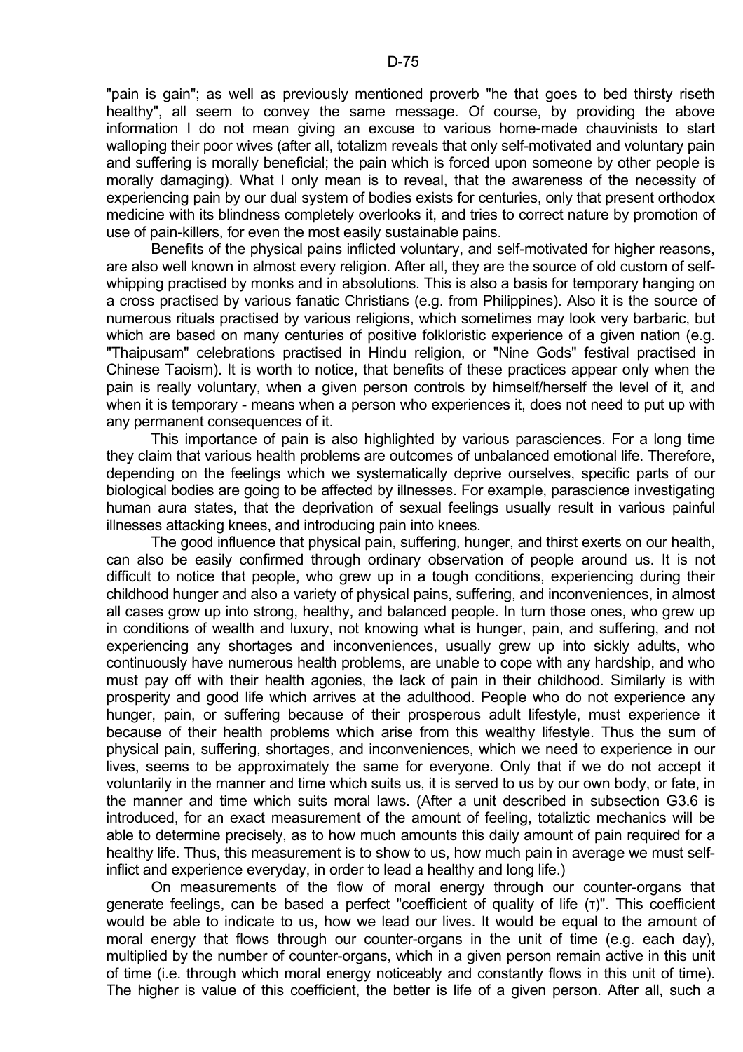"pain is gain"; as well as previously mentioned proverb "he that goes to bed thirsty riseth healthy", all seem to convey the same message. Of course, by providing the above information I do not mean giving an excuse to various home-made chauvinists to start walloping their poor wives (after all, totalizm reveals that only self-motivated and voluntary pain and suffering is morally beneficial; the pain which is forced upon someone by other people is morally damaging). What I only mean is to reveal, that the awareness of the necessity of experiencing pain by our dual system of bodies exists for centuries, only that present orthodox medicine with its blindness completely overlooks it, and tries to correct nature by promotion of use of pain-killers, for even the most easily sustainable pains.

Benefits of the physical pains inflicted voluntary, and self-motivated for higher reasons, are also well known in almost every religion. After all, they are the source of old custom of self-whipping practised by monks and in absolutions. This is also a basis for temporary hanging on a cross practised by various fanatic Christians (e.g. from Philippines). Also it is the source of numerous rituals practised by various religions, which sometimes may look very barbaric, but which are based on many centuries of positive folkloristic experience of a given nation (e.g. "Thaipusam" celebrations practised in Hindu religion, or "Nine Gods" festival practised in Chinese Taoism). It is worth to notice, that benefits of these practices appear only when the pain is really voluntary, when a given person controls by himself/herself the level of it, and when it is temporary - means when a person who experiences it, does not need to put up with any permanent consequences of it.

This importance of pain is also highlighted by various parasciences. For a long time they claim that various health problems are outcomes of unbalanced emotional life. Therefore, depending on the feelings which we systematically deprive ourselves, specific parts of our biological bodies are going to be affected by illnesses. For example, parascience investigating human aura states, that the deprivation of sexual feelings usually result in various painful illnesses attacking knees, and introducing pain into knees.

The good influence that physical pain, suffering, hunger, and thirst exerts on our health, can also be easily confirmed through ordinary observation of people around us. It is not difficult to notice that people, who grew up in a tough conditions, experiencing during their childhood hunger and also a variety of physical pains, suffering, and inconveniences, in almost all cases grow up into strong, healthy, and balanced people. In turn those ones, who grew up in conditions of wealth and luxury, not knowing what is hunger, pain, and suffering, and not experiencing any shortages and inconveniences, usually grew up into sickly adults, who continuously have numerous health problems, are unable to cope with any hardship, and who must pay off with their health agonies, the lack of pain in their childhood. Similarly is with prosperity and good life which arrives at the adulthood. People who do not experience any hunger, pain, or suffering because of their prosperous adult lifestyle, must experience it because of their health problems which arise from this wealthy lifestyle. Thus the sum of physical pain, suffering, shortages, and inconveniences, which we need to experience in our lives, seems to be approximately the same for everyone. Only that if we do not accept it voluntarily in the manner and time which suits us, it is served to us by our own body, or fate, in the manner and time which suits moral laws. (After a unit described in subsection G3.6 is introduced, for an exact measurement of the amount of feeling, totaliztic mechanics will be able to determine precisely, as to how much amounts this daily amount of pain required for a healthy life. Thus, this measurement is to show to us, how much pain in average we must self-inflict and experience everyday, in order to lead a healthy and long life.)

On measurements of the flow of moral energy through our counter-organs that generate feelings, can be based a perfect "coefficient of quality of life ($\tau$)". This coefficient would be able to indicate to us, how we lead our lives. It would be equal to the amount of moral energy that flows through our counter-organs in the unit of time (e.g. each day), multiplied by the number of counter-organs, which in a given person remain active in this unit of time (i.e. through which moral energy noticeably and constantly flows in this unit of time). The higher is value of this coefficient, the better is life of a given person. After all, such a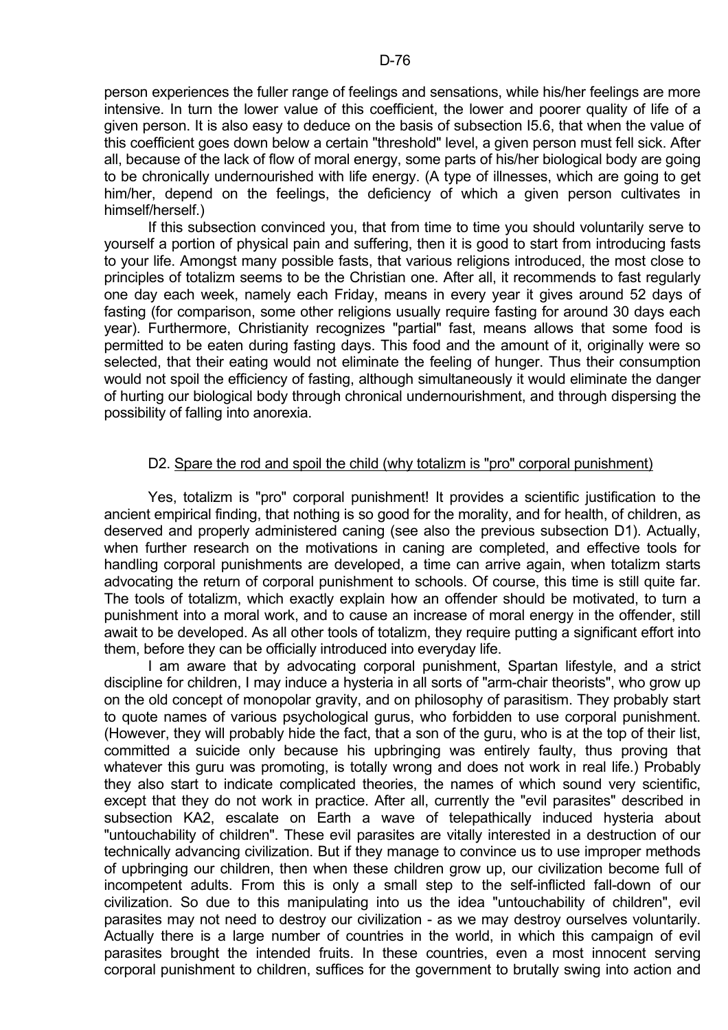person experiences the fuller range of feelings and sensations, while his/her feelings are more intensive. In turn the lower value of this coefficient, the lower and poorer quality of life of a given person. It is also easy to deduce on the basis of subsection I5.6, that when the value of this coefficient goes down below a certain "threshold" level, a given person must fell sick. After all, because of the lack of flow of moral energy, some parts of his/her biological body are going to be chronically undernourished with life energy. (A type of illnesses, which are going to get him/her, depend on the feelings, the deficiency of which a given person cultivates in himself/herself.)

If this subsection convinced you, that from time to time you should voluntarily serve to yourself a portion of physical pain and suffering, then it is good to start from introducing fasts to your life. Amongst many possible fasts, that various religions introduced, the most close to principles of totalizm seems to be the Christian one. After all, it recommends to fast regularly one day each week, namely each Friday, means in every year it gives around 52 days of fasting (for comparison, some other religions usually require fasting for around 30 days each year). Furthermore, Christianity recognizes "partial" fast, means allows that some food is permitted to be eaten during fasting days. This food and the amount of it, originally were so selected, that their eating would not eliminate the feeling of hunger. Thus their consumption would not spoil the efficiency of fasting, although simultaneously it would eliminate the danger of hurting our biological body through chronical undernourishment, and through dispersing the possibility of falling into anorexia.

## D2. Spare the rod and spoil the child (why totalizm is "pro" corporal punishment)

Yes, totalizm is "pro" corporal punishment! It provides a scientific justification to the ancient empirical finding, that nothing is so good for the morality, and for health, of children, as deserved and properly administered caning (see also the previous subsection D1). Actually, when further research on the motivations in caning are completed, and effective tools for handling corporal punishments are developed, a time can arrive again, when totalizm starts advocating the return of corporal punishment to schools. Of course, this time is still quite far. The tools of totalizm, which exactly explain how an offender should be motivated, to turn a punishment into a moral work, and to cause an increase of moral energy in the offender, still await to be developed. As all other tools of totalizm, they require putting a significant effort into them, before they can be officially introduced into everyday life.

I am aware that by advocating corporal punishment, Spartan lifestyle, and a strict discipline for children, I may induce a hysteria in all sorts of "arm-chair theorists", who grow up on the old concept of monopolar gravity, and on philosophy of parasitism. They probably start to quote names of various psychological gurus, who forbidden to use corporal punishment. (However, they will probably hide the fact, that a son of the guru, who is at the top of their list, committed a suicide only because his upbringing was entirely faulty, thus proving that whatever this guru was promoting, is totally wrong and does not work in real life.) Probably they also start to indicate complicated theories, the names of which sound very scientific, except that they do not work in practice. After all, currently the "evil parasites" described in subsection KA2, escalate on Earth a wave of telepathically induced hysteria about "untouchability of children". These evil parasites are vitally interested in a destruction of our technically advancing civilization. But if they manage to convince us to use improper methods of upbringing our children, then when these children grow up, our civilization become full of incompetent adults. From this is only a small step to the self-inflicted fall-down of our civilization. So due to this manipulating into us the idea "untouchability of children", evil parasites may not need to destroy our civilization - as we may destroy ourselves voluntarily. Actually there is a large number of countries in the world, in which this campaign of evil parasites brought the intended fruits. In these countries, even a most innocent serving corporal punishment to children, suffices for the government to brutally swing into action and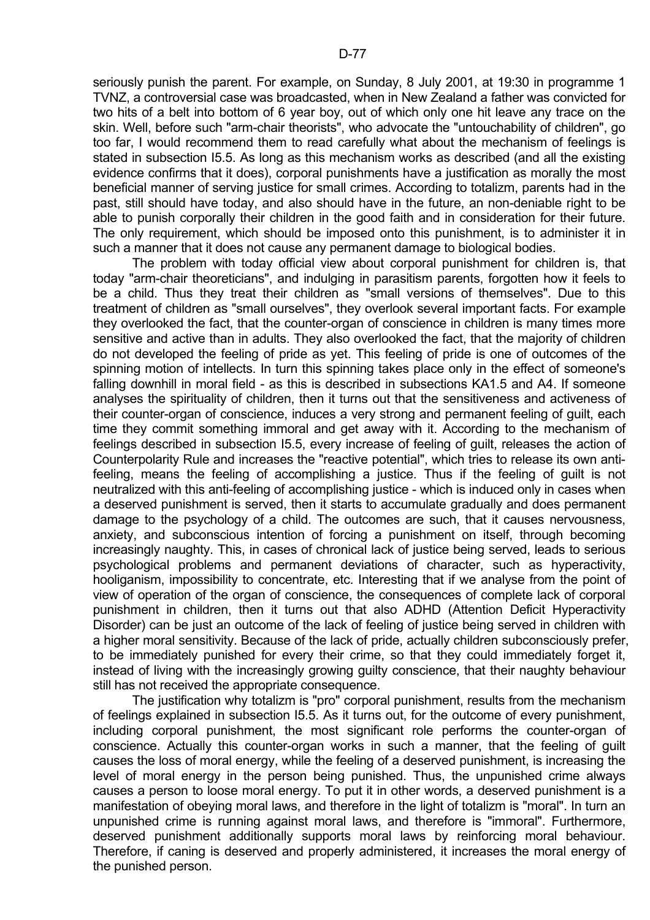seriously punish the parent. For example, on Sunday, 8 July 2001, at 19:30 in programme 1 TVNZ, a controversial case was broadcasted, when in New Zealand a father was convicted for two hits of a belt into bottom of 6 year boy, out of which only one hit leave any trace on the skin. Well, before such "arm-chair theorists", who advocate the "untouchability of children", go too far, I would recommend them to read carefully what about the mechanism of feelings is stated in subsection I5.5. As long as this mechanism works as described (and all the existing evidence confirms that it does), corporal punishments have a justification as morally the most beneficial manner of serving justice for small crimes. According to totalizm, parents had in the past, still should have today, and also should have in the future, an non-deniable right to be able to punish corporally their children in the good faith and in consideration for their future. The only requirement, which should be imposed onto this punishment, is to administer it in such a manner that it does not cause any permanent damage to biological bodies.

The problem with today official view about corporal punishment for children is, that today "arm-chair theoreticians", and indulging in parasitism parents, forgotten how it feels to be a child. Thus they treat their children as "small versions of themselves". Due to this treatment of children as "small ourselves", they overlook several important facts. For example they overlooked the fact, that the counter-organ of conscience in children is many times more sensitive and active than in adults. They also overlooked the fact, that the majority of children do not developed the feeling of pride as yet. This feeling of pride is one of outcomes of the spinning motion of intellects. In turn this spinning takes place only in the effect of someone's falling downhill in moral field - as this is described in subsections KA1.5 and A4. If someone analyses the spirituality of children, then it turns out that the sensitiveness and activeness of their counter-organ of conscience, induces a very strong and permanent feeling of guilt, each time they commit something immoral and get away with it. According to the mechanism of feelings described in subsection I5.5, every increase of feeling of guilt, releases the action of Counterpolarity Rule and increases the "reactive potential", which tries to release its own anti-feeling, means the feeling of accomplishing a justice. Thus if the feeling of guilt is not neutralized with this anti-feeling of accomplishing justice - which is induced only in cases when a deserved punishment is served, then it starts to accumulate gradually and does permanent damage to the psychology of a child. The outcomes are such, that it causes nervousness, anxiety, and subconscious intention of forcing a punishment on itself, through becoming increasingly naughty. This, in cases of chronical lack of justice being served, leads to serious psychological problems and permanent deviations of character, such as hyperactivity, hooliganism, impossibility to concentrate, etc. Interesting that if we analyse from the point of view of operation of the organ of conscience, the consequences of complete lack of corporal punishment in children, then it turns out that also ADHD (Attention Deficit Hyperactivity Disorder) can be just an outcome of the lack of feeling of justice being served in children with a higher moral sensitivity. Because of the lack of pride, actually children subconsciously prefer, to be immediately punished for every their crime, so that they could immediately forget it, instead of living with the increasingly growing guilty conscience, that their naughty behaviour still has not received the appropriate consequence.

The justification why totalizm is "pro" corporal punishment, results from the mechanism of feelings explained in subsection I5.5. As it turns out, for the outcome of every punishment, including corporal punishment, the most significant role performs the counter-organ of conscience. Actually this counter-organ works in such a manner, that the feeling of guilt causes the loss of moral energy, while the feeling of a deserved punishment, is increasing the level of moral energy in the person being punished. Thus, the unpunished crime always causes a person to loose moral energy. To put it in other words, a deserved punishment is a manifestation of obeying moral laws, and therefore in the light of totalizm is "moral". In turn an unpunished crime is running against moral laws, and therefore is "immoral". Furthermore, deserved punishment additionally supports moral laws by reinforcing moral behaviour. Therefore, if caning is deserved and properly administered, it increases the moral energy of the punished person.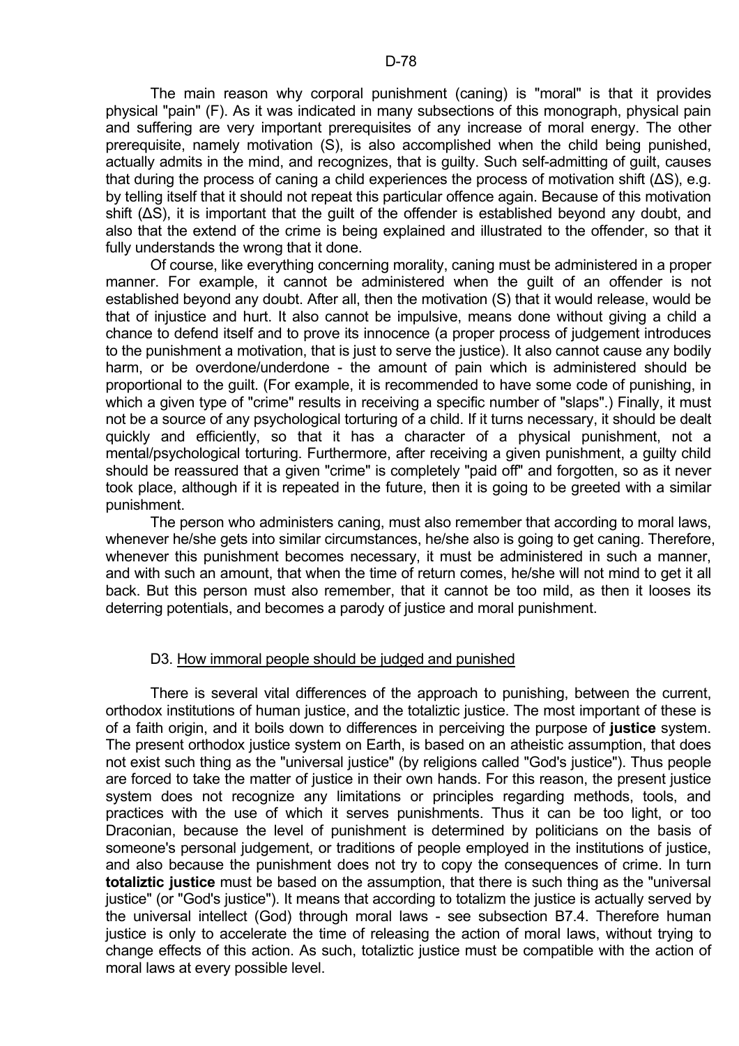The main reason why corporal punishment (caning) is "moral" is that it provides physical "pain" (F). As it was indicated in many subsections of this monograph, physical pain and suffering are very important prerequisites of any increase of moral energy. The other prerequisite, namely motivation (S), is also accomplished when the child being punished, actually admits in the mind, and recognizes, that is guilty. Such self-admitting of guilt, causes that during the process of caning a child experiences the process of motivation shift ($\Delta S$), e.g. by telling itself that it should not repeat this particular offence again. Because of this motivation shift ($\Delta S$), it is important that the guilt of the offender is established beyond any doubt, and also that the extend of the crime is being explained and illustrated to the offender, so that it fully understands the wrong that it done.

Of course, like everything concerning morality, caning must be administered in a proper manner. For example, it cannot be administered when the guilt of an offender is not established beyond any doubt. After all, then the motivation (S) that it would release, would be that of injustice and hurt. It also cannot be impulsive, means done without giving a child a chance to defend itself and to prove its innocence (a proper process of judgement introduces to the punishment a motivation, that is just to serve the justice). It also cannot cause any bodily harm, or be overdone/underdone - the amount of pain which is administered should be proportional to the guilt. (For example, it is recommended to have some code of punishing, in which a given type of "crime" results in receiving a specific number of "slaps".) Finally, it must not be a source of any psychological torturing of a child. If it turns necessary, it should be dealt quickly and efficiently, so that it has a character of a physical punishment, not a mental/psychological torturing. Furthermore, after receiving a given punishment, a guilty child should be reassured that a given "crime" is completely "paid off" and forgotten, so as it never took place, although if it is repeated in the future, then it is going to be greeted with a similar punishment.

The person who administers caning, must also remember that according to moral laws, whenever he/she gets into similar circumstances, he/she also is going to get caning. Therefore, whenever this punishment becomes necessary, it must be administered in such a manner, and with such an amount, that when the time of return comes, he/she will not mind to get it all back. But this person must also remember, that it cannot be too mild, as then it looses its deterring potentials, and becomes a parody of justice and moral punishment.

### D3. How immoral people should be judged and punished

There is several vital differences of the approach to punishing, between the current, orthodox institutions of human justice, and the totaliztic justice. The most important of these is of a faith origin, and it boils down to differences in perceiving the purpose of **justice** system. The present orthodox justice system on Earth, is based on an atheistic assumption, that does not exist such thing as the "universal justice" (by religions called "God's justice"). Thus people are forced to take the matter of justice in their own hands. For this reason, the present justice system does not recognize any limitations or principles regarding methods, tools, and practices with the use of which it serves punishments. Thus it can be too light, or too Draconian, because the level of punishment is determined by politicians on the basis of someone's personal judgement, or traditions of people employed in the institutions of justice, and also because the punishment does not try to copy the consequences of crime. In turn **totaliztic justice** must be based on the assumption, that there is such thing as the "universal justice" (or "God's justice"). It means that according to totalizm the justice is actually served by the universal intellect (God) through moral laws - see subsection B7.4. Therefore human justice is only to accelerate the time of releasing the action of moral laws, without trying to change effects of this action. As such, totaliztic justice must be compatible with the action of moral laws at every possible level.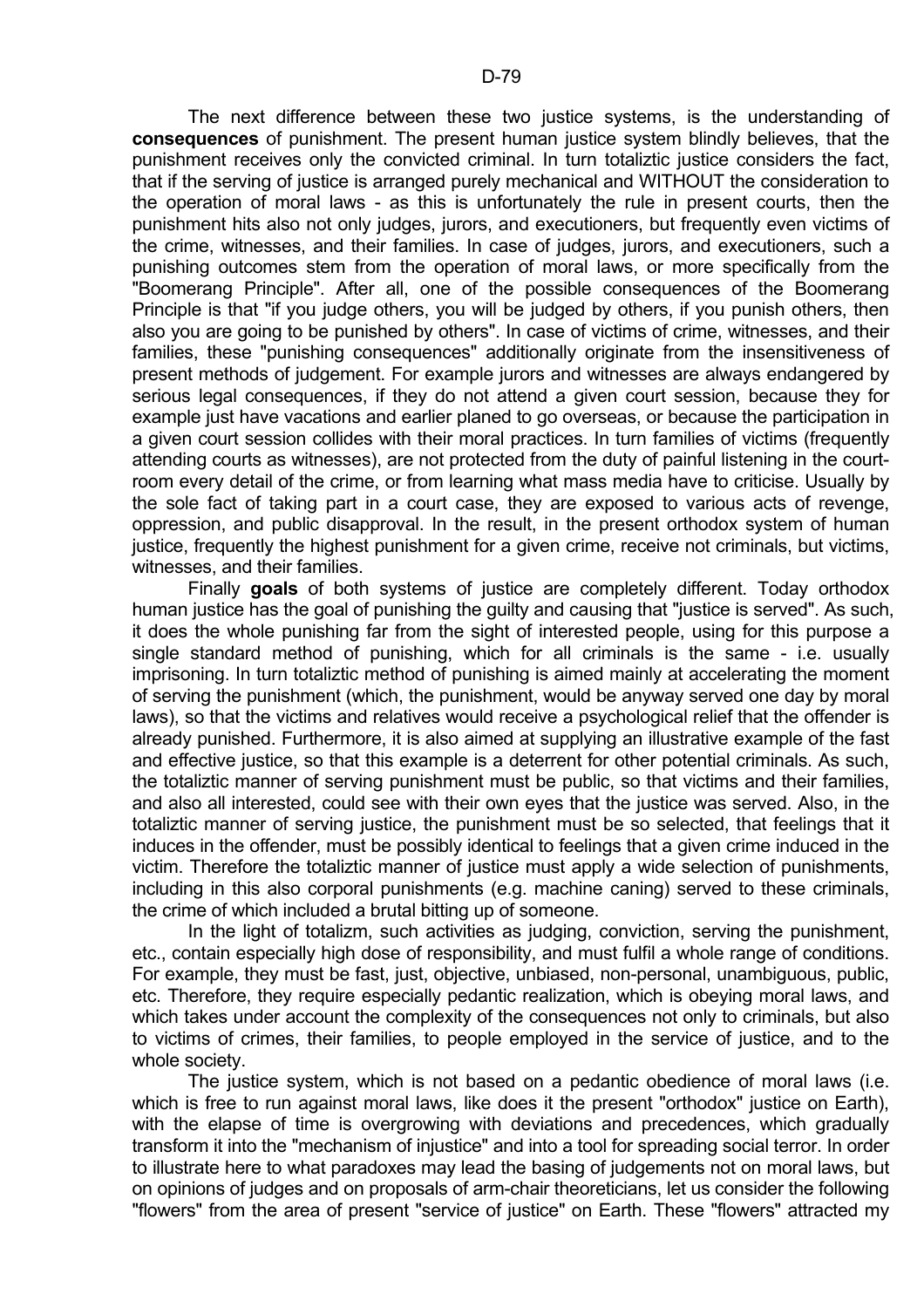The next difference between these two justice systems, is the understanding of **consequences** of punishment. The present human justice system blindly believes, that the punishment receives only the convicted criminal. In turn totaliztic justice considers the fact, that if the serving of justice is arranged purely mechanical and WITHOUT the consideration to the operation of moral laws - as this is unfortunately the rule in present courts, then the punishment hits also not only judges, jurors, and executioners, but frequently even victims of the crime, witnesses, and their families. In case of judges, jurors, and executioners, such a punishing outcomes stem from the operation of moral laws, or more specifically from the "Boomerang Principle". After all, one of the possible consequences of the Boomerang Principle is that "if you judge others, you will be judged by others, if you punish others, then also you are going to be punished by others". In case of victims of crime, witnesses, and their families, these "punishing consequences" additionally originate from the insensitiveness of present methods of judgement. For example jurors and witnesses are always endangered by serious legal consequences, if they do not attend a given court session, because they for example just have vacations and earlier planed to go overseas, or because the participation in a given court session collides with their moral practices. In turn families of victims (frequently attending courts as witnesses), are not protected from the duty of painful listening in the court-room every detail of the crime, or from learning what mass media have to criticise. Usually by the sole fact of taking part in a court case, they are exposed to various acts of revenge, oppression, and public disapproval. In the result, in the present orthodox system of human justice, frequently the highest punishment for a given crime, receive not criminals, but victims, witnesses, and their families.

Finally **goals** of both systems of justice are completely different. Today orthodox human justice has the goal of punishing the guilty and causing that "justice is served". As such, it does the whole punishing far from the sight of interested people, using for this purpose a single standard method of punishing, which for all criminals is the same - i.e. usually imprisoning. In turn totaliztic method of punishing is aimed mainly at accelerating the moment of serving the punishment (which, the punishment, would be anyway served one day by moral laws), so that the victims and relatives would receive a psychological relief that the offender is already punished. Furthermore, it is also aimed at supplying an illustrative example of the fast and effective justice, so that this example is a deterrent for other potential criminals. As such, the totaliztic manner of serving punishment must be public, so that victims and their families, and also all interested, could see with their own eyes that the justice was served. Also, in the totaliztic manner of serving justice, the punishment must be so selected, that feelings that it induces in the offender, must be possibly identical to feelings that a given crime induced in the victim. Therefore the totaliztic manner of justice must apply a wide selection of punishments, including in this also corporal punishments (e.g. machine caning) served to these criminals, the crime of which included a brutal bitting up of someone.

In the light of totalizm, such activities as judging, conviction, serving the punishment, etc., contain especially high dose of responsibility, and must fulfil a whole range of conditions. For example, they must be fast, just, objective, unbiased, non-personal, unambiguous, public, etc. Therefore, they require especially pedantic realization, which is obeying moral laws, and which takes under account the complexity of the consequences not only to criminals, but also to victims of crimes, their families, to people employed in the service of justice, and to the whole society.

The justice system, which is not based on a pedantic obedience of moral laws (i.e. which is free to run against moral laws, like does it the present "orthodox" justice on Earth), with the elapse of time is overgrowing with deviations and precedences, which gradually transform it into the "mechanism of injustice" and into a tool for spreading social terror. In order to illustrate here to what paradoxes may lead the basing of judgements not on moral laws, but on opinions of judges and on proposals of arm-chair theoreticians, let us consider the following "flowers" from the area of present "service of justice" on Earth. These "flowers" attracted my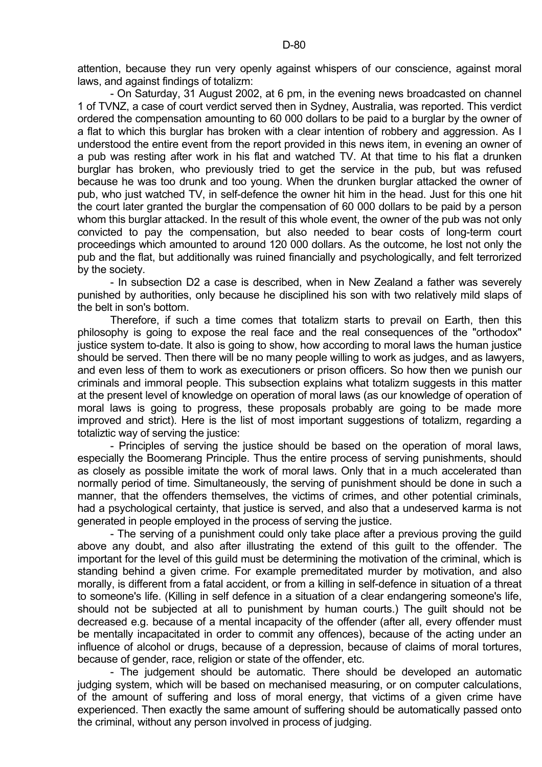attention, because they run very openly against whispers of our conscience, against moral laws, and against findings of totalizm:

- On Saturday, 31 August 2002, at 6 pm, in the evening news broadcasted on channel 1 of TVNZ, a case of court verdict served then in Sydney, Australia, was reported. This verdict ordered the compensation amounting to 60 000 dollars to be paid to a burglar by the owner of a flat to which this burglar has broken with a clear intention of robbery and aggression. As I understood the entire event from the report provided in this news item, in evening an owner of a pub was resting after work in his flat and watched TV. At that time to his flat a drunken burglar has broken, who previously tried to get the service in the pub, but was refused because he was too drunk and too young. When the drunken burglar attacked the owner of pub, who just watched TV, in self-defence the owner hit him in the head. Just for this one hit the court later granted the burglar the compensation of 60 000 dollars to be paid by a person whom this burglar attacked. In the result of this whole event, the owner of the pub was not only convicted to pay the compensation, but also needed to bear costs of long-term court proceedings which amounted to around 120 000 dollars. As the outcome, he lost not only the pub and the flat, but additionally was ruined financially and psychologically, and felt terrorized by the society.

- In subsection D2 a case is described, when in New Zealand a father was severely punished by authorities, only because he disciplined his son with two relatively mild slaps of the belt in son's bottom.

Therefore, if such a time comes that totalizm starts to prevail on Earth, then this philosophy is going to expose the real face and the real consequences of the "orthodox" justice system to-date. It also is going to show, how according to moral laws the human justice should be served. Then there will be no many people willing to work as judges, and as lawyers, and even less of them to work as executioners or prison officers. So how then we punish our criminals and immoral people. This subsection explains what totalizm suggests in this matter at the present level of knowledge on operation of moral laws (as our knowledge of operation of moral laws is going to progress, these proposals probably are going to be made more improved and strict). Here is the list of most important suggestions of totalizm, regarding a totaliztic way of serving the justice:

- Principles of serving the justice should be based on the operation of moral laws, especially the Boomerang Principle. Thus the entire process of serving punishments, should as closely as possible imitate the work of moral laws. Only that in a much accelerated than normally period of time. Simultaneously, the serving of punishment should be done in such a manner, that the offenders themselves, the victims of crimes, and other potential criminals, had a psychological certainty, that justice is served, and also that a undeserved karma is not generated in people employed in the process of serving the justice.

- The serving of a punishment could only take place after a previous proving the guild above any doubt, and also after illustrating the extend of this guilt to the offender. The important for the level of this guild must be determining the motivation of the criminal, which is standing behind a given crime. For example premeditated murder by motivation, and also morally, is different from a fatal accident, or from a killing in self-defence in situation of a threat to someone's life. (Killing in self defence in a situation of a clear endangering someone's life, should not be subjected at all to punishment by human courts.) The guilt should not be decreased e.g. because of a mental incapacity of the offender (after all, every offender must be mentally incapacitated in order to commit any offences), because of the acting under an influence of alcohol or drugs, because of a depression, because of claims of moral tortures, because of gender, race, religion or state of the offender, etc.

- The judgement should be automatic. There should be developed an automatic judging system, which will be based on mechanised measuring, or on computer calculations, of the amount of suffering and loss of moral energy, that victims of a given crime have experienced. Then exactly the same amount of suffering should be automatically passed onto the criminal, without any person involved in process of judging.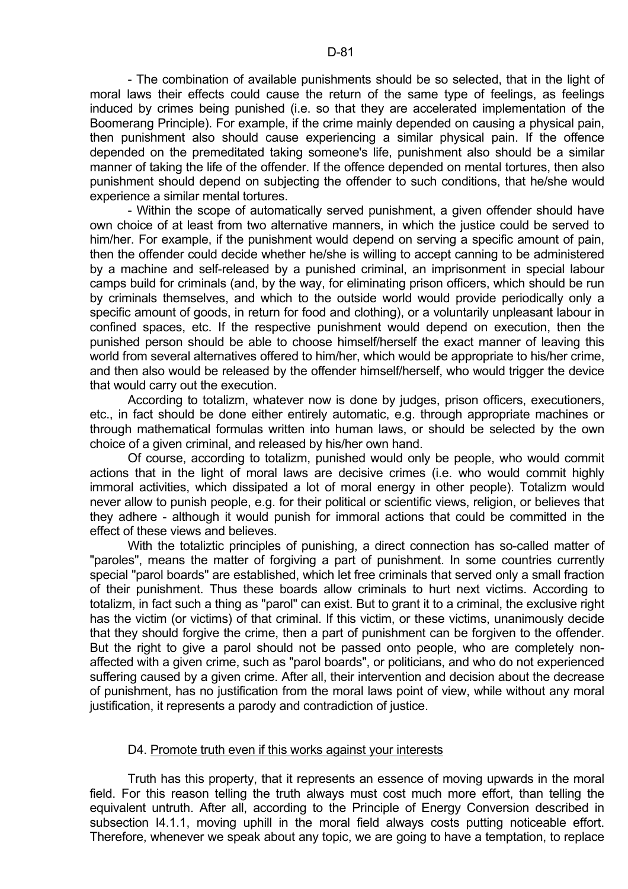- The combination of available punishments should be so selected, that in the light of moral laws their effects could cause the return of the same type of feelings, as feelings induced by crimes being punished (i.e. so that they are accelerated implementation of the Boomerang Principle). For example, if the crime mainly depended on causing a physical pain, then punishment also should cause experiencing a similar physical pain. If the offence depended on the premeditated taking someone's life, punishment also should be a similar manner of taking the life of the offender. If the offence depended on mental tortures, then also punishment should depend on subjecting the offender to such conditions, that he/she would experience a similar mental tortures.

- Within the scope of automatically served punishment, a given offender should have own choice of at least from two alternative manners, in which the justice could be served to him/her. For example, if the punishment would depend on serving a specific amount of pain, then the offender could decide whether he/she is willing to accept canning to be administered by a machine and self-released by a punished criminal, an imprisonment in special labour camps build for criminals (and, by the way, for eliminating prison officers, which should be run by criminals themselves, and which to the outside world would provide periodically only a specific amount of goods, in return for food and clothing), or a voluntarily unpleasant labour in confined spaces, etc. If the respective punishment would depend on execution, then the punished person should be able to choose himself/herself the exact manner of leaving this world from several alternatives offered to him/her, which would be appropriate to his/her crime, and then also would be released by the offender himself/herself, who would trigger the device that would carry out the execution.

According to totalizm, whatever now is done by judges, prison officers, executioners, etc., in fact should be done either entirely automatic, e.g. through appropriate machines or through mathematical formulas written into human laws, or should be selected by the own choice of a given criminal, and released by his/her own hand.

Of course, according to totalizm, punished would only be people, who would commit actions that in the light of moral laws are decisive crimes (i.e. who would commit highly immoral activities, which dissipated a lot of moral energy in other people). Totalizm would never allow to punish people, e.g. for their political or scientific views, religion, or believes that they adhere - although it would punish for immoral actions that could be committed in the effect of these views and believes.

With the totaliztic principles of punishing, a direct connection has so-called matter of "paroles", means the matter of forgiving a part of punishment. In some countries currently special "parol boards" are established, which let free criminals that served only a small fraction of their punishment. Thus these boards allow criminals to hurt next victims. According to totalizm, in fact such a thing as "parol" can exist. But to grant it to a criminal, the exclusive right has the victim (or victims) of that criminal. If this victim, or these victims, unanimously decide that they should forgive the crime, then a part of punishment can be forgiven to the offender. But the right to give a parol should not be passed onto people, who are completely non-affected with a given crime, such as "parol boards", or politicians, and who do not experienced suffering caused by a given crime. After all, their intervention and decision about the decrease of punishment, has no justification from the moral laws point of view, while without any moral justification, it represents a parody and contradiction of justice.

## D4. Promote truth even if this works against your interests

Truth has this property, that it represents an essence of moving upwards in the moral field. For this reason telling the truth always must cost much more effort, than telling the equivalent untruth. After all, according to the Principle of Energy Conversion described in subsection I4.1.1, moving uphill in the moral field always costs putting noticeable effort. Therefore, whenever we speak about any topic, we are going to have a temptation, to replace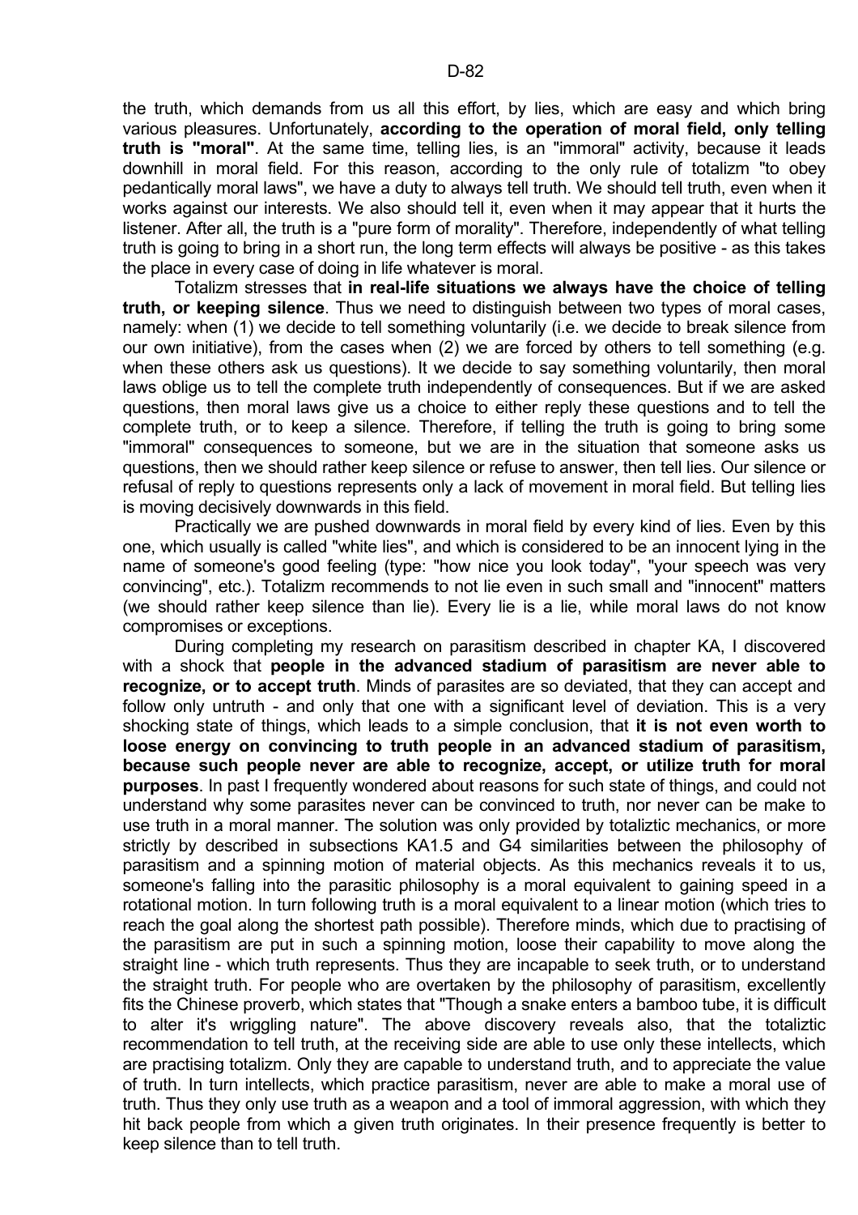the truth, which demands from us all this effort, by lies, which are easy and which bring various pleasures. Unfortunately, **according to the operation of moral field, only telling truth is "moral"**. At the same time, telling lies, is an "immoral" activity, because it leads downhill in moral field. For this reason, according to the only rule of totalizm "to obey pedantically moral laws", we have a duty to always tell truth. We should tell truth, even when it works against our interests. We also should tell it, even when it may appear that it hurts the listener. After all, the truth is a "pure form of morality". Therefore, independently of what telling truth is going to bring in a short run, the long term effects will always be positive - as this takes the place in every case of doing in life whatever is moral.

Totalizm stresses that **in real-life situations we always have the choice of telling truth, or keeping silence**. Thus we need to distinguish between two types of moral cases, namely: when (1) we decide to tell something voluntarily (i.e. we decide to break silence from our own initiative), from the cases when (2) we are forced by others to tell something (e.g. when these others ask us questions). It we decide to say something voluntarily, then moral laws oblige us to tell the complete truth independently of consequences. But if we are asked questions, then moral laws give us a choice to either reply these questions and to tell the complete truth, or to keep a silence. Therefore, if telling the truth is going to bring some "immoral" consequences to someone, but we are in the situation that someone asks us questions, then we should rather keep silence or refuse to answer, then tell lies. Our silence or refusal of reply to questions represents only a lack of movement in moral field. But telling lies is moving decisively downwards in this field.

Practically we are pushed downwards in moral field by every kind of lies. Even by this one, which usually is called "white lies", and which is considered to be an innocent lying in the name of someone's good feeling (type: "how nice you look today", "your speech was very convincing", etc.). Totalizm recommends to not lie even in such small and "innocent" matters (we should rather keep silence than lie). Every lie is a lie, while moral laws do not know compromises or exceptions.

During completing my research on parasitism described in chapter KA, I discovered with a shock that **people in the advanced stadium of parasitism are never able to recognize, or to accept truth**. Minds of parasites are so deviated, that they can accept and follow only untruth - and only that one with a significant level of deviation. This is a very shocking state of things, which leads to a simple conclusion, that **it is not even worth to loose energy on convincing to truth people in an advanced stadium of parasitism, because such people never are able to recognize, accept, or utilize truth for moral purposes**. In past I frequently wondered about reasons for such state of things, and could not understand why some parasites never can be convinced to truth, nor never can be make to use truth in a moral manner. The solution was only provided by totaliztic mechanics, or more strictly by described in subsections KA1.5 and G4 similarities between the philosophy of parasitism and a spinning motion of material objects. As this mechanics reveals it to us, someone's falling into the parasitic philosophy is a moral equivalent to gaining speed in a rotational motion. In turn following truth is a moral equivalent to a linear motion (which tries to reach the goal along the shortest path possible). Therefore minds, which due to practising of the parasitism are put in such a spinning motion, loose their capability to move along the straight line - which truth represents. Thus they are incapable to seek truth, or to understand the straight truth. For people who are overtaken by the philosophy of parasitism, excellently fits the Chinese proverb, which states that "Though a snake enters a bamboo tube, it is difficult to alter it's wriggling nature". The above discovery reveals also, that the totaliztic recommendation to tell truth, at the receiving side are able to use only these intellects, which are practising totalizm. Only they are capable to understand truth, and to appreciate the value of truth. In turn intellects, which practice parasitism, never are able to make a moral use of truth. Thus they only use truth as a weapon and a tool of immoral aggression, with which they hit back people from which a given truth originates. In their presence frequently is better to keep silence than to tell truth.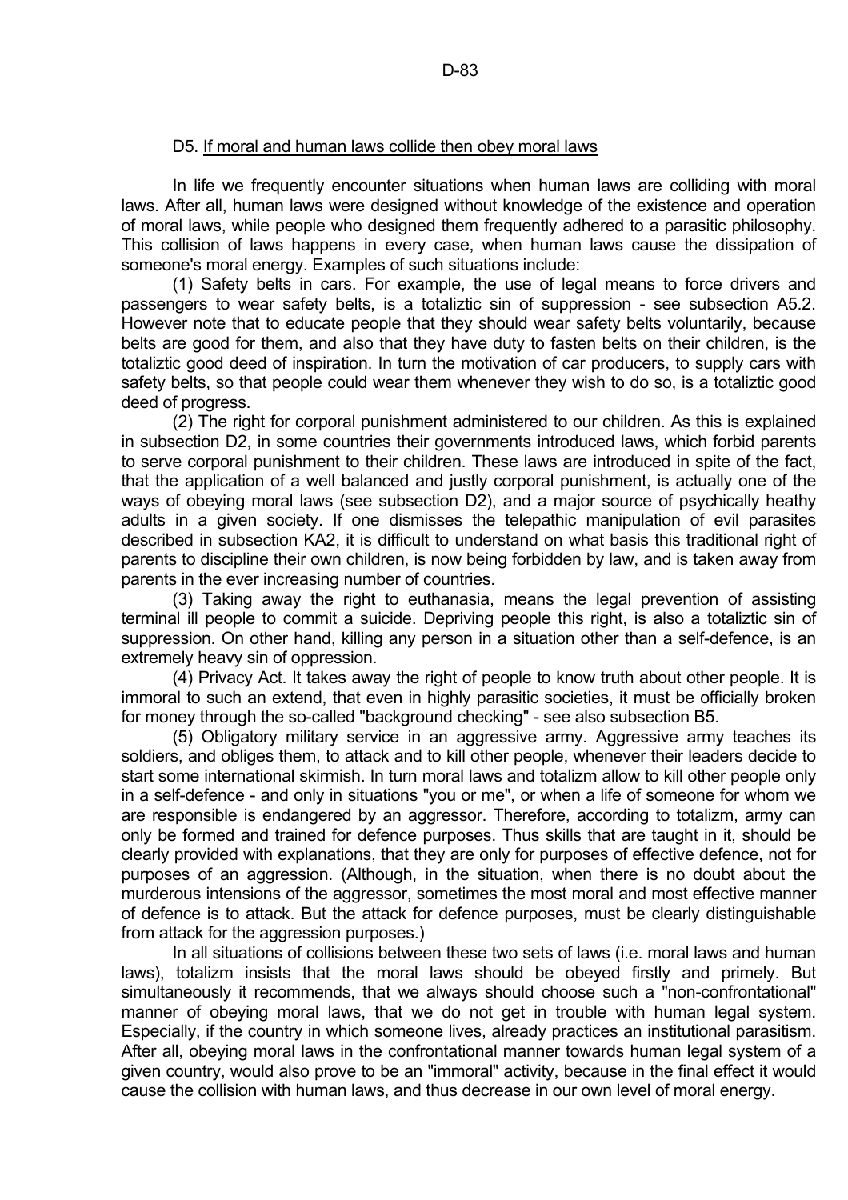## D5. If moral and human laws collide then obey moral laws

In life we frequently encounter situations when human laws are colliding with moral laws. After all, human laws were designed without knowledge of the existence and operation of moral laws, while people who designed them frequently adhered to a parasitic philosophy. This collision of laws happens in every case, when human laws cause the dissipation of someone's moral energy. Examples of such situations include:

(1) Safety belts in cars. For example, the use of legal means to force drivers and passengers to wear safety belts, is a totaliztic sin of suppression - see subsection A5.2. However note that to educate people that they should wear safety belts voluntarily, because belts are good for them, and also that they have duty to fasten belts on their children, is the totaliztic good deed of inspiration. In turn the motivation of car producers, to supply cars with safety belts, so that people could wear them whenever they wish to do so, is a totaliztic good deed of progress.

(2) The right for corporal punishment administered to our children. As this is explained in subsection D2, in some countries their governments introduced laws, which forbid parents to serve corporal punishment to their children. These laws are introduced in spite of the fact, that the application of a well balanced and justly corporal punishment, is actually one of the ways of obeying moral laws (see subsection D2), and a major source of psychically heathy adults in a given society. If one dismisses the telepathic manipulation of evil parasites described in subsection KA2, it is difficult to understand on what basis this traditional right of parents to discipline their own children, is now being forbidden by law, and is taken away from parents in the ever increasing number of countries.

(3) Taking away the right to euthanasia, means the legal prevention of assisting terminal ill people to commit a suicide. Depriving people this right, is also a totaliztic sin of suppression. On other hand, killing any person in a situation other than a self-defence, is an extremely heavy sin of oppression.

(4) Privacy Act. It takes away the right of people to know truth about other people. It is immoral to such an extend, that even in highly parasitic societies, it must be officially broken for money through the so-called "background checking" - see also subsection B5.

(5) Obligatory military service in an aggressive army. Aggressive army teaches its soldiers, and obliges them, to attack and to kill other people, whenever their leaders decide to start some international skirmish. In turn moral laws and totalizm allow to kill other people only in a self-defence - and only in situations "you or me", or when a life of someone for whom we are responsible is endangered by an aggressor. Therefore, according to totalizm, army can only be formed and trained for defence purposes. Thus skills that are taught in it, should be clearly provided with explanations, that they are only for purposes of effective defence, not for purposes of an aggression. (Although, in the situation, when there is no doubt about the murderous intensions of the aggressor, sometimes the most moral and most effective manner of defence is to attack. But the attack for defence purposes, must be clearly distinguishable from attack for the aggression purposes.)

In all situations of collisions between these two sets of laws (i.e. moral laws and human laws), totalizm insists that the moral laws should be obeyed firstly and primely. But simultaneously it recommends, that we always should choose such a "non-confrontational" manner of obeying moral laws, that we do not get in trouble with human legal system. Especially, if the country in which someone lives, already practices an institutional parasitism. After all, obeying moral laws in the confrontational manner towards human legal system of a given country, would also prove to be an "immoral" activity, because in the final effect it would cause the collision with human laws, and thus decrease in our own level of moral energy.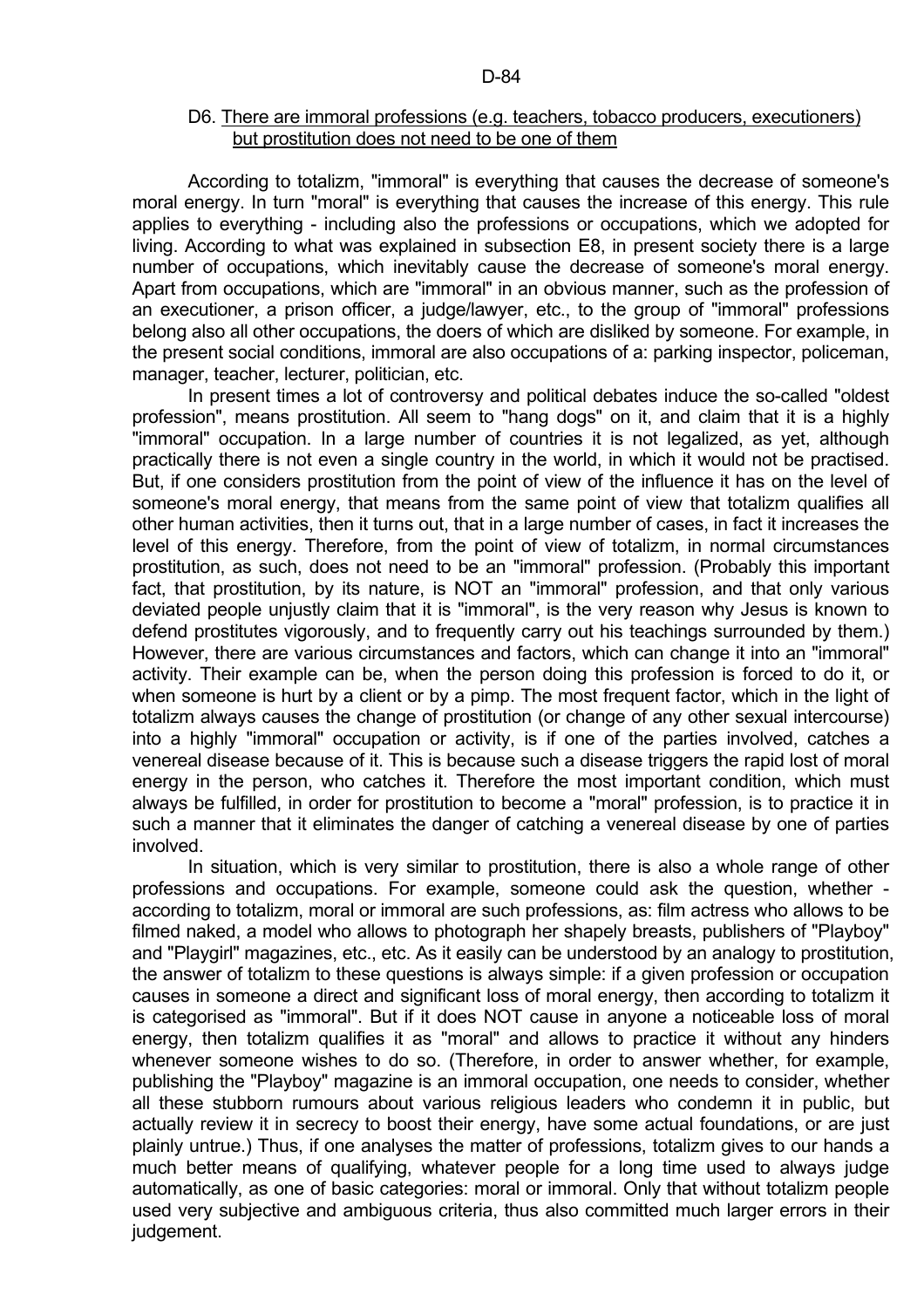## D6. There are immoral professions (e.g. teachers, tobacco producers, executioners) but prostitution does not need to be one of them

According to totalizm, "immoral" is everything that causes the decrease of someone's moral energy. In turn "moral" is everything that causes the increase of this energy. This rule applies to everything - including also the professions or occupations, which we adopted for living. According to what was explained in subsection E8, in present society there is a large number of occupations, which inevitably cause the decrease of someone's moral energy. Apart from occupations, which are "immoral" in an obvious manner, such as the profession of an executioner, a prison officer, a judge/lawyer, etc., to the group of "immoral" professions belong also all other occupations, the doers of which are disliked by someone. For example, in the present social conditions, immoral are also occupations of a: parking inspector, policeman, manager, teacher, lecturer, politician, etc.

In present times a lot of controversy and political debates induce the so-called "oldest profession", means prostitution. All seem to "hang dogs" on it, and claim that it is a highly "immoral" occupation. In a large number of countries it is not legalized, as yet, although practically there is not even a single country in the world, in which it would not be practised. But, if one considers prostitution from the point of view of the influence it has on the level of someone's moral energy, that means from the same point of view that totalizm qualifies all other human activities, then it turns out, that in a large number of cases, in fact it increases the level of this energy. Therefore, from the point of view of totalizm, in normal circumstances prostitution, as such, does not need to be an "immoral" profession. (Probably this important fact, that prostitution, by its nature, is NOT an "immoral" profession, and that only various deviated people unjustly claim that it is "immoral", is the very reason why Jesus is known to defend prostitutes vigorously, and to frequently carry out his teachings surrounded by them.) However, there are various circumstances and factors, which can change it into an "immoral" activity. Their example can be, when the person doing this profession is forced to do it, or when someone is hurt by a client or by a pimp. The most frequent factor, which in the light of totalizm always causes the change of prostitution (or change of any other sexual intercourse) into a highly "immoral" occupation or activity, is if one of the parties involved, catches a venereal disease because of it. This is because such a disease triggers the rapid lost of moral energy in the person, who catches it. Therefore the most important condition, which must always be fulfilled, in order for prostitution to become a "moral" profession, is to practice it in such a manner that it eliminates the danger of catching a venereal disease by one of parties involved.

In situation, which is very similar to prostitution, there is also a whole range of other professions and occupations. For example, someone could ask the question, whether - according to totalizm, moral or immoral are such professions, as: film actress who allows to be filmed naked, a model who allows to photograph her shapely breasts, publishers of "Playboy" and "Playgirl" magazines, etc., etc. As it easily can be understood by an analogy to prostitution, the answer of totalizm to these questions is always simple: if a given profession or occupation causes in someone a direct and significant loss of moral energy, then according to totalizm it is categorised as "immoral". But if it does NOT cause in anyone a noticeable loss of moral energy, then totalizm qualifies it as "moral" and allows to practice it without any hinders whenever someone wishes to do so. (Therefore, in order to answer whether, for example, publishing the "Playboy" magazine is an immoral occupation, one needs to consider, whether all these stubborn rumours about various religious leaders who condemn it in public, but actually review it in secrecy to boost their energy, have some actual foundations, or are just plainly untrue.) Thus, if one analyses the matter of professions, totalizm gives to our hands a much better means of qualifying, whatever people for a long time used to always judge automatically, as one of basic categories: moral or immoral. Only that without totalizm people used very subjective and ambiguous criteria, thus also committed much larger errors in their judgement.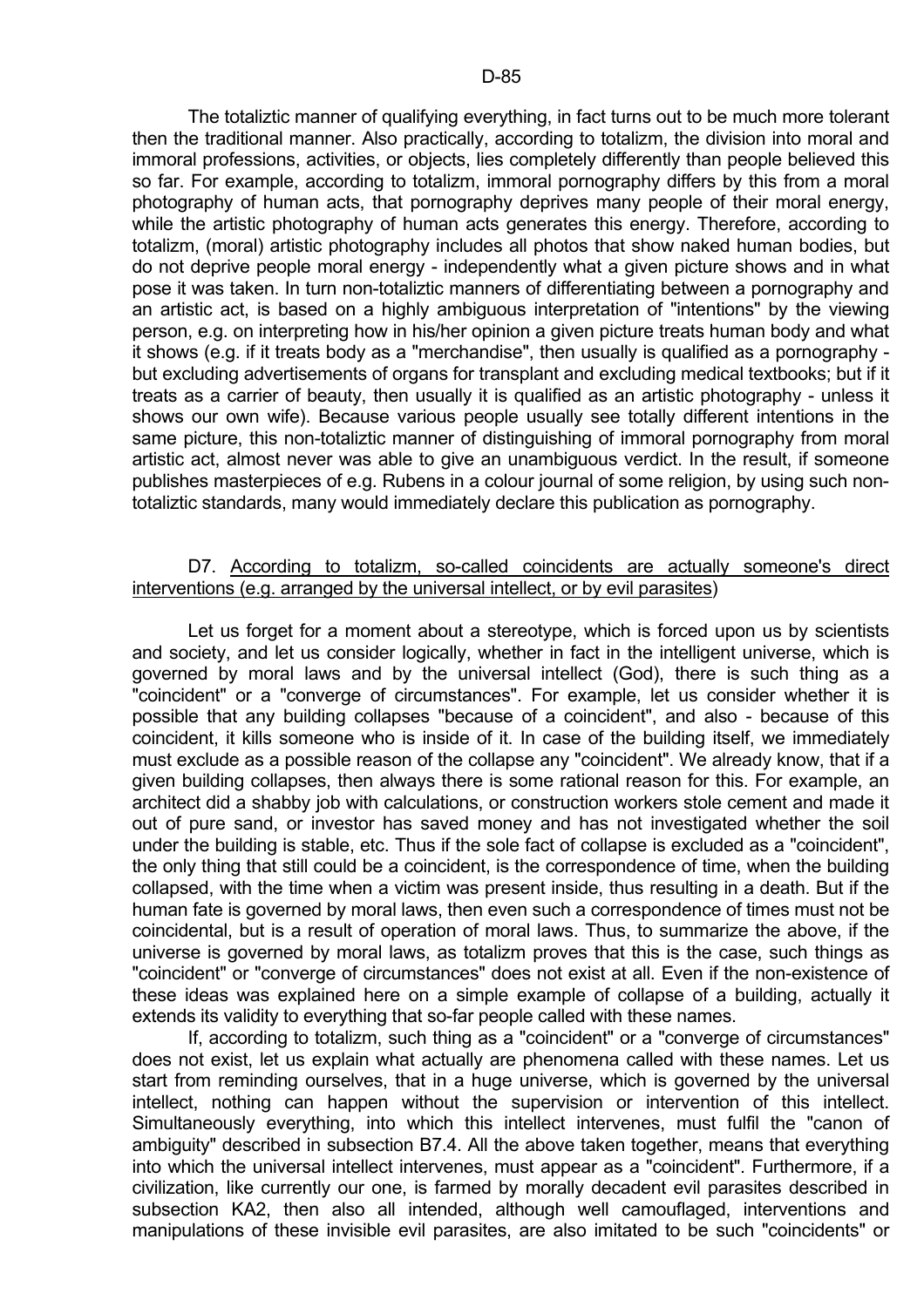The totaliztic manner of qualifying everything, in fact turns out to be much more tolerant then the traditional manner. Also practically, according to totalizm, the division into moral and immoral professions, activities, or objects, lies completely differently than people believed this so far. For example, according to totalizm, immoral pornography differs by this from a moral photography of human acts, that pornography deprives many people of their moral energy, while the artistic photography of human acts generates this energy. Therefore, according to totalizm, (moral) artistic photography includes all photos that show naked human bodies, but do not deprive people moral energy - independently what a given picture shows and in what pose it was taken. In turn non-totaliztic manners of differentiating between a pornography and an artistic act, is based on a highly ambiguous interpretation of "intentions" by the viewing person, e.g. on interpreting how in his/her opinion a given picture treats human body and what it shows (e.g. if it treats body as a "merchandise", then usually is qualified as a pornography - but excluding advertisements of organs for transplant and excluding medical textbooks; but if it treats as a carrier of beauty, then usually it is qualified as an artistic photography - unless it shows our own wife). Because various people usually see totally different intentions in the same picture, this non-totaliztic manner of distinguishing of immoral pornography from moral artistic act, almost never was able to give an unambiguous verdict. In the result, if someone publishes masterpieces of e.g. Rubens in a colour journal of some religion, by using such non-totaliztic standards, many would immediately declare this publication as pornography.

## D7. According to totalizm, so-called coincidents are actually someone's direct interventions (e.g. arranged by the universal intellect, or by evil parasites)

Let us forget for a moment about a stereotype, which is forced upon us by scientists and society, and let us consider logically, whether in fact in the intelligent universe, which is governed by moral laws and by the universal intellect (God), there is such thing as a "coincident" or a "converge of circumstances". For example, let us consider whether it is possible that any building collapses "because of a coincident", and also - because of this coincident, it kills someone who is inside of it. In case of the building itself, we immediately must exclude as a possible reason of the collapse any "coincident". We already know, that if a given building collapses, then always there is some rational reason for this. For example, an architect did a shabby job with calculations, or construction workers stole cement and made it out of pure sand, or investor has saved money and has not investigated whether the soil under the building is stable, etc. Thus if the sole fact of collapse is excluded as a "coincident", the only thing that still could be a coincident, is the correspondence of time, when the building collapsed, with the time when a victim was present inside, thus resulting in a death. But if the human fate is governed by moral laws, then even such a correspondence of times must not be coincidental, but is a result of operation of moral laws. Thus, to summarize the above, if the universe is governed by moral laws, as totalizm proves that this is the case, such things as "coincident" or "converge of circumstances" does not exist at all. Even if the non-existence of these ideas was explained here on a simple example of collapse of a building, actually it extends its validity to everything that so-far people called with these names.

If, according to totalizm, such thing as a "coincident" or a "converge of circumstances" does not exist, let us explain what actually are phenomena called with these names. Let us start from reminding ourselves, that in a huge universe, which is governed by the universal intellect, nothing can happen without the supervision or intervention of this intellect. Simultaneously everything, into which this intellect intervenes, must fulfil the "canon of ambiguity" described in subsection B7.4. All the above taken together, means that everything into which the universal intellect intervenes, must appear as a "coincident". Furthermore, if a civilization, like currently our one, is farmed by morally decadent evil parasites described in subsection KA2, then also all intended, although well camouflaged, interventions and manipulations of these invisible evil parasites, are also imitated to be such "coincidents" or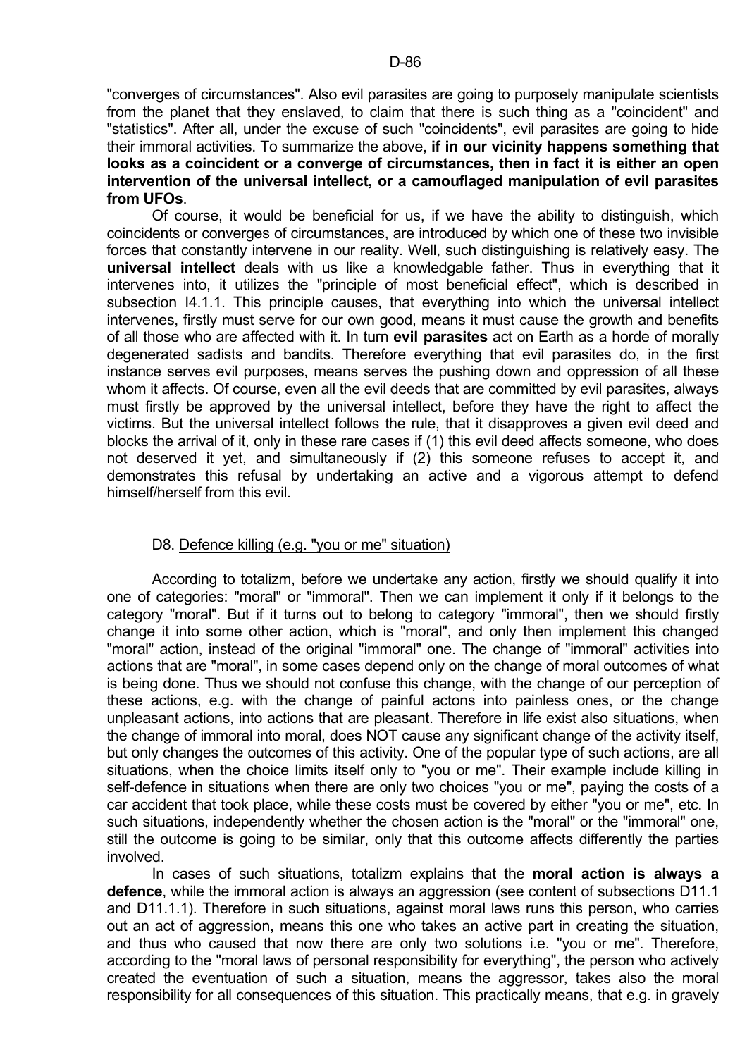"converges of circumstances". Also evil parasites are going to purposely manipulate scientists from the planet that they enslaved, to claim that there is such thing as a "coincident" and "statistics". After all, under the excuse of such "coincidents", evil parasites are going to hide their immoral activities. To summarize the above, **if in our vicinity happens something that looks as a coincident or a converge of circumstances, then in fact it is either an open intervention of the universal intellect, or a camouflaged manipulation of evil parasites from UFOs**.

Of course, it would be beneficial for us, if we have the ability to distinguish, which coincidents or converges of circumstances, are introduced by which one of these two invisible forces that constantly intervene in our reality. Well, such distinguishing is relatively easy. The **universal intellect** deals with us like a knowledgable father. Thus in everything that it intervenes into, it utilizes the "principle of most beneficial effect", which is described in subsection I4.1.1. This principle causes, that everything into which the universal intellect intervenes, firstly must serve for our own good, means it must cause the growth and benefits of all those who are affected with it. In turn **evil parasites** act on Earth as a horde of morally degenerated sadists and bandits. Therefore everything that evil parasites do, in the first instance serves evil purposes, means serves the pushing down and oppression of all these whom it affects. Of course, even all the evil deeds that are committed by evil parasites, always must firstly be approved by the universal intellect, before they have the right to affect the victims. But the universal intellect follows the rule, that it disapproves a given evil deed and blocks the arrival of it, only in these rare cases if (1) this evil deed affects someone, who does not deserved it yet, and simultaneously if (2) this someone refuses to accept it, and demonstrates this refusal by undertaking an active and a vigorous attempt to defend himself/herself from this evil.

## D8. Defence killing (e.g. "you or me" situation)

According to totalizm, before we undertake any action, firstly we should qualify it into one of categories: "moral" or "immoral". Then we can implement it only if it belongs to the category "moral". But if it turns out to belong to category "immoral", then we should firstly change it into some other action, which is "moral", and only then implement this changed "moral" action, instead of the original "immoral" one. The change of "immoral" activities into actions that are "moral", in some cases depend only on the change of moral outcomes of what is being done. Thus we should not confuse this change, with the change of our perception of these actions, e.g. with the change of painful actons into painless ones, or the change unpleasant actions, into actions that are pleasant. Therefore in life exist also situations, when the change of immoral into moral, does NOT cause any significant change of the activity itself, but only changes the outcomes of this activity. One of the popular type of such actions, are all situations, when the choice limits itself only to "you or me". Their example include killing in self-defence in situations when there are only two choices "you or me", paying the costs of a car accident that took place, while these costs must be covered by either "you or me", etc. In such situations, independently whether the chosen action is the "moral" or the "immoral" one, still the outcome is going to be similar, only that this outcome affects differently the parties involved.

In cases of such situations, totalizm explains that the **moral action is always a defence**, while the immoral action is always an aggression (see content of subsections D11.1 and D11.1.1). Therefore in such situations, against moral laws runs this person, who carries out an act of aggression, means this one who takes an active part in creating the situation, and thus who caused that now there are only two solutions i.e. "you or me". Therefore, according to the "moral laws of personal responsibility for everything", the person who actively created the eventuation of such a situation, means the aggressor, takes also the moral responsibility for all consequences of this situation. This practically means, that e.g. in gravely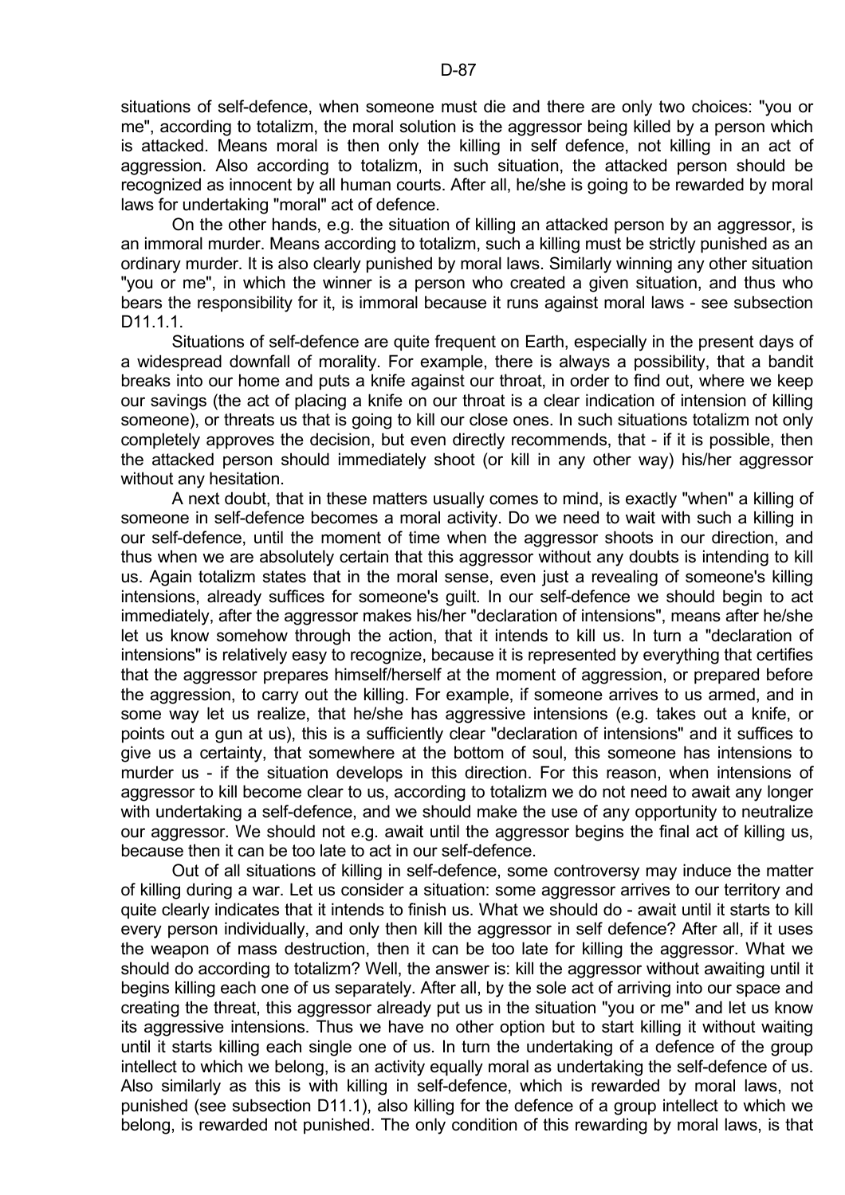situations of self-defence, when someone must die and there are only two choices: "you or me", according to totalizm, the moral solution is the aggressor being killed by a person which is attacked. Means moral is then only the killing in self defence, not killing in an act of aggression. Also according to totalizm, in such situation, the attacked person should be recognized as innocent by all human courts. After all, he/she is going to be rewarded by moral laws for undertaking "moral" act of defence.

On the other hands, e.g. the situation of killing an attacked person by an aggressor, is an immoral murder. Means according to totalizm, such a killing must be strictly punished as an ordinary murder. It is also clearly punished by moral laws. Similarly winning any other situation "you or me", in which the winner is a person who created a given situation, and thus who bears the responsibility for it, is immoral because it runs against moral laws - see subsection D11.1.1.

Situations of self-defence are quite frequent on Earth, especially in the present days of a widespread downfall of morality. For example, there is always a possibility, that a bandit breaks into our home and puts a knife against our throat, in order to find out, where we keep our savings (the act of placing a knife on our throat is a clear indication of intension of killing someone), or threats us that is going to kill our close ones. In such situations totalizm not only completely approves the decision, but even directly recommends, that - if it is possible, then the attacked person should immediately shoot (or kill in any other way) his/her aggressor without any hesitation.

A next doubt, that in these matters usually comes to mind, is exactly "when" a killing of someone in self-defence becomes a moral activity. Do we need to wait with such a killing in our self-defence, until the moment of time when the aggressor shoots in our direction, and thus when we are absolutely certain that this aggressor without any doubts is intending to kill us. Again totalizm states that in the moral sense, even just a revealing of someone's killing intensions, already suffices for someone's guilt. In our self-defence we should begin to act immediately, after the aggressor makes his/her "declaration of intensions", means after he/she let us know somehow through the action, that it intends to kill us. In turn a "declaration of intensions" is relatively easy to recognize, because it is represented by everything that certifies that the aggressor prepares himself/herself at the moment of aggression, or prepared before the aggression, to carry out the killing. For example, if someone arrives to us armed, and in some way let us realize, that he/she has aggressive intensions (e.g. takes out a knife, or points out a gun at us), this is a sufficiently clear "declaration of intensions" and it suffices to give us a certainty, that somewhere at the bottom of soul, this someone has intensions to murder us - if the situation develops in this direction. For this reason, when intensions of aggressor to kill become clear to us, according to totalizm we do not need to await any longer with undertaking a self-defence, and we should make the use of any opportunity to neutralize our aggressor. We should not e.g. await until the aggressor begins the final act of killing us, because then it can be too late to act in our self-defence.

Out of all situations of killing in self-defence, some controversy may induce the matter of killing during a war. Let us consider a situation: some aggressor arrives to our territory and quite clearly indicates that it intends to finish us. What we should do - await until it starts to kill every person individually, and only then kill the aggressor in self defence? After all, if it uses the weapon of mass destruction, then it can be too late for killing the aggressor. What we should do according to totalizm? Well, the answer is: kill the aggressor without awaiting until it begins killing each one of us separately. After all, by the sole act of arriving into our space and creating the threat, this aggressor already put us in the situation "you or me" and let us know its aggressive intensions. Thus we have no other option but to start killing it without waiting until it starts killing each single one of us. In turn the undertaking of a defence of the group intellect to which we belong, is an activity equally moral as undertaking the self-defence of us. Also similarly as this is with killing in self-defence, which is rewarded by moral laws, not punished (see subsection D11.1), also killing for the defence of a group intellect to which we belong, is rewarded not punished. The only condition of this rewarding by moral laws, is that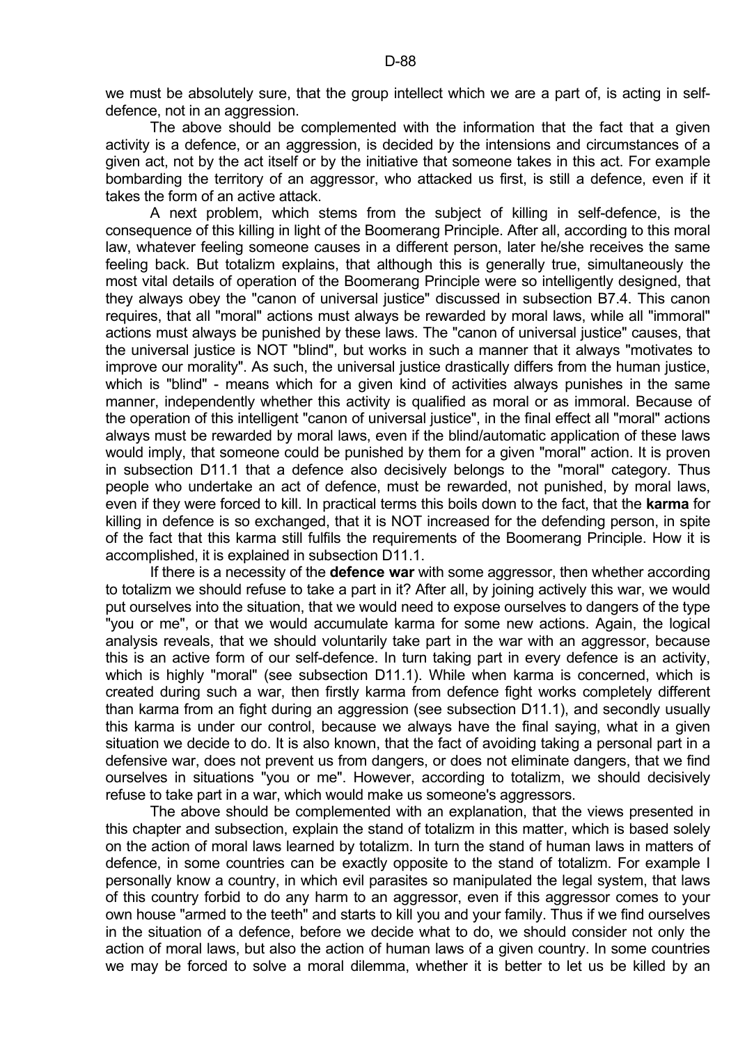we must be absolutely sure, that the group intellect which we are a part of, is acting in self-defence, not in an aggression.

The above should be complemented with the information that the fact that a given activity is a defence, or an aggression, is decided by the intensions and circumstances of a given act, not by the act itself or by the initiative that someone takes in this act. For example bombarding the territory of an aggressor, who attacked us first, is still a defence, even if it takes the form of an active attack.

A next problem, which stems from the subject of killing in self-defence, is the consequence of this killing in light of the Boomerang Principle. After all, according to this moral law, whatever feeling someone causes in a different person, later he/she receives the same feeling back. But totalizm explains, that although this is generally true, simultaneously the most vital details of operation of the Boomerang Principle were so intelligently designed, that they always obey the "canon of universal justice" discussed in subsection B7.4. This canon requires, that all "moral" actions must always be rewarded by moral laws, while all "immoral" actions must always be punished by these laws. The "canon of universal justice" causes, that the universal justice is NOT "blind", but works in such a manner that it always "motivates to improve our morality". As such, the universal justice drastically differs from the human justice, which is "blind" - means which for a given kind of activities always punishes in the same manner, independently whether this activity is qualified as moral or as immoral. Because of the operation of this intelligent "canon of universal justice", in the final effect all "moral" actions always must be rewarded by moral laws, even if the blind/automatic application of these laws would imply, that someone could be punished by them for a given "moral" action. It is proven in subsection D11.1 that a defence also decisively belongs to the "moral" category. Thus people who undertake an act of defence, must be rewarded, not punished, by moral laws, even if they were forced to kill. In practical terms this boils down to the fact, that the **karma** for killing in defence is so exchanged, that it is NOT increased for the defending person, in spite of the fact that this karma still fulfils the requirements of the Boomerang Principle. How it is accomplished, it is explained in subsection D11.1.

If there is a necessity of the **defence war** with some aggressor, then whether according to totalizm we should refuse to take a part in it? After all, by joining actively this war, we would put ourselves into the situation, that we would need to expose ourselves to dangers of the type "you or me", or that we would accumulate karma for some new actions. Again, the logical analysis reveals, that we should voluntarily take part in the war with an aggressor, because this is an active form of our self-defence. In turn taking part in every defence is an activity, which is highly "moral" (see subsection D11.1). While when karma is concerned, which is created during such a war, then firstly karma from defence fight works completely different than karma from an fight during an aggression (see subsection D11.1), and secondly usually this karma is under our control, because we always have the final saying, what in a given situation we decide to do. It is also known, that the fact of avoiding taking a personal part in a defensive war, does not prevent us from dangers, or does not eliminate dangers, that we find ourselves in situations "you or me". However, according to totalizm, we should decisively refuse to take part in a war, which would make us someone's aggressors.

The above should be complemented with an explanation, that the views presented in this chapter and subsection, explain the stand of totalizm in this matter, which is based solely on the action of moral laws learned by totalizm. In turn the stand of human laws in matters of defence, in some countries can be exactly opposite to the stand of totalizm. For example I personally know a country, in which evil parasites so manipulated the legal system, that laws of this country forbid to do any harm to an aggressor, even if this aggressor comes to your own house "armed to the teeth" and starts to kill you and your family. Thus if we find ourselves in the situation of a defence, before we decide what to do, we should consider not only the action of moral laws, but also the action of human laws of a given country. In some countries we may be forced to solve a moral dilemma, whether it is better to let us be killed by an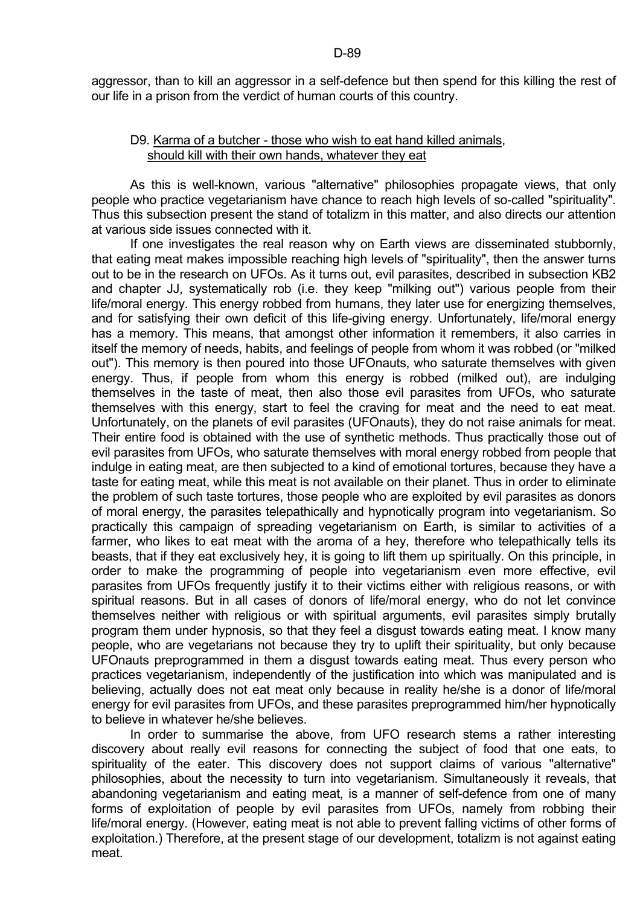aggressor, than to kill an aggressor in a self-defence but then spend for this killing the rest of our life in a prison from the verdict of human courts of this country.

## D9. Karma of a butcher - those who wish to eat hand killed animals, should kill with their own hands, whatever they eat

As this is well-known, various "alternative" philosophies propagate views, that only people who practice vegetarianism have chance to reach high levels of so-called "spirituality". Thus this subsection present the stand of totalizm in this matter, and also directs our attention at various side issues connected with it.

If one investigates the real reason why on Earth views are disseminated stubbornly, that eating meat makes impossible reaching high levels of "spirituality", then the answer turns out to be in the research on UFOs. As it turns out, evil parasites, described in subsection KB2 and chapter JJ, systematically rob (i.e. they keep "milking out") various people from their life/moral energy. This energy robbed from humans, they later use for energizing themselves, and for satisfying their own deficit of this life-giving energy. Unfortunately, life/moral energy has a memory. This means, that amongst other information it remembers, it also carries in itself the memory of needs, habits, and feelings of people from whom it was robbed (or "milked out"). This memory is then poured into those UFOnauts, who saturate themselves with given energy. Thus, if people from whom this energy is robbed (milked out), are indulging themselves in the taste of meat, then also those evil parasites from UFOs, who saturate themselves with this energy, start to feel the craving for meat and the need to eat meat. Unfortunately, on the planets of evil parasites (UFOnauts), they do not raise animals for meat. Their entire food is obtained with the use of synthetic methods. Thus practically those out of evil parasites from UFOs, who saturate themselves with moral energy robbed from people that indulge in eating meat, are then subjected to a kind of emotional tortures, because they have a taste for eating meat, while this meat is not available on their planet. Thus in order to eliminate the problem of such taste tortures, those people who are exploited by evil parasites as donors of moral energy, the parasites telepathically and hypnotically program into vegetarianism. So practically this campaign of spreading vegetarianism on Earth, is similar to activities of a farmer, who likes to eat meat with the aroma of a hey, therefore who telepathically tells its beasts, that if they eat exclusively hey, it is going to lift them up spiritually. On this principle, in order to make the programming of people into vegetarianism even more effective, evil parasites from UFOs frequently justify it to their victims either with religious reasons, or with spiritual reasons. But in all cases of donors of life/moral energy, who do not let convince themselves neither with religious or with spiritual arguments, evil parasites simply brutally program them under hypnosis, so that they feel a disgust towards eating meat. I know many people, who are vegetarians not because they try to uplift their spirituality, but only because UFOnauts preprogrammed in them a disgust towards eating meat. Thus every person who practices vegetarianism, independently of the justification into which was manipulated and is believing, actually does not eat meat only because in reality he/she is a donor of life/moral energy for evil parasites from UFOs, and these parasites preprogrammed him/her hypnotically to believe in whatever he/she believes.

In order to summarise the above, from UFO research stems a rather interesting discovery about really evil reasons for connecting the subject of food that one eats, to spirituality of the eater. This discovery does not support claims of various "alternative" philosophies, about the necessity to turn into vegetarianism. Simultaneously it reveals, that abandoning vegetarianism and eating meat, is a manner of self-defence from one of many forms of exploitation of people by evil parasites from UFOs, namely from robbing their life/moral energy. (However, eating meat is not able to prevent falling victims of other forms of exploitation.) Therefore, at the present stage of our development, totalizm is not against eating meat.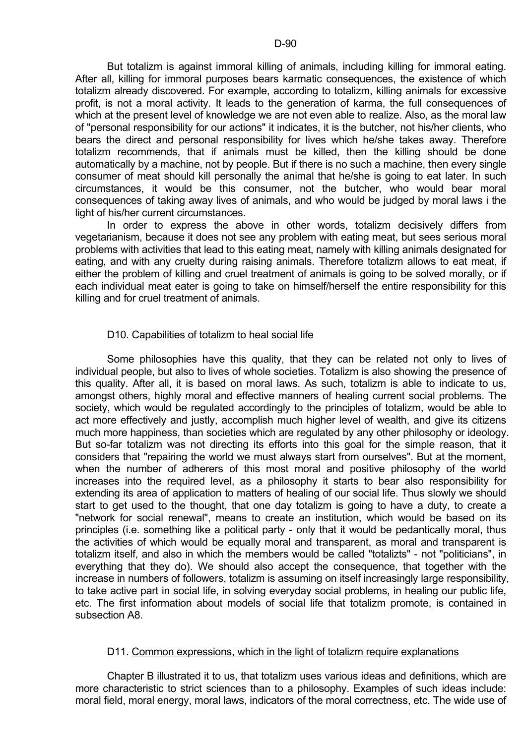But totalizm is against immoral killing of animals, including killing for immoral eating. After all, killing for immoral purposes bears karmatic consequences, the existence of which totalizm already discovered. For example, according to totalizm, killing animals for excessive profit, is not a moral activity. It leads to the generation of karma, the full consequences of which at the present level of knowledge we are not even able to realize. Also, as the moral law of "personal responsibility for our actions" it indicates, it is the butcher, not his/her clients, who bears the direct and personal responsibility for lives which he/she takes away. Therefore totalizm recommends, that if animals must be killed, then the killing should be done automatically by a machine, not by people. But if there is no such a machine, then every single consumer of meat should kill personally the animal that he/she is going to eat later. In such circumstances, it would be this consumer, not the butcher, who would bear moral consequences of taking away lives of animals, and who would be judged by moral laws i the light of his/her current circumstances.

In order to express the above in other words, totalizm decisively differs from vegetarianism, because it does not see any problem with eating meat, but sees serious moral problems with activities that lead to this eating meat, namely with killing animals designated for eating, and with any cruelty during raising animals. Therefore totalizm allows to eat meat, if either the problem of killing and cruel treatment of animals is going to be solved morally, or if each individual meat eater is going to take on himself/herself the entire responsibility for this killing and for cruel treatment of animals.

## D10. Capabilities of totalizm to heal social life

Some philosophies have this quality, that they can be related not only to lives of individual people, but also to lives of whole societies. Totalizm is also showing the presence of this quality. After all, it is based on moral laws. As such, totalizm is able to indicate to us, amongst others, highly moral and effective manners of healing current social problems. The society, which would be regulated accordingly to the principles of totalizm, would be able to act more effectively and justly, accomplish much higher level of wealth, and give its citizens much more happiness, than societies which are regulated by any other philosophy or ideology. But so-far totalizm was not directing its efforts into this goal for the simple reason, that it considers that "repairing the world we must always start from ourselves". But at the moment, when the number of adherers of this most moral and positive philosophy of the world increases into the required level, as a philosophy it starts to bear also responsibility for extending its area of application to matters of healing of our social life. Thus slowly we should start to get used to the thought, that one day totalizm is going to have a duty, to create a "network for social renewal", means to create an institution, which would be based on its principles (i.e. something like a political party - only that it would be pedantically moral, thus the activities of which would be equally moral and transparent, as moral and transparent is totalizm itself, and also in which the members would be called "totalizts" - not "politicians", in everything that they do). We should also accept the consequence, that together with the increase in numbers of followers, totalizm is assuming on itself increasingly large responsibility, to take active part in social life, in solving everyday social problems, in healing our public life, etc. The first information about models of social life that totalizm promote, is contained in subsection A8.

## D11. Common expressions, which in the light of totalizm require explanations

Chapter B illustrated it to us, that totalizm uses various ideas and definitions, which are more characteristic to strict sciences than to a philosophy. Examples of such ideas include: moral field, moral energy, moral laws, indicators of the moral correctness, etc. The wide use of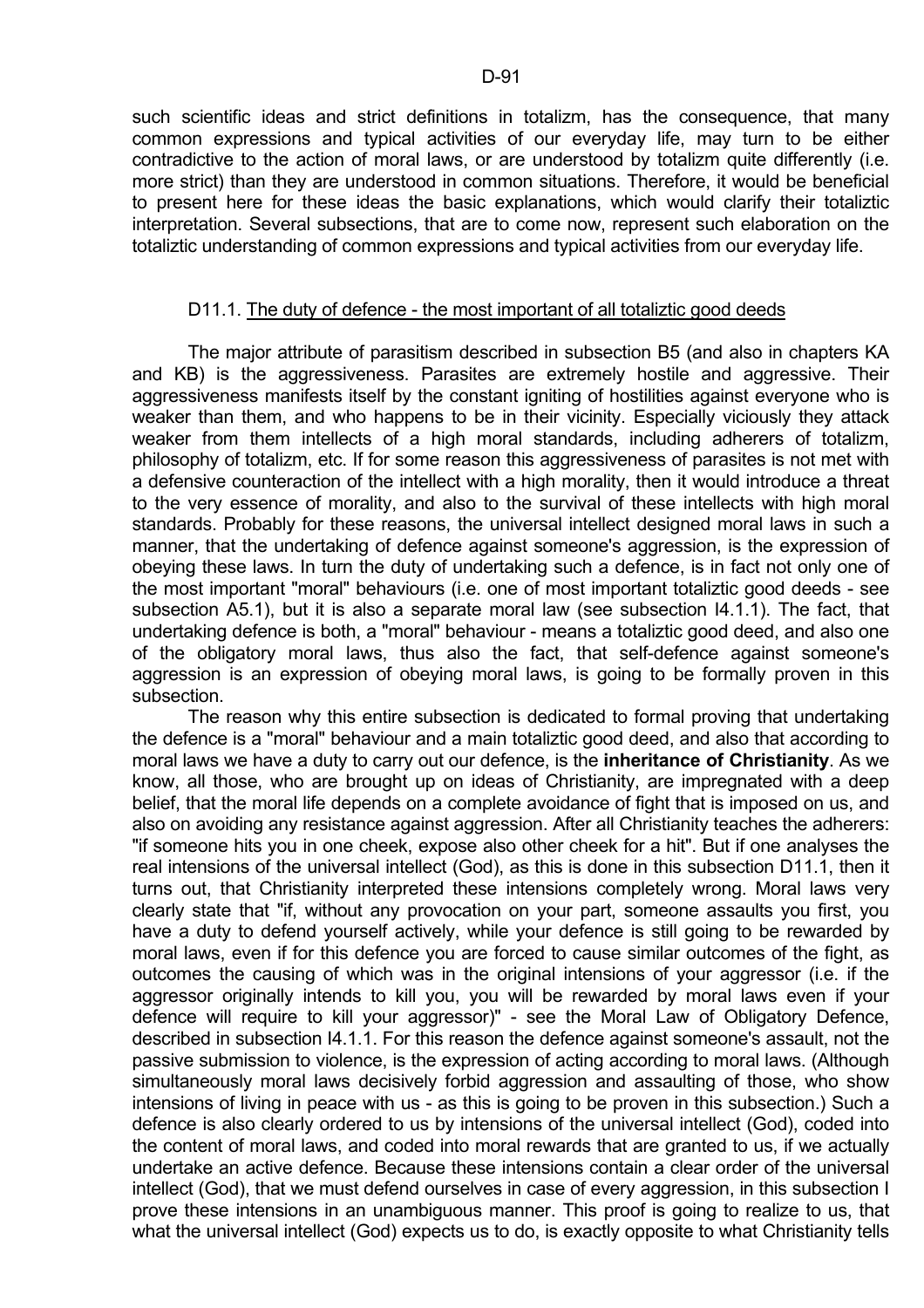such scientific ideas and strict definitions in totalizm, has the consequence, that many common expressions and typical activities of our everyday life, may turn to be either contradictive to the action of moral laws, or are understood by totalizm quite differently (i.e. more strict) than they are understood in common situations. Therefore, it would be beneficial to present here for these ideas the basic explanations, which would clarify their totaliztic interpretation. Several subsections, that are to come now, represent such elaboration on the totaliztic understanding of common expressions and typical activities from our everyday life.

### D11.1. The duty of defence - the most important of all totaliztic good deeds

The major attribute of parasitism described in subsection B5 (and also in chapters KA and KB) is the aggressiveness. Parasites are extremely hostile and aggressive. Their aggressiveness manifests itself by the constant igniting of hostilities against everyone who is weaker than them, and who happens to be in their vicinity. Especially viciously they attack weaker from them intellects of a high moral standards, including adherers of totalizm, philosophy of totalizm, etc. If for some reason this aggressiveness of parasites is not met with a defensive counteraction of the intellect with a high morality, then it would introduce a threat to the very essence of morality, and also to the survival of these intellects with high moral standards. Probably for these reasons, the universal intellect designed moral laws in such a manner, that the undertaking of defence against someone's aggression, is the expression of obeying these laws. In turn the duty of undertaking such a defence, is in fact not only one of the most important "moral" behaviours (i.e. one of most important totaliztic good deeds - see subsection A5.1), but it is also a separate moral law (see subsection I4.1.1). The fact, that undertaking defence is both, a "moral" behaviour - means a totaliztic good deed, and also one of the obligatory moral laws, thus also the fact, that self-defence against someone's aggression is an expression of obeying moral laws, is going to be formally proven in this subsection.

The reason why this entire subsection is dedicated to formal proving that undertaking the defence is a "moral" behaviour and a main totaliztic good deed, and also that according to moral laws we have a duty to carry out our defence, is the **inheritance of Christianity**. As we know, all those, who are brought up on ideas of Christianity, are impregnated with a deep belief, that the moral life depends on a complete avoidance of fight that is imposed on us, and also on avoiding any resistance against aggression. After all Christianity teaches the adherers: "if someone hits you in one cheek, expose also other cheek for a hit". But if one analyses the real intensions of the universal intellect (God), as this is done in this subsection D11.1, then it turns out, that Christianity interpreted these intensions completely wrong. Moral laws very clearly state that "if, without any provocation on your part, someone assaults you first, you have a duty to defend yourself actively, while your defence is still going to be rewarded by moral laws, even if for this defence you are forced to cause similar outcomes of the fight, as outcomes the causing of which was in the original intensions of your aggressor (i.e. if the aggressor originally intends to kill you, you will be rewarded by moral laws even if your defence will require to kill your aggressor)" - see the Moral Law of Obligatory Defence, described in subsection I4.1.1. For this reason the defence against someone's assault, not the passive submission to violence, is the expression of acting according to moral laws. (Although simultaneously moral laws decisively forbid aggression and assaulting of those, who show intensions of living in peace with us - as this is going to be proven in this subsection.) Such a defence is also clearly ordered to us by intensions of the universal intellect (God), coded into the content of moral laws, and coded into moral rewards that are granted to us, if we actually undertake an active defence. Because these intensions contain a clear order of the universal intellect (God), that we must defend ourselves in case of every aggression, in this subsection I prove these intensions in an unambiguous manner. This proof is going to realize to us, that what the universal intellect (God) expects us to do, is exactly opposite to what Christianity tells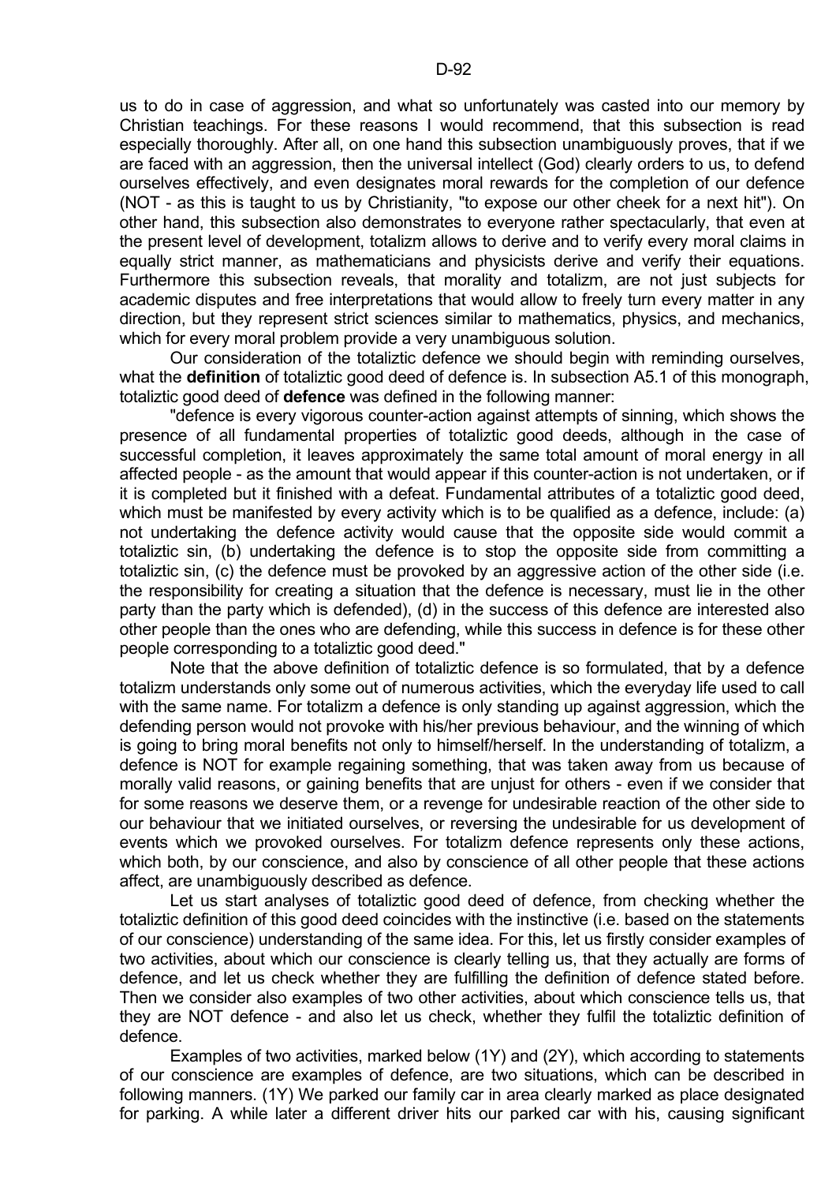us to do in case of aggression, and what so unfortunately was casted into our memory by Christian teachings. For these reasons I would recommend, that this subsection is read especially thoroughly. After all, on one hand this subsection unambiguously proves, that if we are faced with an aggression, then the universal intellect (God) clearly orders to us, to defend ourselves effectively, and even designates moral rewards for the completion of our defence (NOT - as this is taught to us by Christianity, "to expose our other cheek for a next hit"). On other hand, this subsection also demonstrates to everyone rather spectacularly, that even at the present level of development, totalizm allows to derive and to verify every moral claims in equally strict manner, as mathematicians and physicists derive and verify their equations. Furthermore this subsection reveals, that morality and totalizm, are not just subjects for academic disputes and free interpretations that would allow to freely turn every matter in any direction, but they represent strict sciences similar to mathematics, physics, and mechanics, which for every moral problem provide a very unambiguous solution.

Our consideration of the totaliztic defence we should begin with reminding ourselves, what the **definition** of totaliztic good deed of defence is. In subsection A5.1 of this monograph, totaliztic good deed of **defence** was defined in the following manner:

"defence is every vigorous counter-action against attempts of sinning, which shows the presence of all fundamental properties of totaliztic good deeds, although in the case of successful completion, it leaves approximately the same total amount of moral energy in all affected people - as the amount that would appear if this counter-action is not undertaken, or if it is completed but it finished with a defeat. Fundamental attributes of a totaliztic good deed, which must be manifested by every activity which is to be qualified as a defence, include: (a) not undertaking the defence activity would cause that the opposite side would commit a totaliztic sin, (b) undertaking the defence is to stop the opposite side from committing a totaliztic sin, (c) the defence must be provoked by an aggressive action of the other side (i.e. the responsibility for creating a situation that the defence is necessary, must lie in the other party than the party which is defended), (d) in the success of this defence are interested also other people than the ones who are defending, while this success in defence is for these other people corresponding to a totaliztic good deed."

Note that the above definition of totaliztic defence is so formulated, that by a defence totalizm understands only some out of numerous activities, which the everyday life used to call with the same name. For totalizm a defence is only standing up against aggression, which the defending person would not provoke with his/her previous behaviour, and the winning of which is going to bring moral benefits not only to himself/herself. In the understanding of totalizm, a defence is NOT for example regaining something, that was taken away from us because of morally valid reasons, or gaining benefits that are unjust for others - even if we consider that for some reasons we deserve them, or a revenge for undesirable reaction of the other side to our behaviour that we initiated ourselves, or reversing the undesirable for us development of events which we provoked ourselves. For totalizm defence represents only these actions, which both, by our conscience, and also by conscience of all other people that these actions affect, are unambiguously described as defence.

Let us start analyses of totaliztic good deed of defence, from checking whether the totaliztic definition of this good deed coincides with the instinctive (i.e. based on the statements of our conscience) understanding of the same idea. For this, let us firstly consider examples of two activities, about which our conscience is clearly telling us, that they actually are forms of defence, and let us check whether they are fulfilling the definition of defence stated before. Then we consider also examples of two other activities, about which conscience tells us, that they are NOT defence - and also let us check, whether they fulfil the totaliztic definition of defence.

Examples of two activities, marked below (1Y) and (2Y), which according to statements of our conscience are examples of defence, are two situations, which can be described in following manners. (1Y) We parked our family car in area clearly marked as place designated for parking. A while later a different driver hits our parked car with his, causing significant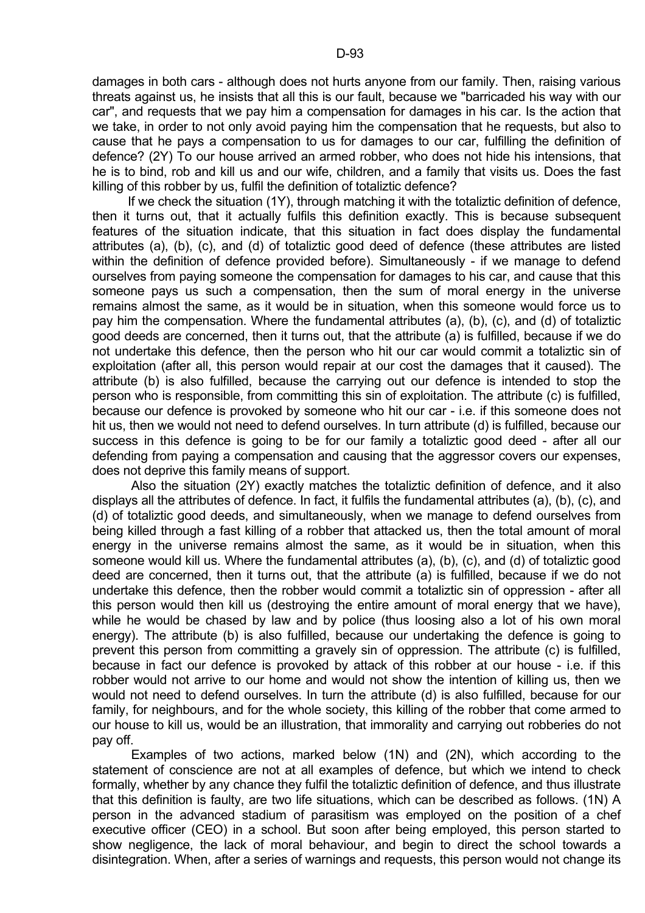damages in both cars - although does not hurts anyone from our family. Then, raising various threats against us, he insists that all this is our fault, because we "barricaded his way with our car", and requests that we pay him a compensation for damages in his car. Is the action that we take, in order to not only avoid paying him the compensation that he requests, but also to cause that he pays a compensation to us for damages to our car, fulfilling the definition of defence? (2Y) To our house arrived an armed robber, who does not hide his intensions, that he is to bind, rob and kill us and our wife, children, and a family that visits us. Does the fast killing of this robber by us, fulfil the definition of totaliztic defence?

If we check the situation (1Y), through matching it with the totaliztic definition of defence, then it turns out, that it actually fulfils this definition exactly. This is because subsequent features of the situation indicate, that this situation in fact does display the fundamental attributes (a), (b), (c), and (d) of totaliztic good deed of defence (these attributes are listed within the definition of defence provided before). Simultaneously - if we manage to defend ourselves from paying someone the compensation for damages to his car, and cause that this someone pays us such a compensation, then the sum of moral energy in the universe remains almost the same, as it would be in situation, when this someone would force us to pay him the compensation. Where the fundamental attributes (a), (b), (c), and (d) of totaliztic good deeds are concerned, then it turns out, that the attribute (a) is fulfilled, because if we do not undertake this defence, then the person who hit our car would commit a totaliztic sin of exploitation (after all, this person would repair at our cost the damages that it caused). The attribute (b) is also fulfilled, because the carrying out our defence is intended to stop the person who is responsible, from committing this sin of exploitation. The attribute (c) is fulfilled, because our defence is provoked by someone who hit our car - i.e. if this someone does not hit us, then we would not need to defend ourselves. In turn attribute (d) is fulfilled, because our success in this defence is going to be for our family a totaliztic good deed - after all our defending from paying a compensation and causing that the aggressor covers our expenses, does not deprive this family means of support.

Also the situation (2Y) exactly matches the totaliztic definition of defence, and it also displays all the attributes of defence. In fact, it fulfils the fundamental attributes (a), (b), (c), and (d) of totaliztic good deeds, and simultaneously, when we manage to defend ourselves from being killed through a fast killing of a robber that attacked us, then the total amount of moral energy in the universe remains almost the same, as it would be in situation, when this someone would kill us. Where the fundamental attributes (a), (b), (c), and (d) of totaliztic good deed are concerned, then it turns out, that the attribute (a) is fulfilled, because if we do not undertake this defence, then the robber would commit a totaliztic sin of oppression - after all this person would then kill us (destroying the entire amount of moral energy that we have), while he would be chased by law and by police (thus loosing also a lot of his own moral energy). The attribute (b) is also fulfilled, because our undertaking the defence is going to prevent this person from committing a gravely sin of oppression. The attribute (c) is fulfilled, because in fact our defence is provoked by attack of this robber at our house - i.e. if this robber would not arrive to our home and would not show the intention of killing us, then we would not need to defend ourselves. In turn the attribute (d) is also fulfilled, because for our family, for neighbours, and for the whole society, this killing of the robber that come armed to our house to kill us, would be an illustration, that immorality and carrying out robberies do not pay off.

Examples of two actions, marked below (1N) and (2N), which according to the statement of conscience are not at all examples of defence, but which we intend to check formally, whether by any chance they fulfil the totaliztic definition of defence, and thus illustrate that this definition is faulty, are two life situations, which can be described as follows. (1N) A person in the advanced stadium of parasitism was employed on the position of a chef executive officer (CEO) in a school. But soon after being employed, this person started to show negligence, the lack of moral behaviour, and begin to direct the school towards a disintegration. When, after a series of warnings and requests, this person would not change its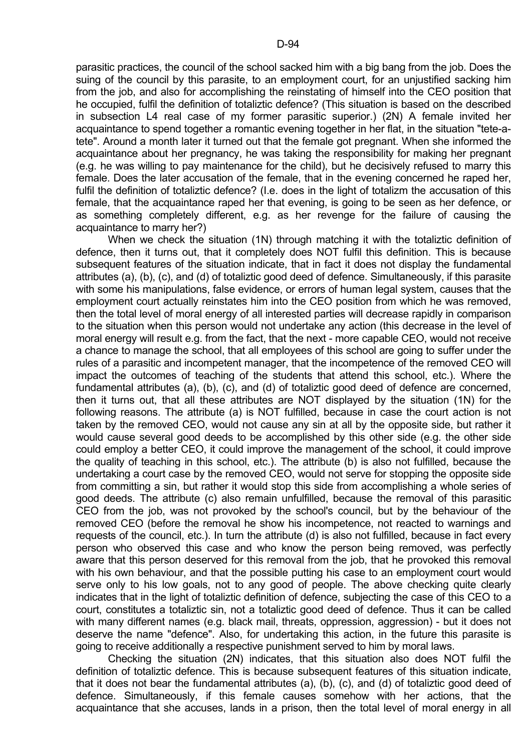parasitic practices, the council of the school sacked him with a big bang from the job. Does the suing of the council by this parasite, to an employment court, for an unjustified sacking him from the job, and also for accomplishing the reinstating of himself into the CEO position that he occupied, fulfil the definition of totaliztic defence? (This situation is based on the described in subsection L4 real case of my former parasitic superior.) (2N) A female invited her acquaintance to spend together a romantic evening together in her flat, in the situation "tete-a-tete". Around a month later it turned out that the female got pregnant. When she informed the acquaintance about her pregnancy, he was taking the responsibility for making her pregnant (e.g. he was willing to pay maintenance for the child), but he decisively refused to marry this female. Does the later accusation of the female, that in the evening concerned he raped her, fulfil the definition of totaliztic defence? (I.e. does in the light of totalizm the accusation of this female, that the acquaintance raped her that evening, is going to be seen as her defence, or as something completely different, e.g. as her revenge for the failure of causing the acquaintance to marry her?)

When we check the situation (1N) through matching it with the totaliztic definition of defence, then it turns out, that it completely does NOT fulfil this definition. This is because subsequent features of the situation indicate, that in fact it does not display the fundamental attributes (a), (b), (c), and (d) of totaliztic good deed of defence. Simultaneously, if this parasite with some his manipulations, false evidence, or errors of human legal system, causes that the employment court actually reinstates him into the CEO position from which he was removed, then the total level of moral energy of all interested parties will decrease rapidly in comparison to the situation when this person would not undertake any action (this decrease in the level of moral energy will result e.g. from the fact, that the next - more capable CEO, would not receive a chance to manage the school, that all employees of this school are going to suffer under the rules of a parasitic and incompetent manager, that the incompetence of the removed CEO will impact the outcomes of teaching of the students that attend this school, etc.). Where the fundamental attributes (a), (b), (c), and (d) of totaliztic good deed of defence are concerned, then it turns out, that all these attributes are NOT displayed by the situation (1N) for the following reasons. The attribute (a) is NOT fulfilled, because in case the court action is not taken by the removed CEO, would not cause any sin at all by the opposite side, but rather it would cause several good deeds to be accomplished by this other side (e.g. the other side could employ a better CEO, it could improve the management of the school, it could improve the quality of teaching in this school, etc.). The attribute (b) is also not fulfilled, because the undertaking a court case by the removed CEO, would not serve for stopping the opposite side from committing a sin, but rather it would stop this side from accomplishing a whole series of good deeds. The attribute (c) also remain unfulfilled, because the removal of this parasitic CEO from the job, was not provoked by the school's council, but by the behaviour of the removed CEO (before the removal he show his incompetence, not reacted to warnings and requests of the council, etc.). In turn the attribute (d) is also not fulfilled, because in fact every person who observed this case and who know the person being removed, was perfectly aware that this person deserved for this removal from the job, that he provoked this removal with his own behaviour, and that the possible putting his case to an employment court would serve only to his low goals, not to any good of people. The above checking quite clearly indicates that in the light of totaliztic definition of defence, subjecting the case of this CEO to a court, constitutes a totaliztic sin, not a totaliztic good deed of defence. Thus it can be called with many different names (e.g. black mail, threats, oppression, aggression) - but it does not deserve the name "defence". Also, for undertaking this action, in the future this parasite is going to receive additionally a respective punishment served to him by moral laws.

Checking the situation (2N) indicates, that this situation also does NOT fulfil the definition of totaliztic defence. This is because subsequent features of this situation indicate, that it does not bear the fundamental attributes (a), (b), (c), and (d) of totaliztic good deed of defence. Simultaneously, if this female causes somehow with her actions, that the acquaintance that she accuses, lands in a prison, then the total level of moral energy in all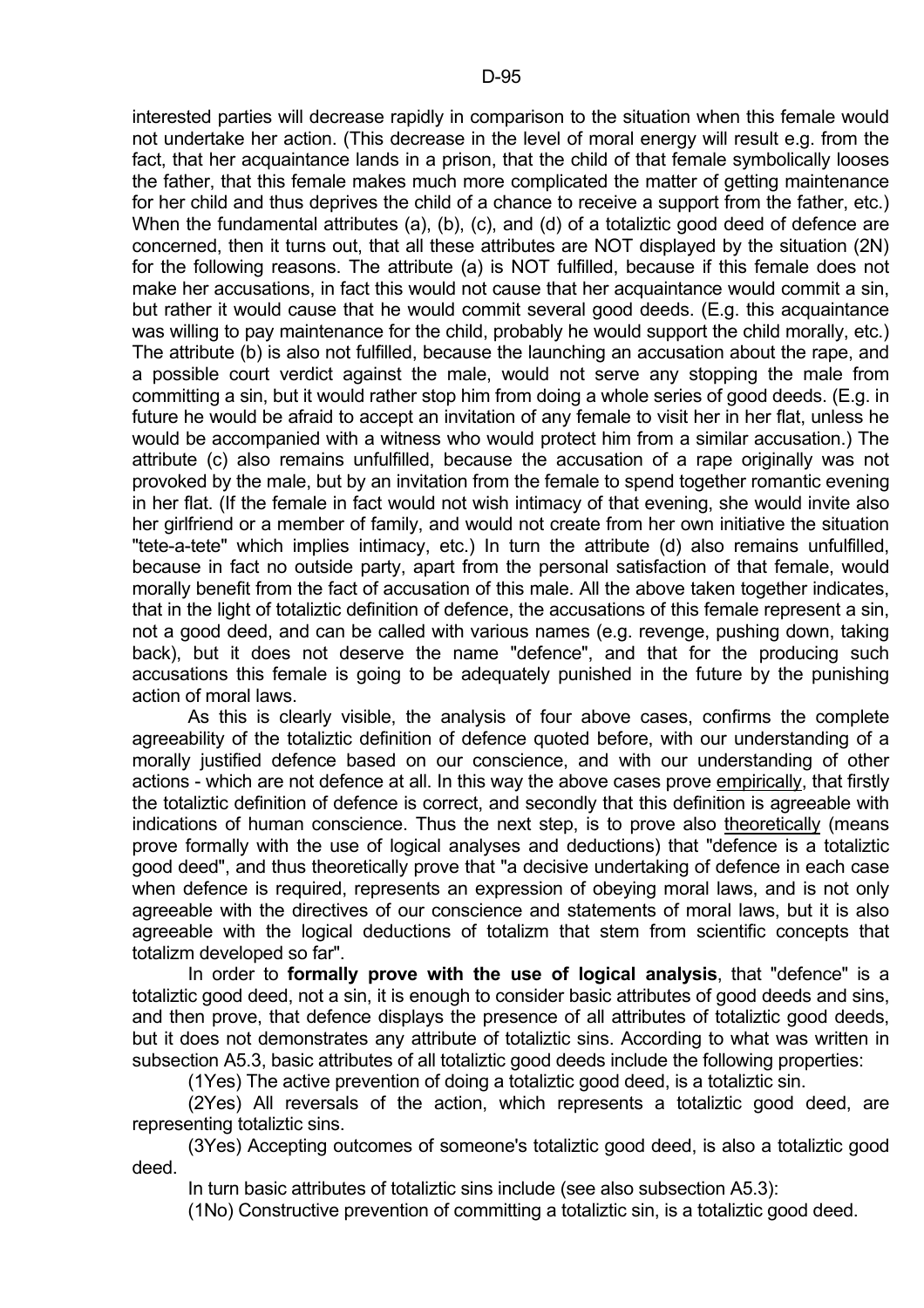interested parties will decrease rapidly in comparison to the situation when this female would not undertake her action. (This decrease in the level of moral energy will result e.g. from the fact, that her acquaintance lands in a prison, that the child of that female symbolically looses the father, that this female makes much more complicated the matter of getting maintenance for her child and thus deprives the child of a chance to receive a support from the father, etc.) When the fundamental attributes (a), (b), (c), and (d) of a totaliztic good deed of defence are concerned, then it turns out, that all these attributes are NOT displayed by the situation (2N) for the following reasons. The attribute (a) is NOT fulfilled, because if this female does not make her accusations, in fact this would not cause that her acquaintance would commit a sin, but rather it would cause that he would commit several good deeds. (E.g. this acquaintance was willing to pay maintenance for the child, probably he would support the child morally, etc.) The attribute (b) is also not fulfilled, because the launching an accusation about the rape, and a possible court verdict against the male, would not serve any stopping the male from committing a sin, but it would rather stop him from doing a whole series of good deeds. (E.g. in future he would be afraid to accept an invitation of any female to visit her in her flat, unless he would be accompanied with a witness who would protect him from a similar accusation.) The attribute (c) also remains unfulfilled, because the accusation of a rape originally was not provoked by the male, but by an invitation from the female to spend together romantic evening in her flat. (If the female in fact would not wish intimacy of that evening, she would invite also her girlfriend or a member of family, and would not create from her own initiative the situation "tete-a-tete" which implies intimacy, etc.) In turn the attribute (d) also remains unfulfilled, because in fact no outside party, apart from the personal satisfaction of that female, would morally benefit from the fact of accusation of this male. All the above taken together indicates, that in the light of totaliztic definition of defence, the accusations of this female represent a sin, not a good deed, and can be called with various names (e.g. revenge, pushing down, taking back), but it does not deserve the name "defence", and that for the producing such accusations this female is going to be adequately punished in the future by the punishing action of moral laws.

As this is clearly visible, the analysis of four above cases, confirms the complete agreeability of the totaliztic definition of defence quoted before, with our understanding of a morally justified defence based on our conscience, and with our understanding of other actions - which are not defence at all. In this way the above cases prove empirically, that firstly the totaliztic definition of defence is correct, and secondly that this definition is agreeable with indications of human conscience. Thus the next step, is to prove also theoretically (means prove formally with the use of logical analyses and deductions) that "defence is a totaliztic good deed", and thus theoretically prove that "a decisive undertaking of defence in each case when defence is required, represents an expression of obeying moral laws, and is not only agreeable with the directives of our conscience and statements of moral laws, but it is also agreeable with the logical deductions of totalizm that stem from scientific concepts that totalizm developed so far".

In order to **formally prove with the use of logical analysis**, that "defence" is a totaliztic good deed, not a sin, it is enough to consider basic attributes of good deeds and sins, and then prove, that defence displays the presence of all attributes of totaliztic good deeds, but it does not demonstrates any attribute of totaliztic sins. According to what was written in subsection A5.3, basic attributes of all totaliztic good deeds include the following properties:

(1Yes) The active prevention of doing a totaliztic good deed, is a totaliztic sin.

(2Yes) All reversals of the action, which represents a totaliztic good deed, are representing totaliztic sins.

(3Yes) Accepting outcomes of someone's totaliztic good deed, is also a totaliztic good deed.

In turn basic attributes of totaliztic sins include (see also subsection A5.3):

(1No) Constructive prevention of committing a totaliztic sin, is a totaliztic good deed.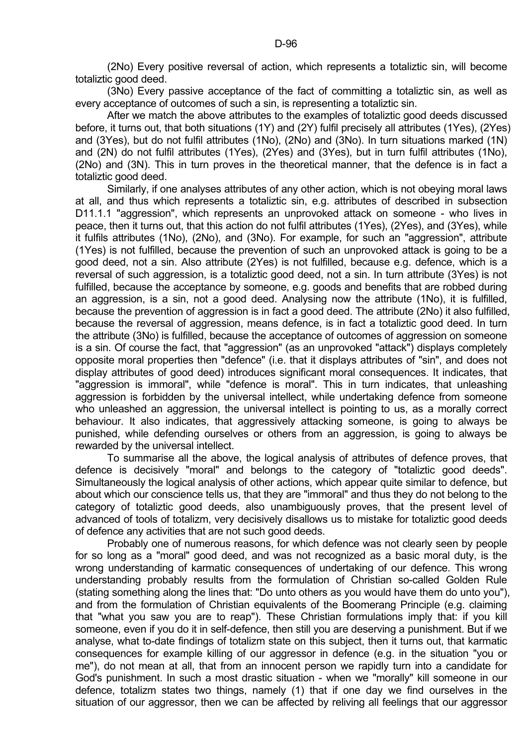(2No) Every positive reversal of action, which represents a totaliztic sin, will become totaliztic good deed.

(3No) Every passive acceptance of the fact of committing a totaliztic sin, as well as every acceptance of outcomes of such a sin, is representing a totaliztic sin.

After we match the above attributes to the examples of totaliztic good deeds discussed before, it turns out, that both situations (1Y) and (2Y) fulfil precisely all attributes (1Yes), (2Yes) and (3Yes), but do not fulfil attributes (1No), (2No) and (3No). In turn situations marked (1N) and (2N) do not fulfil attributes (1Yes), (2Yes) and (3Yes), but in turn fulfil attributes (1No), (2No) and (3N). This in turn proves in the theoretical manner, that the defence is in fact a totaliztic good deed.

Similarly, if one analyses attributes of any other action, which is not obeying moral laws at all, and thus which represents a totaliztic sin, e.g. attributes of described in subsection D11.1.1 "aggression", which represents an unprovoked attack on someone - who lives in peace, then it turns out, that this action do not fulfil attributes (1Yes), (2Yes), and (3Yes), while it fulfils attributes (1No), (2No), and (3No). For example, for such an "aggression", attribute (1Yes) is not fulfilled, because the prevention of such an unprovoked attack is going to be a good deed, not a sin. Also attribute (2Yes) is not fulfilled, because e.g. defence, which is a reversal of such aggression, is a totaliztic good deed, not a sin. In turn attribute (3Yes) is not fulfilled, because the acceptance by someone, e.g. goods and benefits that are robbed during an aggression, is a sin, not a good deed. Analysing now the attribute (1No), it is fulfilled, because the prevention of aggression is in fact a good deed. The attribute (2No) it also fulfilled, because the reversal of aggression, means defence, is in fact a totaliztic good deed. In turn the attribute (3No) is fulfilled, because the acceptance of outcomes of aggression on someone is a sin. Of course the fact, that "aggression" (as an unprovoked "attack") displays completely opposite moral properties then "defence" (i.e. that it displays attributes of "sin", and does not display attributes of good deed) introduces significant moral consequences. It indicates, that "aggression is immoral", while "defence is moral". This in turn indicates, that unleashing aggression is forbidden by the universal intellect, while undertaking defence from someone who unleashed an aggression, the universal intellect is pointing to us, as a morally correct behaviour. It also indicates, that aggressively attacking someone, is going to always be punished, while defending ourselves or others from an aggression, is going to always be rewarded by the universal intellect.

To summarise all the above, the logical analysis of attributes of defence proves, that defence is decisively "moral" and belongs to the category of "totaliztic good deeds". Simultaneously the logical analysis of other actions, which appear quite similar to defence, but about which our conscience tells us, that they are "immoral" and thus they do not belong to the category of totaliztic good deeds, also unambiguously proves, that the present level of advanced of tools of totalizm, very decisively disallows us to mistake for totaliztic good deeds of defence any activities that are not such good deeds.

Probably one of numerous reasons, for which defence was not clearly seen by people for so long as a "moral" good deed, and was not recognized as a basic moral duty, is the wrong understanding of karmatic consequences of undertaking of our defence. This wrong understanding probably results from the formulation of Christian so-called Golden Rule (stating something along the lines that: "Do unto others as you would have them do unto you"), and from the formulation of Christian equivalents of the Boomerang Principle (e.g. claiming that "what you saw you are to reap"). These Christian formulations imply that: if you kill someone, even if you do it in self-defence, then still you are deserving a punishment. But if we analyse, what to-date findings of totalizm state on this subject, then it turns out, that karmatic consequences for example killing of our aggressor in defence (e.g. in the situation "you or me"), do not mean at all, that from an innocent person we rapidly turn into a candidate for God's punishment. In such a most drastic situation - when we "morally" kill someone in our defence, totalizm states two things, namely (1) that if one day we find ourselves in the situation of our aggressor, then we can be affected by reliving all feelings that our aggressor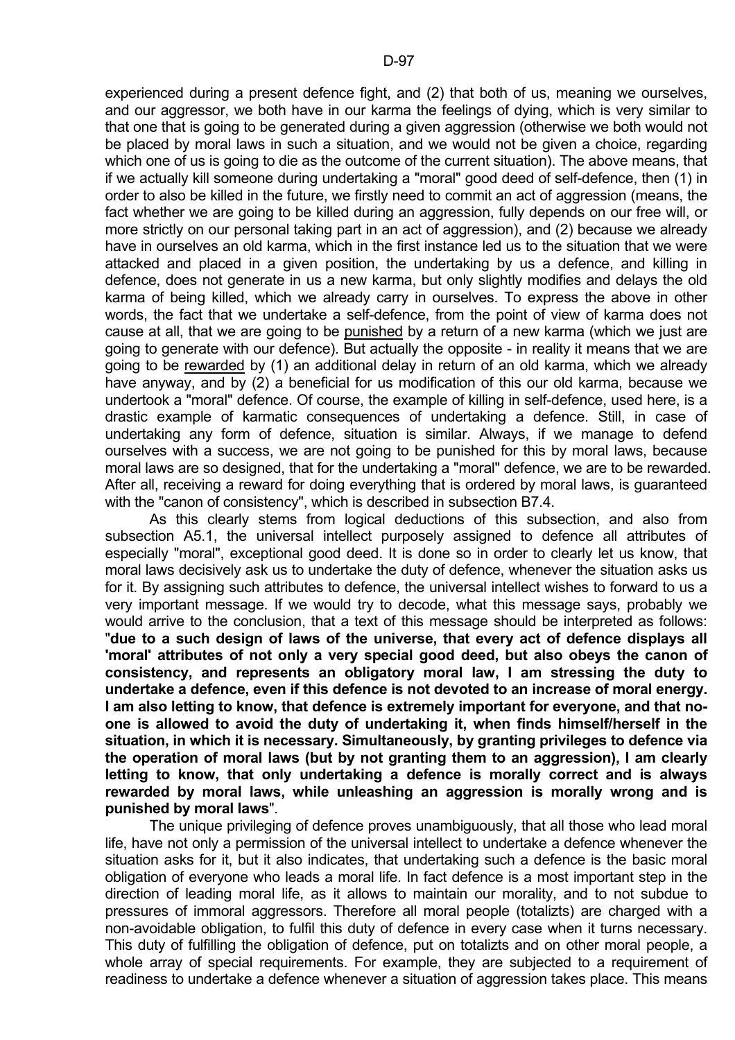experienced during a present defence fight, and (2) that both of us, meaning we ourselves, and our aggressor, we both have in our karma the feelings of dying, which is very similar to that one that is going to be generated during a given aggression (otherwise we both would not be placed by moral laws in such a situation, and we would not be given a choice, regarding which one of us is going to die as the outcome of the current situation). The above means, that if we actually kill someone during undertaking a "moral" good deed of self-defence, then (1) in order to also be killed in the future, we firstly need to commit an act of aggression (means, the fact whether we are going to be killed during an aggression, fully depends on our free will, or more strictly on our personal taking part in an act of aggression), and (2) because we already have in ourselves an old karma, which in the first instance led us to the situation that we were attacked and placed in a given position, the undertaking by us a defence, and killing in defence, does not generate in us a new karma, but only slightly modifies and delays the old karma of being killed, which we already carry in ourselves. To express the above in other words, the fact that we undertake a self-defence, from the point of view of karma does not cause at all, that we are going to be punished by a return of a new karma (which we just are going to generate with our defence). But actually the opposite - in reality it means that we are going to be rewarded by (1) an additional delay in return of an old karma, which we already have anyway, and by (2) a beneficial for us modification of this our old karma, because we undertook a "moral" defence. Of course, the example of killing in self-defence, used here, is a drastic example of karmatic consequences of undertaking a defence. Still, in case of undertaking any form of defence, situation is similar. Always, if we manage to defend ourselves with a success, we are not going to be punished for this by moral laws, because moral laws are so designed, that for the undertaking a "moral" defence, we are to be rewarded. After all, receiving a reward for doing everything that is ordered by moral laws, is guaranteed with the "canon of consistency", which is described in subsection B7.4.

As this clearly stems from logical deductions of this subsection, and also from subsection A5.1, the universal intellect purposely assigned to defence all attributes of especially "moral", exceptional good deed. It is done so in order to clearly let us know, that moral laws decisively ask us to undertake the duty of defence, whenever the situation asks us for it. By assigning such attributes to defence, the universal intellect wishes to forward to us a very important message. If we would try to decode, what this message says, probably we would arrive to the conclusion, that a text of this message should be interpreted as follows: "**due to a such design of laws of the universe, that every act of defence displays all 'moral' attributes of not only a very special good deed, but also obeys the canon of consistency, and represents an obligatory moral law, I am stressing the duty to undertake a defence, even if this defence is not devoted to an increase of moral energy. I am also letting to know, that defence is extremely important for everyone, and that no-one is allowed to avoid the duty of undertaking it, when finds himself/herself in the situation, in which it is necessary. Simultaneously, by granting privileges to defence via the operation of moral laws (but by not granting them to an aggression), I am clearly letting to know, that only undertaking a defence is morally correct and is always rewarded by moral laws, while unleashing an aggression is morally wrong and is punished by moral laws**".

The unique privileging of defence proves unambiguously, that all those who lead moral life, have not only a permission of the universal intellect to undertake a defence whenever the situation asks for it, but it also indicates, that undertaking such a defence is the basic moral obligation of everyone who leads a moral life. In fact defence is a most important step in the direction of leading moral life, as it allows to maintain our morality, and to not subdue to pressures of immoral aggressors. Therefore all moral people (totalizts) are charged with a non-avoidable obligation, to fulfil this duty of defence in every case when it turns necessary. This duty of fulfilling the obligation of defence, put on totalizts and on other moral people, a whole array of special requirements. For example, they are subjected to a requirement of readiness to undertake a defence whenever a situation of aggression takes place. This means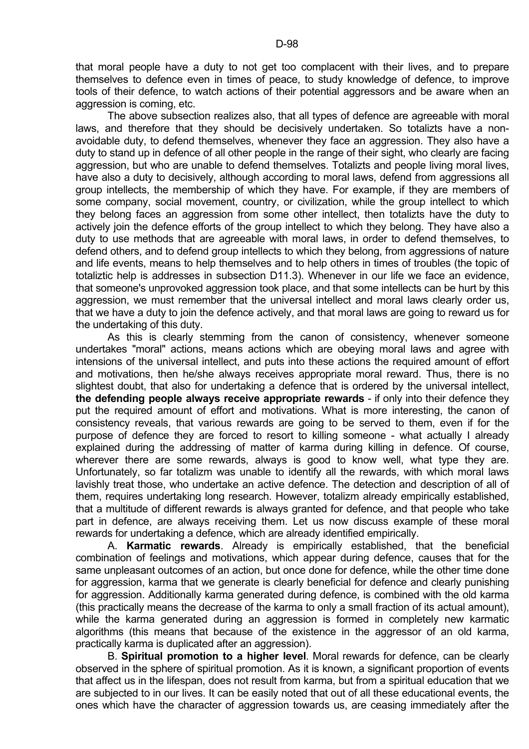that moral people have a duty to not get too complacent with their lives, and to prepare themselves to defence even in times of peace, to study knowledge of defence, to improve tools of their defence, to watch actions of their potential aggressors and be aware when an aggression is coming, etc.

The above subsection realizes also, that all types of defence are agreeable with moral laws, and therefore that they should be decisively undertaken. So totalizts have a non-avoidable duty, to defend themselves, whenever they face an aggression. They also have a duty to stand up in defence of all other people in the range of their sight, who clearly are facing aggression, but who are unable to defend themselves. Totalizts and people living moral lives, have also a duty to decisively, although according to moral laws, defend from aggressions all group intellects, the membership of which they have. For example, if they are members of some company, social movement, country, or civilization, while the group intellect to which they belong faces an aggression from some other intellect, then totalizts have the duty to actively join the defence efforts of the group intellect to which they belong. They have also a duty to use methods that are agreeable with moral laws, in order to defend themselves, to defend others, and to defend group intellects to which they belong, from aggressions of nature and life events, means to help themselves and to help others in times of troubles (the topic of totaliztic help is addresses in subsection D11.3). Whenever in our life we face an evidence, that someone's unprovoked aggression took place, and that some intellects can be hurt by this aggression, we must remember that the universal intellect and moral laws clearly order us, that we have a duty to join the defence actively, and that moral laws are going to reward us for the undertaking of this duty.

As this is clearly stemming from the canon of consistency, whenever someone undertakes "moral" actions, means actions which are obeying moral laws and agree with intensions of the universal intellect, and puts into these actions the required amount of effort and motivations, then he/she always receives appropriate moral reward. Thus, there is no slightest doubt, that also for undertaking a defence that is ordered by the universal intellect, **the defending people always receive appropriate rewards** - if only into their defence they put the required amount of effort and motivations. What is more interesting, the canon of consistency reveals, that various rewards are going to be served to them, even if for the purpose of defence they are forced to resort to killing someone - what actually I already explained during the addressing of matter of karma during killing in defence. Of course, wherever there are some rewards, always is good to know well, what type they are. Unfortunately, so far totalizm was unable to identify all the rewards, with which moral laws lavishly treat those, who undertake an active defence. The detection and description of all of them, requires undertaking long research. However, totalizm already empirically established, that a multitude of different rewards is always granted for defence, and that people who take part in defence, are always receiving them. Let us now discuss example of these moral rewards for undertaking a defence, which are already identified empirically.

A. **Karmatic rewards**. Already is empirically established, that the beneficial combination of feelings and motivations, which appear during defence, causes that for the same unpleasant outcomes of an action, but once done for defence, while the other time done for aggression, karma that we generate is clearly beneficial for defence and clearly punishing for aggression. Additionally karma generated during defence, is combined with the old karma (this practically means the decrease of the karma to only a small fraction of its actual amount), while the karma generated during an aggression is formed in completely new karmatic algorithms (this means that because of the existence in the aggressor of an old karma, practically karma is duplicated after an aggression).

B. **Spiritual promotion to a higher level**. Moral rewards for defence, can be clearly observed in the sphere of spiritual promotion. As it is known, a significant proportion of events that affect us in the lifespan, does not result from karma, but from a spiritual education that we are subjected to in our lives. It can be easily noted that out of all these educational events, the ones which have the character of aggression towards us, are ceasing immediately after the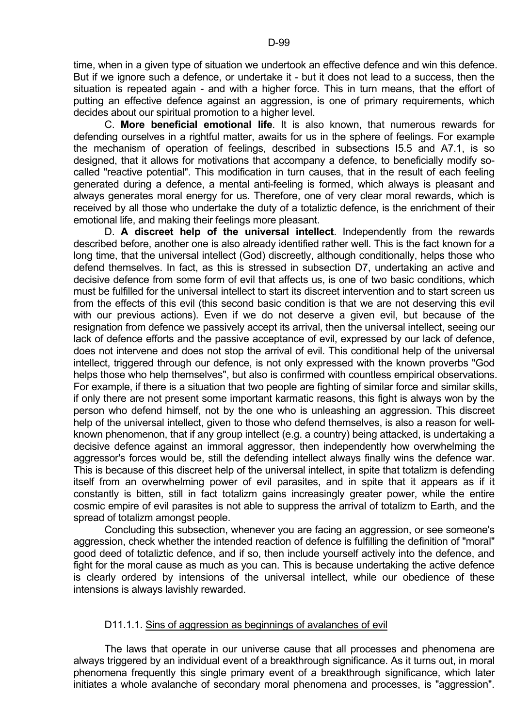time, when in a given type of situation we undertook an effective defence and win this defence. But if we ignore such a defence, or undertake it - but it does not lead to a success, then the situation is repeated again - and with a higher force. This in turn means, that the effort of putting an effective defence against an aggression, is one of primary requirements, which decides about our spiritual promotion to a higher level.

C. **More beneficial emotional life**. It is also known, that numerous rewards for defending ourselves in a rightful matter, awaits for us in the sphere of feelings. For example the mechanism of operation of feelings, described in subsections I5.5 and A7.1, is so designed, that it allows for motivations that accompany a defence, to beneficially modify so-called "reactive potential". This modification in turn causes, that in the result of each feeling generated during a defence, a mental anti-feeling is formed, which always is pleasant and always generates moral energy for us. Therefore, one of very clear moral rewards, which is received by all those who undertake the duty of a totaliztic defence, is the enrichment of their emotional life, and making their feelings more pleasant.

D. **A discreet help of the universal intellect**. Independently from the rewards described before, another one is also already identified rather well. This is the fact known for a long time, that the universal intellect (God) discreetly, although conditionally, helps those who defend themselves. In fact, as this is stressed in subsection D7, undertaking an active and decisive defence from some form of evil that affects us, is one of two basic conditions, which must be fulfilled for the universal intellect to start its discreet intervention and to start screen us from the effects of this evil (this second basic condition is that we are not deserving this evil with our previous actions). Even if we do not deserve a given evil, but because of the resignation from defence we passively accept its arrival, then the universal intellect, seeing our lack of defence efforts and the passive acceptance of evil, expressed by our lack of defence, does not intervene and does not stop the arrival of evil. This conditional help of the universal intellect, triggered through our defence, is not only expressed with the known proverbs "God helps those who help themselves", but also is confirmed with countless empirical observations. For example, if there is a situation that two people are fighting of similar force and similar skills, if only there are not present some important karmatic reasons, this fight is always won by the person who defend himself, not by the one who is unleashing an aggression. This discreet help of the universal intellect, given to those who defend themselves, is also a reason for well-known phenomenon, that if any group intellect (e.g. a country) being attacked, is undertaking a decisive defence against an immoral aggressor, then independently how overwhelming the aggressor's forces would be, still the defending intellect always finally wins the defence war. This is because of this discreet help of the universal intellect, in spite that totalizm is defending itself from an overwhelming power of evil parasites, and in spite that it appears as if it constantly is bitten, still in fact totalizm gains increasingly greater power, while the entire cosmic empire of evil parasites is not able to suppress the arrival of totalizm to Earth, and the spread of totalizm amongst people.

Concluding this subsection, whenever you are facing an aggression, or see someone's aggression, check whether the intended reaction of defence is fulfilling the definition of "moral" good deed of totaliztic defence, and if so, then include yourself actively into the defence, and fight for the moral cause as much as you can. This is because undertaking the active defence is clearly ordered by intensions of the universal intellect, while our obedience of these intensions is always lavishly rewarded.

#### D11.1.1. Sins of aggression as beginnings of avalanches of evil

The laws that operate in our universe cause that all processes and phenomena are always triggered by an individual event of a breakthrough significance. As it turns out, in moral phenomena frequently this single primary event of a breakthrough significance, which later initiates a whole avalanche of secondary moral phenomena and processes, is "aggression".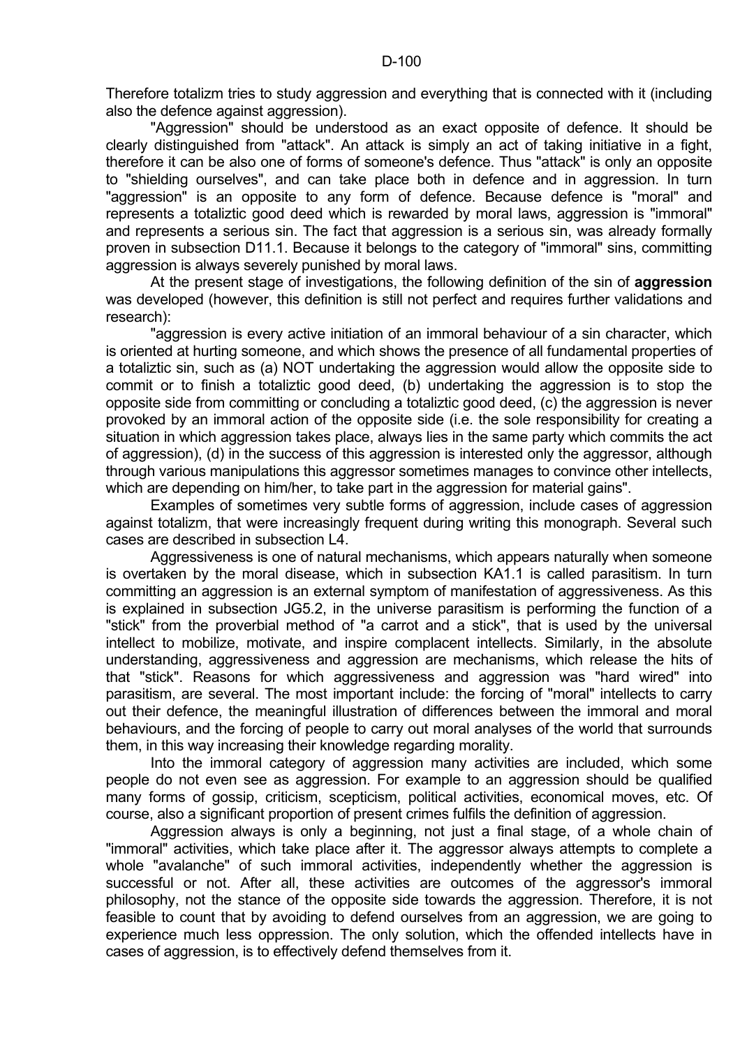Therefore totalizm tries to study aggression and everything that is connected with it (including also the defence against aggression).

"Aggression" should be understood as an exact opposite of defence. It should be clearly distinguished from "attack". An attack is simply an act of taking initiative in a fight, therefore it can be also one of forms of someone's defence. Thus "attack" is only an opposite to "shielding ourselves", and can take place both in defence and in aggression. In turn "aggression" is an opposite to any form of defence. Because defence is "moral" and represents a totaliztic good deed which is rewarded by moral laws, aggression is "immoral" and represents a serious sin. The fact that aggression is a serious sin, was already formally proven in subsection D11.1. Because it belongs to the category of "immoral" sins, committing aggression is always severely punished by moral laws.

At the present stage of investigations, the following definition of the sin of **aggression** was developed (however, this definition is still not perfect and requires further validations and research):

"aggression is every active initiation of an immoral behaviour of a sin character, which is oriented at hurting someone, and which shows the presence of all fundamental properties of a totaliztic sin, such as (a) NOT undertaking the aggression would allow the opposite side to commit or to finish a totaliztic good deed, (b) undertaking the aggression is to stop the opposite side from committing or concluding a totaliztic good deed, (c) the aggression is never provoked by an immoral action of the opposite side (i.e. the sole responsibility for creating a situation in which aggression takes place, always lies in the same party which commits the act of aggression), (d) in the success of this aggression is interested only the aggressor, although through various manipulations this aggressor sometimes manages to convince other intellects, which are depending on him/her, to take part in the aggression for material gains".

Examples of sometimes very subtle forms of aggression, include cases of aggression against totalizm, that were increasingly frequent during writing this monograph. Several such cases are described in subsection L4.

Aggressiveness is one of natural mechanisms, which appears naturally when someone is overtaken by the moral disease, which in subsection KA1.1 is called parasitism. In turn committing an aggression is an external symptom of manifestation of aggressiveness. As this is explained in subsection JG5.2, in the universe parasitism is performing the function of a "stick" from the proverbial method of "a carrot and a stick", that is used by the universal intellect to mobilize, motivate, and inspire complacent intellects. Similarly, in the absolute understanding, aggressiveness and aggression are mechanisms, which release the hits of that "stick". Reasons for which aggressiveness and aggression was "hard wired" into parasitism, are several. The most important include: the forcing of "moral" intellects to carry out their defence, the meaningful illustration of differences between the immoral and moral behaviours, and the forcing of people to carry out moral analyses of the world that surrounds them, in this way increasing their knowledge regarding morality.

Into the immoral category of aggression many activities are included, which some people do not even see as aggression. For example to an aggression should be qualified many forms of gossip, criticism, scepticism, political activities, economical moves, etc. Of course, also a significant proportion of present crimes fulfils the definition of aggression.

Aggression always is only a beginning, not just a final stage, of a whole chain of "immoral" activities, which take place after it. The aggressor always attempts to complete a whole "avalanche" of such immoral activities, independently whether the aggression is successful or not. After all, these activities are outcomes of the aggressor's immoral philosophy, not the stance of the opposite side towards the aggression. Therefore, it is not feasible to count that by avoiding to defend ourselves from an aggression, we are going to experience much less oppression. The only solution, which the offended intellects have in cases of aggression, is to effectively defend themselves from it.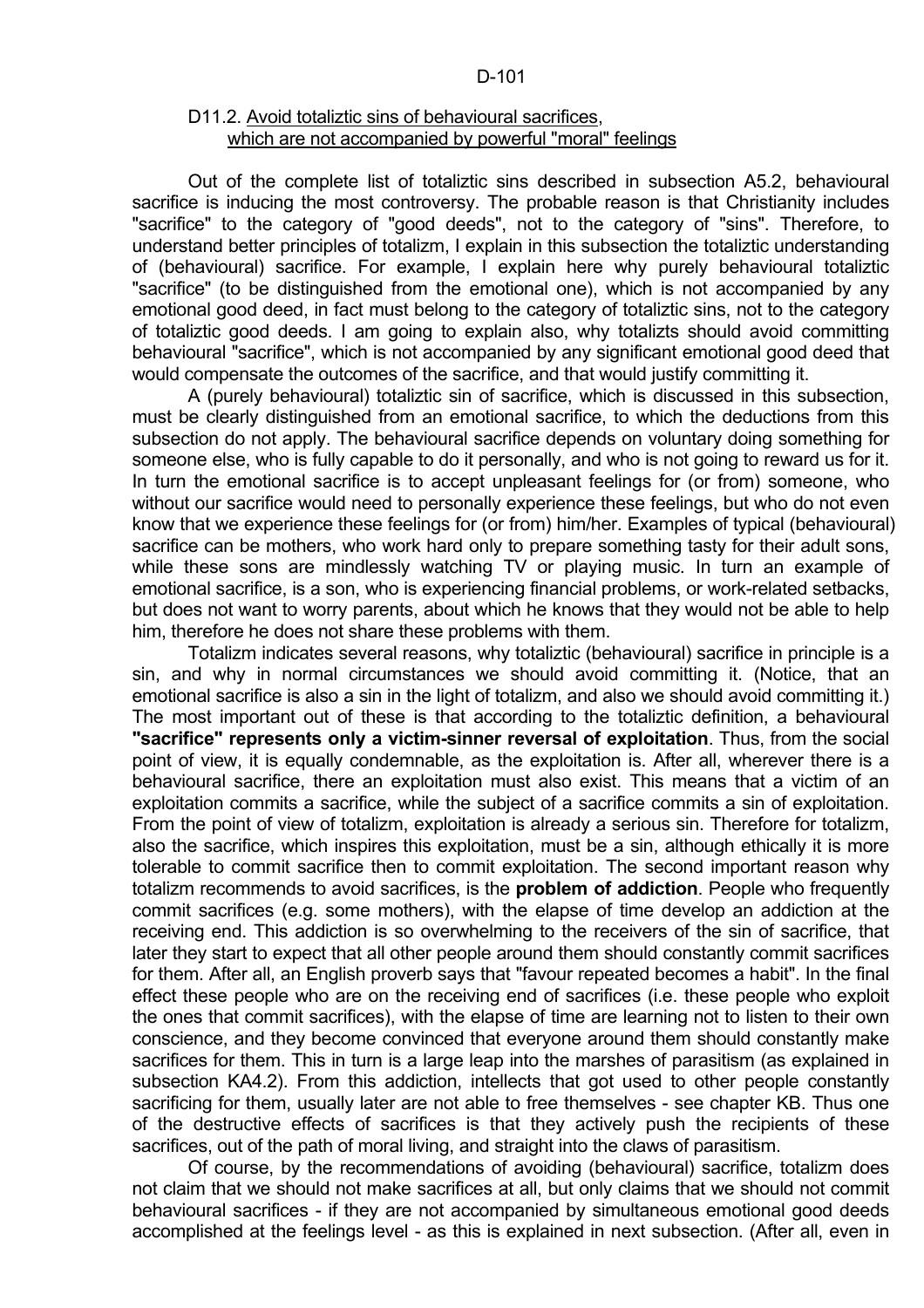## D11.2. Avoid totaliztic sins of behavioural sacrifices, which are not accompanied by powerful "moral" feelings

Out of the complete list of totaliztic sins described in subsection A5.2, behavioural sacrifice is inducing the most controversy. The probable reason is that Christianity includes "sacrifice" to the category of "good deeds", not to the category of "sins". Therefore, to understand better principles of totalizm, I explain in this subsection the totaliztic understanding of (behavioural) sacrifice. For example, I explain here why purely behavioural totaliztic "sacrifice" (to be distinguished from the emotional one), which is not accompanied by any emotional good deed, in fact must belong to the category of totaliztic sins, not to the category of totaliztic good deeds. I am going to explain also, why totalizts should avoid committing behavioural "sacrifice", which is not accompanied by any significant emotional good deed that would compensate the outcomes of the sacrifice, and that would justify committing it.

A (purely behavioural) totaliztic sin of sacrifice, which is discussed in this subsection, must be clearly distinguished from an emotional sacrifice, to which the deductions from this subsection do not apply. The behavioural sacrifice depends on voluntary doing something for someone else, who is fully capable to do it personally, and who is not going to reward us for it. In turn the emotional sacrifice is to accept unpleasant feelings for (or from) someone, who without our sacrifice would need to personally experience these feelings, but who do not even know that we experience these feelings for (or from) him/her. Examples of typical (behavioural) sacrifice can be mothers, who work hard only to prepare something tasty for their adult sons, while these sons are mindlessly watching TV or playing music. In turn an example of emotional sacrifice, is a son, who is experiencing financial problems, or work-related setbacks, but does not want to worry parents, about which he knows that they would not be able to help him, therefore he does not share these problems with them.

Totalizm indicates several reasons, why totaliztic (behavioural) sacrifice in principle is a sin, and why in normal circumstances we should avoid committing it. (Notice, that an emotional sacrifice is also a sin in the light of totalizm, and also we should avoid committing it.) The most important out of these is that according to the totaliztic definition, a behavioural **"sacrifice" represents only a victim-sinner reversal of exploitation**. Thus, from the social point of view, it is equally condemnable, as the exploitation is. After all, wherever there is a behavioural sacrifice, there an exploitation must also exist. This means that a victim of an exploitation commits a sacrifice, while the subject of a sacrifice commits a sin of exploitation. From the point of view of totalizm, exploitation is already a serious sin. Therefore for totalizm, also the sacrifice, which inspires this exploitation, must be a sin, although ethically it is more tolerable to commit sacrifice then to commit exploitation. The second important reason why totalizm recommends to avoid sacrifices, is the **problem of addiction**. People who frequently commit sacrifices (e.g. some mothers), with the elapse of time develop an addiction at the receiving end. This addiction is so overwhelming to the receivers of the sin of sacrifice, that later they start to expect that all other people around them should constantly commit sacrifices for them. After all, an English proverb says that "favour repeated becomes a habit". In the final effect these people who are on the receiving end of sacrifices (i.e. these people who exploit the ones that commit sacrifices), with the elapse of time are learning not to listen to their own conscience, and they become convinced that everyone around them should constantly make sacrifices for them. This in turn is a large leap into the marshes of parasitism (as explained in subsection KA4.2). From this addiction, intellects that got used to other people constantly sacrificing for them, usually later are not able to free themselves - see chapter KB. Thus one of the destructive effects of sacrifices is that they actively push the recipients of these sacrifices, out of the path of moral living, and straight into the claws of parasitism.

Of course, by the recommendations of avoiding (behavioural) sacrifice, totalizm does not claim that we should not make sacrifices at all, but only claims that we should not commit behavioural sacrifices - if they are not accompanied by simultaneous emotional good deeds accomplished at the feelings level - as this is explained in next subsection. (After all, even in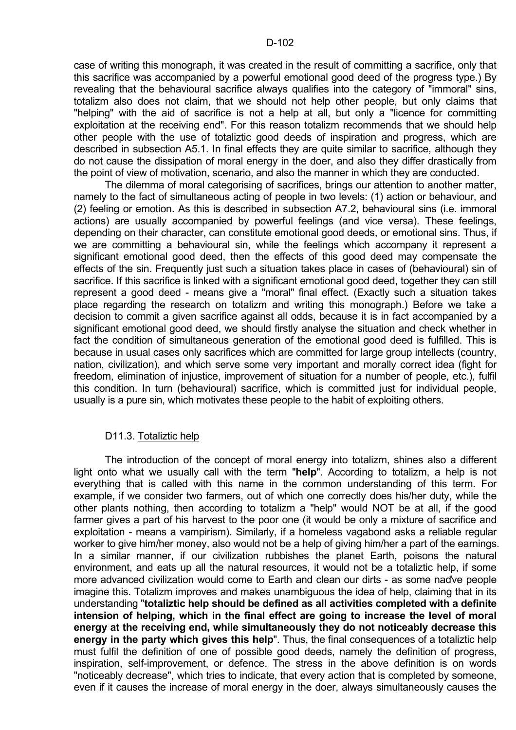case of writing this monograph, it was created in the result of committing a sacrifice, only that this sacrifice was accompanied by a powerful emotional good deed of the progress type.) By revealing that the behavioural sacrifice always qualifies into the category of "immoral" sins, totalizm also does not claim, that we should not help other people, but only claims that "helping" with the aid of sacrifice is not a help at all, but only a "licence for committing exploitation at the receiving end". For this reason totalizm recommends that we should help other people with the use of totaliztic good deeds of inspiration and progress, which are described in subsection A5.1. In final effects they are quite similar to sacrifice, although they do not cause the dissipation of moral energy in the doer, and also they differ drastically from the point of view of motivation, scenario, and also the manner in which they are conducted.

The dilemma of moral categorising of sacrifices, brings our attention to another matter, namely to the fact of simultaneous acting of people in two levels: (1) action or behaviour, and (2) feeling or emotion. As this is described in subsection A7.2, behavioural sins (i.e. immoral actions) are usually accompanied by powerful feelings (and vice versa). These feelings, depending on their character, can constitute emotional good deeds, or emotional sins. Thus, if we are committing a behavioural sin, while the feelings which accompany it represent a significant emotional good deed, then the effects of this good deed may compensate the effects of the sin. Frequently just such a situation takes place in cases of (behavioural) sin of sacrifice. If this sacrifice is linked with a significant emotional good deed, together they can still represent a good deed - means give a "moral" final effect. (Exactly such a situation takes place regarding the research on totalizm and writing this monograph.) Before we take a decision to commit a given sacrifice against all odds, because it is in fact accompanied by a significant emotional good deed, we should firstly analyse the situation and check whether in fact the condition of simultaneous generation of the emotional good deed is fulfilled. This is because in usual cases only sacrifices which are committed for large group intellects (country, nation, civilization), and which serve some very important and morally correct idea (fight for freedom, elimination of injustice, improvement of situation for a number of people, etc.), fulfil this condition. In turn (behavioural) sacrifice, which is committed just for individual people, usually is a pure sin, which motivates these people to the habit of exploiting others.

### D11.3. Totaliztic help

The introduction of the concept of moral energy into totalizm, shines also a different light onto what we usually call with the term "**help**". According to totalizm, a help is not everything that is called with this name in the common understanding of this term. For example, if we consider two farmers, out of which one correctly does his/her duty, while the other plants nothing, then according to totalizm a "help" would NOT be at all, if the good farmer gives a part of his harvest to the poor one (it would be only a mixture of sacrifice and exploitation - means a vampirism). Similarly, if a homeless vagabond asks a reliable regular worker to give him/her money, also would not be a help of giving him/her a part of the earnings. In a similar manner, if our civilization rubbishes the planet Earth, poisons the natural environment, and eats up all the natural resources, it would not be a totaliztic help, if some more advanced civilization would come to Earth and clean our dirts - as some naďve people imagine this. Totalizm improves and makes unambiguous the idea of help, claiming that in its understanding "**totaliztic help should be defined as all activities completed with a definite intension of helping, which in the final effect are going to increase the level of moral energy at the receiving end, while simultaneously they do not noticeably decrease this energy in the party which gives this help**". Thus, the final consequences of a totaliztic help must fulfil the definition of one of possible good deeds, namely the definition of progress, inspiration, self-improvement, or defence. The stress in the above definition is on words "noticeably decrease", which tries to indicate, that every action that is completed by someone, even if it causes the increase of moral energy in the doer, always simultaneously causes the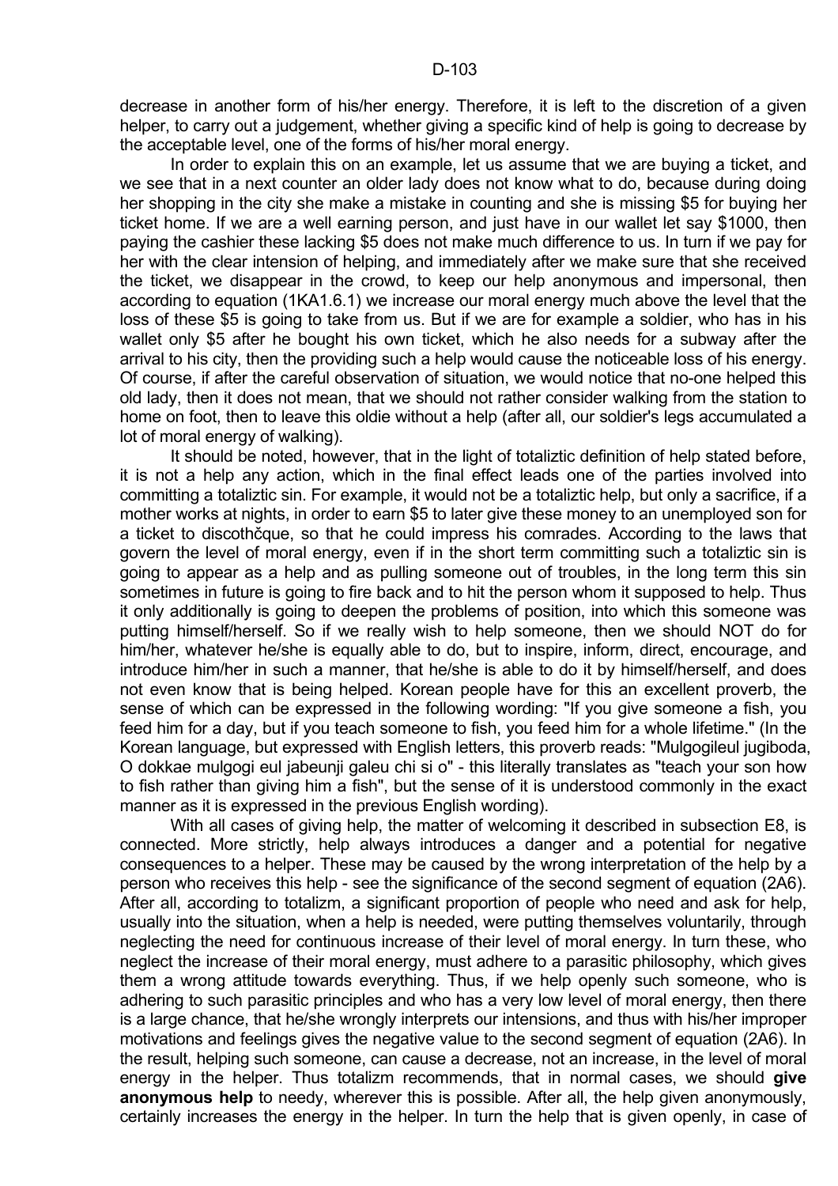decrease in another form of his/her energy. Therefore, it is left to the discretion of a given helper, to carry out a judgement, whether giving a specific kind of help is going to decrease by the acceptable level, one of the forms of his/her moral energy.

In order to explain this on an example, let us assume that we are buying a ticket, and we see that in a next counter an older lady does not know what to do, because during doing her shopping in the city she make a mistake in counting and she is missing $5 for buying her ticket home. If we are a well earning person, and just have in our wallet let say $1000, then paying the cashier these lacking $5 does not make much difference to us. In turn if we pay for her with the clear intension of helping, and immediately after we make sure that she received the ticket, we disappear in the crowd, to keep our help anonymous and impersonal, then according to equation (1KA1.6.1) we increase our moral energy much above the level that the loss of these $5 is going to take from us. But if we are for example a soldier, who has in his wallet only $5 after he bought his own ticket, which he also needs for a subway after the arrival to his city, then the providing such a help would cause the noticeable loss of his energy. Of course, if after the careful observation of situation, we would notice that no-one helped this old lady, then it does not mean, that we should not rather consider walking from the station to home on foot, then to leave this oldie without a help (after all, our soldier's legs accumulated a lot of moral energy of walking).

It should be noted, however, that in the light of totaliztic definition of help stated before, it is not a help any action, which in the final effect leads one of the parties involved into committing a totaliztic sin. For example, it would not be a totaliztic help, but only a sacrifice, if a mother works at nights, in order to earn $5 to later give these money to an unemployed son for a ticket to discothčque, so that he could impress his comrades. According to the laws that govern the level of moral energy, even if in the short term committing such a totaliztic sin is going to appear as a help and as pulling someone out of troubles, in the long term this sin sometimes in future is going to fire back and to hit the person whom it supposed to help. Thus it only additionally is going to deepen the problems of position, into which this someone was putting himself/herself. So if we really wish to help someone, then we should NOT do for him/her, whatever he/she is equally able to do, but to inspire, inform, direct, encourage, and introduce him/her in such a manner, that he/she is able to do it by himself/herself, and does not even know that is being helped. Korean people have for this an excellent proverb, the sense of which can be expressed in the following wording: "If you give someone a fish, you feed him for a day, but if you teach someone to fish, you feed him for a whole lifetime." (In the Korean language, but expressed with English letters, this proverb reads: "Mulgogileul jugiboda, O dokkae mulgogi eul jabeunji galeu chi si o" - this literally translates as "teach your son how to fish rather than giving him a fish", but the sense of it is understood commonly in the exact manner as it is expressed in the previous English wording).

With all cases of giving help, the matter of welcoming it described in subsection E8, is connected. More strictly, help always introduces a danger and a potential for negative consequences to a helper. These may be caused by the wrong interpretation of the help by a person who receives this help - see the significance of the second segment of equation (2A6). After all, according to totalizm, a significant proportion of people who need and ask for help, usually into the situation, when a help is needed, were putting themselves voluntarily, through neglecting the need for continuous increase of their level of moral energy. In turn these, who neglect the increase of their moral energy, must adhere to a parasitic philosophy, which gives them a wrong attitude towards everything. Thus, if we help openly such someone, who is adhering to such parasitic principles and who has a very low level of moral energy, then there is a large chance, that he/she wrongly interprets our intensions, and thus with his/her improper motivations and feelings gives the negative value to the second segment of equation (2A6). In the result, helping such someone, can cause a decrease, not an increase, in the level of moral energy in the helper. Thus totalizm recommends, that in normal cases, we should **give anonymous help** to needy, wherever this is possible. After all, the help given anonymously, certainly increases the energy in the helper. In turn the help that is given openly, in case of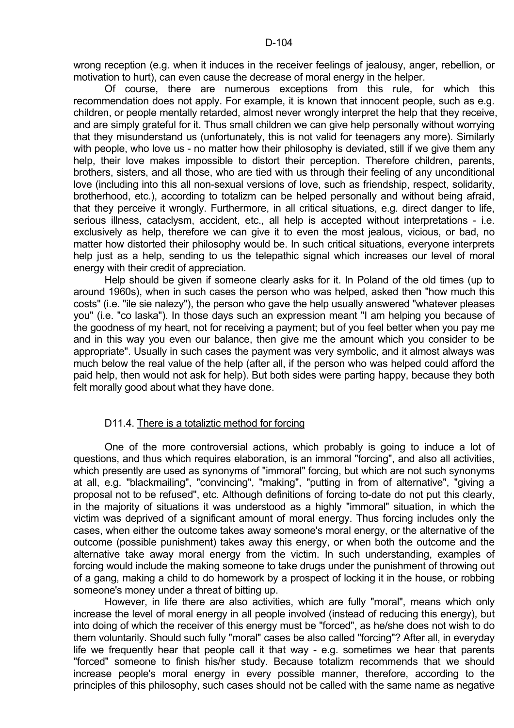wrong reception (e.g. when it induces in the receiver feelings of jealousy, anger, rebellion, or motivation to hurt), can even cause the decrease of moral energy in the helper.

Of course, there are numerous exceptions from this rule, for which this recommendation does not apply. For example, it is known that innocent people, such as e.g. children, or people mentally retarded, almost never wrongly interpret the help that they receive, and are simply grateful for it. Thus small children we can give help personally without worrying that they misunderstand us (unfortunately, this is not valid for teenagers any more). Similarly with people, who love us - no matter how their philosophy is deviated, still if we give them any help, their love makes impossible to distort their perception. Therefore children, parents, brothers, sisters, and all those, who are tied with us through their feeling of any unconditional love (including into this all non-sexual versions of love, such as friendship, respect, solidarity, brotherhood, etc.), according to totalizm can be helped personally and without being afraid, that they perceive it wrongly. Furthermore, in all critical situations, e.g. direct danger to life, serious illness, cataclysm, accident, etc., all help is accepted without interpretations - i.e. exclusively as help, therefore we can give it to even the most jealous, vicious, or bad, no matter how distorted their philosophy would be. In such critical situations, everyone interprets help just as a help, sending to us the telepathic signal which increases our level of moral energy with their credit of appreciation.

Help should be given if someone clearly asks for it. In Poland of the old times (up to around 1960s), when in such cases the person who was helped, asked then "how much this costs" (i.e. "ile sie nalezy"), the person who gave the help usually answered "whatever pleases you" (i.e. "co laska"). In those days such an expression meant "I am helping you because of the goodness of my heart, not for receiving a payment; but of you feel better when you pay me and in this way you even our balance, then give me the amount which you consider to be appropriate". Usually in such cases the payment was very symbolic, and it almost always was much below the real value of the help (after all, if the person who was helped could afford the paid help, then would not ask for help). But both sides were parting happy, because they both felt morally good about what they have done.

### D11.4. There is a totaliztic method for forcing

One of the more controversial actions, which probably is going to induce a lot of questions, and thus which requires elaboration, is an immoral "forcing", and also all activities, which presently are used as synonyms of "immoral" forcing, but which are not such synonyms at all, e.g. "blackmailing", "convincing", "making", "putting in from of alternative", "giving a proposal not to be refused", etc. Although definitions of forcing to-date do not put this clearly, in the majority of situations it was understood as a highly "immoral" situation, in which the victim was deprived of a significant amount of moral energy. Thus forcing includes only the cases, when either the outcome takes away someone's moral energy, or the alternative of the outcome (possible punishment) takes away this energy, or when both the outcome and the alternative take away moral energy from the victim. In such understanding, examples of forcing would include the making someone to take drugs under the punishment of throwing out of a gang, making a child to do homework by a prospect of locking it in the house, or robbing someone's money under a threat of bitting up.

However, in life there are also activities, which are fully "moral", means which only increase the level of moral energy in all people involved (instead of reducing this energy), but into doing of which the receiver of this energy must be "forced", as he/she does not wish to do them voluntarily. Should such fully "moral" cases be also called "forcing"? After all, in everyday life we frequently hear that people call it that way - e.g. sometimes we hear that parents "forced" someone to finish his/her study. Because totalizm recommends that we should increase people's moral energy in every possible manner, therefore, according to the principles of this philosophy, such cases should not be called with the same name as negative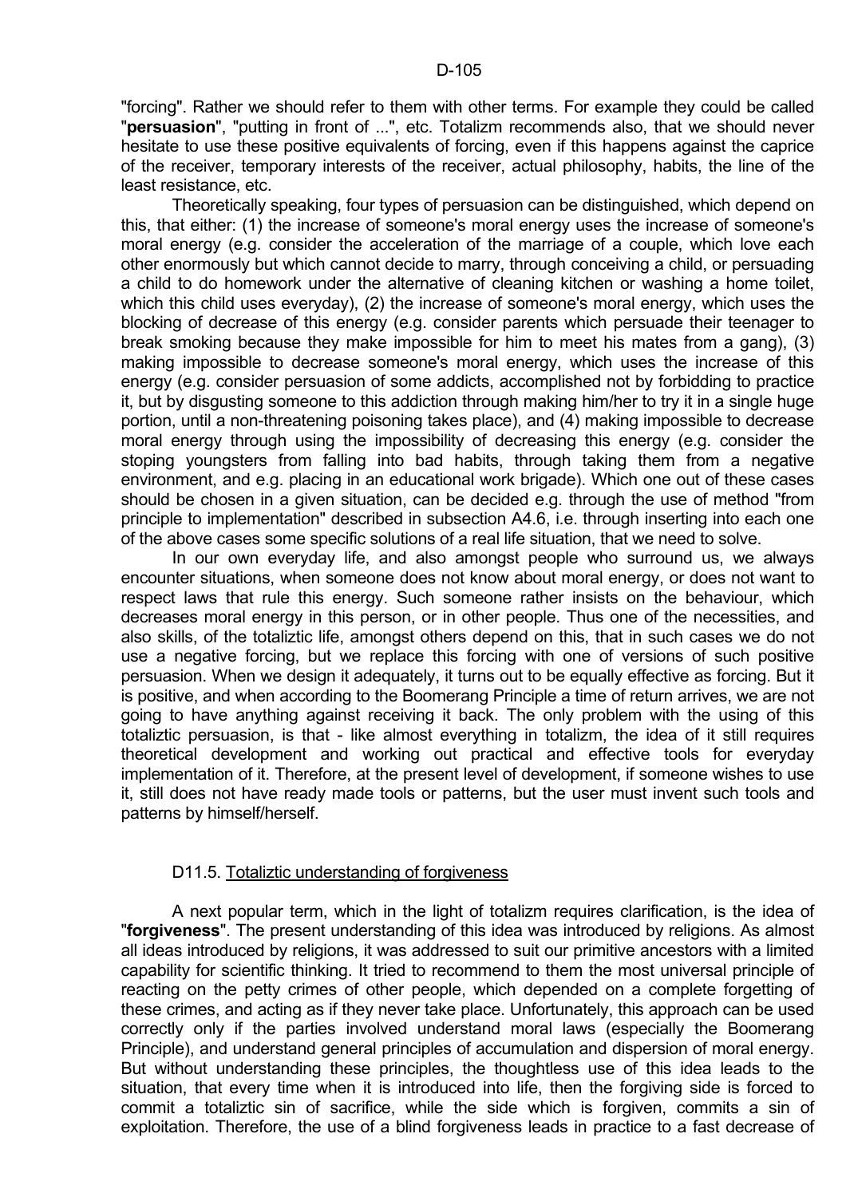"forcing". Rather we should refer to them with other terms. For example they could be called "**persuasion**", "putting in front of ...", etc. Totalizm recommends also, that we should never hesitate to use these positive equivalents of forcing, even if this happens against the caprice of the receiver, temporary interests of the receiver, actual philosophy, habits, the line of the least resistance, etc.

Theoretically speaking, four types of persuasion can be distinguished, which depend on this, that either: (1) the increase of someone's moral energy uses the increase of someone's moral energy (e.g. consider the acceleration of the marriage of a couple, which love each other enormously but which cannot decide to marry, through conceiving a child, or persuading a child to do homework under the alternative of cleaning kitchen or washing a home toilet, which this child uses everyday), (2) the increase of someone's moral energy, which uses the blocking of decrease of this energy (e.g. consider parents which persuade their teenager to break smoking because they make impossible for him to meet his mates from a gang), (3) making impossible to decrease someone's moral energy, which uses the increase of this energy (e.g. consider persuasion of some addicts, accomplished not by forbidding to practice it, but by disgusting someone to this addiction through making him/her to try it in a single huge portion, until a non-threatening poisoning takes place), and (4) making impossible to decrease moral energy through using the impossibility of decreasing this energy (e.g. consider the stoping youngsters from falling into bad habits, through taking them from a negative environment, and e.g. placing in an educational work brigade). Which one out of these cases should be chosen in a given situation, can be decided e.g. through the use of method "from principle to implementation" described in subsection A4.6, i.e. through inserting into each one of the above cases some specific solutions of a real life situation, that we need to solve.

In our own everyday life, and also amongst people who surround us, we always encounter situations, when someone does not know about moral energy, or does not want to respect laws that rule this energy. Such someone rather insists on the behaviour, which decreases moral energy in this person, or in other people. Thus one of the necessities, and also skills, of the totaliztic life, amongst others depend on this, that in such cases we do not use a negative forcing, but we replace this forcing with one of versions of such positive persuasion. When we design it adequately, it turns out to be equally effective as forcing. But it is positive, and when according to the Boomerang Principle a time of return arrives, we are not going to have anything against receiving it back. The only problem with the using of this totaliztic persuasion, is that - like almost everything in totalizm, the idea of it still requires theoretical development and working out practical and effective tools for everyday implementation of it. Therefore, at the present level of development, if someone wishes to use it, still does not have ready made tools or patterns, but the user must invent such tools and patterns by himself/herself.

## D11.5. Totaliztic understanding of forgiveness

A next popular term, which in the light of totalizm requires clarification, is the idea of "**forgiveness**". The present understanding of this idea was introduced by religions. As almost all ideas introduced by religions, it was addressed to suit our primitive ancestors with a limited capability for scientific thinking. It tried to recommend to them the most universal principle of reacting on the petty crimes of other people, which depended on a complete forgetting of these crimes, and acting as if they never take place. Unfortunately, this approach can be used correctly only if the parties involved understand moral laws (especially the Boomerang Principle), and understand general principles of accumulation and dispersion of moral energy. But without understanding these principles, the thoughtless use of this idea leads to the situation, that every time when it is introduced into life, then the forgiving side is forced to commit a totaliztic sin of sacrifice, while the side which is forgiven, commits a sin of exploitation. Therefore, the use of a blind forgiveness leads in practice to a fast decrease of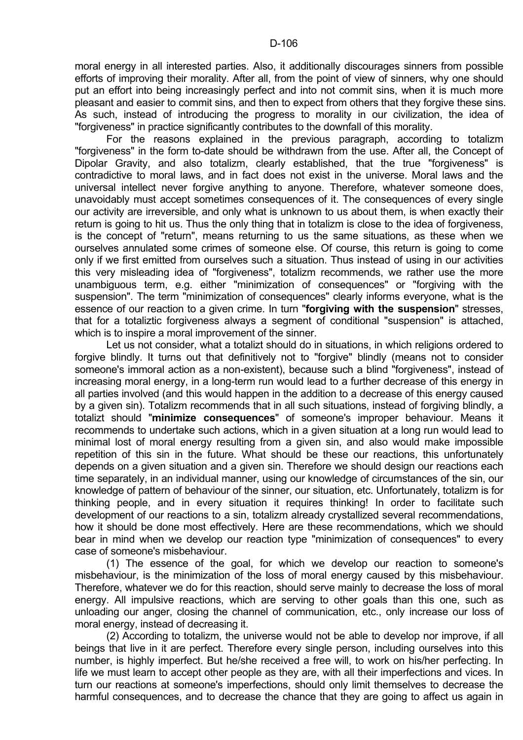moral energy in all interested parties. Also, it additionally discourages sinners from possible efforts of improving their morality. After all, from the point of view of sinners, why one should put an effort into being increasingly perfect and into not commit sins, when it is much more pleasant and easier to commit sins, and then to expect from others that they forgive these sins. As such, instead of introducing the progress to morality in our civilization, the idea of "forgiveness" in practice significantly contributes to the downfall of this morality.

For the reasons explained in the previous paragraph, according to totalizm "forgiveness" in the form to-date should be withdrawn from the use. After all, the Concept of Dipolar Gravity, and also totalizm, clearly established, that the true "forgiveness" is contradictive to moral laws, and in fact does not exist in the universe. Moral laws and the universal intellect never forgive anything to anyone. Therefore, whatever someone does, unavoidably must accept sometimes consequences of it. The consequences of every single our activity are irreversible, and only what is unknown to us about them, is when exactly their return is going to hit us. Thus the only thing that in totalizm is close to the idea of forgiveness, is the concept of "return", means returning to us the same situations, as these when we ourselves annulated some crimes of someone else. Of course, this return is going to come only if we first emitted from ourselves such a situation. Thus instead of using in our activities this very misleading idea of "forgiveness", totalizm recommends, we rather use the more unambiguous term, e.g. either "minimization of consequences" or "forgiving with the suspension". The term "minimization of consequences" clearly informs everyone, what is the essence of our reaction to a given crime. In turn "**forgiving with the suspension**" stresses, that for a totaliztic forgiveness always a segment of conditional "suspension" is attached, which is to inspire a moral improvement of the sinner.

Let us not consider, what a totalizt should do in situations, in which religions ordered to forgive blindly. It turns out that definitively not to "forgive" blindly (means not to consider someone's immoral action as a non-existent), because such a blind "forgiveness", instead of increasing moral energy, in a long-term run would lead to a further decrease of this energy in all parties involved (and this would happen in the addition to a decrease of this energy caused by a given sin). Totalizm recommends that in all such situations, instead of forgiving blindly, a totalizt should "**minimize consequences**" of someone's improper behaviour. Means it recommends to undertake such actions, which in a given situation at a long run would lead to minimal lost of moral energy resulting from a given sin, and also would make impossible repetition of this sin in the future. What should be these our reactions, this unfortunately depends on a given situation and a given sin. Therefore we should design our reactions each time separately, in an individual manner, using our knowledge of circumstances of the sin, our knowledge of pattern of behaviour of the sinner, our situation, etc. Unfortunately, totalizm is for thinking people, and in every situation it requires thinking! In order to facilitate such development of our reactions to a sin, totalizm already crystallized several recommendations, how it should be done most effectively. Here are these recommendations, which we should bear in mind when we develop our reaction type "minimization of consequences" to every case of someone's misbehaviour.

(1) The essence of the goal, for which we develop our reaction to someone's misbehaviour, is the minimization of the loss of moral energy caused by this misbehaviour. Therefore, whatever we do for this reaction, should serve mainly to decrease the loss of moral energy. All impulsive reactions, which are serving to other goals than this one, such as unloading our anger, closing the channel of communication, etc., only increase our loss of moral energy, instead of decreasing it.

(2) According to totalizm, the universe would not be able to develop nor improve, if all beings that live in it are perfect. Therefore every single person, including ourselves into this number, is highly imperfect. But he/she received a free will, to work on his/her perfecting. In life we must learn to accept other people as they are, with all their imperfections and vices. In turn our reactions at someone's imperfections, should only limit themselves to decrease the harmful consequences, and to decrease the chance that they are going to affect us again in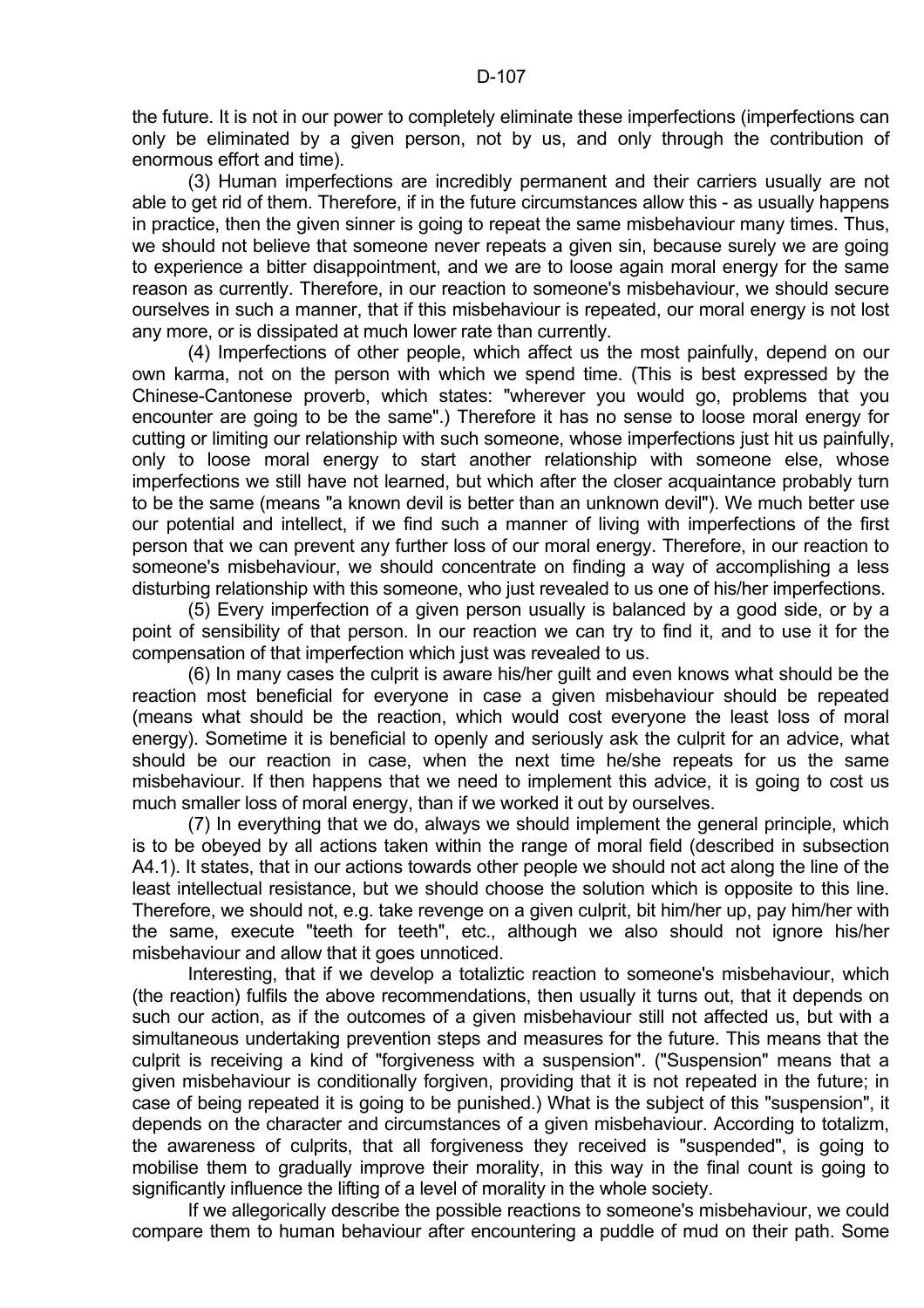the future. It is not in our power to completely eliminate these imperfections (imperfections can only be eliminated by a given person, not by us, and only through the contribution of enormous effort and time).

(3) Human imperfections are incredibly permanent and their carriers usually are not able to get rid of them. Therefore, if in the future circumstances allow this - as usually happens in practice, then the given sinner is going to repeat the same misbehaviour many times. Thus, we should not believe that someone never repeats a given sin, because surely we are going to experience a bitter disappointment, and we are to loose again moral energy for the same reason as currently. Therefore, in our reaction to someone's misbehaviour, we should secure ourselves in such a manner, that if this misbehaviour is repeated, our moral energy is not lost any more, or is dissipated at much lower rate than currently.

(4) Imperfections of other people, which affect us the most painfully, depend on our own karma, not on the person with which we spend time. (This is best expressed by the Chinese-Cantonese proverb, which states: "wherever you would go, problems that you encounter are going to be the same".) Therefore it has no sense to loose moral energy for cutting or limiting our relationship with such someone, whose imperfections just hit us painfully, only to loose moral energy to start another relationship with someone else, whose imperfections we still have not learned, but which after the closer acquaintance probably turn to be the same (means "a known devil is better than an unknown devil"). We much better use our potential and intellect, if we find such a manner of living with imperfections of the first person that we can prevent any further loss of our moral energy. Therefore, in our reaction to someone's misbehaviour, we should concentrate on finding a way of accomplishing a less disturbing relationship with this someone, who just revealed to us one of his/her imperfections.

(5) Every imperfection of a given person usually is balanced by a good side, or by a point of sensibility of that person. In our reaction we can try to find it, and to use it for the compensation of that imperfection which just was revealed to us.

(6) In many cases the culprit is aware his/her guilt and even knows what should be the reaction most beneficial for everyone in case a given misbehaviour should be repeated (means what should be the reaction, which would cost everyone the least loss of moral energy). Sometime it is beneficial to openly and seriously ask the culprit for an advice, what should be our reaction in case, when the next time he/she repeats for us the same misbehaviour. If then happens that we need to implement this advice, it is going to cost us much smaller loss of moral energy, than if we worked it out by ourselves.

(7) In everything that we do, always we should implement the general principle, which is to be obeyed by all actions taken within the range of moral field (described in subsection A4.1). It states, that in our actions towards other people we should not act along the line of the least intellectual resistance, but we should choose the solution which is opposite to this line. Therefore, we should not, e.g. take revenge on a given culprit, bit him/her up, pay him/her with the same, execute "teeth for teeth", etc., although we also should not ignore his/her misbehaviour and allow that it goes unnoticed.

Interesting, that if we develop a totaliztic reaction to someone's misbehaviour, which (the reaction) fulfils the above recommendations, then usually it turns out, that it depends on such our action, as if the outcomes of a given misbehaviour still not affected us, but with a simultaneous undertaking prevention steps and measures for the future. This means that the culprit is receiving a kind of "forgiveness with a suspension". ("Suspension" means that a given misbehaviour is conditionally forgiven, providing that it is not repeated in the future; in case of being repeated it is going to be punished.) What is the subject of this "suspension", it depends on the character and circumstances of a given misbehaviour. According to totalizm, the awareness of culprits, that all forgiveness they received is "suspended", is going to mobilise them to gradually improve their morality, in this way in the final count is going to significantly influence the lifting of a level of morality in the whole society.

If we allegorically describe the possible reactions to someone's misbehaviour, we could compare them to human behaviour after encountering a puddle of mud on their path. Some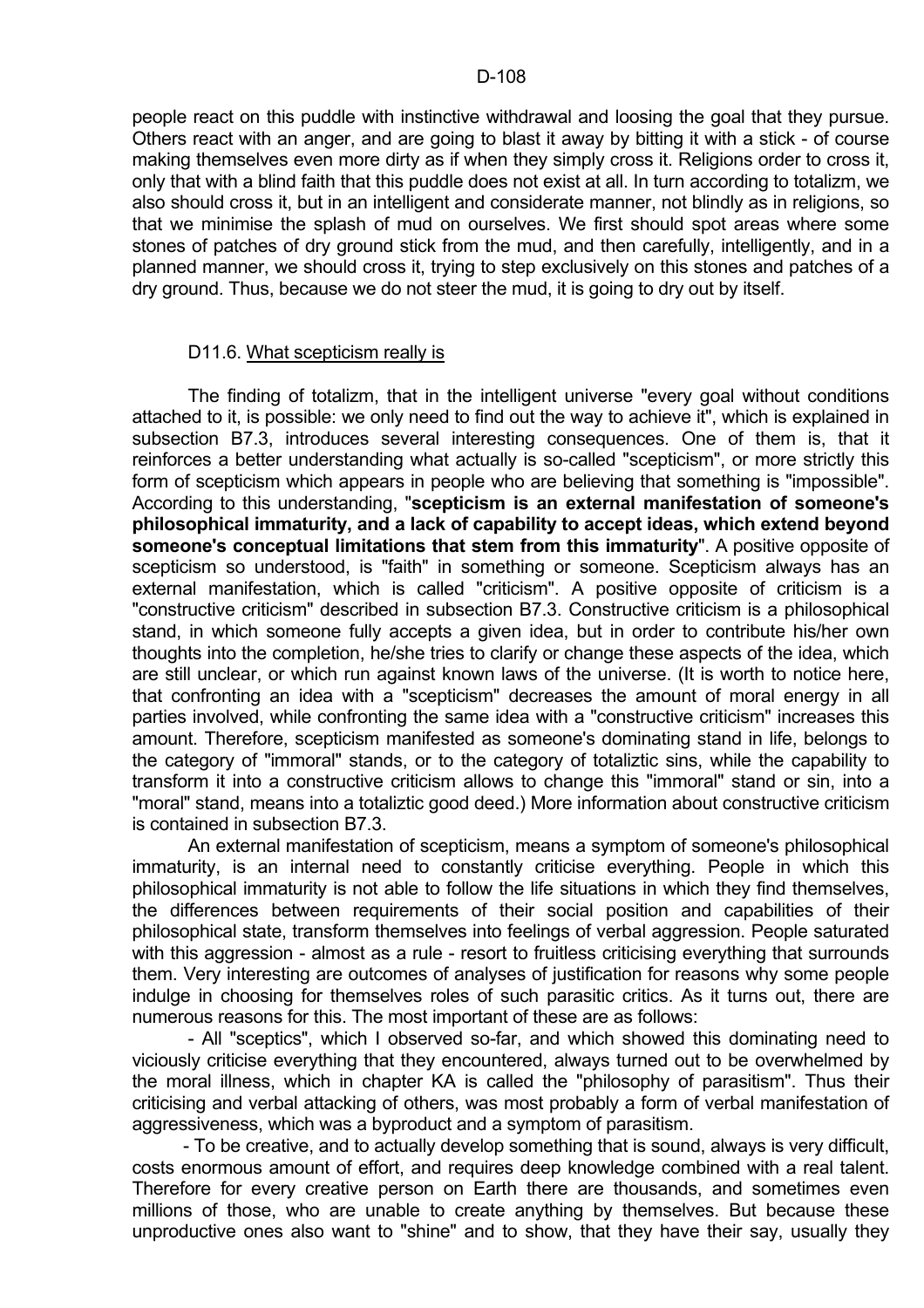people react on this puddle with instinctive withdrawal and loosing the goal that they pursue. Others react with an anger, and are going to blast it away by bitting it with a stick - of course making themselves even more dirty as if when they simply cross it. Religions order to cross it, only that with a blind faith that this puddle does not exist at all. In turn according to totalizm, we also should cross it, but in an intelligent and considerate manner, not blindly as in religions, so that we minimise the splash of mud on ourselves. We first should spot areas where some stones of patches of dry ground stick from the mud, and then carefully, intelligently, and in a planned manner, we should cross it, trying to step exclusively on this stones and patches of a dry ground. Thus, because we do not steer the mud, it is going to dry out by itself.

### D11.6. What scepticism really is

The finding of totalizm, that in the intelligent universe "every goal without conditions attached to it, is possible: we only need to find out the way to achieve it", which is explained in subsection B7.3, introduces several interesting consequences. One of them is, that it reinforces a better understanding what actually is so-called "scepticism", or more strictly this form of scepticism which appears in people who are believing that something is "impossible". According to this understanding, "**scepticism is an external manifestation of someone's philosophical immaturity, and a lack of capability to accept ideas, which extend beyond someone's conceptual limitations that stem from this immaturity**". A positive opposite of scepticism so understood, is "faith" in something or someone. Scepticism always has an external manifestation, which is called "criticism". A positive opposite of criticism is a "constructive criticism" described in subsection B7.3. Constructive criticism is a philosophical stand, in which someone fully accepts a given idea, but in order to contribute his/her own thoughts into the completion, he/she tries to clarify or change these aspects of the idea, which are still unclear, or which run against known laws of the universe. (It is worth to notice here, that confronting an idea with a "scepticism" decreases the amount of moral energy in all parties involved, while confronting the same idea with a "constructive criticism" increases this amount. Therefore, scepticism manifested as someone's dominating stand in life, belongs to the category of "immoral" stands, or to the category of totaliztic sins, while the capability to transform it into a constructive criticism allows to change this "immoral" stand or sin, into a "moral" stand, means into a totaliztic good deed.) More information about constructive criticism is contained in subsection B7.3.

An external manifestation of scepticism, means a symptom of someone's philosophical immaturity, is an internal need to constantly criticise everything. People in which this philosophical immaturity is not able to follow the life situations in which they find themselves, the differences between requirements of their social position and capabilities of their philosophical state, transform themselves into feelings of verbal aggression. People saturated with this aggression - almost as a rule - resort to fruitless criticising everything that surrounds them. Very interesting are outcomes of analyses of justification for reasons why some people indulge in choosing for themselves roles of such parasitic critics. As it turns out, there are numerous reasons for this. The most important of these are as follows:

- All "sceptics", which I observed so-far, and which showed this dominating need to viciously criticise everything that they encountered, always turned out to be overwhelmed by the moral illness, which in chapter KA is called the "philosophy of parasitism". Thus their criticising and verbal attacking of others, was most probably a form of verbal manifestation of aggressiveness, which was a byproduct and a symptom of parasitism.

- To be creative, and to actually develop something that is sound, always is very difficult, costs enormous amount of effort, and requires deep knowledge combined with a real talent. Therefore for every creative person on Earth there are thousands, and sometimes even millions of those, who are unable to create anything by themselves. But because these unproductive ones also want to "shine" and to show, that they have their say, usually they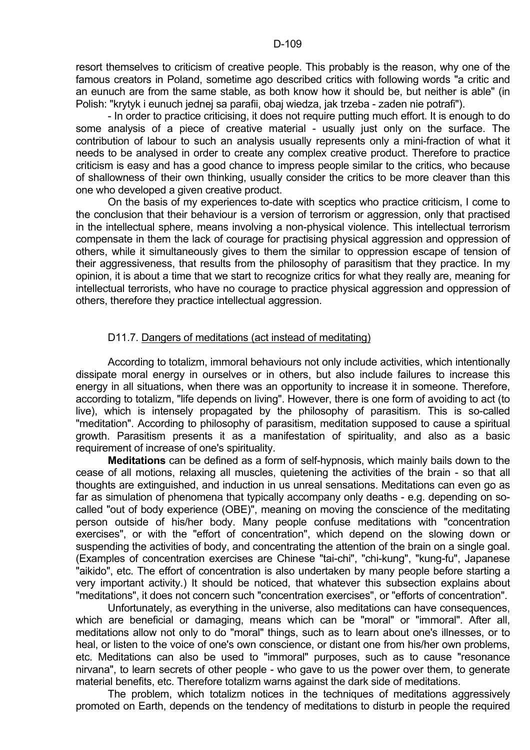resort themselves to criticism of creative people. This probably is the reason, why one of the famous creators in Poland, sometime ago described critics with following words "a critic and an eunuch are from the same stable, as both know how it should be, but neither is able" (in Polish: "krytyk i eunuch jednej sa parafii, obaj wiedza, jak trzeba - zaden nie potrafi").

- In order to practice criticising, it does not require putting much effort. It is enough to do some analysis of a piece of creative material - usually just only on the surface. The contribution of labour to such an analysis usually represents only a mini-fraction of what it needs to be analysed in order to create any complex creative product. Therefore to practice criticism is easy and has a good chance to impress people similar to the critics, who because of shallowness of their own thinking, usually consider the critics to be more cleaver than this one who developed a given creative product.

On the basis of my experiences to-date with sceptics who practice criticism, I come to the conclusion that their behaviour is a version of terrorism or aggression, only that practised in the intellectual sphere, means involving a non-physical violence. This intellectual terrorism compensate in them the lack of courage for practising physical aggression and oppression of others, while it simultaneously gives to them the similar to oppression escape of tension of their aggressiveness, that results from the philosophy of parasitism that they practice. In my opinion, it is about a time that we start to recognize critics for what they really are, meaning for intellectual terrorists, who have no courage to practice physical aggression and oppression of others, therefore they practice intellectual aggression.

### D11.7. Dangers of meditations (act instead of meditating)

According to totalizm, immoral behaviours not only include activities, which intentionally dissipate moral energy in ourselves or in others, but also include failures to increase this energy in all situations, when there was an opportunity to increase it in someone. Therefore, according to totalizm, "life depends on living". However, there is one form of avoiding to act (to live), which is intensely propagated by the philosophy of parasitism. This is so-called "meditation". According to philosophy of parasitism, meditation supposed to cause a spiritual growth. Parasitism presents it as a manifestation of spirituality, and also as a basic requirement of increase of one's spirituality.

**Meditations** can be defined as a form of self-hypnosis, which mainly bails down to the cease of all motions, relaxing all muscles, quietening the activities of the brain - so that all thoughts are extinguished, and induction in us unreal sensations. Meditations can even go as far as simulation of phenomena that typically accompany only deaths - e.g. depending on so-called "out of body experience (OBE)", meaning on moving the conscience of the meditating person outside of his/her body. Many people confuse meditations with "concentration exercises", or with the "effort of concentration", which depend on the slowing down or suspending the activities of body, and concentrating the attention of the brain on a single goal. (Examples of concentration exercises are Chinese "tai-chi", "chi-kung", "kung-fu", Japanese "aikido", etc. The effort of concentration is also undertaken by many people before starting a very important activity.) It should be noticed, that whatever this subsection explains about "meditations", it does not concern such "concentration exercises", or "efforts of concentration".

Unfortunately, as everything in the universe, also meditations can have consequences, which are beneficial or damaging, means which can be "moral" or "immoral". After all, meditations allow not only to do "moral" things, such as to learn about one's illnesses, or to heal, or listen to the voice of one's own conscience, or distant one from his/her own problems, etc. Meditations can also be used to "immoral" purposes, such as to cause "resonance nirvana", to learn secrets of other people - who gave to us the power over them, to generate material benefits, etc. Therefore totalizm warns against the dark side of meditations.

The problem, which totalizm notices in the techniques of meditations aggressively promoted on Earth, depends on the tendency of meditations to disturb in people the required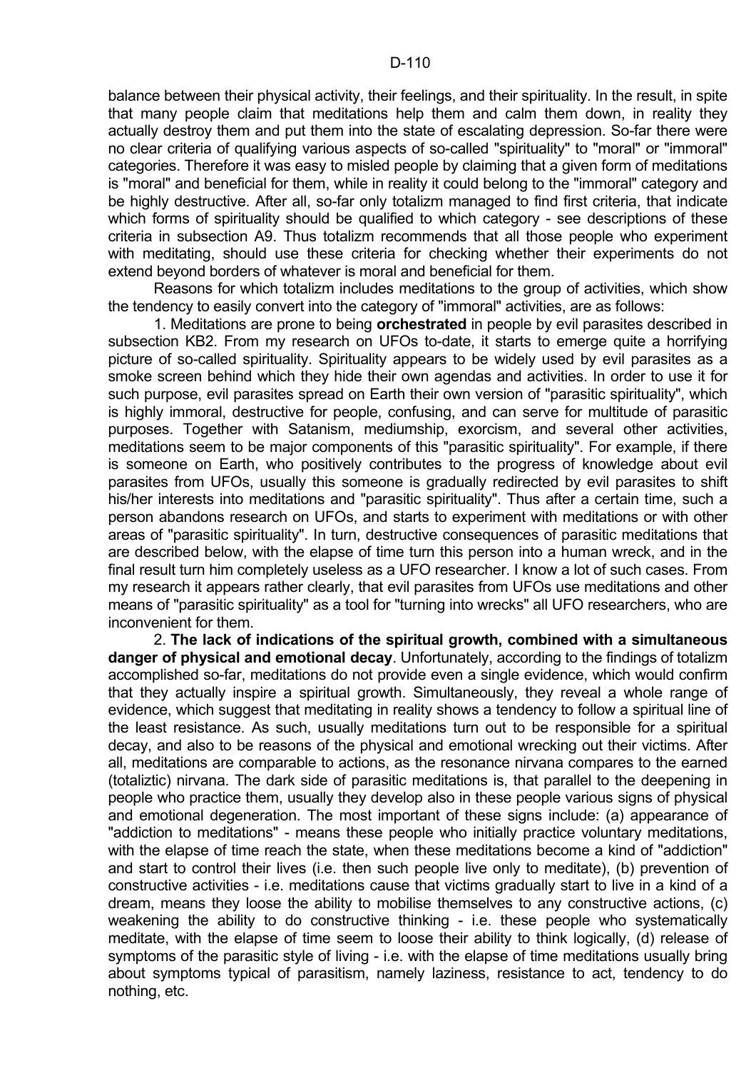balance between their physical activity, their feelings, and their spirituality. In the result, in spite that many people claim that meditations help them and calm them down, in reality they actually destroy them and put them into the state of escalating depression. So-far there were no clear criteria of qualifying various aspects of so-called "spirituality" to "moral" or "immoral" categories. Therefore it was easy to misled people by claiming that a given form of meditations is "moral" and beneficial for them, while in reality it could belong to the "immoral" category and be highly destructive. After all, so-far only totalizm managed to find first criteria, that indicate which forms of spirituality should be qualified to which category - see descriptions of these criteria in subsection A9. Thus totalizm recommends that all those people who experiment with meditating, should use these criteria for checking whether their experiments do not extend beyond borders of whatever is moral and beneficial for them.

Reasons for which totalizm includes meditations to the group of activities, which show the tendency to easily convert into the category of "immoral" activities, are as follows:

1. Meditations are prone to being **orchestrated** in people by evil parasites described in subsection KB2. From my research on UFOs to-date, it starts to emerge quite a horrifying picture of so-called spirituality. Spirituality appears to be widely used by evil parasites as a smoke screen behind which they hide their own agendas and activities. In order to use it for such purpose, evil parasites spread on Earth their own version of "parasitic spirituality", which is highly immoral, destructive for people, confusing, and can serve for multitude of parasitic purposes. Together with Satanism, mediumship, exorcism, and several other activities, meditations seem to be major components of this "parasitic spirituality". For example, if there is someone on Earth, who positively contributes to the progress of knowledge about evil parasites from UFOs, usually this someone is gradually redirected by evil parasites to shift his/her interests into meditations and "parasitic spirituality". Thus after a certain time, such a person abandons research on UFOs, and starts to experiment with meditations or with other areas of "parasitic spirituality". In turn, destructive consequences of parasitic meditations that are described below, with the elapse of time turn this person into a human wreck, and in the final result turn him completely useless as a UFO researcher. I know a lot of such cases. From my research it appears rather clearly, that evil parasites from UFOs use meditations and other means of "parasitic spirituality" as a tool for "turning into wrecks" all UFO researchers, who are inconvenient for them.

2. **The lack of indications of the spiritual growth, combined with a simultaneous danger of physical and emotional decay**. Unfortunately, according to the findings of totalizm accomplished so-far, meditations do not provide even a single evidence, which would confirm that they actually inspire a spiritual growth. Simultaneously, they reveal a whole range of evidence, which suggest that meditating in reality shows a tendency to follow a spiritual line of the least resistance. As such, usually meditations turn out to be responsible for a spiritual decay, and also to be reasons of the physical and emotional wrecking out their victims. After all, meditations are comparable to actions, as the resonance nirvana compares to the earned (totaliztic) nirvana. The dark side of parasitic meditations is, that parallel to the deepening in people who practice them, usually they develop also in these people various signs of physical and emotional degeneration. The most important of these signs include: (a) appearance of "addiction to meditations" - means these people who initially practice voluntary meditations, with the elapse of time reach the state, when these meditations become a kind of "addiction" and start to control their lives (i.e. then such people live only to meditate), (b) prevention of constructive activities - i.e. meditations cause that victims gradually start to live in a kind of a dream, means they loose the ability to mobilise themselves to any constructive actions, (c) weakening the ability to do constructive thinking - i.e. these people who systematically meditate, with the elapse of time seem to loose their ability to think logically, (d) release of symptoms of the parasitic style of living - i.e. with the elapse of time meditations usually bring about symptoms typical of parasitism, namely laziness, resistance to act, tendency to do nothing, etc.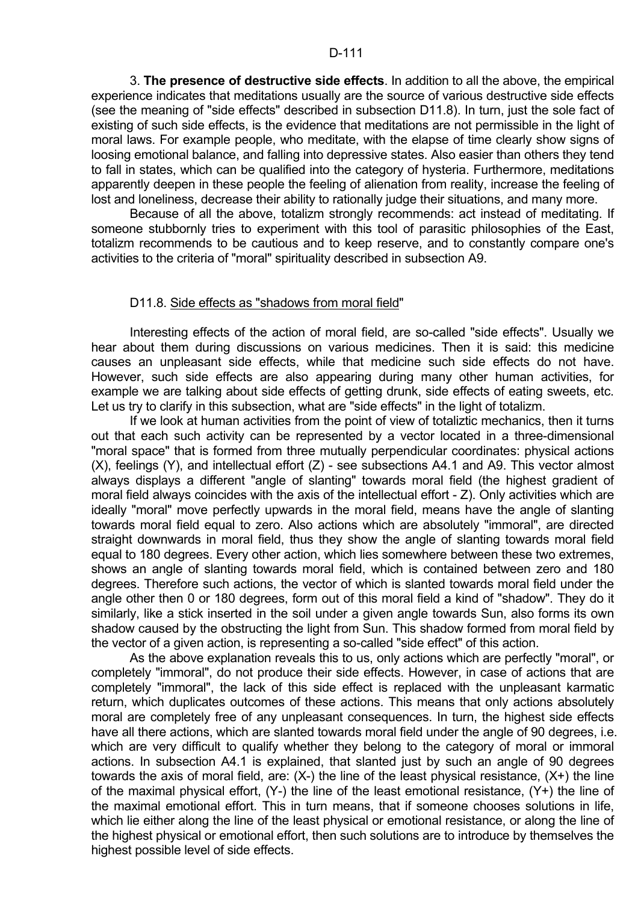3. **The presence of destructive side effects**. In addition to all the above, the empirical experience indicates that meditations usually are the source of various destructive side effects (see the meaning of "side effects" described in subsection D11.8). In turn, just the sole fact of existing of such side effects, is the evidence that meditations are not permissible in the light of moral laws. For example people, who meditate, with the elapse of time clearly show signs of loosing emotional balance, and falling into depressive states. Also easier than others they tend to fall in states, which can be qualified into the category of hysteria. Furthermore, meditations apparently deepen in these people the feeling of alienation from reality, increase the feeling of lost and loneliness, decrease their ability to rationally judge their situations, and many more.

Because of all the above, totalizm strongly recommends: act instead of meditating. If someone stubbornly tries to experiment with this tool of parasitic philosophies of the East, totalizm recommends to be cautious and to keep reserve, and to constantly compare one's activities to the criteria of "moral" spirituality described in subsection A9.

## D11.8. Side effects as "shadows from moral field"

Interesting effects of the action of moral field, are so-called "side effects". Usually we hear about them during discussions on various medicines. Then it is said: this medicine causes an unpleasant side effects, while that medicine such side effects do not have. However, such side effects are also appearing during many other human activities, for example we are talking about side effects of getting drunk, side effects of eating sweets, etc. Let us try to clarify in this subsection, what are "side effects" in the light of totalizm.

If we look at human activities from the point of view of totaliztic mechanics, then it turns out that each such activity can be represented by a vector located in a three-dimensional "moral space" that is formed from three mutually perpendicular coordinates: physical actions (X), feelings (Y), and intellectual effort (Z) - see subsections A4.1 and A9. This vector almost always displays a different "angle of slanting" towards moral field (the highest gradient of moral field always coincides with the axis of the intellectual effort - Z). Only activities which are ideally "moral" move perfectly upwards in the moral field, means have the angle of slanting towards moral field equal to zero. Also actions which are absolutely "immoral", are directed straight downwards in moral field, thus they show the angle of slanting towards moral field equal to 180 degrees. Every other action, which lies somewhere between these two extremes, shows an angle of slanting towards moral field, which is contained between zero and 180 degrees. Therefore such actions, the vector of which is slanted towards moral field under the angle other then 0 or 180 degrees, form out of this moral field a kind of "shadow". They do it similarly, like a stick inserted in the soil under a given angle towards Sun, also forms its own shadow caused by the obstructing the light from Sun. This shadow formed from moral field by the vector of a given action, is representing a so-called "side effect" of this action.

As the above explanation reveals this to us, only actions which are perfectly "moral", or completely "immoral", do not produce their side effects. However, in case of actions that are completely "immoral", the lack of this side effect is replaced with the unpleasant karmatic return, which duplicates outcomes of these actions. This means that only actions absolutely moral are completely free of any unpleasant consequences. In turn, the highest side effects have all there actions, which are slanted towards moral field under the angle of 90 degrees, i.e. which are very difficult to qualify whether they belong to the category of moral or immoral actions. In subsection A4.1 is explained, that slanted just by such an angle of 90 degrees towards the axis of moral field, are: (X-) the line of the least physical resistance, (X+) the line of the maximal physical effort, (Y-) the line of the least emotional resistance, (Y+) the line of the maximal emotional effort. This in turn means, that if someone chooses solutions in life, which lie either along the line of the least physical or emotional resistance, or along the line of the highest physical or emotional effort, then such solutions are to introduce by themselves the highest possible level of side effects.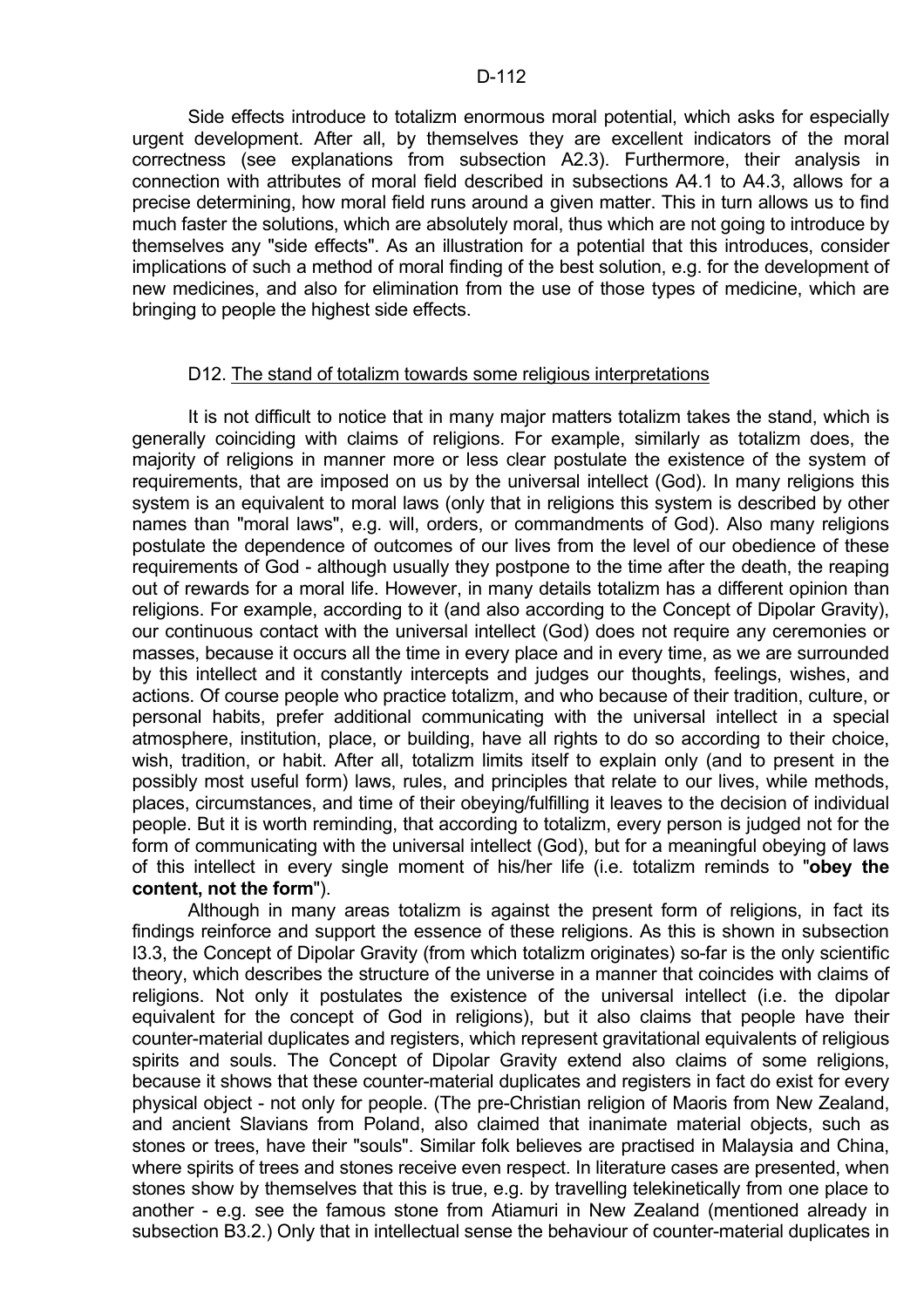Side effects introduce to totalizm enormous moral potential, which asks for especially urgent development. After all, by themselves they are excellent indicators of the moral correctness (see explanations from subsection A2.3). Furthermore, their analysis in connection with attributes of moral field described in subsections A4.1 to A4.3, allows for a precise determining, how moral field runs around a given matter. This in turn allows us to find much faster the solutions, which are absolutely moral, thus which are not going to introduce by themselves any "side effects". As an illustration for a potential that this introduces, consider implications of such a method of moral finding of the best solution, e.g. for the development of new medicines, and also for elimination from the use of those types of medicine, which are bringing to people the highest side effects.

## D12. The stand of totalizm towards some religious interpretations

It is not difficult to notice that in many major matters totalizm takes the stand, which is generally coinciding with claims of religions. For example, similarly as totalizm does, the majority of religions in manner more or less clear postulate the existence of the system of requirements, that are imposed on us by the universal intellect (God). In many religions this system is an equivalent to moral laws (only that in religions this system is described by other names than "moral laws", e.g. will, orders, or commandments of God). Also many religions postulate the dependence of outcomes of our lives from the level of our obedience of these requirements of God - although usually they postpone to the time after the death, the reaping out of rewards for a moral life. However, in many details totalizm has a different opinion than religions. For example, according to it (and also according to the Concept of Dipolar Gravity), our continuous contact with the universal intellect (God) does not require any ceremonies or masses, because it occurs all the time in every place and in every time, as we are surrounded by this intellect and it constantly intercepts and judges our thoughts, feelings, wishes, and actions. Of course people who practice totalizm, and who because of their tradition, culture, or personal habits, prefer additional communicating with the universal intellect in a special atmosphere, institution, place, or building, have all rights to do so according to their choice, wish, tradition, or habit. After all, totalizm limits itself to explain only (and to present in the possibly most useful form) laws, rules, and principles that relate to our lives, while methods, places, circumstances, and time of their obeying/fulfilling it leaves to the decision of individual people. But it is worth reminding, that according to totalizm, every person is judged not for the form of communicating with the universal intellect (God), but for a meaningful obeying of laws of this intellect in every single moment of his/her life (i.e. totalizm reminds to "**obey the content, not the form**").

Although in many areas totalizm is against the present form of religions, in fact its findings reinforce and support the essence of these religions. As this is shown in subsection I3.3, the Concept of Dipolar Gravity (from which totalizm originates) so-far is the only scientific theory, which describes the structure of the universe in a manner that coincides with claims of religions. Not only it postulates the existence of the universal intellect (i.e. the dipolar equivalent for the concept of God in religions), but it also claims that people have their counter-material duplicates and registers, which represent gravitational equivalents of religious spirits and souls. The Concept of Dipolar Gravity extend also claims of some religions, because it shows that these counter-material duplicates and registers in fact do exist for every physical object - not only for people. (The pre-Christian religion of Maoris from New Zealand, and ancient Slavians from Poland, also claimed that inanimate material objects, such as stones or trees, have their "souls". Similar folk believes are practised in Malaysia and China, where spirits of trees and stones receive even respect. In literature cases are presented, when stones show by themselves that this is true, e.g. by travelling telekinetically from one place to another - e.g. see the famous stone from Atiamuri in New Zealand (mentioned already in subsection B3.2.) Only that in intellectual sense the behaviour of counter-material duplicates in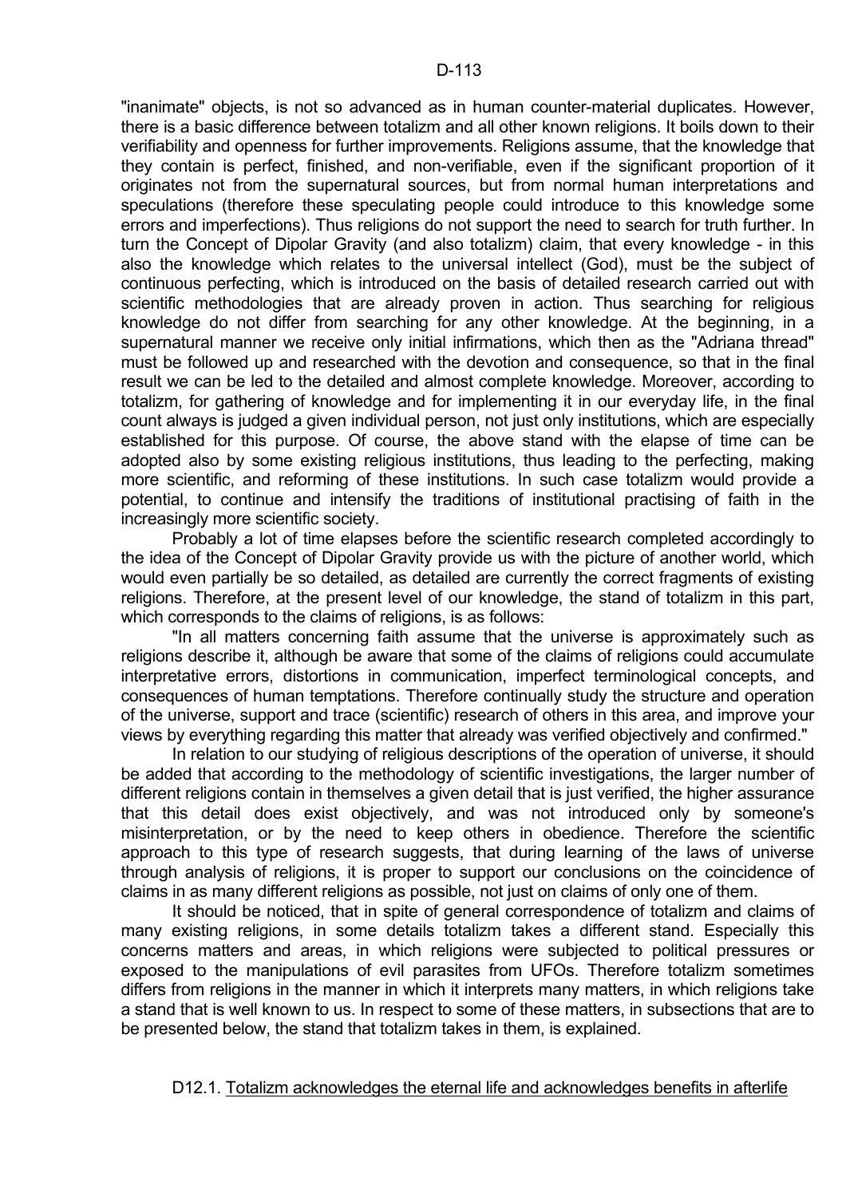"inanimate" objects, is not so advanced as in human counter-material duplicates. However, there is a basic difference between totalizm and all other known religions. It boils down to their verifiability and openness for further improvements. Religions assume, that the knowledge that they contain is perfect, finished, and non-verifiable, even if the significant proportion of it originates not from the supernatural sources, but from normal human interpretations and speculations (therefore these speculating people could introduce to this knowledge some errors and imperfections). Thus religions do not support the need to search for truth further. In turn the Concept of Dipolar Gravity (and also totalizm) claim, that every knowledge - in this also the knowledge which relates to the universal intellect (God), must be the subject of continuous perfecting, which is introduced on the basis of detailed research carried out with scientific methodologies that are already proven in action. Thus searching for religious knowledge do not differ from searching for any other knowledge. At the beginning, in a supernatural manner we receive only initial infirmations, which then as the "Adriana thread" must be followed up and researched with the devotion and consequence, so that in the final result we can be led to the detailed and almost complete knowledge. Moreover, according to totalizm, for gathering of knowledge and for implementing it in our everyday life, in the final count always is judged a given individual person, not just only institutions, which are especially established for this purpose. Of course, the above stand with the elapse of time can be adopted also by some existing religious institutions, thus leading to the perfecting, making more scientific, and reforming of these institutions. In such case totalizm would provide a potential, to continue and intensify the traditions of institutional practising of faith in the increasingly more scientific society.

Probably a lot of time elapses before the scientific research completed accordingly to the idea of the Concept of Dipolar Gravity provide us with the picture of another world, which would even partially be so detailed, as detailed are currently the correct fragments of existing religions. Therefore, at the present level of our knowledge, the stand of totalizm in this part, which corresponds to the claims of religions, is as follows:

"In all matters concerning faith assume that the universe is approximately such as religions describe it, although be aware that some of the claims of religions could accumulate interpretative errors, distortions in communication, imperfect terminological concepts, and consequences of human temptations. Therefore continually study the structure and operation of the universe, support and trace (scientific) research of others in this area, and improve your views by everything regarding this matter that already was verified objectively and confirmed."

In relation to our studying of religious descriptions of the operation of universe, it should be added that according to the methodology of scientific investigations, the larger number of different religions contain in themselves a given detail that is just verified, the higher assurance that this detail does exist objectively, and was not introduced only by someone's misinterpretation, or by the need to keep others in obedience. Therefore the scientific approach to this type of research suggests, that during learning of the laws of universe through analysis of religions, it is proper to support our conclusions on the coincidence of claims in as many different religions as possible, not just on claims of only one of them.

It should be noticed, that in spite of general correspondence of totalizm and claims of many existing religions, in some details totalizm takes a different stand. Especially this concerns matters and areas, in which religions were subjected to political pressures or exposed to the manipulations of evil parasites from UFOs. Therefore totalizm sometimes differs from religions in the manner in which it interprets many matters, in which religions take a stand that is well known to us. In respect to some of these matters, in subsections that are to be presented below, the stand that totalizm takes in them, is explained.

## D12.1. Totalizm acknowledges the eternal life and acknowledges benefits in afterlife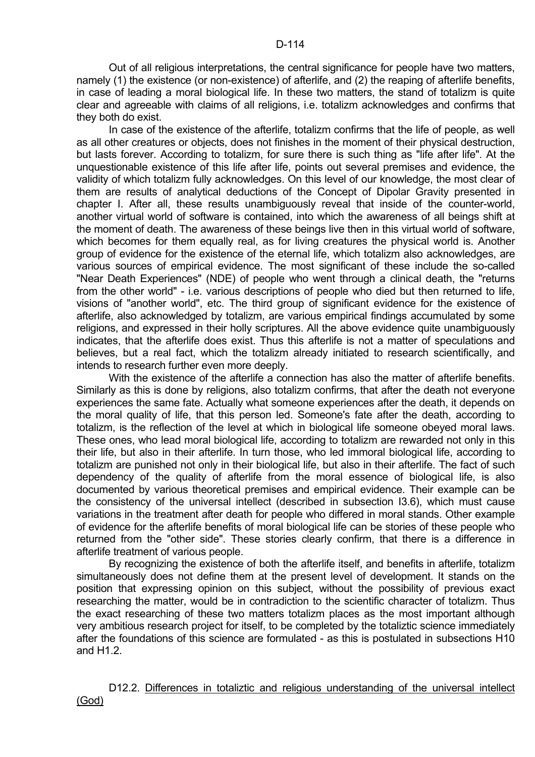Out of all religious interpretations, the central significance for people have two matters, namely (1) the existence (or non-existence) of afterlife, and (2) the reaping of afterlife benefits, in case of leading a moral biological life. In these two matters, the stand of totalizm is quite clear and agreeable with claims of all religions, i.e. totalizm acknowledges and confirms that they both do exist.

In case of the existence of the afterlife, totalizm confirms that the life of people, as well as all other creatures or objects, does not finishes in the moment of their physical destruction, but lasts forever. According to totalizm, for sure there is such thing as "life after life". At the unquestionable existence of this life after life, points out several premises and evidence, the validity of which totalizm fully acknowledges. On this level of our knowledge, the most clear of them are results of analytical deductions of the Concept of Dipolar Gravity presented in chapter I. After all, these results unambiguously reveal that inside of the counter-world, another virtual world of software is contained, into which the awareness of all beings shift at the moment of death. The awareness of these beings live then in this virtual world of software, which becomes for them equally real, as for living creatures the physical world is. Another group of evidence for the existence of the eternal life, which totalizm also acknowledges, are various sources of empirical evidence. The most significant of these include the so-called "Near Death Experiences" (NDE) of people who went through a clinical death, the "returns from the other world" - i.e. various descriptions of people who died but then returned to life, visions of "another world", etc. The third group of significant evidence for the existence of afterlife, also acknowledged by totalizm, are various empirical findings accumulated by some religions, and expressed in their holly scriptures. All the above evidence quite unambiguously indicates, that the afterlife does exist. Thus this afterlife is not a matter of speculations and believes, but a real fact, which the totalizm already initiated to research scientifically, and intends to research further even more deeply.

With the existence of the afterlife a connection has also the matter of afterlife benefits. Similarly as this is done by religions, also totalizm confirms, that after the death not everyone experiences the same fate. Actually what someone experiences after the death, it depends on the moral quality of life, that this person led. Someone's fate after the death, according to totalizm, is the reflection of the level at which in biological life someone obeyed moral laws. These ones, who lead moral biological life, according to totalizm are rewarded not only in this their life, but also in their afterlife. In turn those, who led immoral biological life, according to totalizm are punished not only in their biological life, but also in their afterlife. The fact of such dependency of the quality of afterlife from the moral essence of biological life, is also documented by various theoretical premises and empirical evidence. Their example can be the consistency of the universal intellect (described in subsection I3.6), which must cause variations in the treatment after death for people who differed in moral stands. Other example of evidence for the afterlife benefits of moral biological life can be stories of these people who returned from the "other side". These stories clearly confirm, that there is a difference in afterlife treatment of various people.

By recognizing the existence of both the afterlife itself, and benefits in afterlife, totalizm simultaneously does not define them at the present level of development. It stands on the position that expressing opinion on this subject, without the possibility of previous exact researching the matter, would be in contradiction to the scientific character of totalizm. Thus the exact researching of these two matters totalizm places as the most important although very ambitious research project for itself, to be completed by the totaliztic science immediately after the foundations of this science are formulated - as this is postulated in subsections H10 and H1.2.

### D12.2. Differences in totaliztic and religious understanding of the universal intellect (God)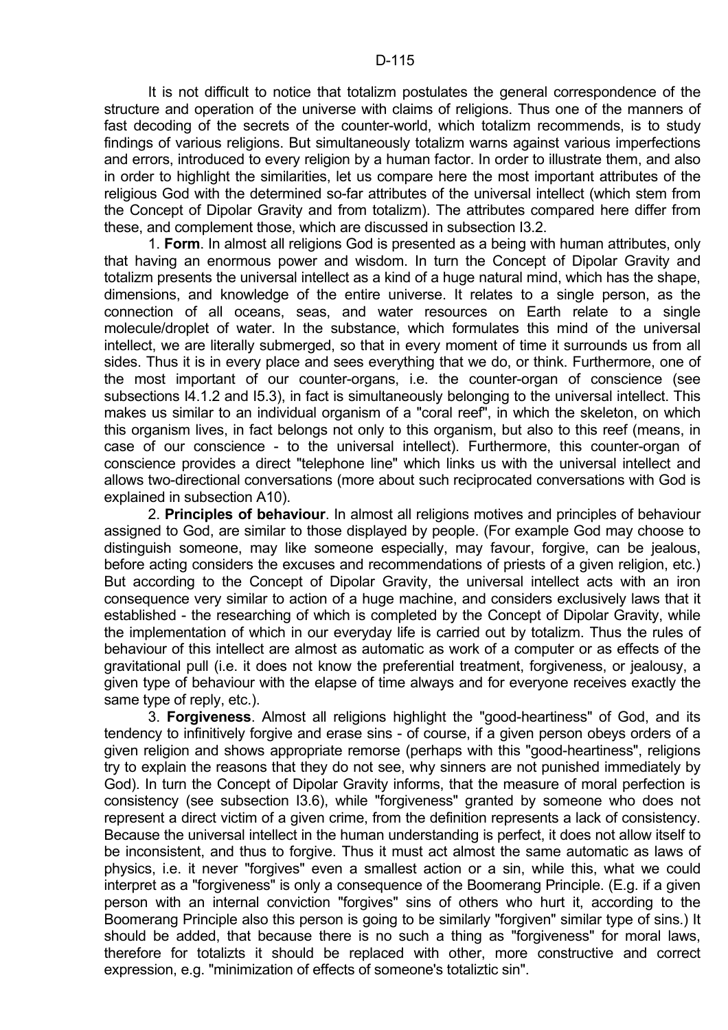It is not difficult to notice that totalizm postulates the general correspondence of the structure and operation of the universe with claims of religions. Thus one of the manners of fast decoding of the secrets of the counter-world, which totalizm recommends, is to study findings of various religions. But simultaneously totalizm warns against various imperfections and errors, introduced to every religion by a human factor. In order to illustrate them, and also in order to highlight the similarities, let us compare here the most important attributes of the religious God with the determined so-far attributes of the universal intellect (which stem from the Concept of Dipolar Gravity and from totalizm). The attributes compared here differ from these, and complement those, which are discussed in subsection I3.2.

1. **Form**. In almost all religions God is presented as a being with human attributes, only that having an enormous power and wisdom. In turn the Concept of Dipolar Gravity and totalizm presents the universal intellect as a kind of a huge natural mind, which has the shape, dimensions, and knowledge of the entire universe. It relates to a single person, as the connection of all oceans, seas, and water resources on Earth relate to a single molecule/droplet of water. In the substance, which formulates this mind of the universal intellect, we are literally submerged, so that in every moment of time it surrounds us from all sides. Thus it is in every place and sees everything that we do, or think. Furthermore, one of the most important of our counter-organs, i.e. the counter-organ of conscience (see subsections I4.1.2 and I5.3), in fact is simultaneously belonging to the universal intellect. This makes us similar to an individual organism of a "coral reef", in which the skeleton, on which this organism lives, in fact belongs not only to this organism, but also to this reef (means, in case of our conscience - to the universal intellect). Furthermore, this counter-organ of conscience provides a direct "telephone line" which links us with the universal intellect and allows two-directional conversations (more about such reciprocated conversations with God is explained in subsection A10).

2. **Principles of behaviour**. In almost all religions motives and principles of behaviour assigned to God, are similar to those displayed by people. (For example God may choose to distinguish someone, may like someone especially, may favour, forgive, can be jealous, before acting considers the excuses and recommendations of priests of a given religion, etc.) But according to the Concept of Dipolar Gravity, the universal intellect acts with an iron consequence very similar to action of a huge machine, and considers exclusively laws that it established - the researching of which is completed by the Concept of Dipolar Gravity, while the implementation of which in our everyday life is carried out by totalizm. Thus the rules of behaviour of this intellect are almost as automatic as work of a computer or as effects of the gravitational pull (i.e. it does not know the preferential treatment, forgiveness, or jealousy, a given type of behaviour with the elapse of time always and for everyone receives exactly the same type of reply, etc.).

3. **Forgiveness**. Almost all religions highlight the "good-heartiness" of God, and its tendency to infinitively forgive and erase sins - of course, if a given person obeys orders of a given religion and shows appropriate remorse (perhaps with this "good-heartiness", religions try to explain the reasons that they do not see, why sinners are not punished immediately by God). In turn the Concept of Dipolar Gravity informs, that the measure of moral perfection is consistency (see subsection I3.6), while "forgiveness" granted by someone who does not represent a direct victim of a given crime, from the definition represents a lack of consistency. Because the universal intellect in the human understanding is perfect, it does not allow itself to be inconsistent, and thus to forgive. Thus it must act almost the same automatic as laws of physics, i.e. it never "forgives" even a smallest action or a sin, while this, what we could interpret as a "forgiveness" is only a consequence of the Boomerang Principle. (E.g. if a given person with an internal conviction "forgives" sins of others who hurt it, according to the Boomerang Principle also this person is going to be similarly "forgiven" similar type of sins.) It should be added, that because there is no such a thing as "forgiveness" for moral laws, therefore for totalizts it should be replaced with other, more constructive and correct expression, e.g. "minimization of effects of someone's totaliztic sin".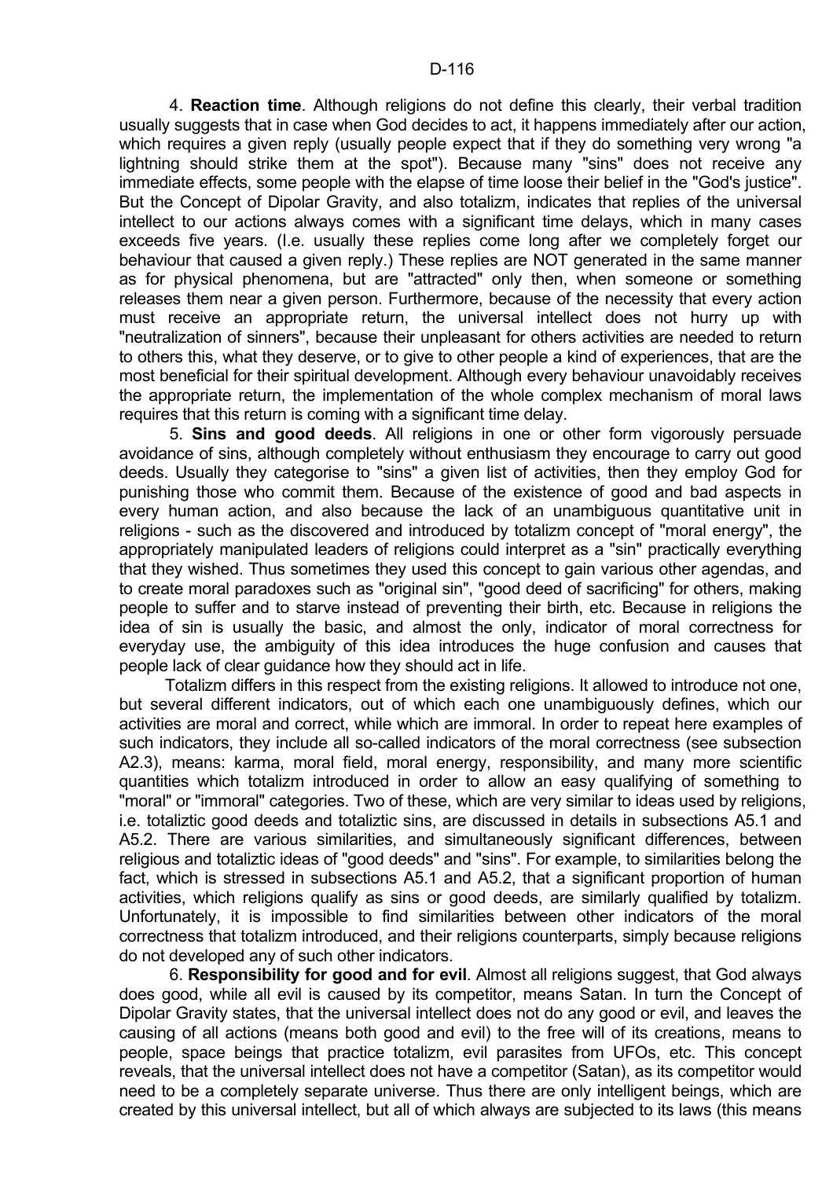4. **Reaction time**. Although religions do not define this clearly, their verbal tradition usually suggests that in case when God decides to act, it happens immediately after our action, which requires a given reply (usually people expect that if they do something very wrong "a lightning should strike them at the spot"). Because many "sins" does not receive any immediate effects, some people with the elapse of time loose their belief in the "God's justice". But the Concept of Dipolar Gravity, and also totalizm, indicates that replies of the universal intellect to our actions always comes with a significant time delays, which in many cases exceeds five years. (I.e. usually these replies come long after we completely forget our behaviour that caused a given reply.) These replies are NOT generated in the same manner as for physical phenomena, but are "attracted" only then, when someone or something releases them near a given person. Furthermore, because of the necessity that every action must receive an appropriate return, the universal intellect does not hurry up with "neutralization of sinners", because their unpleasant for others activities are needed to return to others this, what they deserve, or to give to other people a kind of experiences, that are the most beneficial for their spiritual development. Although every behaviour unavoidably receives the appropriate return, the implementation of the whole complex mechanism of moral laws requires that this return is coming with a significant time delay.

5. **Sins and good deeds**. All religions in one or other form vigorously persuade avoidance of sins, although completely without enthusiasm they encourage to carry out good deeds. Usually they categorise to "sins" a given list of activities, then they employ God for punishing those who commit them. Because of the existence of good and bad aspects in every human action, and also because the lack of an unambiguous quantitative unit in religions - such as the discovered and introduced by totalizm concept of "moral energy", the appropriately manipulated leaders of religions could interpret as a "sin" practically everything that they wished. Thus sometimes they used this concept to gain various other agendas, and to create moral paradoxes such as "original sin", "good deed of sacrificing" for others, making people to suffer and to starve instead of preventing their birth, etc. Because in religions the idea of sin is usually the basic, and almost the only, indicator of moral correctness for everyday use, the ambiguity of this idea introduces the huge confusion and causes that people lack of clear guidance how they should act in life.

Totalizm differs in this respect from the existing religions. It allowed to introduce not one, but several different indicators, out of which each one unambiguously defines, which our activities are moral and correct, while which are immoral. In order to repeat here examples of such indicators, they include all so-called indicators of the moral correctness (see subsection A2.3), means: karma, moral field, moral energy, responsibility, and many more scientific quantities which totalizm introduced in order to allow an easy qualifying of something to "moral" or "immoral" categories. Two of these, which are very similar to ideas used by religions, i.e. totaliztic good deeds and totaliztic sins, are discussed in details in subsections A5.1 and A5.2. There are various similarities, and simultaneously significant differences, between religious and totaliztic ideas of "good deeds" and "sins". For example, to similarities belong the fact, which is stressed in subsections A5.1 and A5.2, that a significant proportion of human activities, which religions qualify as sins or good deeds, are similarly qualified by totalizm. Unfortunately, it is impossible to find similarities between other indicators of the moral correctness that totalizm introduced, and their religions counterparts, simply because religions do not developed any of such other indicators.

6. **Responsibility for good and for evil**. Almost all religions suggest, that God always does good, while all evil is caused by its competitor, means Satan. In turn the Concept of Dipolar Gravity states, that the universal intellect does not do any good or evil, and leaves the causing of all actions (means both good and evil) to the free will of its creations, means to people, space beings that practice totalizm, evil parasites from UFOs, etc. This concept reveals, that the universal intellect does not have a competitor (Satan), as its competitor would need to be a completely separate universe. Thus there are only intelligent beings, which are created by this universal intellect, but all of which always are subjected to its laws (this means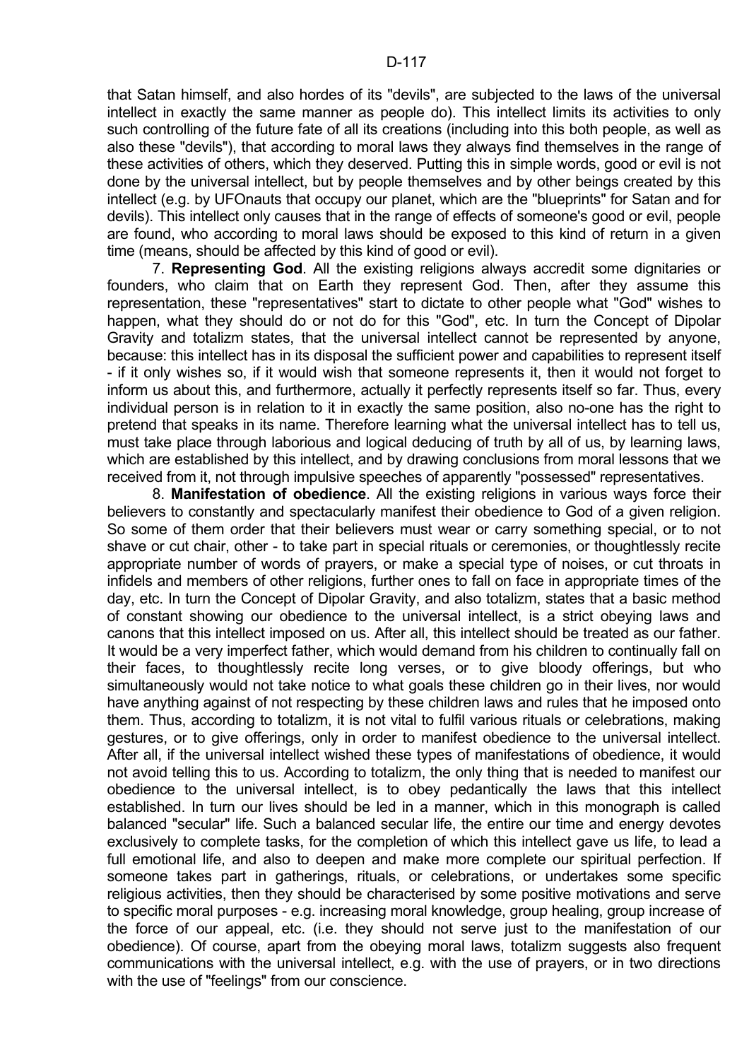that Satan himself, and also hordes of its "devils", are subjected to the laws of the universal intellect in exactly the same manner as people do). This intellect limits its activities to only such controlling of the future fate of all its creations (including into this both people, as well as also these "devils"), that according to moral laws they always find themselves in the range of these activities of others, which they deserved. Putting this in simple words, good or evil is not done by the universal intellect, but by people themselves and by other beings created by this intellect (e.g. by UFOnauts that occupy our planet, which are the "blueprints" for Satan and for devils). This intellect only causes that in the range of effects of someone's good or evil, people are found, who according to moral laws should be exposed to this kind of return in a given time (means, should be affected by this kind of good or evil).

7. **Representing God**. All the existing religions always accredit some dignitaries or founders, who claim that on Earth they represent God. Then, after they assume this representation, these "representatives" start to dictate to other people what "God" wishes to happen, what they should do or not do for this "God", etc. In turn the Concept of Dipolar Gravity and totalizm states, that the universal intellect cannot be represented by anyone, because: this intellect has in its disposal the sufficient power and capabilities to represent itself - if it only wishes so, if it would wish that someone represents it, then it would not forget to inform us about this, and furthermore, actually it perfectly represents itself so far. Thus, every individual person is in relation to it in exactly the same position, also no-one has the right to pretend that speaks in its name. Therefore learning what the universal intellect has to tell us, must take place through laborious and logical deducing of truth by all of us, by learning laws, which are established by this intellect, and by drawing conclusions from moral lessons that we received from it, not through impulsive speeches of apparently "possessed" representatives.

8. **Manifestation of obedience**. All the existing religions in various ways force their believers to constantly and spectacularly manifest their obedience to God of a given religion. So some of them order that their believers must wear or carry something special, or to not shave or cut chair, other - to take part in special rituals or ceremonies, or thoughtlessly recite appropriate number of words of prayers, or make a special type of noises, or cut throats in infidels and members of other religions, further ones to fall on face in appropriate times of the day, etc. In turn the Concept of Dipolar Gravity, and also totalizm, states that a basic method of constant showing our obedience to the universal intellect, is a strict obeying laws and canons that this intellect imposed on us. After all, this intellect should be treated as our father. It would be a very imperfect father, which would demand from his children to continually fall on their faces, to thoughtlessly recite long verses, or to give bloody offerings, but who simultaneously would not take notice to what goals these children go in their lives, nor would have anything against of not respecting by these children laws and rules that he imposed onto them. Thus, according to totalizm, it is not vital to fulfil various rituals or celebrations, making gestures, or to give offerings, only in order to manifest obedience to the universal intellect. After all, if the universal intellect wished these types of manifestations of obedience, it would not avoid telling this to us. According to totalizm, the only thing that is needed to manifest our obedience to the universal intellect, is to obey pedantically the laws that this intellect established. In turn our lives should be led in a manner, which in this monograph is called balanced "secular" life. Such a balanced secular life, the entire our time and energy devotes exclusively to complete tasks, for the completion of which this intellect gave us life, to lead a full emotional life, and also to deepen and make more complete our spiritual perfection. If someone takes part in gatherings, rituals, or celebrations, or undertakes some specific religious activities, then they should be characterised by some positive motivations and serve to specific moral purposes - e.g. increasing moral knowledge, group healing, group increase of the force of our appeal, etc. (i.e. they should not serve just to the manifestation of our obedience). Of course, apart from the obeying moral laws, totalizm suggests also frequent communications with the universal intellect, e.g. with the use of prayers, or in two directions with the use of "feelings" from our conscience.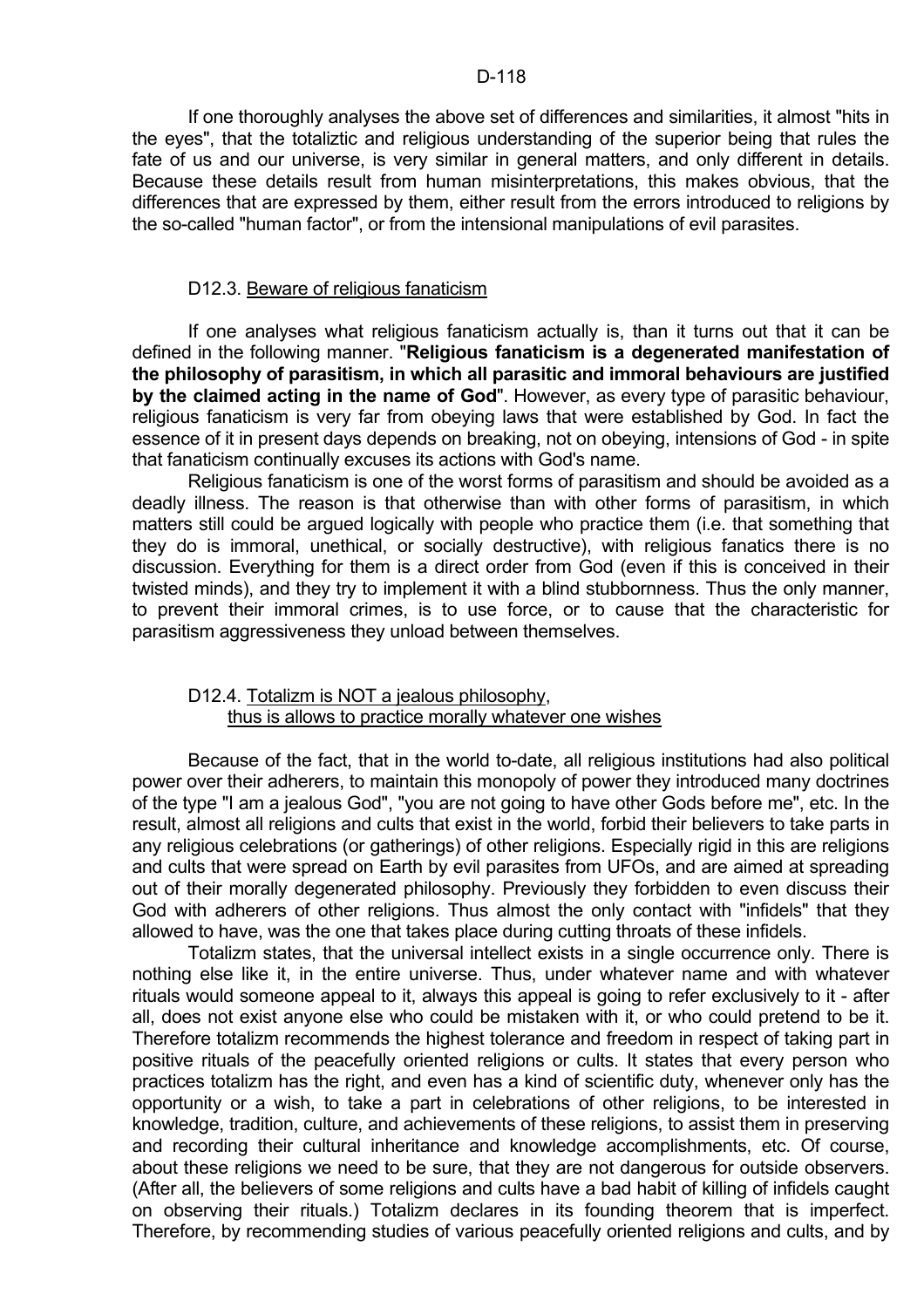If one thoroughly analyses the above set of differences and similarities, it almost "hits in the eyes", that the totaliztic and religious understanding of the superior being that rules the fate of us and our universe, is very similar in general matters, and only different in details. Because these details result from human misinterpretations, this makes obvious, that the differences that are expressed by them, either result from the errors introduced to religions by the so-called "human factor", or from the intensional manipulations of evil parasites.

### D12.3. Beware of religious fanaticism

If one analyses what religious fanaticism actually is, than it turns out that it can be defined in the following manner. "**Religious fanaticism is a degenerated manifestation of the philosophy of parasitism, in which all parasitic and immoral behaviours are justified by the claimed acting in the name of God**". However, as every type of parasitic behaviour, religious fanaticism is very far from obeying laws that were established by God. In fact the essence of it in present days depends on breaking, not on obeying, intensions of God - in spite that fanaticism continually excuses its actions with God's name.

Religious fanaticism is one of the worst forms of parasitism and should be avoided as a deadly illness. The reason is that otherwise than with other forms of parasitism, in which matters still could be argued logically with people who practice them (i.e. that something that they do is immoral, unethical, or socially destructive), with religious fanatics there is no discussion. Everything for them is a direct order from God (even if this is conceived in their twisted minds), and they try to implement it with a blind stubbornness. Thus the only manner, to prevent their immoral crimes, is to use force, or to cause that the characteristic for parasitism aggressiveness they unload between themselves.

### D12.4. Totalizm is NOT a jealous philosophy, thus is allows to practice morally whatever one wishes

Because of the fact, that in the world to-date, all religious institutions had also political power over their adherers, to maintain this monopoly of power they introduced many doctrines of the type "I am a jealous God", "you are not going to have other Gods before me", etc. In the result, almost all religions and cults that exist in the world, forbid their believers to take parts in any religious celebrations (or gatherings) of other religions. Especially rigid in this are religions and cults that were spread on Earth by evil parasites from UFOs, and are aimed at spreading out of their morally degenerated philosophy. Previously they forbidden to even discuss their God with adherers of other religions. Thus almost the only contact with "infidels" that they allowed to have, was the one that takes place during cutting throats of these infidels.

Totalizm states, that the universal intellect exists in a single occurrence only. There is nothing else like it, in the entire universe. Thus, under whatever name and with whatever rituals would someone appeal to it, always this appeal is going to refer exclusively to it - after all, does not exist anyone else who could be mistaken with it, or who could pretend to be it. Therefore totalizm recommends the highest tolerance and freedom in respect of taking part in positive rituals of the peacefully oriented religions or cults. It states that every person who practices totalizm has the right, and even has a kind of scientific duty, whenever only has the opportunity or a wish, to take a part in celebrations of other religions, to be interested in knowledge, tradition, culture, and achievements of these religions, to assist them in preserving and recording their cultural inheritance and knowledge accomplishments, etc. Of course, about these religions we need to be sure, that they are not dangerous for outside observers. (After all, the believers of some religions and cults have a bad habit of killing of infidels caught on observing their rituals.) Totalizm declares in its founding theorem that is imperfect. Therefore, by recommending studies of various peacefully oriented religions and cults, and by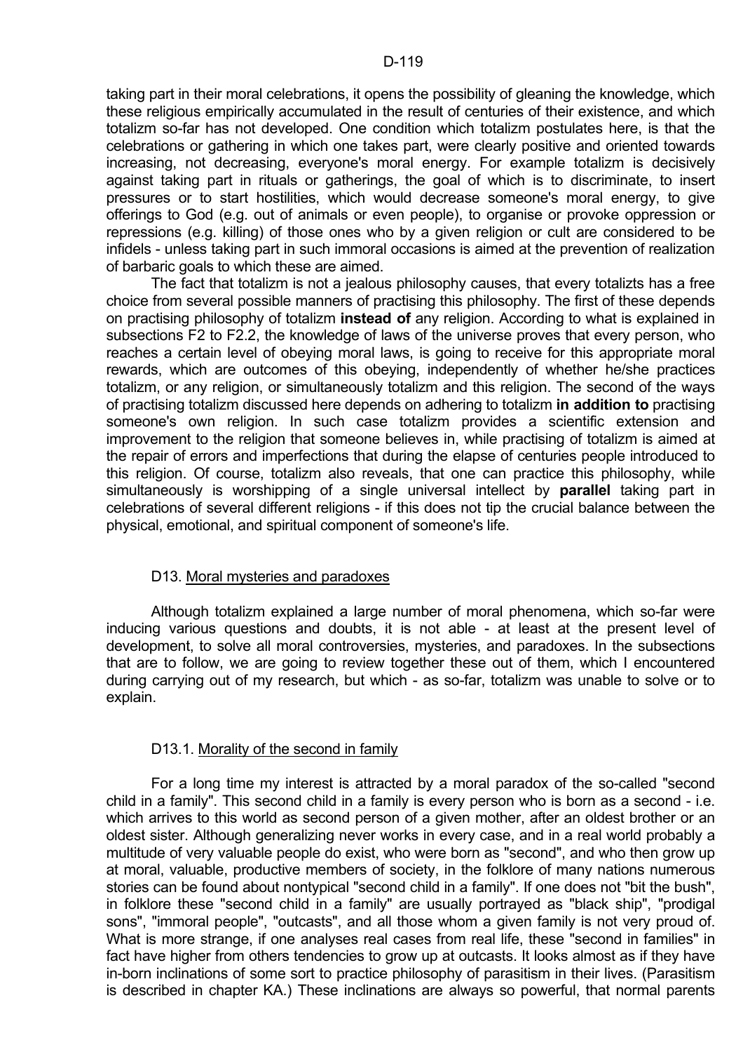taking part in their moral celebrations, it opens the possibility of gleaning the knowledge, which these religious empirically accumulated in the result of centuries of their existence, and which totalizm so-far has not developed. One condition which totalizm postulates here, is that the celebrations or gathering in which one takes part, were clearly positive and oriented towards increasing, not decreasing, everyone's moral energy. For example totalizm is decisively against taking part in rituals or gatherings, the goal of which is to discriminate, to insert pressures or to start hostilities, which would decrease someone's moral energy, to give offerings to God (e.g. out of animals or even people), to organise or provoke oppression or repressions (e.g. killing) of those ones who by a given religion or cult are considered to be infidels - unless taking part in such immoral occasions is aimed at the prevention of realization of barbaric goals to which these are aimed.

The fact that totalizm is not a jealous philosophy causes, that every totalizts has a free choice from several possible manners of practising this philosophy. The first of these depends on practising philosophy of totalizm **instead of** any religion. According to what is explained in subsections F2 to F2.2, the knowledge of laws of the universe proves that every person, who reaches a certain level of obeying moral laws, is going to receive for this appropriate moral rewards, which are outcomes of this obeying, independently of whether he/she practices totalizm, or any religion, or simultaneously totalizm and this religion. The second of the ways of practising totalizm discussed here depends on adhering to totalizm **in addition to** practising someone's own religion. In such case totalizm provides a scientific extension and improvement to the religion that someone believes in, while practising of totalizm is aimed at the repair of errors and imperfections that during the elapse of centuries people introduced to this religion. Of course, totalizm also reveals, that one can practice this philosophy, while simultaneously is worshipping of a single universal intellect by **parallel** taking part in celebrations of several different religions - if this does not tip the crucial balance between the physical, emotional, and spiritual component of someone's life.

## D13. Moral mysteries and paradoxes

Although totalizm explained a large number of moral phenomena, which so-far were inducing various questions and doubts, it is not able - at least at the present level of development, to solve all moral controversies, mysteries, and paradoxes. In the subsections that are to follow, we are going to review together these out of them, which I encountered during carrying out of my research, but which - as so-far, totalizm was unable to solve or to explain.

### D13.1. Morality of the second in family

For a long time my interest is attracted by a moral paradox of the so-called "second child in a family". This second child in a family is every person who is born as a second - i.e. which arrives to this world as second person of a given mother, after an oldest brother or an oldest sister. Although generalizing never works in every case, and in a real world probably a multitude of very valuable people do exist, who were born as "second", and who then grow up at moral, valuable, productive members of society, in the folklore of many nations numerous stories can be found about nontypical "second child in a family". If one does not "bit the bush", in folklore these "second child in a family" are usually portrayed as "black ship", "prodigal sons", "immoral people", "outcasts", and all those whom a given family is not very proud of. What is more strange, if one analyses real cases from real life, these "second in families" in fact have higher from others tendencies to grow up at outcasts. It looks almost as if they have in-born inclinations of some sort to practice philosophy of parasitism in their lives. (Parasitism is described in chapter KA.) These inclinations are always so powerful, that normal parents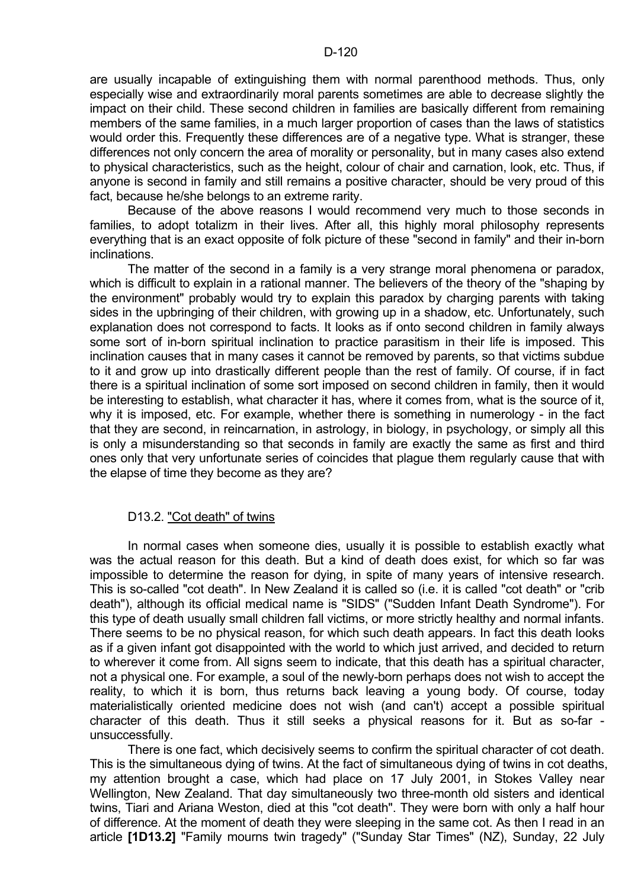are usually incapable of extinguishing them with normal parenthood methods. Thus, only especially wise and extraordinarily moral parents sometimes are able to decrease slightly the impact on their child. These second children in families are basically different from remaining members of the same families, in a much larger proportion of cases than the laws of statistics would order this. Frequently these differences are of a negative type. What is stranger, these differences not only concern the area of morality or personality, but in many cases also extend to physical characteristics, such as the height, colour of chair and carnation, look, etc. Thus, if anyone is second in family and still remains a positive character, should be very proud of this fact, because he/she belongs to an extreme rarity.

Because of the above reasons I would recommend very much to those seconds in families, to adopt totalizm in their lives. After all, this highly moral philosophy represents everything that is an exact opposite of folk picture of these "second in family" and their in-born inclinations.

The matter of the second in a family is a very strange moral phenomena or paradox, which is difficult to explain in a rational manner. The believers of the theory of the "shaping by the environment" probably would try to explain this paradox by charging parents with taking sides in the upbringing of their children, with growing up in a shadow, etc. Unfortunately, such explanation does not correspond to facts. It looks as if onto second children in family always some sort of in-born spiritual inclination to practice parasitism in their life is imposed. This inclination causes that in many cases it cannot be removed by parents, so that victims subdue to it and grow up into drastically different people than the rest of family. Of course, if in fact there is a spiritual inclination of some sort imposed on second children in family, then it would be interesting to establish, what character it has, where it comes from, what is the source of it, why it is imposed, etc. For example, whether there is something in numerology - in the fact that they are second, in reincarnation, in astrology, in biology, in psychology, or simply all this is only a misunderstanding so that seconds in family are exactly the same as first and third ones only that very unfortunate series of coincides that plague them regularly cause that with the elapse of time they become as they are?

## D13.2. "Cot death" of twins

In normal cases when someone dies, usually it is possible to establish exactly what was the actual reason for this death. But a kind of death does exist, for which so far was impossible to determine the reason for dying, in spite of many years of intensive research. This is so-called "cot death". In New Zealand it is called so (i.e. it is called "cot death" or "crib death"), although its official medical name is "SIDS" ("Sudden Infant Death Syndrome"). For this type of death usually small children fall victims, or more strictly healthy and normal infants. There seems to be no physical reason, for which such death appears. In fact this death looks as if a given infant got disappointed with the world to which just arrived, and decided to return to wherever it come from. All signs seem to indicate, that this death has a spiritual character, not a physical one. For example, a soul of the newly-born perhaps does not wish to accept the reality, to which it is born, thus returns back leaving a young body. Of course, today materialistically oriented medicine does not wish (and can't) accept a possible spiritual character of this death. Thus it still seeks a physical reasons for it. But as so-far - unsuccessfully.

There is one fact, which decisively seems to confirm the spiritual character of cot death. This is the simultaneous dying of twins. At the fact of simultaneous dying of twins in cot deaths, my attention brought a case, which had place on 17 July 2001, in Stokes Valley near Wellington, New Zealand. That day simultaneously two three-month old sisters and identical twins, Tiari and Ariana Weston, died at this "cot death". They were born with only a half hour of difference. At the moment of death they were sleeping in the same cot. As then I read in an article **[1D13.2]** "Family mourns twin tragedy" ("Sunday Star Times" (NZ), Sunday, 22 July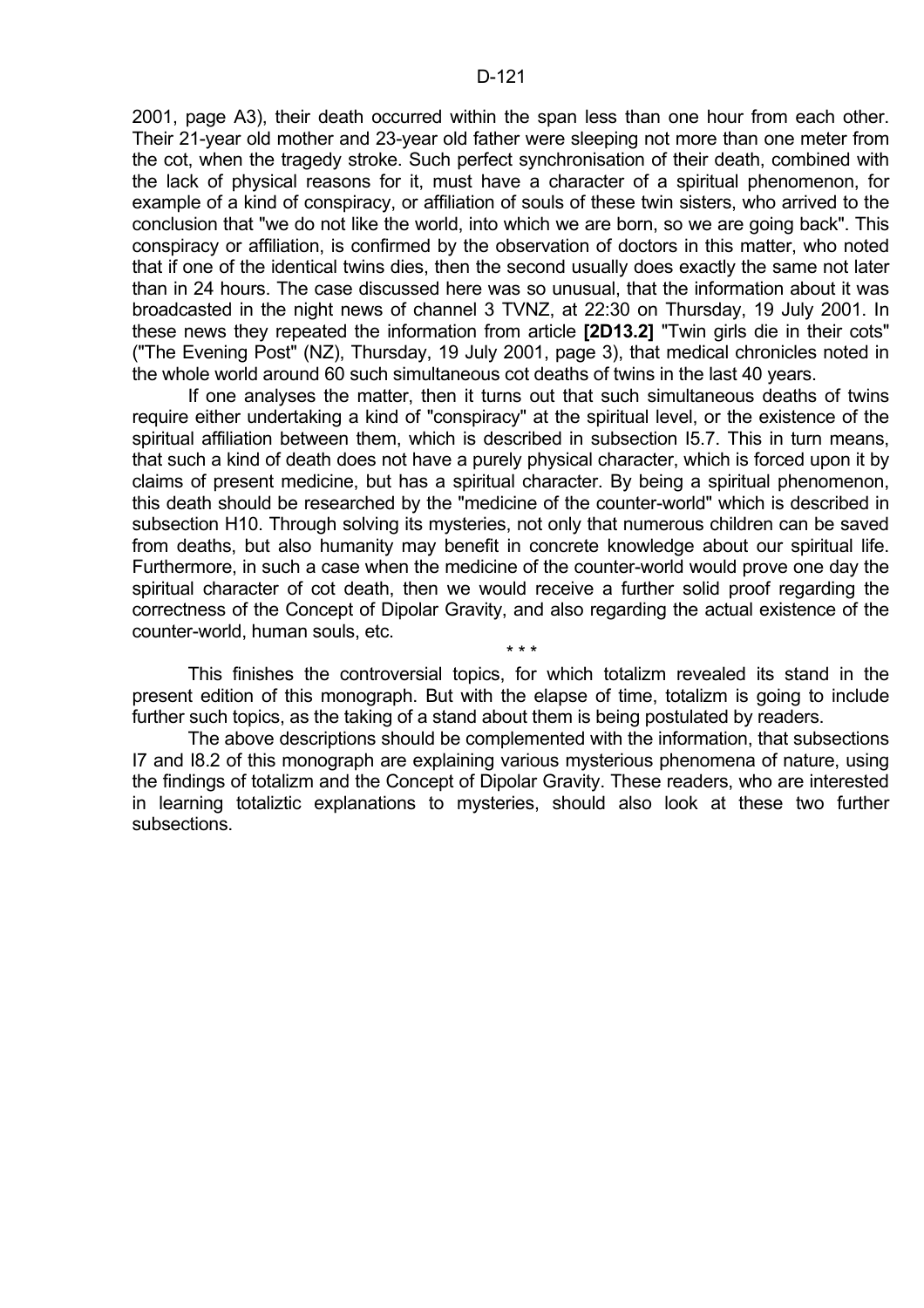2001, page A3), their death occurred within the span less than one hour from each other. Their 21-year old mother and 23-year old father were sleeping not more than one meter from the cot, when the tragedy stroke. Such perfect synchronisation of their death, combined with the lack of physical reasons for it, must have a character of a spiritual phenomenon, for example of a kind of conspiracy, or affiliation of souls of these twin sisters, who arrived to the conclusion that "we do not like the world, into which we are born, so we are going back". This conspiracy or affiliation, is confirmed by the observation of doctors in this matter, who noted that if one of the identical twins dies, then the second usually does exactly the same not later than in 24 hours. The case discussed here was so unusual, that the information about it was broadcasted in the night news of channel 3 TVNZ, at 22:30 on Thursday, 19 July 2001. In these news they repeated the information from article **[2D13.2]** "Twin girls die in their cots" ("The Evening Post" (NZ), Thursday, 19 July 2001, page 3), that medical chronicles noted in the whole world around 60 such simultaneous cot deaths of twins in the last 40 years.

If one analyses the matter, then it turns out that such simultaneous deaths of twins require either undertaking a kind of "conspiracy" at the spiritual level, or the existence of the spiritual affiliation between them, which is described in subsection I5.7. This in turn means, that such a kind of death does not have a purely physical character, which is forced upon it by claims of present medicine, but has a spiritual character. By being a spiritual phenomenon, this death should be researched by the "medicine of the counter-world" which is described in subsection H10. Through solving its mysteries, not only that numerous children can be saved from deaths, but also humanity may benefit in concrete knowledge about our spiritual life. Furthermore, in such a case when the medicine of the counter-world would prove one day the spiritual character of cot death, then we would receive a further solid proof regarding the correctness of the Concept of Dipolar Gravity, and also regarding the actual existence of the counter-world, human souls, etc.

\* \* \*

This finishes the controversial topics, for which totalizm revealed its stand in the present edition of this monograph. But with the elapse of time, totalizm is going to include further such topics, as the taking of a stand about them is being postulated by readers.

The above descriptions should be complemented with the information, that subsections I7 and I8.2 of this monograph are explaining various mysterious phenomena of nature, using the findings of totalizm and the Concept of Dipolar Gravity. These readers, who are interested in learning totaliztic explanations to mysteries, should also look at these two further subsections.